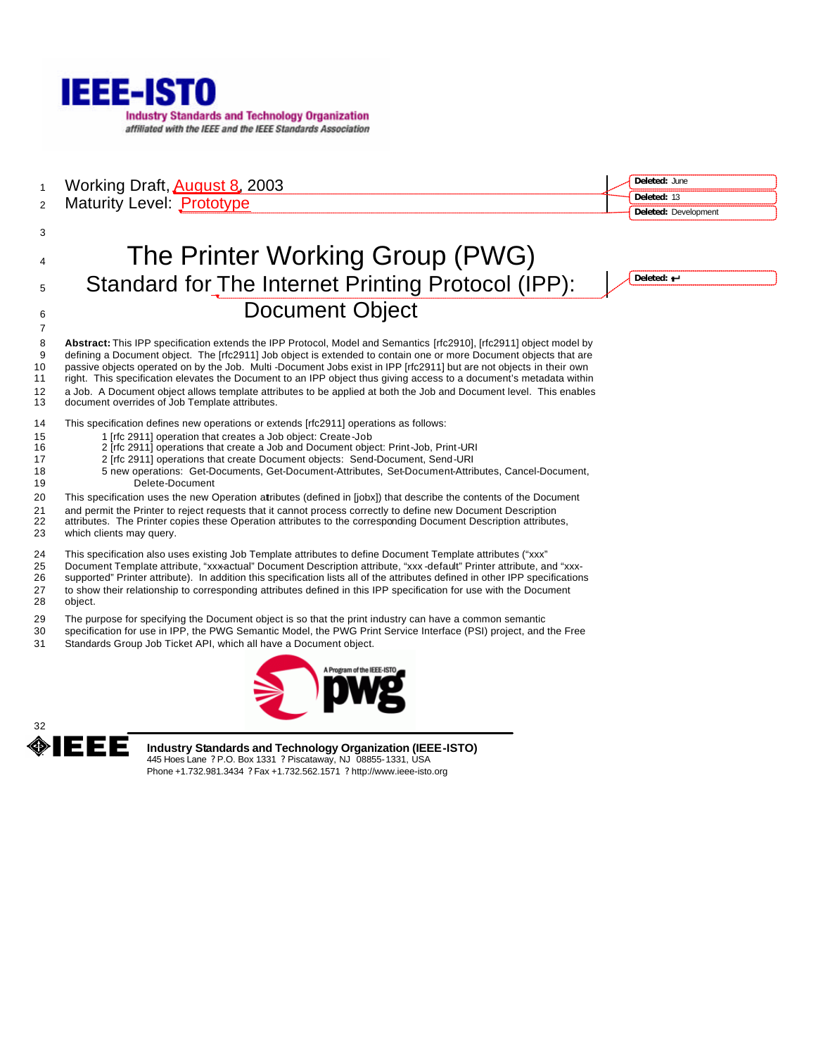Working Draft, August 8, 2003
Maturity Level: Prototype

# The Printer Working Group (PWG) Standard for The Internet Printing Protocol (IPP): Document Object

**Abstract:** This IPP specification extends the IPP Protocol, Model and Semantics [rfc2910], [rfc2911] object model by defining a Document object. The [rfc2911] Job object is extended to contain one or more Document objects that are passive objects operated on by the Job. Multi -Document Jobs exist in IPP [rfc2911] but are not objects in their own right. This specification elevates the Document to an IPP object thus giving access to a document's metadata within a Job. A Document object allows template attributes to be applied at both the Job and Document level. This enables document overrides of Job Template attributes.

This specification defines new operations or extends [rfc2911] operations as follows:

- 1 [rfc 2911] operation that creates a Job object: Create-Job
- 2 [rfc 2911] operations that create a Job and Document object: Print-Job, Print-URI
- 2 [rfc 2911] operations that create Document objects: Send-Document, Send-URI
- 5 new operations: Get-Documents, Get-Document-Attributes, Set-Document-Attributes, Cancel-Document, Delete-Document

This specification uses the new Operation attributes (defined in [jobx]) that describe the contents of the Document and permit the Printer to reject requests that it cannot process correctly to define new Document Description attributes. The Printer copies these Operation attributes to the corresponding Document Description attributes, which clients may query.

This specification also uses existing Job Template attributes to define Document Template attributes ("xxx" Document Template attribute, "xxx-actual" Document Description attribute, "xxx -default" Printer attribute, and "xxx-supported" Printer attribute). In addition this specification lists all of the attributes defined in other IPP specifications to show their relationship to corresponding attributes defined in this IPP specification for use with the Document object.

The purpose for specifying the Document object is so that the print industry can have a common semantic specification for use in IPP, the PWG Semantic Model, the PWG Print Service Interface (PSI) project, and the Free Standards Group Job Ticket API, which all have a Document object.

**Industry Standards and Technology Organization (IEEE-ISTO)**
445 Hoes Lane ? P.O. Box 1331 ? Piscataway, NJ 08855-1331, USA
Phone +1.732.981.3434 ? Fax +1.732.562.1571 ? http://www.ieee-isto.org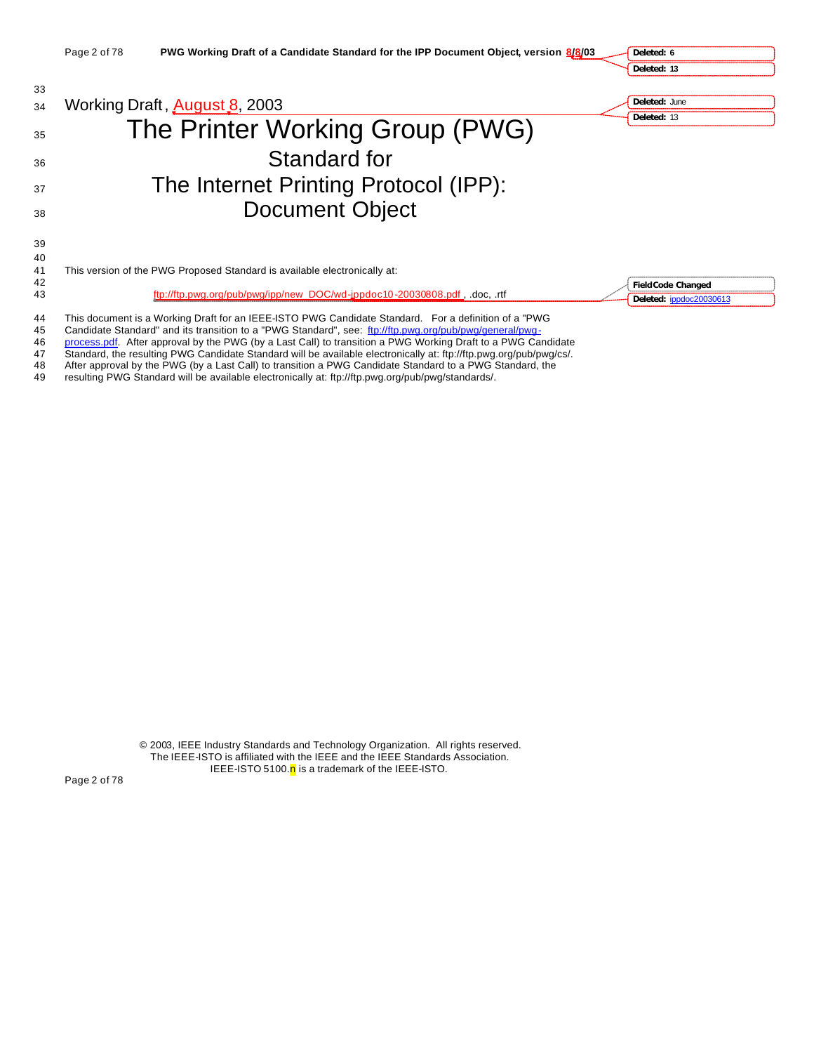Working Draft, August 8, 2003

# The Printer Working Group (PWG)

## Standard for

## The Internet Printing Protocol (IPP):

## Document Object

This version of the PWG Proposed Standard is available electronically at:

ftp://ftp.pwg.org/pub/pwg/ipp/new_DOC/wd-ippdoc10-20030808.pdf, .doc, .rtf

This document is a Working Draft for an IEEE-ISTO PWG Candidate Standard. For a definition of a "PWG Candidate Standard" and its transition to a "PWG Standard", see: ftp://ftp.pwg.org/pub/pwg/general/pwg-process.pdf. After approval by the PWG (by a Last Call) to transition a PWG Working Draft to a PWG Candidate Standard, the resulting PWG Candidate Standard will be available electronically at: ftp://ftp.pwg.org/pub/pwg/cs/. After approval by the PWG (by a Last Call) to transition a PWG Candidate Standard to a PWG Standard, the resulting PWG Standard will be available electronically at: ftp://ftp.pwg.org/pub/pwg/standards/.

© 2003, IEEE Industry Standards and Technology Organization. All rights reserved.
The IEEE-ISTO is affiliated with the IEEE and the IEEE Standards Association.
IEEE-ISTO 5100.n is a trademark of the IEEE-ISTO.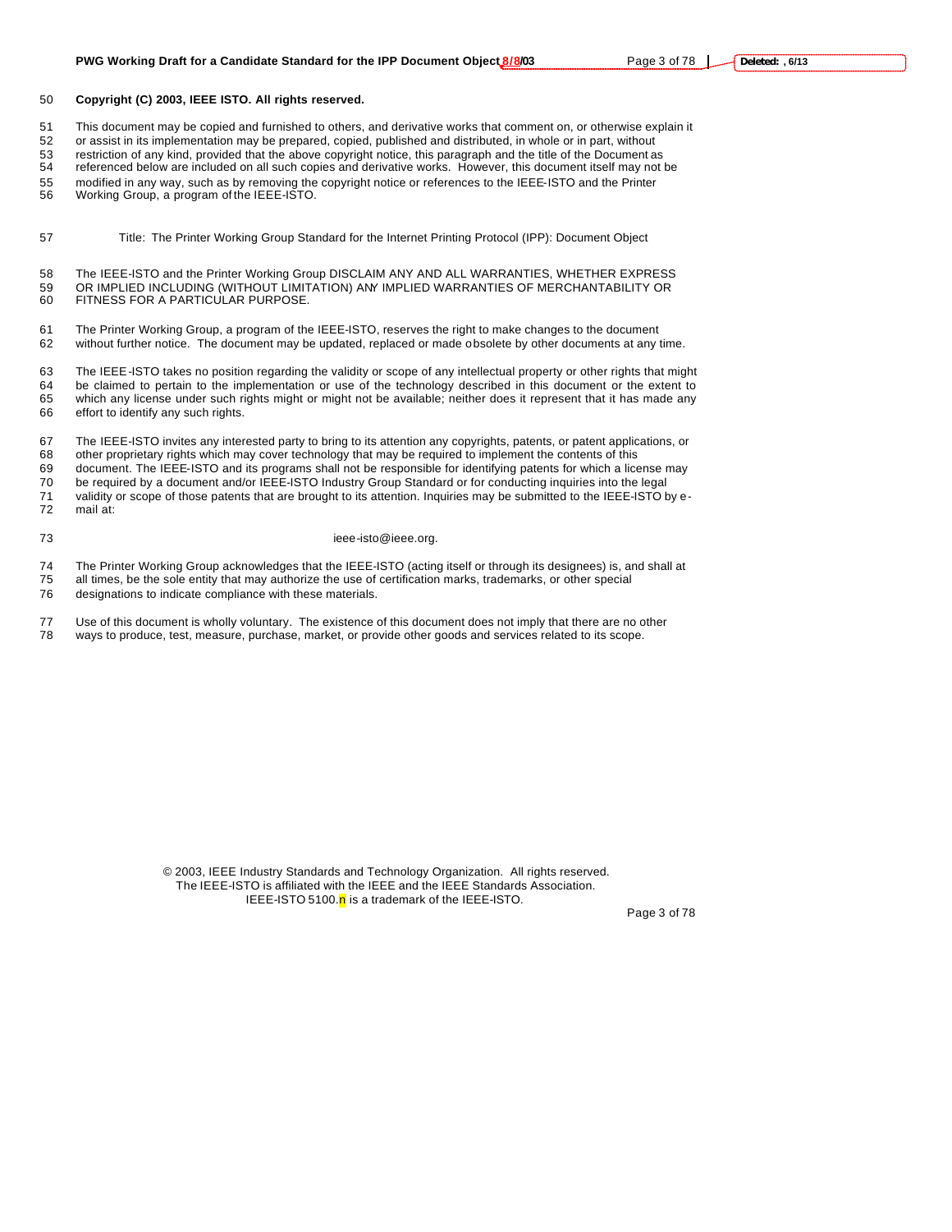**Copyright (C) 2003, IEEE ISTO. All rights reserved.**

This document may be copied and furnished to others, and derivative works that comment on, or otherwise explain it or assist in its implementation may be prepared, copied, published and distributed, in whole or in part, without restriction of any kind, provided that the above copyright notice, this paragraph and the title of the Document as referenced below are included on all such copies and derivative works. However, this document itself may not be modified in any way, such as by removing the copyright notice or references to the IEEE-ISTO and the Printer Working Group, a program of the IEEE-ISTO.

Title: The Printer Working Group Standard for the Internet Printing Protocol (IPP): Document Object

The IEEE-ISTO and the Printer Working Group DISCLAIM ANY AND ALL WARRANTIES, WHETHER EXPRESS OR IMPLIED INCLUDING (WITHOUT LIMITATION) ANY IMPLIED WARRANTIES OF MERCHANTABILITY OR FITNESS FOR A PARTICULAR PURPOSE.

The Printer Working Group, a program of the IEEE-ISTO, reserves the right to make changes to the document without further notice. The document may be updated, replaced or made obsolete by other documents at any time.

The IEEE-ISTO takes no position regarding the validity or scope of any intellectual property or other rights that might be claimed to pertain to the implementation or use of the technology described in this document or the extent to which any license under such rights might or might not be available; neither does it represent that it has made any effort to identify any such rights.

The IEEE-ISTO invites any interested party to bring to its attention any copyrights, patents, or patent applications, or other proprietary rights which may cover technology that may be required to implement the contents of this document. The IEEE-ISTO and its programs shall not be responsible for identifying patents for which a license may be required by a document and/or IEEE-ISTO Industry Group Standard or for conducting inquiries into the legal validity or scope of those patents that are brought to its attention. Inquiries may be submitted to the IEEE-ISTO by e-mail at:

ieee-isto@ieee.org.

The Printer Working Group acknowledges that the IEEE-ISTO (acting itself or through its designees) is, and shall at all times, be the sole entity that may authorize the use of certification marks, trademarks, or other special designations to indicate compliance with these materials.

Use of this document is wholly voluntary. The existence of this document does not imply that there are no other ways to produce, test, measure, purchase, market, or provide other goods and services related to its scope.

© 2003, IEEE Industry Standards and Technology Organization. All rights reserved.
The IEEE-ISTO is affiliated with the IEEE and the IEEE Standards Association.
IEEE-ISTO 5100.n is a trademark of the IEEE-ISTO.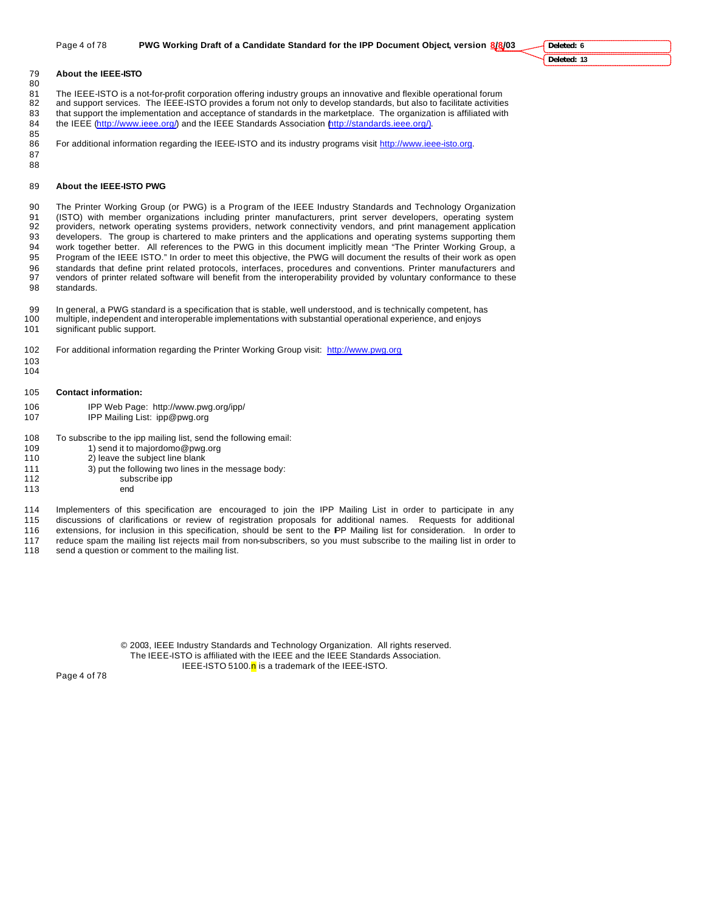## About the IEEE-ISTO

The IEEE-ISTO is a not-for-profit corporation offering industry groups an innovative and flexible operational forum and support services. The IEEE-ISTO provides a forum not only to develop standards, but also to facilitate activities that support the implementation and acceptance of standards in the marketplace. The organization is affiliated with the IEEE (http://www.ieee.org/) and the IEEE Standards Association (http://standards.ieee.org/).

For additional information regarding the IEEE-ISTO and its industry programs visit http://www.ieee-isto.org.

## About the IEEE-ISTO PWG

The Printer Working Group (or PWG) is a Program of the IEEE Industry Standards and Technology Organization (ISTO) with member organizations including printer manufacturers, print server developers, operating system providers, network operating systems providers, network connectivity vendors, and print management application developers. The group is chartered to make printers and the applications and operating systems supporting them work together better. All references to the PWG in this document implicitly mean "The Printer Working Group, a Program of the IEEE ISTO." In order to meet this objective, the PWG will document the results of their work as open standards that define print related protocols, interfaces, procedures and conventions. Printer manufacturers and vendors of printer related software will benefit from the interoperability provided by voluntary conformance to these standards.

In general, a PWG standard is a specification that is stable, well understood, and is technically competent, has multiple, independent and interoperable implementations with substantial operational experience, and enjoys significant public support.

For additional information regarding the Printer Working Group visit: http://www.pwg.org

## Contact information:

IPP Web Page: http://www.pwg.org/ipp/
IPP Mailing List: ipp@pwg.org

To subscribe to the ipp mailing list, send the following email:

1) send it to majordomo@pwg.org
2) leave the subject line blank
3) put the following two lines in the message body:

```
subscribe ipp
end
```

Implementers of this specification are encouraged to join the IPP Mailing List in order to participate in any discussions of clarifications or review of registration proposals for additional names. Requests for additional extensions, for inclusion in this specification, should be sent to the IPP Mailing list for consideration. In order to reduce spam the mailing list rejects mail from non-subscribers, so you must subscribe to the mailing list in order to send a question or comment to the mailing list.

© 2003, IEEE Industry Standards and Technology Organization. All rights reserved.
The IEEE-ISTO is affiliated with the IEEE and the IEEE Standards Association.
IEEE-ISTO 5100.n is a trademark of the IEEE-ISTO.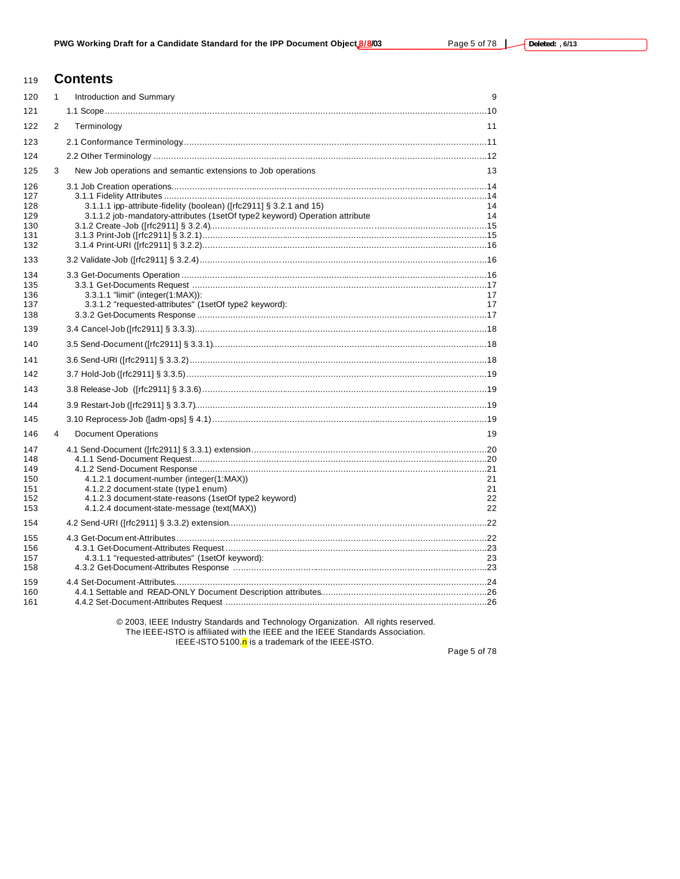# Contents

1 Introduction and Summary 9

1.1 Scope....10

2 Terminology 11

2.1 Conformance Terminology....11

2.2 Other Terminology ....12

3 New Job operations and semantic extensions to Job operations 13

3.1 Job Creation operations....14

3.1.1 Fidelity Attributes ....14

3.1.1.1 ipp-attribute-fidelity (boolean) ([rfc2911] § 3.2.1 and 15) 14

3.1.1.2 job-mandatory-attributes (1setOf type2 keyword) Operation attribute 14

3.1.2 Create-Job ([rfc2911] § 3.2.4)....15

3.1.3 Print-Job ([rfc2911] § 3.2.1)....15

3.1.4 Print-URI ([rfc2911] § 3.2.2)....16

3.2 Validate-Job ([rfc2911] § 3.2.4)....16

3.3 Get-Documents Operation ....16

3.3.1 Get-Documents Request ....17

3.3.1.1 "limit" (integer(1:MAX)): 17

3.3.1.2 "requested-attributes" (1setOf type2 keyword): 17

3.3.2 Get-Documents Response ....17

3.4 Cancel-Job ([rfc2911] § 3.3.3)....18

3.5 Send-Document ([rfc2911] § 3.3.1)....18

3.6 Send-URI ([rfc2911] § 3.3.2)....18

3.7 Hold-Job ([rfc2911] § 3.3.5)....19

3.8 Release-Job ([rfc2911] § 3.3.6)....19

3.9 Restart-Job ([rfc2911] § 3.3.7)....19

3.10 Reprocess-Job ([adm-ops] § 4.1)....19

4 Document Operations 19

4.1 Send-Document ([rfc2911] § 3.3.1) extension....20

4.1.1 Send-Document Request....20

4.1.2 Send-Document Response ....21

4.1.2.1 document-number (integer(1:MAX)) 21

4.1.2.2 document-state (type1 enum) 21

4.1.2.3 document-state-reasons (1setOf type2 keyword) 22

4.1.2.4 document-state-message (text(MAX)) 22

4.2 Send-URI ([rfc2911] § 3.3.2) extension....22

4.3 Get-Document-Attributes....22

4.3.1 Get-Document-Attributes Request ....23

4.3.1.1 "requested-attributes" (1setOf keyword): 23

4.3.2 Get-Document-Attributes Response ....23

4.4 Set-Document-Attributes....24

4.4.1 Settable and READ-ONLY Document Description attributes....26

4.4.2 Set-Document-Attributes Request ....26

© 2003, IEEE Industry Standards and Technology Organization. All rights reserved.
The IEEE-ISTO is affiliated with the IEEE and the IEEE Standards Association.
IEEE-ISTO 5100.n is a trademark of the IEEE-ISTO.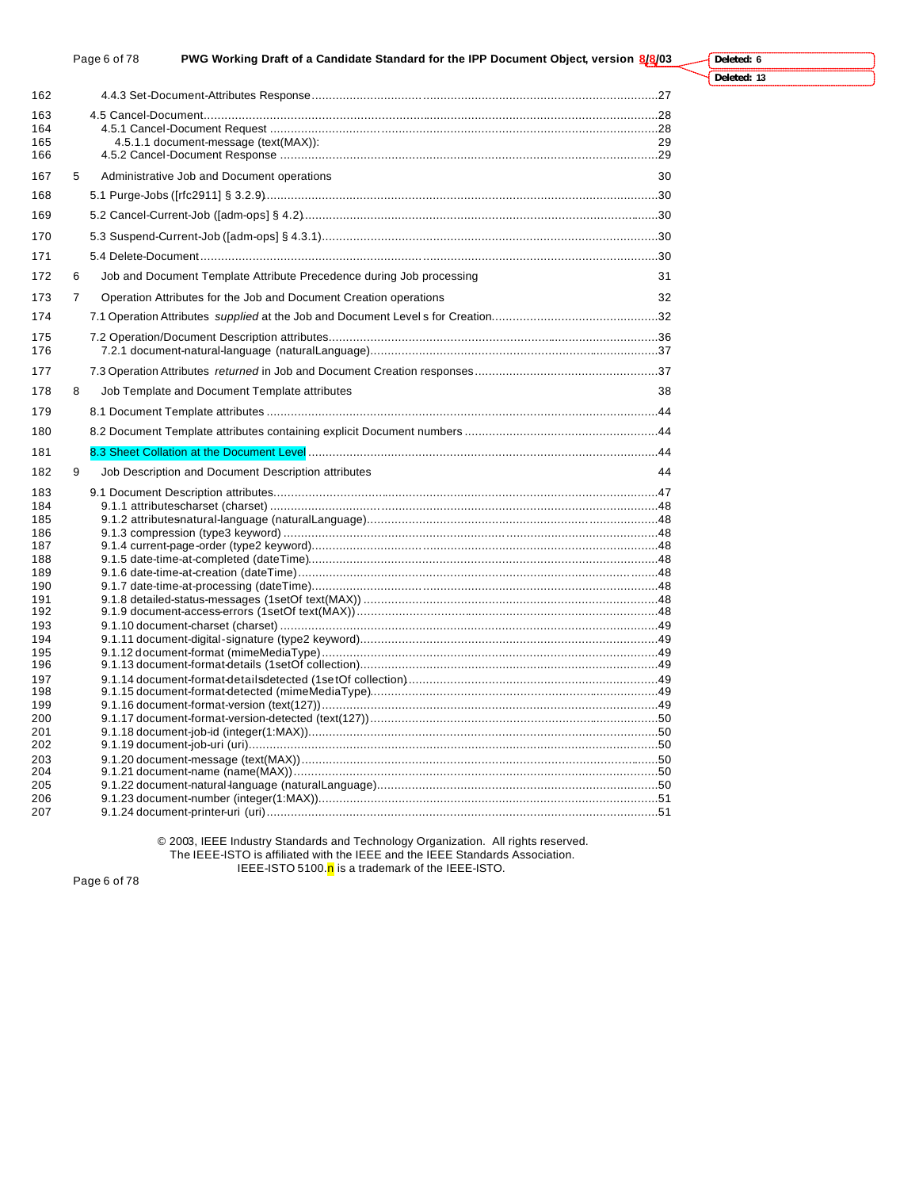162 4.4.3 Set-Document-Attributes Response ....................................................................................................27

163 4.5 Cancel-Document....................................................................................................................................28
164 4.5.1 Cancel-Document Request ...............................................................................................................28
165 4.5.1.1 document-message (text(MAX)): 29
166 4.5.2 Cancel-Document Response ............................................................................................................29

167 5 Administrative Job and Document operations 30

168 5.1 Purge-Jobs ([rfc2911] § 3.2.9)...................................................................................................................30

169 5.2 Cancel-Current-Job ([adm-ops] § 4.2).......................................................................................................30

170 5.3 Suspend-Current-Job ([adm-ops] § 4.3.1).................................................................................................30

171 5.4 Delete-Document.......................................................................................................................................30

172 6 Job and Document Template Attribute Precedence during Job processing 31

173 7 Operation Attributes for the Job and Document Creation operations 32

174 7.1 Operation Attributes *supplied* at the Job and Document Level s for Creation...............................................32

175 7.2 Operation/Document Description attributes...............................................................................................36
176 7.2.1 document-natural-language (naturalLanguage)...................................................................................37

177 7.3 Operation Attributes *returned* in Job and Document Creation responses....................................................37

178 8 Job Template and Document Template attributes 38

179 8.1 Document Template attributes ...................................................................................................................44

180 8.2 Document Template attributes containing explicit Document numbers .......................................................44

181 8.3 Sheet Collation at the Document Level.......................................................................................................44

182 9 Job Description and Document Description attributes 44

183 9.1 Document Description attributes................................................................................................................47
184 9.1.1 attributescharset (charset) ...............................................................................................................48
185 9.1.2 attributesnatural-language (naturalLanguage)....................................................................................48
186 9.1.3 compression (type3 keyword) ...........................................................................................................48
187 9.1.4 current-page-order (type2 keyword)...................................................................................................48
188 9.1.5 date-time-at-completed (dateTime)....................................................................................................48
189 9.1.6 date-time-at-creation (dateTime)........................................................................................................48
190 9.1.7 date-time-at-processing (dateTime)...................................................................................................48
191 9.1.8 detailed-status-messages (1setOf text(MAX)) ....................................................................................48
192 9.1.9 document-access-errors (1setOf text(MAX))......................................................................................48
193 9.1.10 document-charset (charset) ............................................................................................................49
194 9.1.11 document-digital-signature (type2 keyword).....................................................................................49
195 9.1.12 document-format (mimeMediaType).................................................................................................49
196 9.1.13 document-format-details (1setOf collection).....................................................................................49
197 9.1.14 document-format-detailsdetected (1setOf collection).........................................................................49
198 9.1.15 document-format-detected (mimeMediaType)...................................................................................49
199 9.1.16 document-format-version (text(127))................................................................................................49
200 9.1.17 document-format-version-detected (text(127))..................................................................................50
201 9.1.18 document-job-id (integer(1:MAX))....................................................................................................50
202 9.1.19 document-job-uri (uri)......................................................................................................................50
203 9.1.20 document-message (text(MAX))......................................................................................................50
204 9.1.21 document-name (name(MAX))........................................................................................................50
205 9.1.22 document-natural-language (naturalLanguage).................................................................................50
206 9.1.23 document-number (integer(1:MAX)).................................................................................................51
207 9.1.24 document-printer-uri (uri).................................................................................................................51

© 2003, IEEE Industry Standards and Technology Organization. All rights reserved.
The IEEE-ISTO is affiliated with the IEEE and the IEEE Standards Association.
IEEE-ISTO 5100.n is a trademark of the IEEE-ISTO.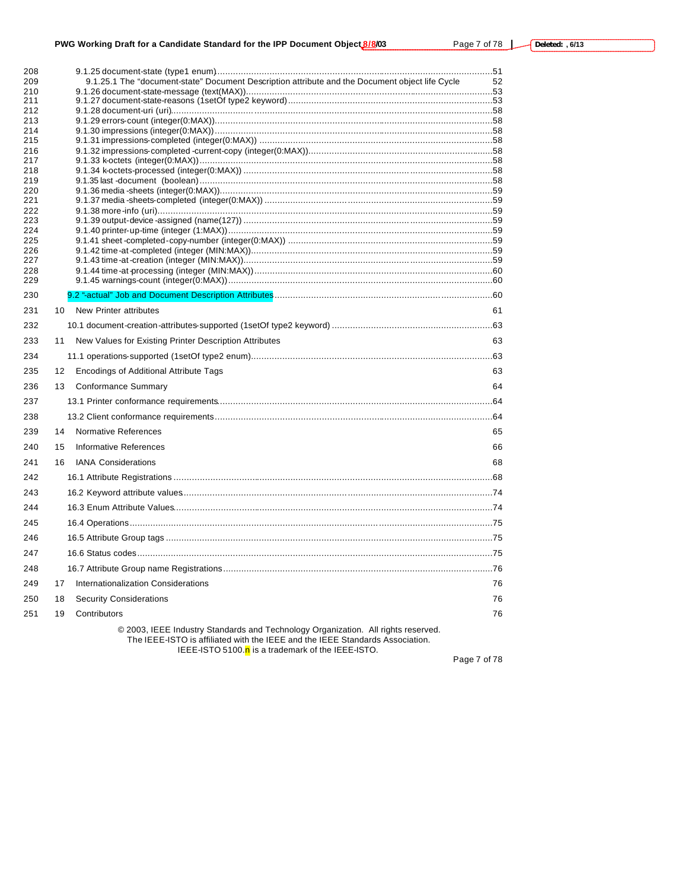208 9.1.25 document-state (type1 enum)......51
209 9.1.25.1 The "document-state" Document Description attribute and the Document object life Cycle 52
210 9.1.26 document-state-message (text(MAX))......53
211 9.1.27 document-state-reasons (1setOf type2 keyword)......53
212 9.1.28 document-uri (uri)......58
213 9.1.29 errors-count (integer(0:MAX))......58
214 9.1.30 impressions (integer(0:MAX))......58
215 9.1.31 impressions-completed (integer(0:MAX))......58
216 9.1.32 impressions-completed-current-copy (integer(0:MAX))......58
217 9.1.33 k-octets (integer(0:MAX))......58
218 9.1.34 k-octets-processed (integer(0:MAX))......58
219 9.1.35 last-document (boolean)......58
220 9.1.36 media-sheets (integer(0:MAX))......59
221 9.1.37 media-sheets-completed (integer(0:MAX))......59
222 9.1.38 more-info (uri)......59
223 9.1.39 output-device-assigned (name(127))......59
224 9.1.40 printer-up-time (integer (1:MAX))......59
225 9.1.41 sheet-completed-copy-number (integer(0:MAX))......59
226 9.1.42 time-at-completed (integer (MIN:MAX))......59
227 9.1.43 time-at-creation (integer (MIN:MAX))......59
228 9.1.44 time-at-processing (integer (MIN:MAX))......60
229 9.1.45 warnings-count (integer(0:MAX))......60

230 9.2 "-actual" Job and Document Description Attributes......60

231 10 New Printer attributes 61

232 10.1 document-creation-attributes-supported (1setOf type2 keyword)......63

233 11 New Values for Existing Printer Description Attributes 63

234 11.1 operations-supported (1setOf type2 enum)......63

235 12 Encodings of Additional Attribute Tags 63

236 13 Conformance Summary 64

237 13.1 Printer conformance requirements......64

238 13.2 Client conformance requirements......64

239 14 Normative References 65

240 15 Informative References 66

241 16 IANA Considerations 68

242 16.1 Attribute Registrations......68

243 16.2 Keyword attribute values......74

244 16.3 Enum Attribute Values......74

245 16.4 Operations......75

246 16.5 Attribute Group tags......75

247 16.6 Status codes......75

248 16.7 Attribute Group name Registrations......76

249 17 Internationalization Considerations 76

250 18 Security Considerations 76

251 19 Contributors 76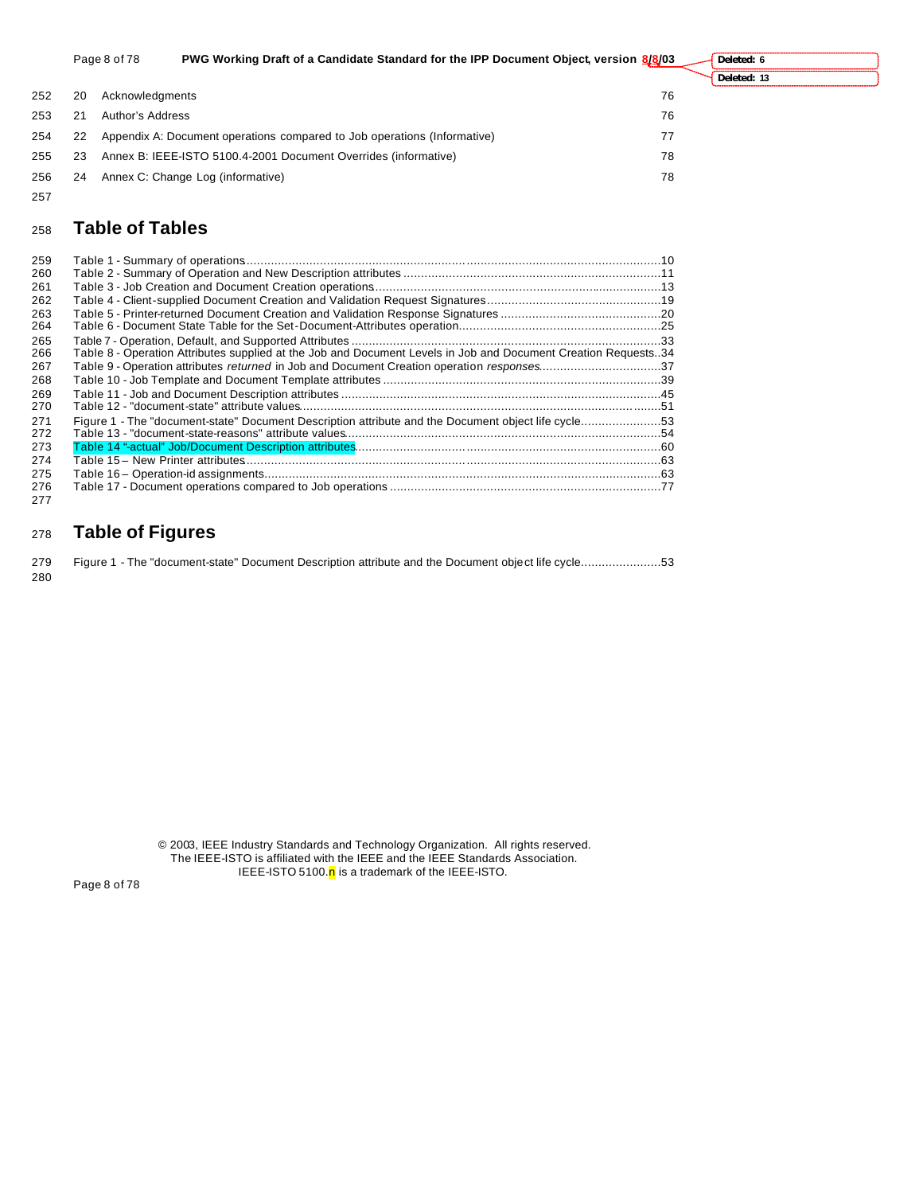| | | |
|---|---|---|
| 20 | Acknowledgments | 76 |
| 21 | Author's Address | 76 |
| 22 | Appendix A: Document operations compared to Job operations (Informative) | 77 |
| 23 | Annex B: IEEE-ISTO 5100.4-2001 Document Overrides (informative) | 78 |
| 24 | Annex C: Change Log (informative) | 78 |

# Table of Tables

Table 1 - Summary of operations....10
Table 2 - Summary of Operation and New Description attributes....11
Table 3 - Job Creation and Document Creation operations....13
Table 4 - Client-supplied Document Creation and Validation Request Signatures....19
Table 5 - Printer-returned Document Creation and Validation Response Signatures....20
Table 6 - Document State Table for the Set-Document-Attributes operation....25
Table 7 - Operation, Default, and Supported Attributes....33
Table 8 - Operation Attributes supplied at the Job and Document Levels in Job and Document Creation Requests..34
Table 9 - Operation attributes *returned* in Job and Document Creation operation *responses*....37
Table 10 - Job Template and Document Template attributes....39
Table 11 - Job and Document Description attributes....45
Table 12 - "document-state" attribute values....51
Figure 1 - The "document-state" Document Description attribute and the Document object life cycle....53
Table 13 - "document-state-reasons" attribute values....54
Table 14 "-actual" Job/Document Description attributes....60
Table 15 – New Printer attributes....63
Table 16 – Operation-id assignments....63
Table 17 - Document operations compared to Job operations....77

# Table of Figures

Figure 1 - The "document-state" Document Description attribute and the Document object life cycle....53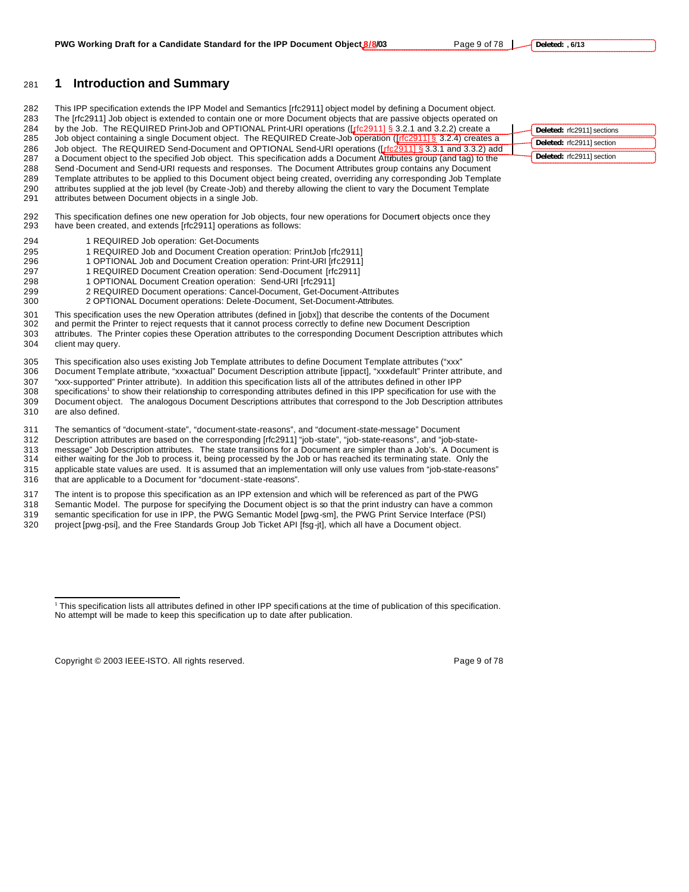# 1 Introduction and Summary

This IPP specification extends the IPP Model and Semantics [rfc2911] object model by defining a Document object. The [rfc2911] Job object is extended to contain one or more Document objects that are passive objects operated on by the Job. The REQUIRED Print-Job and OPTIONAL Print-URI operations ([rfc2911] § 3.2.1 and 3.2.2) create a Job object containing a single Document object. The REQUIRED Create-Job operation ([rfc2911] § 3.2.4) creates a Job object. The REQUIRED Send-Document and OPTIONAL Send-URI operations ([rfc2911] § 3.3.1 and 3.3.2) add a Document object to the specified Job object. This specification adds a Document Attributes group (and tag) to the Send-Document and Send-URI requests and responses. The Document Attributes group contains any Document Template attributes to be applied to this Document object being created, overriding any corresponding Job Template attributes supplied at the job level (by Create-Job) and thereby allowing the client to vary the Document Template attributes between Document objects in a single Job.

This specification defines one new operation for Job objects, four new operations for Document objects once they have been created, and extends [rfc2911] operations as follows:

- 1 REQUIRED Job operation: Get-Documents
- 1 REQUIRED Job and Document Creation operation: PrintJob [rfc2911]
- 1 OPTIONAL Job and Document Creation operation: Print-URI [rfc2911]
- 1 REQUIRED Document Creation operation: Send-Document [rfc2911]
- 1 OPTIONAL Document Creation operation: Send-URI [rfc2911]
- 2 REQUIRED Document operations: Cancel-Document, Get-Document-Attributes
- 2 OPTIONAL Document operations: Delete-Document, Set-Document-Attributes.

This specification uses the new Operation attributes (defined in [jobx]) that describe the contents of the Document and permit the Printer to reject requests that it cannot process correctly to define new Document Description attributes. The Printer copies these Operation attributes to the corresponding Document Description attributes which client may query.

This specification also uses existing Job Template attributes to define Document Template attributes ("xxx" Document Template attribute, "xxx-actual" Document Description attribute [ippact], "xxx-default" Printer attribute, and "xxx-supported" Printer attribute). In addition this specification lists all of the attributes defined in other IPP specifications[1] to show their relationship to corresponding attributes defined in this IPP specification for use with the Document object. The analogous Document Descriptions attributes that correspond to the Job Description attributes are also defined.

The semantics of "document-state", "document-state-reasons", and "document-state-message" Document Description attributes are based on the corresponding [rfc2911] "job-state", "job-state-reasons", and "job-state-message" Job Description attributes. The state transitions for a Document are simpler than a Job's. A Document is either waiting for the Job to process it, being processed by the Job or has reached its terminating state. Only the applicable state values are used. It is assumed that an implementation will only use values from "job-state-reasons" that are applicable to a Document for "document-state-reasons".

The intent is to propose this specification as an IPP extension and which will be referenced as part of the PWG Semantic Model. The purpose for specifying the Document object is so that the print industry can have a common semantic specification for use in IPP, the PWG Semantic Model [pwg-sm], the PWG Print Service Interface (PSI) project [pwg-psi], and the Free Standards Group Job Ticket API [fsg-jt], which all have a Document object.

---

[1] This specification lists all attributes defined in other IPP specifications at the time of publication of this specification. No attempt will be made to keep this specification up to date after publication.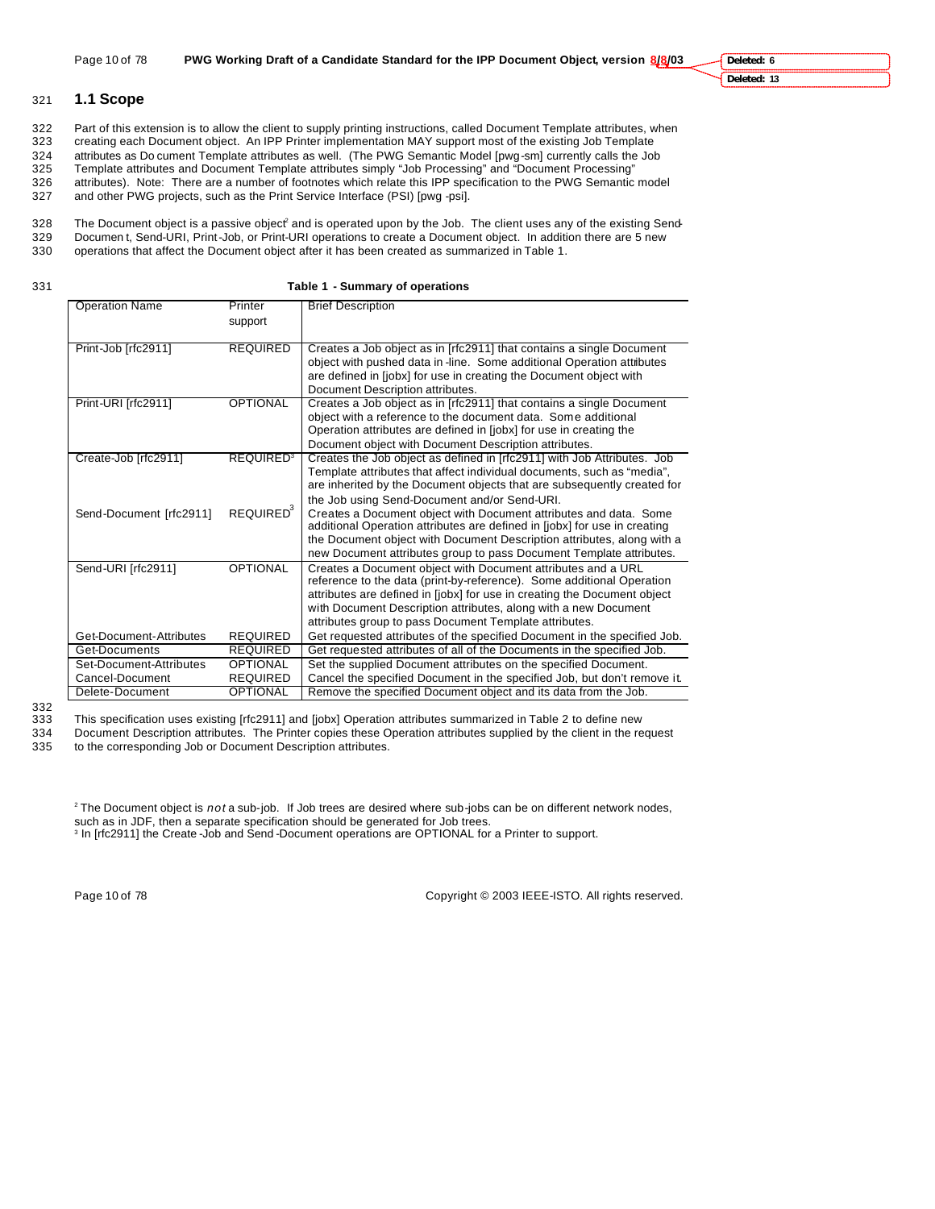## 1.1 Scope

Part of this extension is to allow the client to supply printing instructions, called Document Template attributes, when creating each Document object. An IPP Printer implementation MAY support most of the existing Job Template attributes as Document Template attributes as well. (The PWG Semantic Model [pwg-sm] currently calls the Job Template attributes and Document Template attributes simply "Job Processing" and "Document Processing" attributes). Note: There are a number of footnotes which relate this IPP specification to the PWG Semantic model and other PWG projects, such as the Print Service Interface (PSI) [pwg-psi].

The Document object is a passive object[2] and is operated upon by the Job. The client uses any of the existing Send-Document, Send-URI, Print-Job, or Print-URI operations to create a Document object. In addition there are 5 new operations that affect the Document object after it has been created as summarized in Table 1.

**Table 1 - Summary of operations**

| Operation Name | Printer support | Brief Description |
|---|---|---|
| Print-Job [rfc2911] | REQUIRED | Creates a Job object as in [rfc2911] that contains a single Document object with pushed data in-line. Some additional Operation attributes are defined in [jobx] for use in creating the Document object with Document Description attributes. |
| Print-URI [rfc2911] | OPTIONAL | Creates a Job object as in [rfc2911] that contains a single Document object with a reference to the document data. Some additional Operation attributes are defined in [jobx] for use in creating the Document object with Document Description attributes. |
| Create-Job [rfc2911] | REQUIRED[3] | Creates the Job object as defined in [rfc2911] with Job Attributes. Job Template attributes that affect individual documents, such as "media", are inherited by the Document objects that are subsequently created for the Job using Send-Document and/or Send-URI. |
| Send-Document [rfc2911] | REQUIRED[3] | Creates a Document object with Document attributes and data. Some additional Operation attributes are defined in [jobx] for use in creating the Document object with Document Description attributes, along with a new Document attributes group to pass Document Template attributes. |
| Send-URI [rfc2911] | OPTIONAL | Creates a Document object with Document attributes and a URL reference to the data (print-by-reference). Some additional Operation attributes are defined in [jobx] for use in creating the Document object with Document Description attributes, along with a new Document attributes group to pass Document Template attributes. |
| Get-Document-Attributes | REQUIRED | Get requested attributes of the specified Document in the specified Job. |
| Get-Documents | REQUIRED | Get requested attributes of all of the Documents in the specified Job. |
| Set-Document-Attributes | OPTIONAL | Set the supplied Document attributes on the specified Document. |
| Cancel-Document | REQUIRED | Cancel the specified Document in the specified Job, but don't remove it. |
| Delete-Document | OPTIONAL | Remove the specified Document object and its data from the Job. |

This specification uses existing [rfc2911] and [jobx] Operation attributes summarized in Table 2 to define new Document Description attributes. The Printer copies these Operation attributes supplied by the client in the request to the corresponding Job or Document Description attributes.

[2] The Document object is *not* a sub-job. If Job trees are desired where sub-jobs can be on different network nodes, such as in JDF, then a separate specification should be generated for Job trees.

[3] In [rfc2911] the Create-Job and Send-Document operations are OPTIONAL for a Printer to support.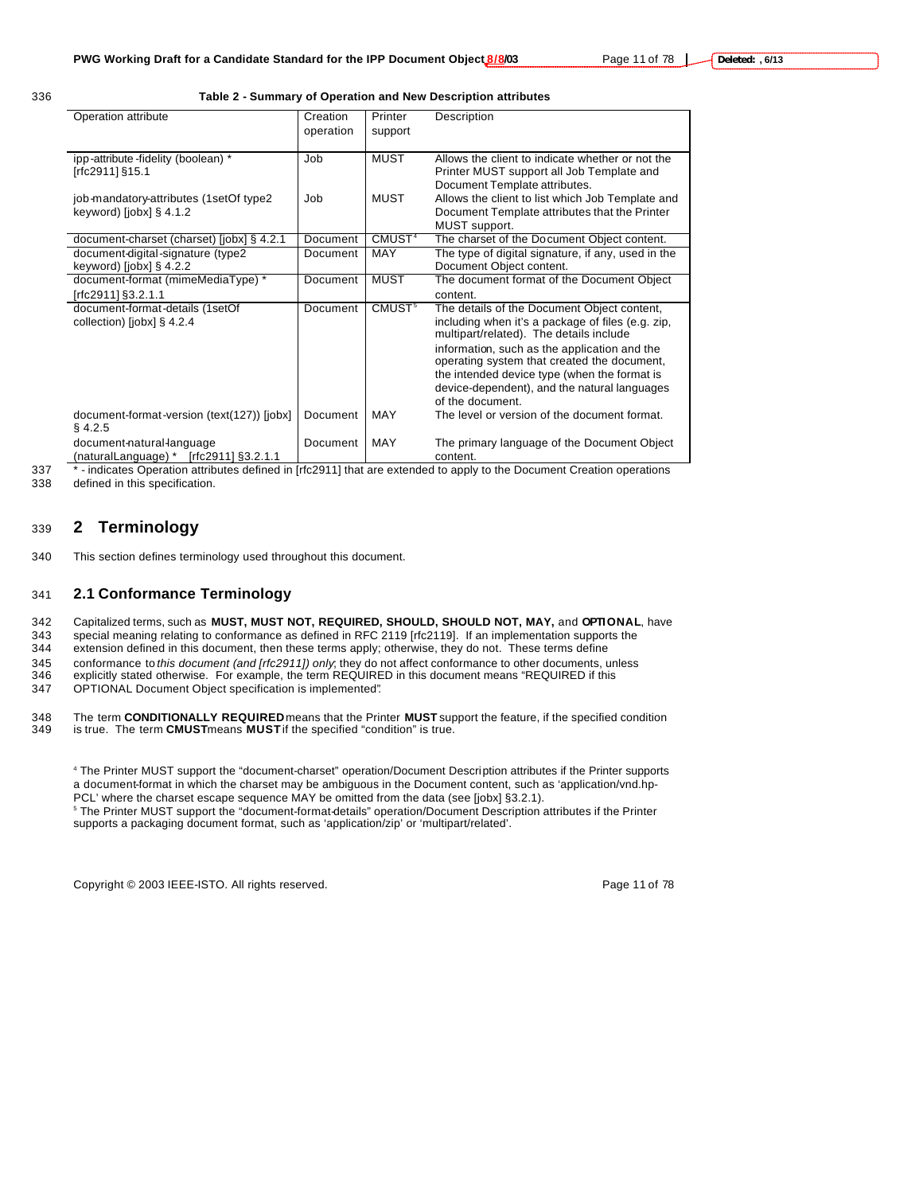Table 2 - Summary of Operation and New Description attributes

| Operation attribute | Creation operation | Printer support | Description |
|---|---|---|---|
| ipp-attribute-fidelity (boolean) * [rfc2911] §15.1 | Job | MUST | Allows the client to indicate whether or not the Printer MUST support all Job Template and Document Template attributes. |
| job-mandatory-attributes (1setOf type2 keyword) [jobx] § 4.1.2 | Job | MUST | Allows the client to list which Job Template and Document Template attributes that the Printer MUST support. |
| document-charset (charset) [jobx] § 4.2.1 | Document | CMUST[4] | The charset of the Document Object content. |
| document-digital-signature (type2 keyword) [jobx] § 4.2.2 | Document | MAY | The type of digital signature, if any, used in the Document Object content. |
| document-format (mimeMediaType) * [rfc2911] §3.2.1.1 | Document | MUST | The document format of the Document Object content. |
| document-format-details (1setOf collection) [jobx] § 4.2.4 | Document | CMUST[5] | The details of the Document Object content, including when it's a package of files (e.g. zip, multipart/related). The details include information, such as the application and the operating system that created the document, the intended device type (when the format is device-dependent), and the natural languages of the document. |
| document-format-version (text(127)) [jobx] § 4.2.5 | Document | MAY | The level or version of the document format. |
| document-natural-language (naturalLanguage) * [rfc2911] §3.2.1.1 | Document | MAY | The primary language of the Document Object content. |

\* - indicates Operation attributes defined in [rfc2911] that are extended to apply to the Document Creation operations defined in this specification.

# 2 Terminology

This section defines terminology used throughout this document.

## 2.1 Conformance Terminology

Capitalized terms, such as **MUST, MUST NOT, REQUIRED, SHOULD, SHOULD NOT, MAY,** and **OPTIONAL**, have special meaning relating to conformance as defined in RFC 2119 [rfc2119]. If an implementation supports the extension defined in this document, then these terms apply; otherwise, they do not. These terms define conformance to *this document (and [rfc2911]) only*; they do not affect conformance to other documents, unless explicitly stated otherwise. For example, the term REQUIRED in this document means "REQUIRED if this OPTIONAL Document Object specification is implemented".

The term **CONDITIONALLY REQUIRED** means that the Printer **MUST** support the feature, if the specified condition is true. The term **CMUST** means **MUST** if the specified "condition" is true.

[4] The Printer MUST support the "document-charset" operation/Document Description attributes if the Printer supports a document-format in which the charset may be ambiguous in the Document content, such as 'application/vnd.hp-PCL' where the charset escape sequence MAY be omitted from the data (see [jobx] §3.2.1).

[5] The Printer MUST support the "document-format-details" operation/Document Description attributes if the Printer supports a packaging document format, such as 'application/zip' or 'multipart/related'.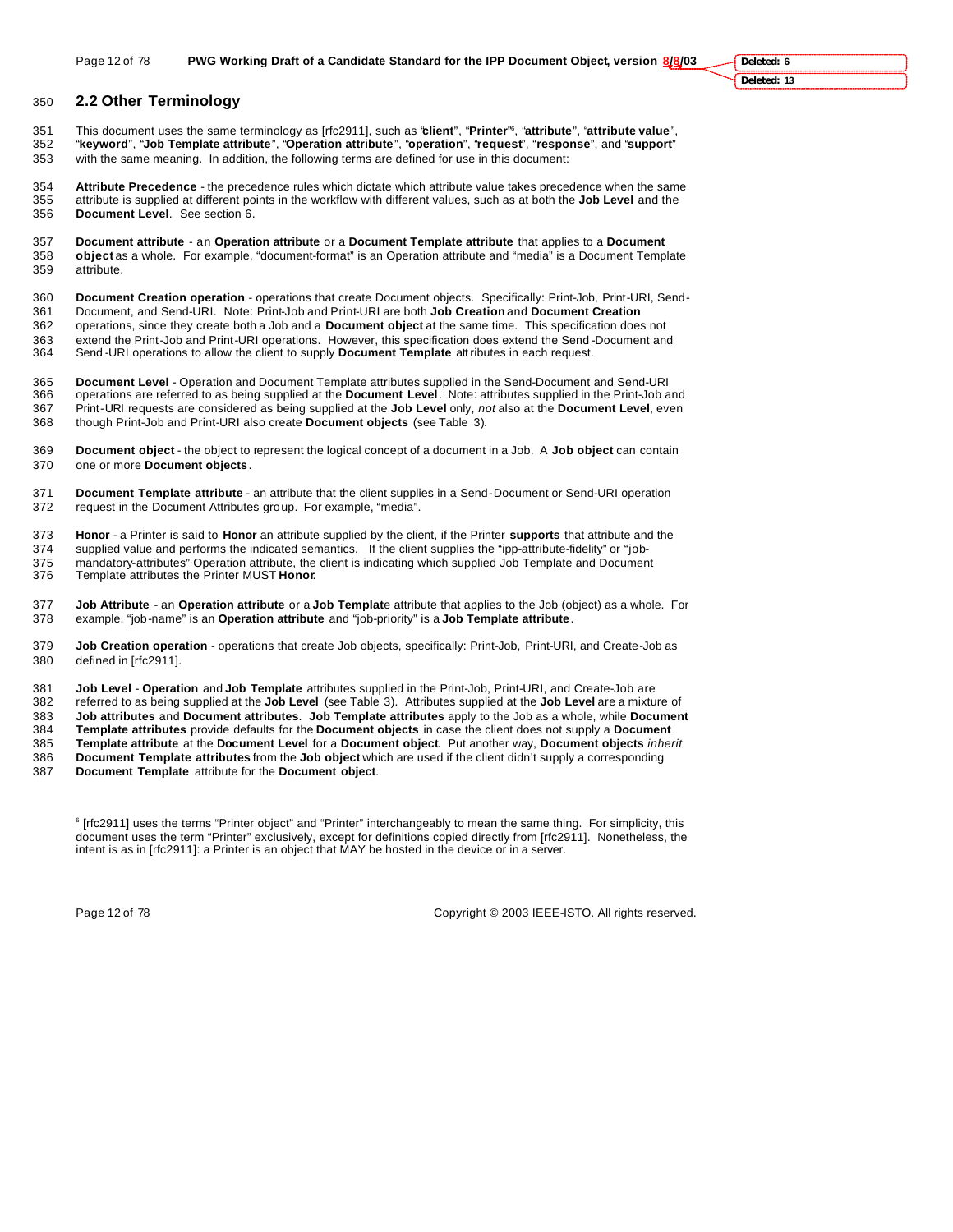## 2.2 Other Terminology

This document uses the same terminology as [rfc2911], such as "**client**", "**Printer**"[6], "**attribute**", "**attribute value**", "**keyword**", "**Job Template attribute**", "**Operation attribute**", "**operation**", "**request**", "**response**", and "**support**" with the same meaning. In addition, the following terms are defined for use in this document:

**Attribute Precedence** - the precedence rules which dictate which attribute value takes precedence when the same attribute is supplied at different points in the workflow with different values, such as at both the **Job Level** and the **Document Level**. See section 6.

**Document attribute** - an **Operation attribute** or a **Document Template attribute** that applies to a **Document object** as a whole. For example, "document-format" is an Operation attribute and "media" is a Document Template attribute.

**Document Creation operation** - operations that create Document objects. Specifically: Print-Job, Print-URI, Send-Document, and Send-URI. Note: Print-Job and Print-URI are both **Job Creation** and **Document Creation** operations, since they create both a Job and a **Document object** at the same time. This specification does not extend the Print-Job and Print-URI operations. However, this specification does extend the Send-Document and Send-URI operations to allow the client to supply **Document Template** attributes in each request.

**Document Level** - Operation and Document Template attributes supplied in the Send-Document and Send-URI operations are referred to as being supplied at the **Document Level**. Note: attributes supplied in the Print-Job and Print-URI requests are considered as being supplied at the **Job Level** only, *not* also at the **Document Level**, even though Print-Job and Print-URI also create **Document objects** (see Table 3).

**Document object** - the object to represent the logical concept of a document in a Job. A **Job object** can contain one or more **Document objects**.

**Document Template attribute** - an attribute that the client supplies in a Send-Document or Send-URI operation request in the Document Attributes group. For example, "media".

**Honor** - a Printer is said to **Honor** an attribute supplied by the client, if the Printer **supports** that attribute and the supplied value and performs the indicated semantics. If the client supplies the "ipp-attribute-fidelity" or "job-mandatory-attributes" Operation attribute, the client is indicating which supplied Job Template and Document Template attributes the Printer MUST **Honor**.

**Job Attribute** - an **Operation attribute** or a **Job Template** attribute that applies to the Job (object) as a whole. For example, "job-name" is an **Operation attribute** and "job-priority" is a **Job Template attribute**.

**Job Creation operation** - operations that create Job objects, specifically: Print-Job, Print-URI, and Create-Job as defined in [rfc2911].

**Job Level** - **Operation** and **Job Template** attributes supplied in the Print-Job, Print-URI, and Create-Job are referred to as being supplied at the **Job Level** (see Table 3). Attributes supplied at the **Job Level** are a mixture of **Job attributes** and **Document attributes**. **Job Template attributes** apply to the Job as a whole, while **Document Template attributes** provide defaults for the **Document objects** in case the client does not supply a **Document Template attribute** at the **Document Level** for a **Document object**. Put another way, **Document objects** *inherit* **Document Template attributes** from the **Job object** which are used if the client didn't supply a corresponding **Document Template** attribute for the **Document object**.

[6] [rfc2911] uses the terms "Printer object" and "Printer" interchangeably to mean the same thing. For simplicity, this document uses the term "Printer" exclusively, except for definitions copied directly from [rfc2911]. Nonetheless, the intent is as in [rfc2911]: a Printer is an object that MAY be hosted in the device or in a server.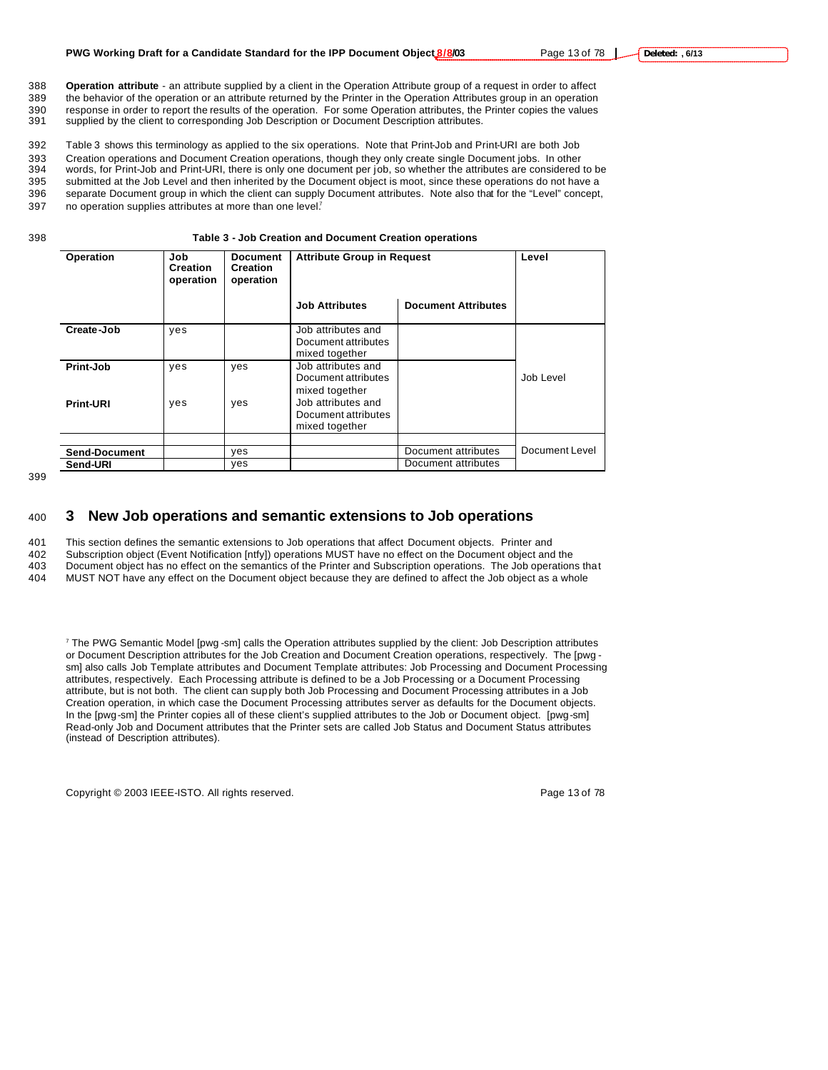**Operation attribute** - an attribute supplied by a client in the Operation Attribute group of a request in order to affect the behavior of the operation or an attribute returned by the Printer in the Operation Attributes group in an operation response in order to report the results of the operation. For some Operation attributes, the Printer copies the values supplied by the client to corresponding Job Description or Document Description attributes.

Table 3 shows this terminology as applied to the six operations. Note that Print-Job and Print-URI are both Job Creation operations and Document Creation operations, though they only create single Document jobs. In other words, for Print-Job and Print-URI, there is only one document per job, so whether the attributes are considered to be submitted at the Job Level and then inherited by the Document object is moot, since these operations do not have a separate Document group in which the client can supply Document attributes. Note also that for the "Level" concept, no operation supplies attributes at more than one level.[7]

**Table 3 - Job Creation and Document Creation operations**

| Operation | Job Creation operation | Document Creation operation | Attribute Group in Request | | Level |
|---|---|---|---|---|---|
| | | | Job Attributes | Document Attributes | |
| **Create-Job** | yes | | Job attributes and Document attributes mixed together | | Job Level |
| **Print-Job** | yes | yes | Job attributes and Document attributes mixed together | | Job Level |
| **Print-URI** | yes | yes | Job attributes and Document attributes mixed together | | Job Level |
| | | | | | |
| **Send-Document** | | yes | | Document attributes | Document Level |
| **Send-URI** | | yes | | Document attributes | Document Level |

# 3 New Job operations and semantic extensions to Job operations

This section defines the semantic extensions to Job operations that affect Document objects. Printer and Subscription object (Event Notification [ntfy]) operations MUST have no effect on the Document object and the Document object has no effect on the semantics of the Printer and Subscription operations. The Job operations that MUST NOT have any effect on the Document object because they are defined to affect the Job object as a whole

[7] The PWG Semantic Model [pwg-sm] calls the Operation attributes supplied by the client: Job Description attributes or Document Description attributes for the Job Creation and Document Creation operations, respectively. The [pwg-sm] also calls Job Template attributes and Document Template attributes: Job Processing and Document Processing attributes, respectively. Each Processing attribute is defined to be a Job Processing or a Document Processing attribute, but is not both. The client can supply both Job Processing and Document Processing attributes in a Job Creation operation, in which case the Document Processing attributes server as defaults for the Document objects. In the [pwg-sm] the Printer copies all of these client's supplied attributes to the Job or Document object. [pwg-sm] Read-only Job and Document attributes that the Printer sets are called Job Status and Document Status attributes (instead of Description attributes).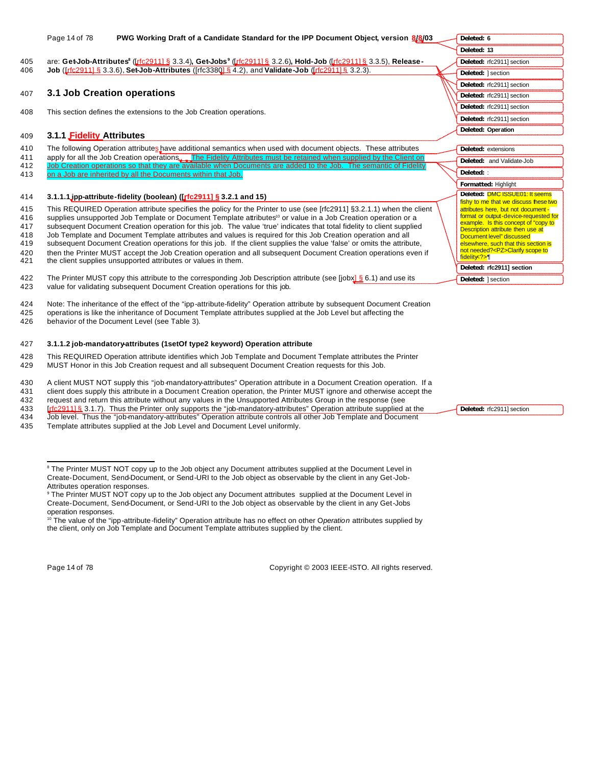are: **Get-Job-Attributes**[8] ([rfc2911] § 3.3.4), **Get-Jobs**[9] ([rfc2911] § 3.2.6), **Hold-Job** ([rfc2911] § 3.3.5), **Release-Job** ([rfc2911] § 3.3.6), **Set-Job-Attributes** ([rfc3380] § 4.2), and **Validate-Job** ([rfc2911] § 3.2.3).

## 3.1 Job Creation operations

This section defines the extensions to the Job Creation operations.

### 3.1.1 Fidelity Attributes

The following Operation attributes have additional semantics when used with document objects. These attributes apply for all the Job Creation operations. The Fidelity Attributes must be retained when supplied by the Client on Job Creation operations so that they are available when Documents are added to the Job. The semantic of Fidelity on a Job are inherited by all the Documents within that Job.

#### 3.1.1.1 ipp-attribute-fidelity (boolean) ([rfc2911] § 3.2.1 and 15)

This REQUIRED Operation attribute specifies the policy for the Printer to use (see [rfc2911] §3.2.1.1) when the client supplies unsupported Job Template or Document Template attributes[10] or value in a Job Creation operation or a subsequent Document Creation operation for this job. The value 'true' indicates that total fidelity to client supplied Job Template and Document Template attributes and values is required for this Job Creation operation and all subsequent Document Creation operations for this job. If the client supplies the value 'false' or omits the attribute, then the Printer MUST accept the Job Creation operation and all subsequent Document Creation operations even if the client supplies unsupported attributes or values in them.

The Printer MUST copy this attribute to the corresponding Job Description attribute (see [jobx] § 6.1) and use its value for validating subsequent Document Creation operations for this job.

Note: The inheritance of the effect of the "ipp-attribute-fidelity" Operation attribute by subsequent Document Creation operations is like the inheritance of Document Template attributes supplied at the Job Level but affecting the behavior of the Document Level (see Table 3).

#### 3.1.1.2 job-mandatory-attributes (1setOf type2 keyword) Operation attribute

This REQUIRED Operation attribute identifies which Job Template and Document Template attributes the Printer MUST Honor in this Job Creation request and all subsequent Document Creation requests for this Job.

A client MUST NOT supply this "job-mandatory-attributes" Operation attribute in a Document Creation operation. If a client does supply this attribute in a Document Creation operation, the Printer MUST ignore and otherwise accept the request and return this attribute without any values in the Unsupported Attributes Group in the response (see [rfc2911] § 3.1.7). Thus the Printer only supports the "job-mandatory-attributes" Operation attribute supplied at the Job level. Thus the "job-mandatory-attributes" Operation attribute controls all other Job Template and Document Template attributes supplied at the Job Level and Document Level uniformly.

---

[8] The Printer MUST NOT copy up to the Job object any Document attributes supplied at the Document Level in Create-Document, Send-Document, or Send-URI to the Job object as observable by the client in any Get-Job-Attributes operation responses.

[9] The Printer MUST NOT copy up to the Job object any Document attributes supplied at the Document Level in Create-Document, Send-Document, or Send-URI to the Job object as observable by the client in any Get-Jobs operation responses.

[10] The value of the "ipp-attribute-fidelity" Operation attribute has no effect on other *Operation* attributes supplied by the client, only on Job Template and Document Template attributes supplied by the client.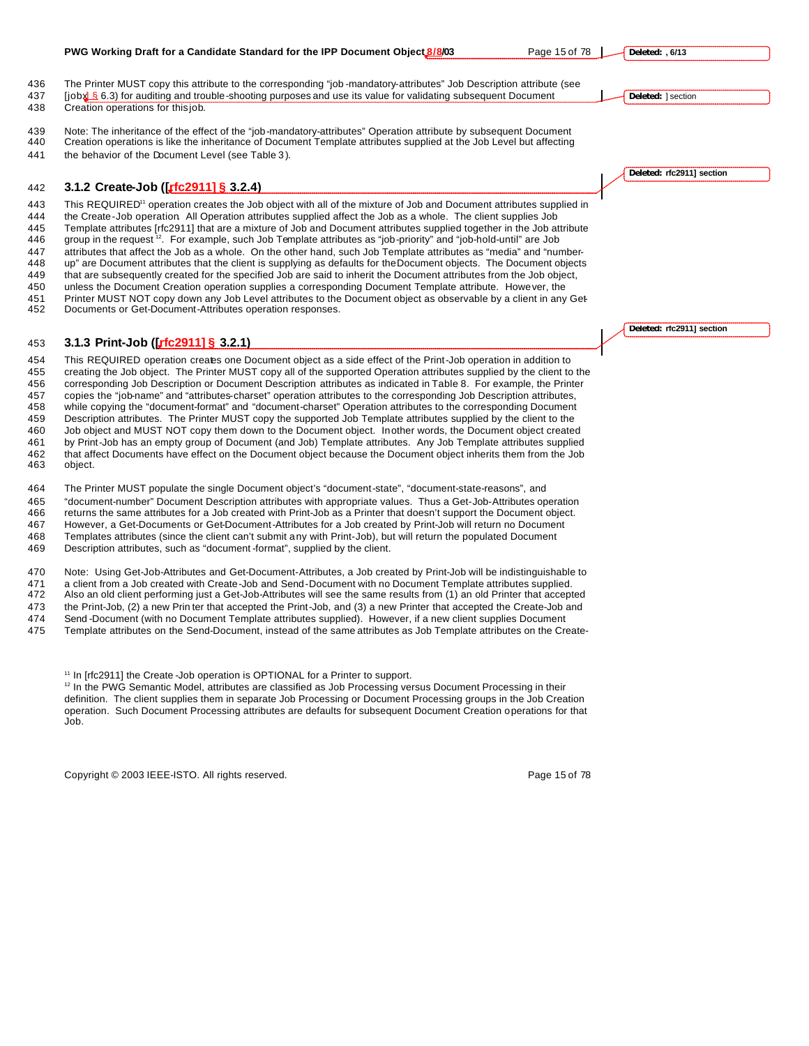The Printer MUST copy this attribute to the corresponding "job-mandatory-attributes" Job Description attribute (see [jobx] § 6.3) for auditing and trouble-shooting purposes and use its value for validating subsequent Document Creation operations for this job.

Note: The inheritance of the effect of the "job-mandatory-attributes" Operation attribute by subsequent Document Creation operations is like the inheritance of Document Template attributes supplied at the Job Level but affecting the behavior of the Document Level (see Table 3).

### 3.1.2 Create-Job ([rfc2911] § 3.2.4)

This REQUIRED[11] operation creates the Job object with all of the mixture of Job and Document attributes supplied in the Create-Job operation. All Operation attributes supplied affect the Job as a whole. The client supplies Job Template attributes [rfc2911] that are a mixture of Job and Document attributes supplied together in the Job attribute group in the request[12]. For example, such Job Template attributes as "job-priority" and "job-hold-until" are Job attributes that affect the Job as a whole. On the other hand, such Job Template attributes as "media" and "number-up" are Document attributes that the client is supplying as defaults for the Document objects. The Document objects that are subsequently created for the specified Job are said to inherit the Document attributes from the Job object, unless the Document Creation operation supplies a corresponding Document Template attribute. However, the Printer MUST NOT copy down any Job Level attributes to the Document object as observable by a client in any Get-Documents or Get-Document-Attributes operation responses.

### 3.1.3 Print-Job ([rfc2911] § 3.2.1)

This REQUIRED operation creates one Document object as a side effect of the Print-Job operation in addition to creating the Job object. The Printer MUST copy all of the supported Operation attributes supplied by the client to the corresponding Job Description or Document Description attributes as indicated in Table 8. For example, the Printer copies the "job-name" and "attributes-charset" operation attributes to the corresponding Job Description attributes, while copying the "document-format" and "document-charset" Operation attributes to the corresponding Document Description attributes. The Printer MUST copy the supported Job Template attributes supplied by the client to the Job object and MUST NOT copy them down to the Document object. In other words, the Document object created by Print-Job has an empty group of Document (and Job) Template attributes. Any Job Template attributes supplied that affect Documents have effect on the Document object because the Document object inherits them from the Job object.

The Printer MUST populate the single Document object's "document-state", "document-state-reasons", and "document-number" Document Description attributes with appropriate values. Thus a Get-Job-Attributes operation returns the same attributes for a Job created with Print-Job as a Printer that doesn't support the Document object. However, a Get-Documents or Get-Document-Attributes for a Job created by Print-Job will return no Document Templates attributes (since the client can't submit any with Print-Job), but will return the populated Document Description attributes, such as "document-format", supplied by the client.

Note: Using Get-Job-Attributes and Get-Document-Attributes, a Job created by Print-Job will be indistinguishable to a client from a Job created with Create-Job and Send-Document with no Document Template attributes supplied. Also an old client performing just a Get-Job-Attributes will see the same results from (1) an old Printer that accepted the Print-Job, (2) a new Printer that accepted the Print-Job, and (3) a new Printer that accepted the Create-Job and Send-Document (with no Document Template attributes supplied). However, if a new client supplies Document Template attributes on the Send-Document, instead of the same attributes as Job Template attributes on the Create-

---

[11] In [rfc2911] the Create-Job operation is OPTIONAL for a Printer to support.

[12] In the PWG Semantic Model, attributes are classified as Job Processing versus Document Processing in their definition. The client supplies them in separate Job Processing or Document Processing groups in the Job Creation operation. Such Document Processing attributes are defaults for subsequent Document Creation operations for that Job.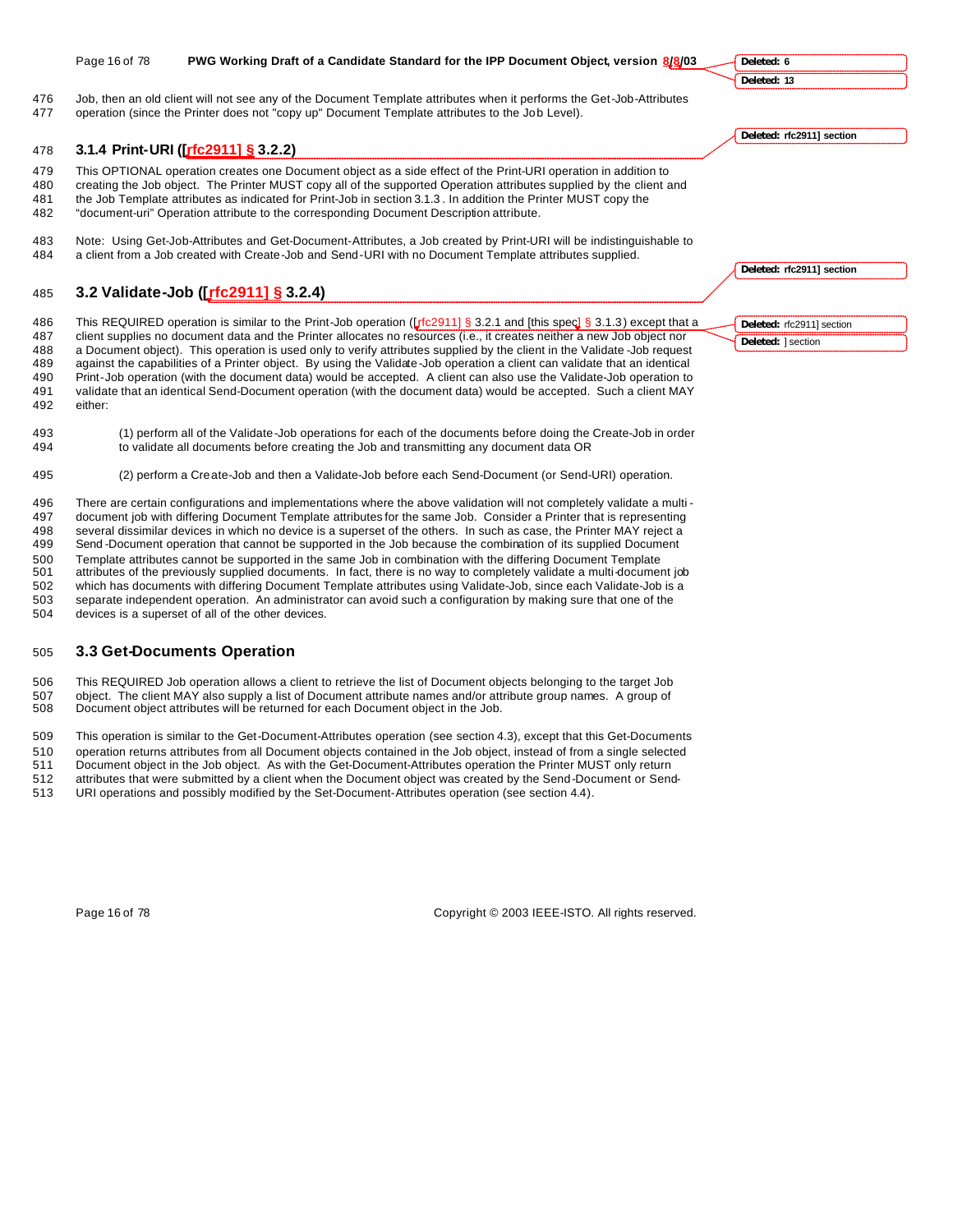Job, then an old client will not see any of the Document Template attributes when it performs the Get-Job-Attributes operation (since the Printer does not "copy up" Document Template attributes to the Job Level).

### 3.1.4 Print-URI ([rfc2911] § 3.2.2)

This OPTIONAL operation creates one Document object as a side effect of the Print-URI operation in addition to creating the Job object. The Printer MUST copy all of the supported Operation attributes supplied by the client and the Job Template attributes as indicated for Print-Job in section 3.1.3 . In addition the Printer MUST copy the "document-uri" Operation attribute to the corresponding Document Description attribute.

Note: Using Get-Job-Attributes and Get-Document-Attributes, a Job created by Print-URI will be indistinguishable to a client from a Job created with Create-Job and Send-URI with no Document Template attributes supplied.

## 3.2 Validate-Job ([rfc2911] § 3.2.4)

This REQUIRED operation is similar to the Print-Job operation ([rfc2911] § 3.2.1 and [this spec] § 3.1.3) except that a client supplies no document data and the Printer allocates no resources (i.e., it creates neither a new Job object nor a Document object). This operation is used only to verify attributes supplied by the client in the Validate-Job request against the capabilities of a Printer object. By using the Validate-Job operation a client can validate that an identical Print-Job operation (with the document data) would be accepted. A client can also use the Validate-Job operation to validate that an identical Send-Document operation (with the document data) would be accepted. Such a client MAY either:

(1) perform all of the Validate-Job operations for each of the documents before doing the Create-Job in order to validate all documents before creating the Job and transmitting any document data OR

(2) perform a Create-Job and then a Validate-Job before each Send-Document (or Send-URI) operation.

There are certain configurations and implementations where the above validation will not completely validate a multi-document job with differing Document Template attributes for the same Job. Consider a Printer that is representing several dissimilar devices in which no device is a superset of the others. In such as case, the Printer MAY reject a Send-Document operation that cannot be supported in the Job because the combination of its supplied Document Template attributes cannot be supported in the same Job in combination with the differing Document Template attributes of the previously supplied documents. In fact, there is no way to completely validate a multi-document job which has documents with differing Document Template attributes using Validate-Job, since each Validate-Job is a separate independent operation. An administrator can avoid such a configuration by making sure that one of the devices is a superset of all of the other devices.

## 3.3 Get-Documents Operation

This REQUIRED Job operation allows a client to retrieve the list of Document objects belonging to the target Job object. The client MAY also supply a list of Document attribute names and/or attribute group names. A group of Document object attributes will be returned for each Document object in the Job.

This operation is similar to the Get-Document-Attributes operation (see section 4.3), except that this Get-Documents operation returns attributes from all Document objects contained in the Job object, instead of from a single selected Document object in the Job object. As with the Get-Document-Attributes operation the Printer MUST only return attributes that were submitted by a client when the Document object was created by the Send-Document or Send-URI operations and possibly modified by the Set-Document-Attributes operation (see section 4.4).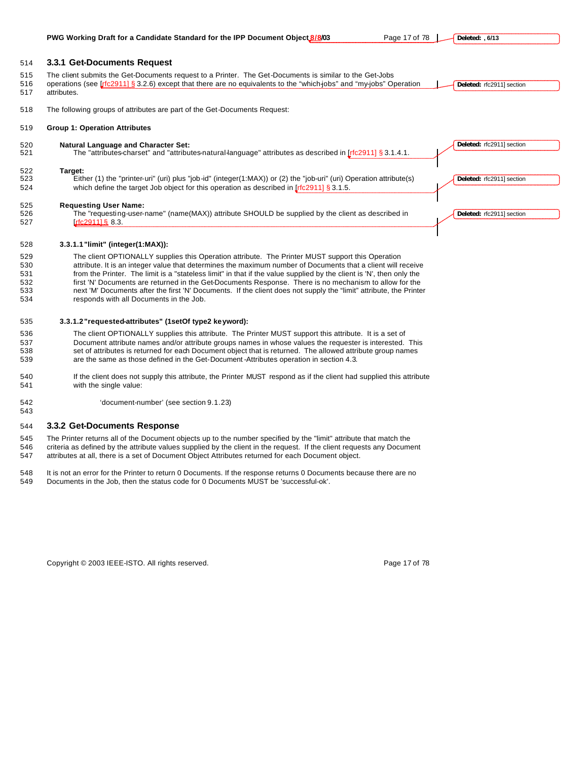### 3.3.1 Get-Documents Request

The client submits the Get-Documents request to a Printer. The Get-Documents is similar to the Get-Jobs operations (see [rfc2911] § 3.2.6) except that there are no equivalents to the "which-jobs" and "my-jobs" Operation attributes.

The following groups of attributes are part of the Get-Documents Request:

**Group 1: Operation Attributes**

**Natural Language and Character Set:**
The "attributes-charset" and "attributes-natural-language" attributes as described in [rfc2911] § 3.1.4.1.

**Target:**
Either (1) the "printer-uri" (uri) plus "job-id" (integer(1:MAX)) or (2) the "job-uri" (uri) Operation attribute(s) which define the target Job object for this operation as described in [rfc2911] § 3.1.5.

**Requesting User Name:**
The "requesting-user-name" (name(MAX)) attribute SHOULD be supplied by the client as described in [rfc2911] § 8.3.

#### 3.3.1.1 "limit" (integer(1:MAX)):

The client OPTIONALLY supplies this Operation attribute. The Printer MUST support this Operation attribute. It is an integer value that determines the maximum number of Documents that a client will receive from the Printer. The limit is a "stateless limit" in that if the value supplied by the client is 'N', then only the first 'N' Documents are returned in the Get-Documents Response. There is no mechanism to allow for the next 'M' Documents after the first 'N' Documents. If the client does not supply the "limit" attribute, the Printer responds with all Documents in the Job.

#### 3.3.1.2 "requested-attributes" (1setOf type2 keyword):

The client OPTIONALLY supplies this attribute. The Printer MUST support this attribute. It is a set of Document attribute names and/or attribute groups names in whose values the requester is interested. This set of attributes is returned for each Document object that is returned. The allowed attribute group names are the same as those defined in the Get-Document-Attributes operation in section 4.3.

If the client does not supply this attribute, the Printer MUST respond as if the client had supplied this attribute with the single value:

'document-number' (see section 9.1.23)

### 3.3.2 Get-Documents Response

The Printer returns all of the Document objects up to the number specified by the "limit" attribute that match the criteria as defined by the attribute values supplied by the client in the request. If the client requests any Document attributes at all, there is a set of Document Object Attributes returned for each Document object.

It is not an error for the Printer to return 0 Documents. If the response returns 0 Documents because there are no Documents in the Job, then the status code for 0 Documents MUST be 'successful-ok'.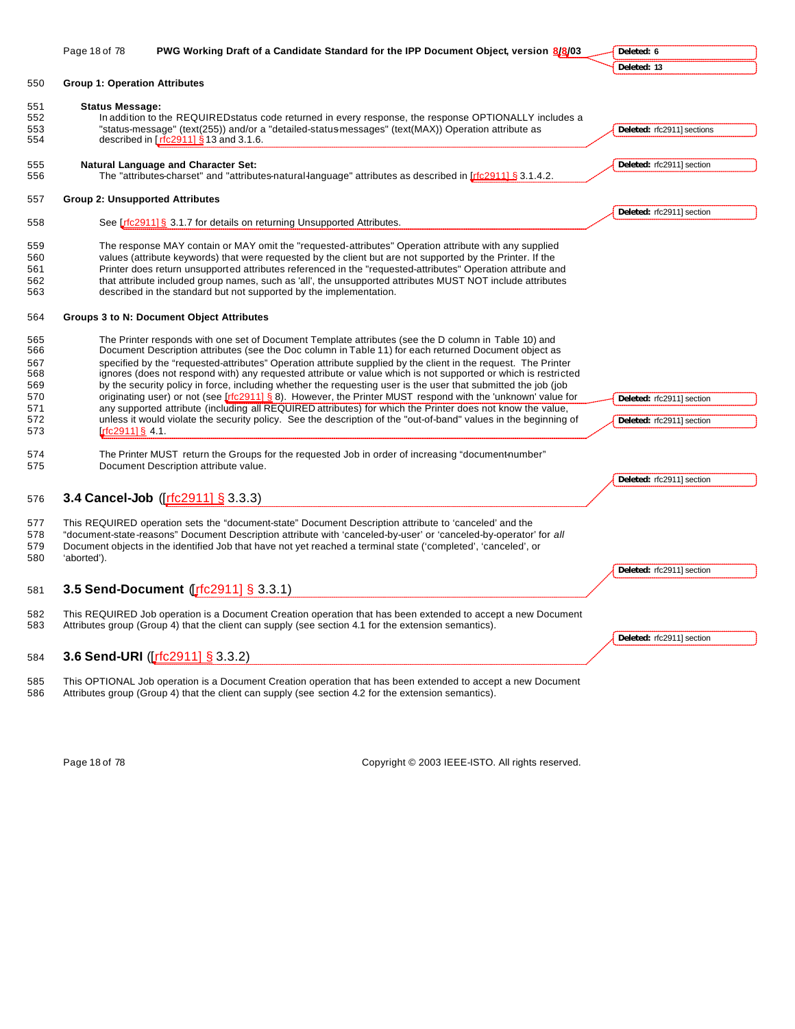**Group 1: Operation Attributes**

**Status Message:**
In addition to the REQUIRED status code returned in every response, the response OPTIONALLY includes a "status-message" (text(255)) and/or a "detailed-status-messages" (text(MAX)) Operation attribute as described in [rfc2911] § 13 and 3.1.6.

**Natural Language and Character Set:**
The "attributes-charset" and "attributes-natural-language" attributes as described in [rfc2911] § 3.1.4.2.

**Group 2: Unsupported Attributes**

See [rfc2911] § 3.1.7 for details on returning Unsupported Attributes.

The response MAY contain or MAY omit the "requested-attributes" Operation attribute with any supplied values (attribute keywords) that were requested by the client but are not supported by the Printer. If the Printer does return unsupported attributes referenced in the "requested-attributes" Operation attribute and that attribute included group names, such as 'all', the unsupported attributes MUST NOT include attributes described in the standard but not supported by the implementation.

**Groups 3 to N: Document Object Attributes**

The Printer responds with one set of Document Template attributes (see the D column in Table 10) and Document Description attributes (see the Doc column in Table 11) for each returned Document object as specified by the "requested-attributes" Operation attribute supplied by the client in the request. The Printer ignores (does not respond with) any requested attribute or value which is not supported or which is restricted by the security policy in force, including whether the requesting user is the user that submitted the job (job originating user) or not (see [rfc2911] § 8). However, the Printer MUST respond with the 'unknown' value for any supported attribute (including all REQUIRED attributes) for which the Printer does not know the value, unless it would violate the security policy. See the description of the "out-of-band" values in the beginning of [rfc2911] § 4.1.

The Printer MUST return the Groups for the requested Job in order of increasing "document-number" Document Description attribute value.

## 3.4 Cancel-Job ([rfc2911] § 3.3.3)

This REQUIRED operation sets the "document-state" Document Description attribute to 'canceled' and the "document-state-reasons" Document Description attribute with 'canceled-by-user' or 'canceled-by-operator' for *all* Document objects in the identified Job that have not yet reached a terminal state ('completed', 'canceled', or 'aborted').

## 3.5 Send-Document ([rfc2911] § 3.3.1)

This REQUIRED Job operation is a Document Creation operation that has been extended to accept a new Document Attributes group (Group 4) that the client can supply (see section 4.1 for the extension semantics).

## 3.6 Send-URI ([rfc2911] § 3.3.2)

This OPTIONAL Job operation is a Document Creation operation that has been extended to accept a new Document Attributes group (Group 4) that the client can supply (see section 4.2 for the extension semantics).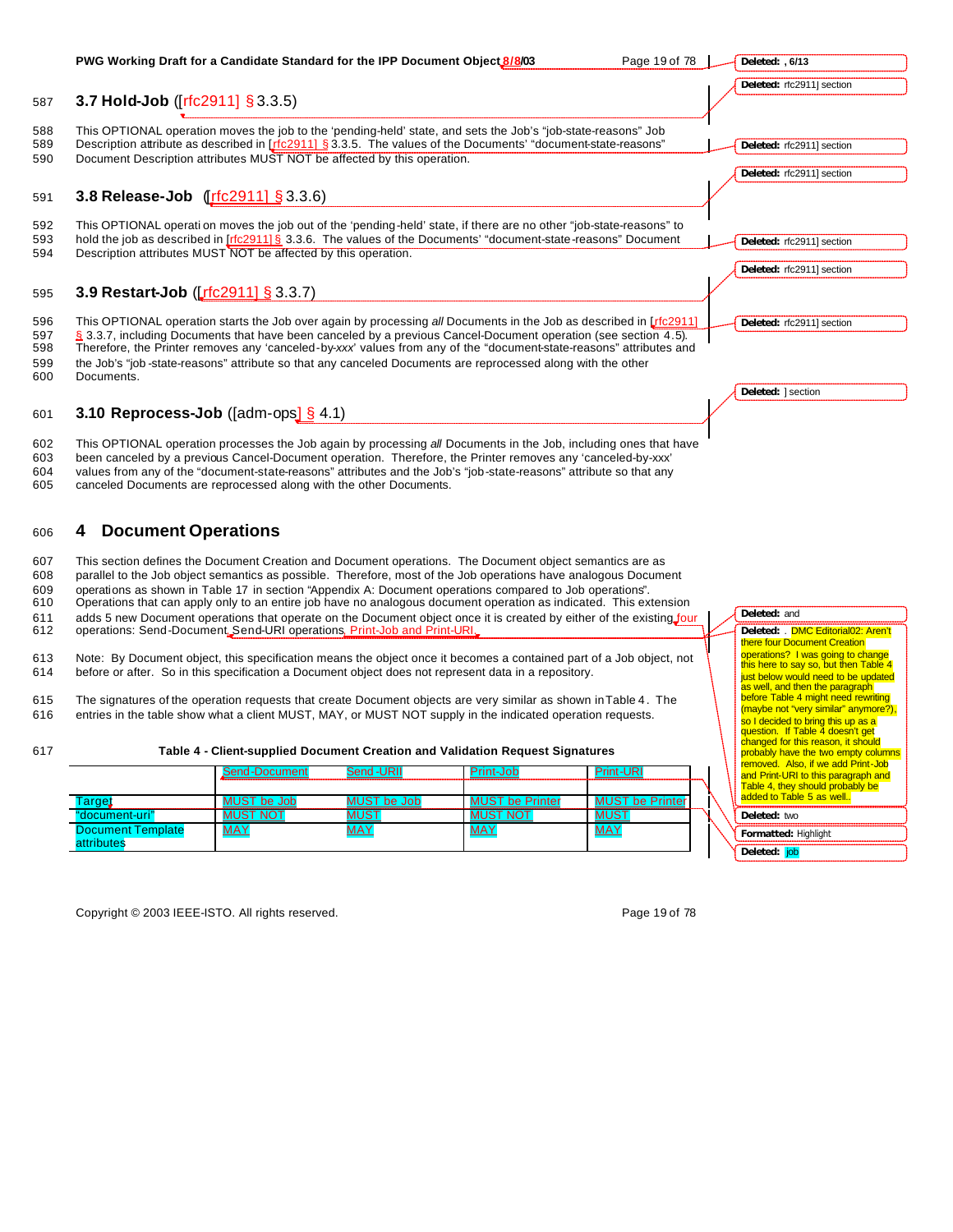### 3.7 Hold-Job ([rfc2911] § 3.3.5)

This OPTIONAL operation moves the job to the 'pending-held' state, and sets the Job's "job-state-reasons" Job Description attribute as described in [rfc2911] § 3.3.5. The values of the Documents' "document-state-reasons" Document Description attributes MUST NOT be affected by this operation.

### 3.8 Release-Job ([rfc2911] § 3.3.6)

This OPTIONAL operation moves the job out of the 'pending-held' state, if there are no other "job-state-reasons" to hold the job as described in [rfc2911] § 3.3.6. The values of the Documents' "document-state-reasons" Document Description attributes MUST NOT be affected by this operation.

### 3.9 Restart-Job ([rfc2911] § 3.3.7)

This OPTIONAL operation starts the Job over again by processing *all* Documents in the Job as described in [rfc2911] § 3.3.7, including Documents that have been canceled by a previous Cancel-Document operation (see section 4.5). Therefore, the Printer removes any 'canceled-by-*xxx*' values from any of the "document-state-reasons" attributes and the Job's "job-state-reasons" attribute so that any canceled Documents are reprocessed along with the other Documents.

### 3.10 Reprocess-Job ([adm-ops] § 4.1)

This OPTIONAL operation processes the Job again by processing *all* Documents in the Job, including ones that have been canceled by a previous Cancel-Document operation. Therefore, the Printer removes any 'canceled-by-xxx' values from any of the "document-state-reasons" attributes and the Job's "job-state-reasons" attribute so that any canceled Documents are reprocessed along with the other Documents.

## 4 Document Operations

This section defines the Document Creation and Document operations. The Document object semantics are as parallel to the Job object semantics as possible. Therefore, most of the Job operations have analogous Document operations as shown in Table 17 in section "Appendix A: Document operations compared to Job operations". Operations that can apply only to an entire job have no analogous document operation as indicated. This extension adds 5 new Document operations that operate on the Document object once it is created by either of the existing four operations: Send-Document, Send-URI operations, Print-Job and Print-URI.

Note: By Document object, this specification means the object once it becomes a contained part of a Job object, not before or after. So in this specification a Document object does not represent data in a repository.

The signatures of the operation requests that create Document objects are very similar as shown in Table 4. The entries in the table show what a client MUST, MAY, or MUST NOT supply in the indicated operation requests.

**Table 4 - Client-supplied Document Creation and Validation Request Signatures**

| | Send-Document | Send-URI | Print-Job | Print-URI |
|---|---|---|---|---|
| Target | MUST be Job | MUST be Job | MUST be Printer | MUST be Printer |
| "document-uri" | MUST NOT | MUST | MUST NOT | MUST |
| Document Template attributes | MAY | MAY | MAY | MAY |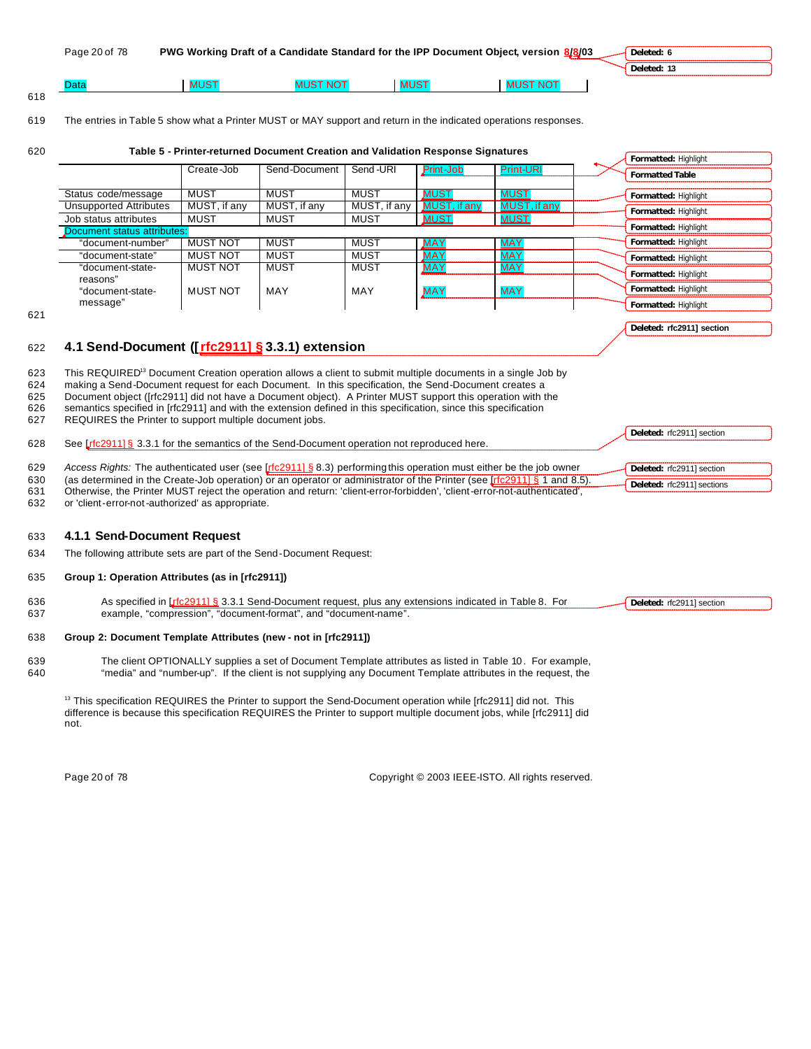| Data | MUST | MUST NOT | MUST | MUST NOT |
|---|---|---|---|---|

The entries in Table 5 show what a Printer MUST or MAY support and return in the indicated operations responses.

**Table 5 - Printer-returned Document Creation and Validation Response Signatures**

| | Create-Job | Send-Document | Send-URI | Print-Job | Print-URI |
|---|---|---|---|---|---|
| Status code/message | MUST | MUST | MUST | MUST | MUST |
| Unsupported Attributes | MUST, if any | MUST, if any | MUST, if any | MUST, if any | MUST, if any |
| Job status attributes | MUST | MUST | MUST | MUST | MUST |
| Document status attributes: | | | | | |
| "document-number" | MUST NOT | MUST | MUST | MAY | MAY |
| "document-state" | MUST NOT | MUST | MUST | MAY | MAY |
| "document-state-reasons" | MUST NOT | MUST | MUST | MAY | MAY |
| "document-state-message" | MUST NOT | MAY | MAY | MAY | MAY |

## 4.1 Send-Document ([rfc2911] § 3.3.1) extension

This REQUIRED[13] Document Creation operation allows a client to submit multiple documents in a single Job by making a Send-Document request for each Document. In this specification, the Send-Document creates a Document object ([rfc2911] did not have a Document object). A Printer MUST support this operation with the semantics specified in [rfc2911] and with the extension defined in this specification, since this specification REQUIRES the Printer to support multiple document jobs.

See [rfc2911] § 3.3.1 for the semantics of the Send-Document operation not reproduced here.

*Access Rights:* The authenticated user (see [rfc2911] § 8.3) performing this operation must either be the job owner (as determined in the Create-Job operation) or an operator or administrator of the Printer (see [rfc2911] § 1 and 8.5). Otherwise, the Printer MUST reject the operation and return: 'client-error-forbidden', 'client-error-not-authenticated', or 'client-error-not-authorized' as appropriate.

### 4.1.1 Send-Document Request

The following attribute sets are part of the Send-Document Request:

**Group 1: Operation Attributes (as in [rfc2911])**

As specified in [rfc2911] § 3.3.1 Send-Document request, plus any extensions indicated in Table 8. For example, "compression", "document-format", and "document-name".

**Group 2: Document Template Attributes (new - not in [rfc2911])**

The client OPTIONALLY supplies a set of Document Template attributes as listed in Table 10. For example, "media" and "number-up". If the client is not supplying any Document Template attributes in the request, the

[13] This specification REQUIRES the Printer to support the Send-Document operation while [rfc2911] did not. This difference is because this specification REQUIRES the Printer to support multiple document jobs, while [rfc2911] did not.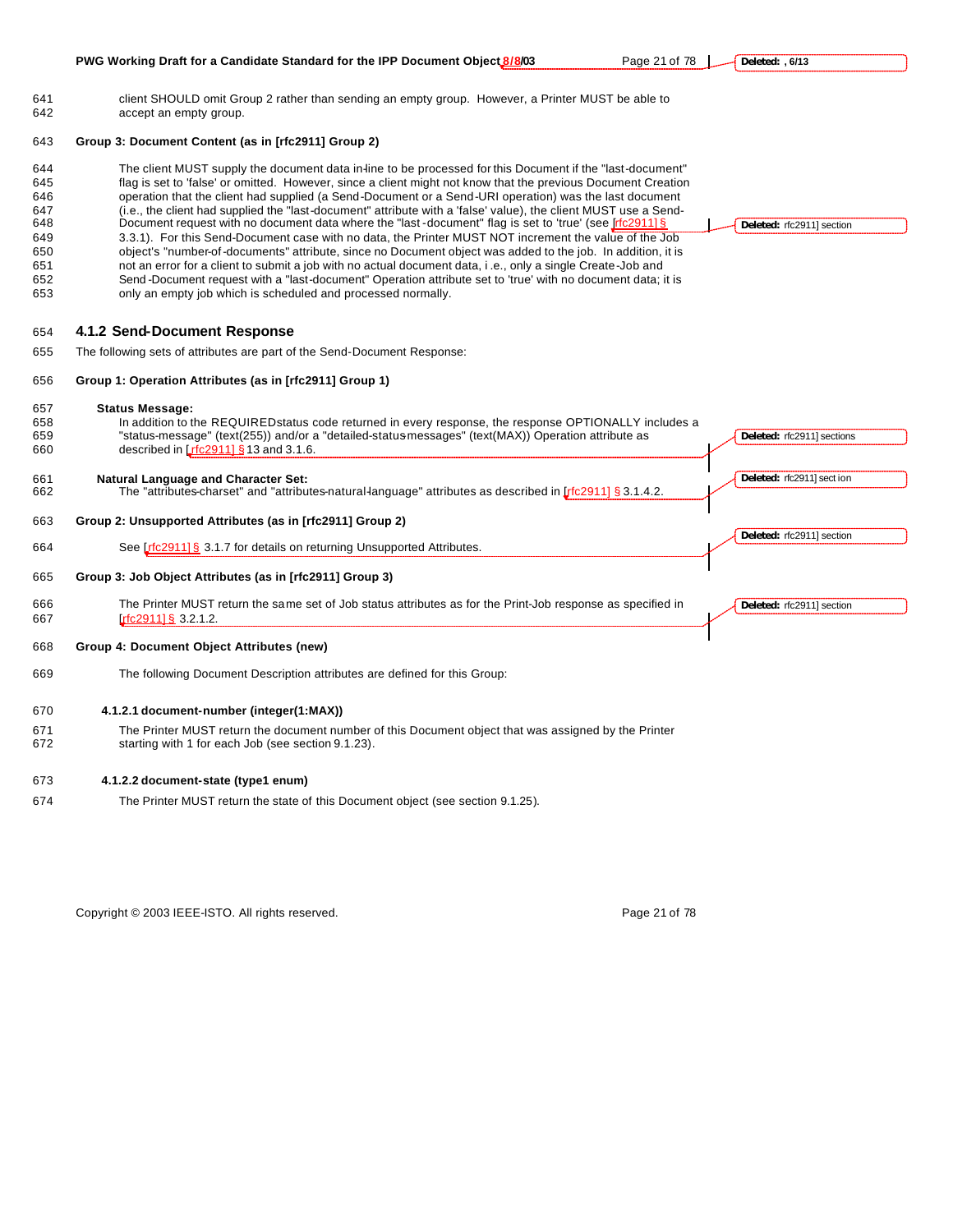client SHOULD omit Group 2 rather than sending an empty group. However, a Printer MUST be able to accept an empty group.

**Group 3: Document Content (as in [rfc2911] Group 2)**

The client MUST supply the document data in-line to be processed for this Document if the "last-document" flag is set to 'false' or omitted. However, since a client might not know that the previous Document Creation operation that the client had supplied (a Send-Document or a Send-URI operation) was the last document (i.e., the client had supplied the "last-document" attribute with a 'false' value), the client MUST use a Send-Document request with no document data where the "last-document" flag is set to 'true' (see [rfc2911] § 3.3.1). For this Send-Document case with no data, the Printer MUST NOT increment the value of the Job object's "number-of-documents" attribute, since no Document object was added to the job. In addition, it is not an error for a client to submit a job with no actual document data, i.e., only a single Create-Job and Send-Document request with a "last-document" Operation attribute set to 'true' with no document data; it is only an empty job which is scheduled and processed normally.

### 4.1.2 Send-Document Response

The following sets of attributes are part of the Send-Document Response:

**Group 1: Operation Attributes (as in [rfc2911] Group 1)**

**Status Message:**
In addition to the REQUIRED status code returned in every response, the response OPTIONALLY includes a "status-message" (text(255)) and/or a "detailed-status-messages" (text(MAX)) Operation attribute as described in [rfc2911] § 13 and 3.1.6.

**Natural Language and Character Set:**
The "attributes-charset" and "attributes-natural-language" attributes as described in [rfc2911] § 3.1.4.2.

**Group 2: Unsupported Attributes (as in [rfc2911] Group 2)**

See [rfc2911] § 3.1.7 for details on returning Unsupported Attributes.

**Group 3: Job Object Attributes (as in [rfc2911] Group 3)**

The Printer MUST return the same set of Job status attributes as for the Print-Job response as specified in [rfc2911] § 3.2.1.2.

**Group 4: Document Object Attributes (new)**

The following Document Description attributes are defined for this Group:

#### 4.1.2.1 document-number (integer(1:MAX))

The Printer MUST return the document number of this Document object that was assigned by the Printer starting with 1 for each Job (see section 9.1.23).

#### 4.1.2.2 document-state (type1 enum)

The Printer MUST return the state of this Document object (see section 9.1.25).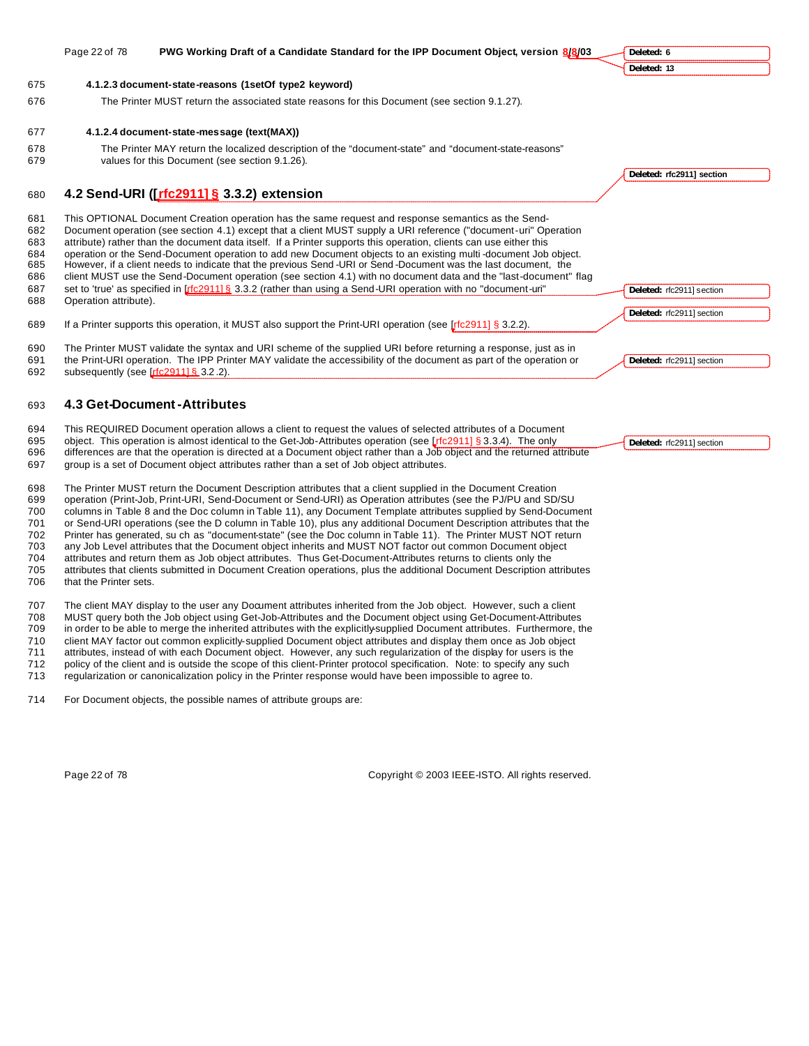#### 4.1.2.3 document-state-reasons (1setOf type2 keyword)

The Printer MUST return the associated state reasons for this Document (see section 9.1.27).

#### 4.1.2.4 document-state-message (text(MAX))

The Printer MAY return the localized description of the "document-state" and "document-state-reasons" values for this Document (see section 9.1.26).

## 4.2 Send-URI ([rfc2911] § 3.3.2) extension

This OPTIONAL Document Creation operation has the same request and response semantics as the Send-Document operation (see section 4.1) except that a client MUST supply a URI reference ("document-uri" Operation attribute) rather than the document data itself. If a Printer supports this operation, clients can use either this operation or the Send-Document operation to add new Document objects to an existing multi-document Job object. However, if a client needs to indicate that the previous Send-URI or Send-Document was the last document, the client MUST use the Send-Document operation (see section 4.1) with no document data and the "last-document" flag set to 'true' as specified in [rfc2911] § 3.3.2 (rather than using a Send-URI operation with no "document-uri" Operation attribute).

If a Printer supports this operation, it MUST also support the Print-URI operation (see [rfc2911] § 3.2.2).

The Printer MUST validate the syntax and URI scheme of the supplied URI before returning a response, just as in the Print-URI operation. The IPP Printer MAY validate the accessibility of the document as part of the operation or subsequently (see [rfc2911] § 3.2.2).

## 4.3 Get-Document-Attributes

This REQUIRED Document operation allows a client to request the values of selected attributes of a Document object. This operation is almost identical to the Get-Job-Attributes operation (see [rfc2911] § 3.3.4). The only differences are that the operation is directed at a Document object rather than a Job object and the returned attribute group is a set of Document object attributes rather than a set of Job object attributes.

The Printer MUST return the Document Description attributes that a client supplied in the Document Creation operation (Print-Job, Print-URI, Send-Document or Send-URI) as Operation attributes (see the PJ/PU and SD/SU columns in Table 8 and the Doc column in Table 11), any Document Template attributes supplied by Send-Document or Send-URI operations (see the D column in Table 10), plus any additional Document Description attributes that the Printer has generated, such as "document-state" (see the Doc column in Table 11). The Printer MUST NOT return any Job Level attributes that the Document object inherits and MUST NOT factor out common Document object attributes and return them as Job object attributes. Thus Get-Document-Attributes returns to clients only the attributes that clients submitted in Document Creation operations, plus the additional Document Description attributes that the Printer sets.

The client MAY display to the user any Document attributes inherited from the Job object. However, such a client MUST query both the Job object using Get-Job-Attributes and the Document object using Get-Document-Attributes in order to be able to merge the inherited attributes with the explicitly-supplied Document attributes. Furthermore, the client MAY factor out common explicitly-supplied Document object attributes and display them once as Job object attributes, instead of with each Document object. However, any such regularization of the display for users is the policy of the client and is outside the scope of this client-Printer protocol specification. Note: to specify any such regularization or canonicalization policy in the Printer response would have been impossible to agree to.

For Document objects, the possible names of attribute groups are: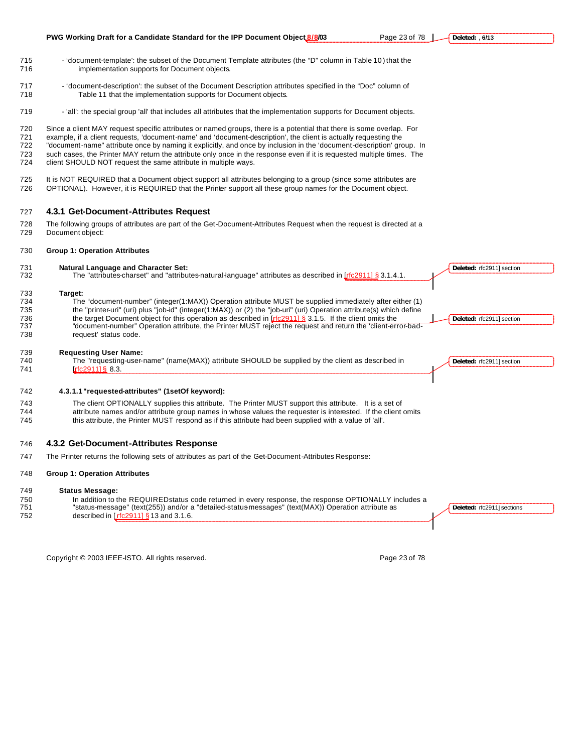- 'document-template': the subset of the Document Template attributes (the "D" column in Table 10) that the implementation supports for Document objects.

- 'document-description': the subset of the Document Description attributes specified in the "Doc" column of Table 11 that the implementation supports for Document objects.

- 'all': the special group 'all' that includes all attributes that the implementation supports for Document objects.

Since a client MAY request specific attributes or named groups, there is a potential that there is some overlap. For example, if a client requests, 'document-name' and 'document-description', the client is actually requesting the "document-name" attribute once by naming it explicitly, and once by inclusion in the 'document-description' group. In such cases, the Printer MAY return the attribute only once in the response even if it is requested multiple times. The client SHOULD NOT request the same attribute in multiple ways.

It is NOT REQUIRED that a Document object support all attributes belonging to a group (since some attributes are OPTIONAL). However, it is REQUIRED that the Printer support all these group names for the Document object.

### 4.3.1 Get-Document-Attributes Request

The following groups of attributes are part of the Get-Document-Attributes Request when the request is directed at a Document object:

**Group 1: Operation Attributes**

**Natural Language and Character Set:**
The "attributes-charset" and "attributes-natural-language" attributes as described in [rfc2911] § 3.1.4.1.

**Target:**
The "document-number" (integer(1:MAX)) Operation attribute MUST be supplied immediately after either (1) the "printer-uri" (uri) plus "job-id" (integer(1:MAX)) or (2) the "job-uri" (uri) Operation attribute(s) which define the target Document object for this operation as described in [rfc2911] § 3.1.5. If the client omits the "document-number" Operation attribute, the Printer MUST reject the request and return the 'client-error-bad-request' status code.

**Requesting User Name:**
The "requesting-user-name" (name(MAX)) attribute SHOULD be supplied by the client as described in [rfc2911] § 8.3.

#### 4.3.1.1 "requested-attributes" (1setOf keyword):

The client OPTIONALLY supplies this attribute. The Printer MUST support this attribute. It is a set of attribute names and/or attribute group names in whose values the requester is interested. If the client omits this attribute, the Printer MUST respond as if this attribute had been supplied with a value of 'all'.

### 4.3.2 Get-Document-Attributes Response

The Printer returns the following sets of attributes as part of the Get-Document-Attributes Response:

**Group 1: Operation Attributes**

**Status Message:**
In addition to the REQUIRED status code returned in every response, the response OPTIONALLY includes a "status-message" (text(255)) and/or a "detailed-status-messages" (text(MAX)) Operation attribute as described in [rfc2911] § 13 and 3.1.6.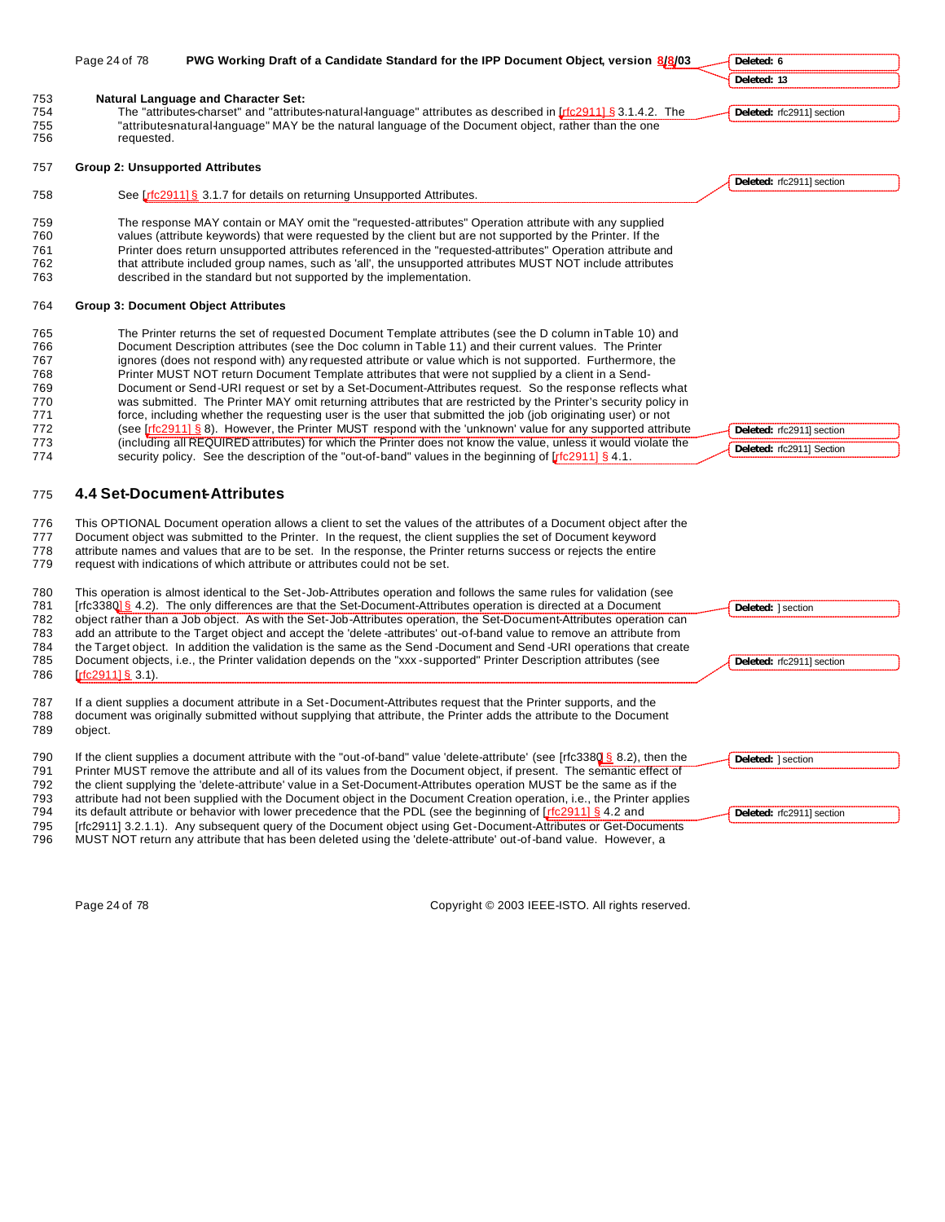**Natural Language and Character Set:**

The "attributes-charset" and "attributes-natural-language" attributes as described in [rfc2911] § 3.1.4.2. The "attributes-natural-language" MAY be the natural language of the Document object, rather than the one requested.

**Group 2: Unsupported Attributes**

See [rfc2911] § 3.1.7 for details on returning Unsupported Attributes.

The response MAY contain or MAY omit the "requested-attributes" Operation attribute with any supplied values (attribute keywords) that were requested by the client but are not supported by the Printer. If the Printer does return unsupported attributes referenced in the "requested-attributes" Operation attribute and that attribute included group names, such as 'all', the unsupported attributes MUST NOT include attributes described in the standard but not supported by the implementation.

**Group 3: Document Object Attributes**

The Printer returns the set of requested Document Template attributes (see the D column in Table 10) and Document Description attributes (see the Doc column in Table 11) and their current values. The Printer ignores (does not respond with) any requested attribute or value which is not supported. Furthermore, the Printer MUST NOT return Document Template attributes that were not supplied by a client in a Send-Document or Send-URI request or set by a Set-Document-Attributes request. So the response reflects what was submitted. The Printer MAY omit returning attributes that are restricted by the Printer's security policy in force, including whether the requesting user is the user that submitted the job (job originating user) or not (see [rfc2911] § 8). However, the Printer MUST respond with the 'unknown' value for any supported attribute (including all REQUIRED attributes) for which the Printer does not know the value, unless it would violate the security policy. See the description of the "out-of-band" values in the beginning of [rfc2911] § 4.1.

## 4.4 Set-Document-Attributes

This OPTIONAL Document operation allows a client to set the values of the attributes of a Document object after the Document object was submitted to the Printer. In the request, the client supplies the set of Document keyword attribute names and values that are to be set. In the response, the Printer returns success or rejects the entire request with indications of which attribute or attributes could not be set.

This operation is almost identical to the Set-Job-Attributes operation and follows the same rules for validation (see [rfc3380] § 4.2). The only differences are that the Set-Document-Attributes operation is directed at a Document object rather than a Job object. As with the Set-Job-Attributes operation, the Set-Document-Attributes operation can add an attribute to the Target object and accept the 'delete-attributes' out-of-band value to remove an attribute from the Target object. In addition the validation is the same as the Send-Document and Send-URI operations that create Document objects, i.e., the Printer validation depends on the "xxx-supported" Printer Description attributes (see [rfc2911] § 3.1).

If a client supplies a document attribute in a Set-Document-Attributes request that the Printer supports, and the document was originally submitted without supplying that attribute, the Printer adds the attribute to the Document object.

If the client supplies a document attribute with the "out-of-band" value 'delete-attribute' (see [rfc3380] § 8.2), then the Printer MUST remove the attribute and all of its values from the Document object, if present. The semantic effect of the client supplying the 'delete-attribute' value in a Set-Document-Attributes operation MUST be the same as if the attribute had not been supplied with the Document object in the Document Creation operation, i.e., the Printer applies its default attribute or behavior with lower precedence that the PDL (see the beginning of [rfc2911] § 4.2 and [rfc2911] 3.2.1.1). Any subsequent query of the Document object using Get-Document-Attributes or Get-Documents MUST NOT return any attribute that has been deleted using the 'delete-attribute' out-of-band value. However, a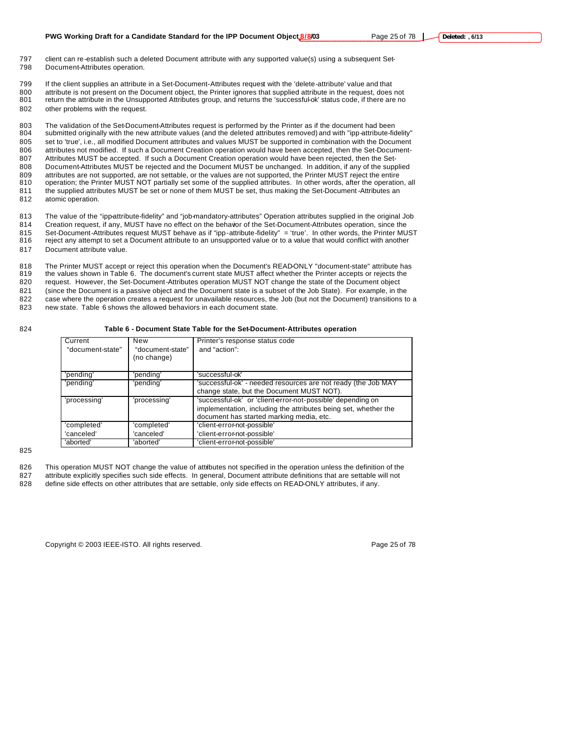client can re-establish such a deleted Document attribute with any supported value(s) using a subsequent Set-Document-Attributes operation.

If the client supplies an attribute in a Set-Document-Attributes request with the 'delete-attribute' value and that attribute is not present on the Document object, the Printer ignores that supplied attribute in the request, does not return the attribute in the Unsupported Attributes group, and returns the 'successful-ok' status code, if there are no other problems with the request.

The validation of the Set-Document-Attributes request is performed by the Printer as if the document had been submitted originally with the new attribute values (and the deleted attributes removed) and with "ipp-attribute-fidelity" set to 'true', i.e., all modified Document attributes and values MUST be supported in combination with the Document attributes not modified. If such a Document Creation operation would have been accepted, then the Set-Document-Attributes MUST be accepted. If such a Document Creation operation would have been rejected, then the Set-Document-Attributes MUST be rejected and the Document MUST be unchanged. In addition, if any of the supplied attributes are not supported, are not settable, or the values are not supported, the Printer MUST reject the entire operation; the Printer MUST NOT partially set some of the supplied attributes. In other words, after the operation, all the supplied attributes MUST be set or none of them MUST be set, thus making the Set-Document-Attributes an atomic operation.

The value of the "ipp-attribute-fidelity" and "job-mandatory-attributes" Operation attributes supplied in the original Job Creation request, if any, MUST have no effect on the behavior of the Set-Document-Attributes operation, since the Set-Document-Attributes request MUST behave as if "ipp-attribute-fidelity" = 'true'. In other words, the Printer MUST reject any attempt to set a Document attribute to an unsupported value or to a value that would conflict with another Document attribute value.

The Printer MUST accept or reject this operation when the Document's READ-ONLY "document-state" attribute has the values shown in Table 6. The document's current state MUST affect whether the Printer accepts or rejects the request. However, the Set-Document-Attributes operation MUST NOT change the state of the Document object (since the Document is a passive object and the Document state is a subset of the Job State). For example, in the case where the operation creates a request for unavailable resources, the Job (but not the Document) transitions to a new state. Table 6 shows the allowed behaviors in each document state.

**Table 6 - Document State Table for the Set-Document-Attributes operation**

| Current "document-state" | New "document-state" (no change) | Printer's response status code and "action": |
|---|---|---|
| 'pending' | 'pending' | 'successful-ok' |
| 'pending' | 'pending' | 'successful-ok' - needed resources are not ready (the Job MAY change state, but the Document MUST NOT). |
| 'processing' | 'processing' | 'successful-ok' or 'client-error-not-possible' depending on implementation, including the attributes being set, whether the document has started marking media, etc. |
| 'completed' | 'completed' | 'client-error-not-possible' |
| 'canceled' | 'canceled' | 'client-error-not-possible' |
| 'aborted' | 'aborted' | 'client-error-not-possible' |

This operation MUST NOT change the value of attributes not specified in the operation unless the definition of the attribute explicitly specifies such side effects. In general, Document attribute definitions that are settable will not define side effects on other attributes that are settable, only side effects on READ-ONLY attributes, if any.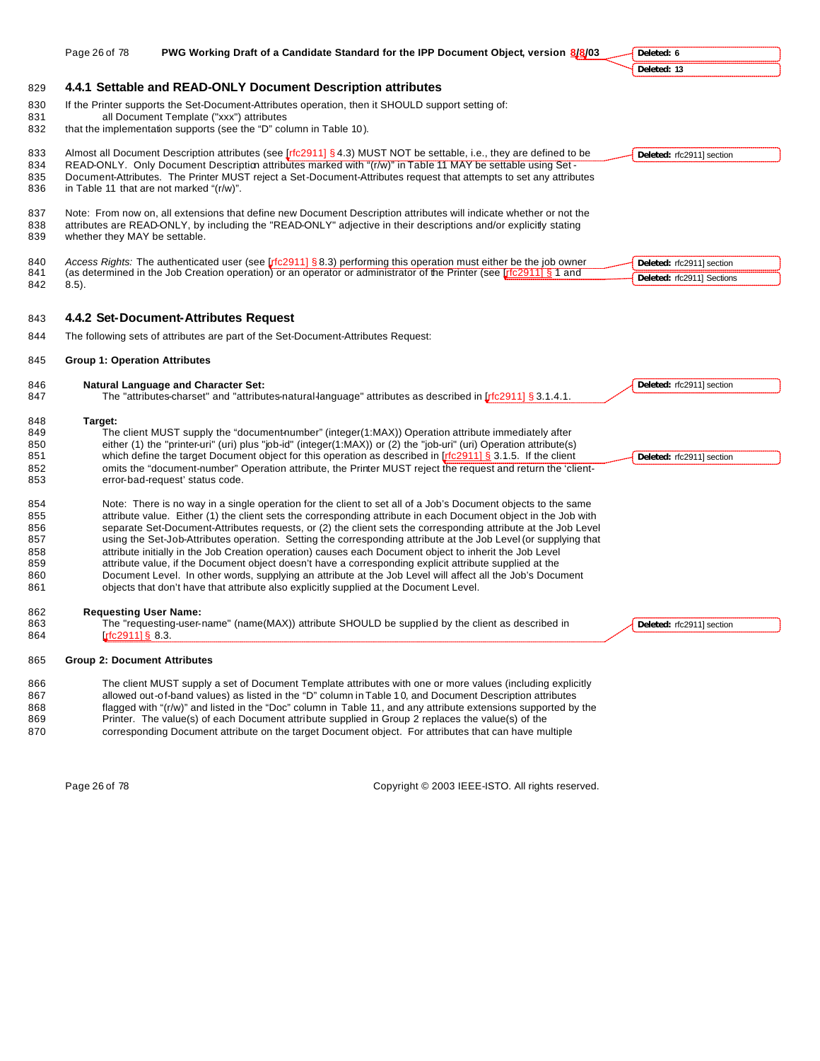### 4.4.1 Settable and READ-ONLY Document Description attributes

If the Printer supports the Set-Document-Attributes operation, then it SHOULD support setting of:

all Document Template ("xxx") attributes

that the implementation supports (see the "D" column in Table 10).

Almost all Document Description attributes (see [rfc2911] §4.3) MUST NOT be settable, i.e., they are defined to be READ-ONLY. Only Document Description attributes marked with "(r/w)" in Table 11 MAY be settable using Set-Document-Attributes. The Printer MUST reject a Set-Document-Attributes request that attempts to set any attributes in Table 11 that are not marked "(r/w)".

Note: From now on, all extensions that define new Document Description attributes will indicate whether or not the attributes are READ-ONLY, by including the "READ-ONLY" adjective in their descriptions and/or explicitly stating whether they MAY be settable.

*Access Rights:* The authenticated user (see [rfc2911] §8.3) performing this operation must either be the job owner (as determined in the Job Creation operation) or an operator or administrator of the Printer (see [rfc2911] §1 and 8.5).

### 4.4.2 Set-Document-Attributes Request

The following sets of attributes are part of the Set-Document-Attributes Request:

**Group 1: Operation Attributes**

**Natural Language and Character Set:**

The "attributes-charset" and "attributes-natural-language" attributes as described in [rfc2911] §3.1.4.1.

**Target:**

The client MUST supply the "document-number" (integer(1:MAX)) Operation attribute immediately after either (1) the "printer-uri" (uri) plus "job-id" (integer(1:MAX)) or (2) the "job-uri" (uri) Operation attribute(s) which define the target Document object for this operation as described in [rfc2911] §3.1.5. If the client omits the "document-number" Operation attribute, the Printer MUST reject the request and return the 'client-error-bad-request' status code.

Note: There is no way in a single operation for the client to set all of a Job's Document objects to the same attribute value. Either (1) the client sets the corresponding attribute in each Document object in the Job with separate Set-Document-Attributes requests, or (2) the client sets the corresponding attribute at the Job Level using the Set-Job-Attributes operation. Setting the corresponding attribute at the Job Level (or supplying that attribute initially in the Job Creation operation) causes each Document object to inherit the Job Level attribute value, if the Document object doesn't have a corresponding explicit attribute supplied at the Document Level. In other words, supplying an attribute at the Job Level will affect all the Job's Document objects that don't have that attribute also explicitly supplied at the Document Level.

**Requesting User Name:**

The "requesting-user-name" (name(MAX)) attribute SHOULD be supplied by the client as described in [rfc2911] §8.3.

**Group 2: Document Attributes**

The client MUST supply a set of Document Template attributes with one or more values (including explicitly allowed out-of-band values) as listed in the "D" column in Table 10, and Document Description attributes flagged with "(r/w)" and listed in the "Doc" column in Table 11, and any attribute extensions supported by the Printer. The value(s) of each Document attribute supplied in Group 2 replaces the value(s) of the corresponding Document attribute on the target Document object. For attributes that can have multiple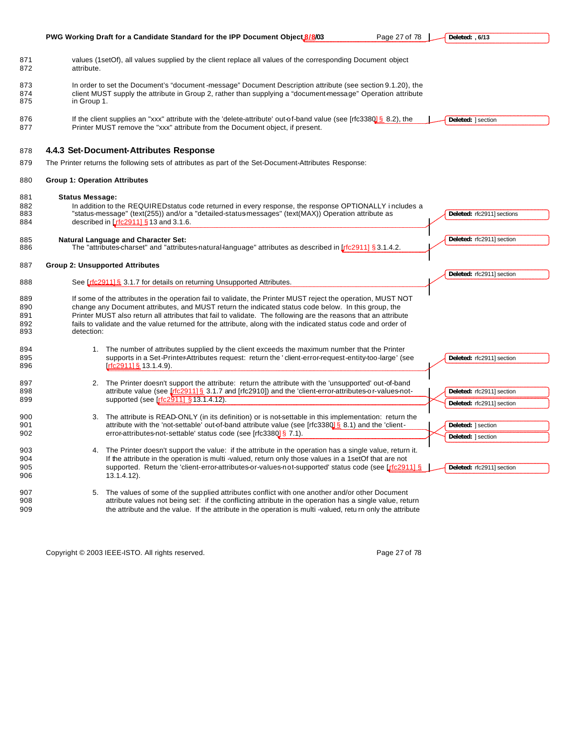values (1setOf), all values supplied by the client replace all values of the corresponding Document object attribute.

In order to set the Document's "document-message" Document Description attribute (see section 9.1.20), the client MUST supply the attribute in Group 2, rather than supplying a "document-message" Operation attribute in Group 1.

If the client supplies an "xxx" attribute with the 'delete-attribute' out-of-band value (see [rfc3380] § 8.2), the Printer MUST remove the "xxx" attribute from the Document object, if present.

### 4.4.3 Set-Document-Attributes Response

The Printer returns the following sets of attributes as part of the Set-Document-Attributes Response:

**Group 1: Operation Attributes**

**Status Message:**
In addition to the REQUIRED status code returned in every response, the response OPTIONALLY includes a "status-message" (text(255)) and/or a "detailed-status-messages" (text(MAX)) Operation attribute as described in [rfc2911] § 13 and 3.1.6.

**Natural Language and Character Set:**
The "attributes-charset" and "attributes-natural-language" attributes as described in [rfc2911] § 3.1.4.2.

**Group 2: Unsupported Attributes**

See [rfc2911] § 3.1.7 for details on returning Unsupported Attributes.

If some of the attributes in the operation fail to validate, the Printer MUST reject the operation, MUST NOT change any Document attributes, and MUST return the indicated status code below. In this group, the Printer MUST also return all attributes that fail to validate. The following are the reasons that an attribute fails to validate and the value returned for the attribute, along with the indicated status code and order of detection:

1. The number of attributes supplied by the client exceeds the maximum number that the Printer supports in a Set-Printer-Attributes request: return the 'client-error-request-entity-too-large' (see [rfc2911] § 13.1.4.9).
2. The Printer doesn't support the attribute: return the attribute with the 'unsupported' out-of-band attribute value (see [rfc2911] § 3.1.7 and [rfc2910]) and the 'client-error-attributes-or-values-not-supported (see [rfc2911] § 13.1.4.12).
3. The attribute is READ-ONLY (in its definition) or is not-settable in this implementation: return the attribute with the 'not-settable' out-of-band attribute value (see [rfc3380] § 8.1) and the 'client-error-attributes-not-settable' status code (see [rfc3380] § 7.1).
4. The Printer doesn't support the value: if the attribute in the operation has a single value, return it. If the attribute in the operation is multi-valued, return only those values in a 1setOf that are not supported. Return the 'client-error-attributes-or-values-not-supported' status code (see [rfc2911] § 13.1.4.12).
5. The values of some of the supplied attributes conflict with one another and/or other Document attribute values not being set: if the conflicting attribute in the operation has a single value, return the attribute and the value. If the attribute in the operation is multi-valued, return only the attribute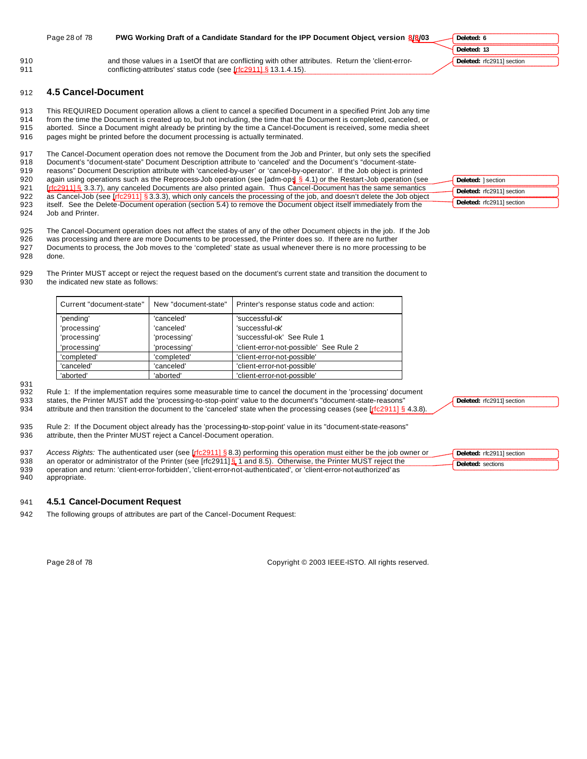and those values in a 1setOf that are conflicting with other attributes. Return the 'client-error-conflicting-attributes' status code (see [rfc2911] § 13.1.4.15).

## 4.5 Cancel-Document

This REQUIRED Document operation allows a client to cancel a specified Document in a specified Print Job any time from the time the Document is created up to, but not including, the time that the Document is completed, canceled, or aborted. Since a Document might already be printing by the time a Cancel-Document is received, some media sheet pages might be printed before the document processing is actually terminated.

The Cancel-Document operation does not remove the Document from the Job and Printer, but only sets the specified Document's "document-state" Document Description attribute to 'canceled' and the Document's "document-state-reasons" Document Description attribute with 'canceled-by-user' or 'cancel-by-operator'. If the Job object is printed again using operations such as the Reprocess-Job operation (see [adm-ops] § 4.1) or the Restart-Job operation (see [rfc2911] § 3.3.7), any canceled Documents are also printed again. Thus Cancel-Document has the same semantics as Cancel-Job (see [rfc2911] § 3.3.3), which only cancels the processing of the job, and doesn't delete the Job object itself. See the Delete-Document operation (section 5.4) to remove the Document object itself immediately from the Job and Printer.

The Cancel-Document operation does not affect the states of any of the other Document objects in the job. If the Job was processing and there are more Documents to be processed, the Printer does so. If there are no further Documents to process, the Job moves to the 'completed' state as usual whenever there is no more processing to be done.

The Printer MUST accept or reject the request based on the document's current state and transition the document to the indicated new state as follows:

| Current "document-state" | New "document-state" | Printer's response status code and action: |
|---|---|---|
| 'pending' | 'canceled' | 'successful-ok' |
| 'processing' | 'canceled' | 'successful-ok' |
| 'processing' | 'processing' | 'successful-ok' See Rule 1 |
| 'processing' | 'processing' | 'client-error-not-possible' See Rule 2 |
| 'completed' | 'completed' | 'client-error-not-possible' |
| 'canceled' | 'canceled' | 'client-error-not-possible' |
| 'aborted' | 'aborted' | 'client-error-not-possible' |

Rule 1: If the implementation requires some measurable time to cancel the document in the 'processing' document states, the Printer MUST add the 'processing-to-stop-point' value to the document's "document-state-reasons" attribute and then transition the document to the 'canceled' state when the processing ceases (see [rfc2911] § 4.3.8).

Rule 2: If the Document object already has the 'processing-to-stop-point' value in its "document-state-reasons" attribute, then the Printer MUST reject a Cancel-Document operation.

*Access Rights:* The authenticated user (see [rfc2911] § 8.3) performing this operation must either be the job owner or an operator or administrator of the Printer (see [rfc2911] § 1 and 8.5). Otherwise, the Printer MUST reject the operation and return: 'client-error-forbidden', 'client-error-not-authenticated', or 'client-error-not-authorized' as appropriate.

### 4.5.1 Cancel-Document Request

The following groups of attributes are part of the Cancel-Document Request: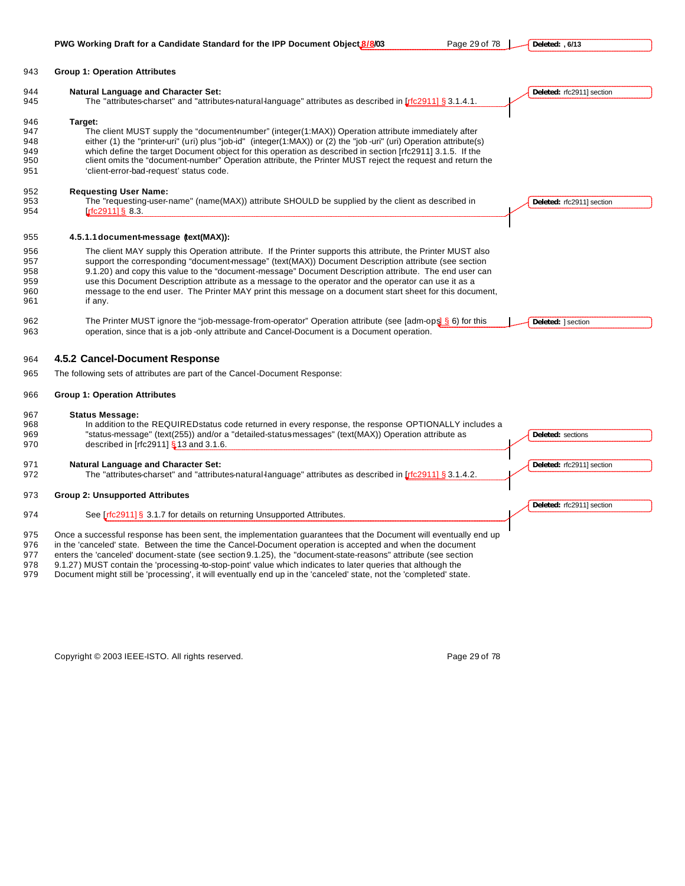**Group 1: Operation Attributes**

**Natural Language and Character Set:**
The "attributes-charset" and "attributes-natural-language" attributes as described in [rfc2911] § 3.1.4.1.

**Target:**
The client MUST supply the "document-number" (integer(1:MAX)) Operation attribute immediately after either (1) the "printer-uri" (uri) plus "job-id" (integer(1:MAX)) or (2) the "job-uri" (uri) Operation attribute(s) which define the target Document object for this operation as described in section [rfc2911] 3.1.5. If the client omits the "document-number" Operation attribute, the Printer MUST reject the request and return the 'client-error-bad-request' status code.

**Requesting User Name:**
The "requesting-user-name" (name(MAX)) attribute SHOULD be supplied by the client as described in [rfc2911] § 8.3.

#### 4.5.1.1 document-message (text(MAX)):

The client MAY supply this Operation attribute. If the Printer supports this attribute, the Printer MUST also support the corresponding "document-message" (text(MAX)) Document Description attribute (see section 9.1.20) and copy this value to the "document-message" Document Description attribute. The end user can use this Document Description attribute as a message to the operator and the operator can use it as a message to the end user. The Printer MAY print this message on a document start sheet for this document, if any.

The Printer MUST ignore the "job-message-from-operator" Operation attribute (see [adm-ops] § 6) for this operation, since that is a job-only attribute and Cancel-Document is a Document operation.

### 4.5.2 Cancel-Document Response

The following sets of attributes are part of the Cancel-Document Response:

**Group 1: Operation Attributes**

**Status Message:**
In addition to the REQUIRED status code returned in every response, the response OPTIONALLY includes a "status-message" (text(255)) and/or a "detailed-status-messages" (text(MAX)) Operation attribute as described in [rfc2911] § 13 and 3.1.6.

**Natural Language and Character Set:**
The "attributes-charset" and "attributes-natural-language" attributes as described in [rfc2911] § 3.1.4.2.

**Group 2: Unsupported Attributes**

See [rfc2911] § 3.1.7 for details on returning Unsupported Attributes.

Once a successful response has been sent, the implementation guarantees that the Document will eventually end up in the 'canceled' state. Between the time the Cancel-Document operation is accepted and when the document enters the 'canceled' document-state (see section 9.1.25), the "document-state-reasons" attribute (see section 9.1.27) MUST contain the 'processing-to-stop-point' value which indicates to later queries that although the Document might still be 'processing', it will eventually end up in the 'canceled' state, not the 'completed' state.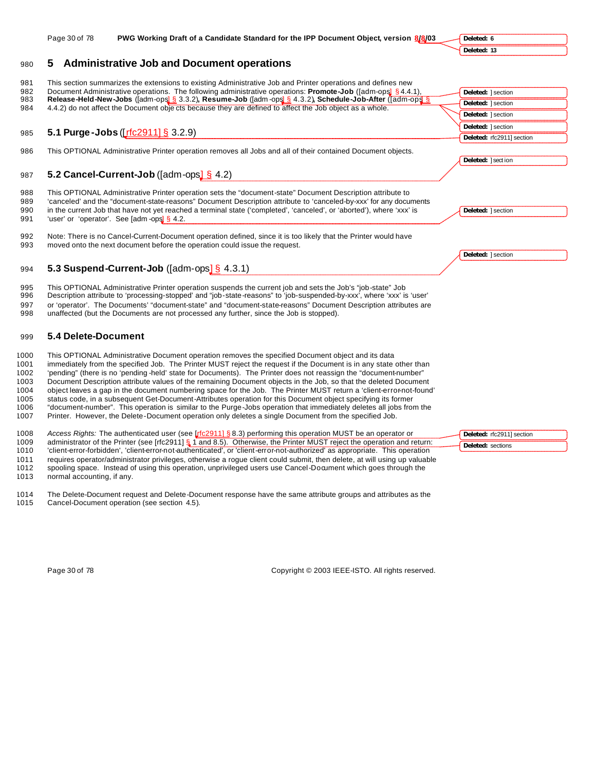# 5 Administrative Job and Document operations

This section summarizes the extensions to existing Administrative Job and Printer operations and defines new Document Administrative operations. The following administrative operations: **Promote-Job** ([adm-ops] § 4.4.1), **Release-Held-New-Jobs** ([adm-ops] § 3.3.2), **Resume-Job** ([adm-ops] § 4.3.2), **Schedule-Job-After** ([adm-ops] § 4.4.2) do not affect the Document objects because they are defined to affect the Job object as a whole.

## 5.1 Purge-Jobs ([rfc2911] § 3.2.9)

This OPTIONAL Administrative Printer operation removes all Jobs and all of their contained Document objects.

## 5.2 Cancel-Current-Job ([adm-ops] § 4.2)

This OPTIONAL Administrative Printer operation sets the "document-state" Document Description attribute to 'canceled' and the "document-state-reasons" Document Description attribute to 'canceled-by-xxx' for any documents in the current Job that have not yet reached a terminal state ('completed', 'canceled', or 'aborted'), where 'xxx' is 'user' or 'operator'. See [adm-ops] § 4.2.

Note: There is no Cancel-Current-Document operation defined, since it is too likely that the Printer would have moved onto the next document before the operation could issue the request.

## 5.3 Suspend-Current-Job ([adm-ops] § 4.3.1)

This OPTIONAL Administrative Printer operation suspends the current job and sets the Job's "job-state" Job Description attribute to 'processing-stopped' and "job-state-reasons" to 'job-suspended-by-xxx', where 'xxx' is 'user' or 'operator'. The Documents' "document-state" and "document-state-reasons" Document Description attributes are unaffected (but the Documents are not processed any further, since the Job is stopped).

## 5.4 Delete-Document

This OPTIONAL Administrative Document operation removes the specified Document object and its data immediately from the specified Job. The Printer MUST reject the request if the Document is in any state other than 'pending" (there is no 'pending-held' state for Documents). The Printer does not reassign the "document-number" Document Description attribute values of the remaining Document objects in the Job, so that the deleted Document object leaves a gap in the document numbering space for the Job. The Printer MUST return a 'client-error-not-found' status code, in a subsequent Get-Document-Attributes operation for this Document object specifying its former "document-number". This operation is similar to the Purge-Jobs operation that immediately deletes all jobs from the Printer. However, the Delete-Document operation only deletes a single Document from the specified Job.

*Access Rights:* The authenticated user (see [rfc2911] § 8.3) performing this operation MUST be an operator or administrator of the Printer (see [rfc2911] § 1 and 8.5). Otherwise, the Printer MUST reject the operation and return: 'client-error-forbidden', 'client-error-not-authenticated', or 'client-error-not-authorized' as appropriate. This operation requires operator/administrator privileges, otherwise a rogue client could submit, then delete, at will using up valuable spooling space. Instead of using this operation, unprivileged users use Cancel-Document which goes through the normal accounting, if any.

The Delete-Document request and Delete-Document response have the same attribute groups and attributes as the Cancel-Document operation (see section 4.5).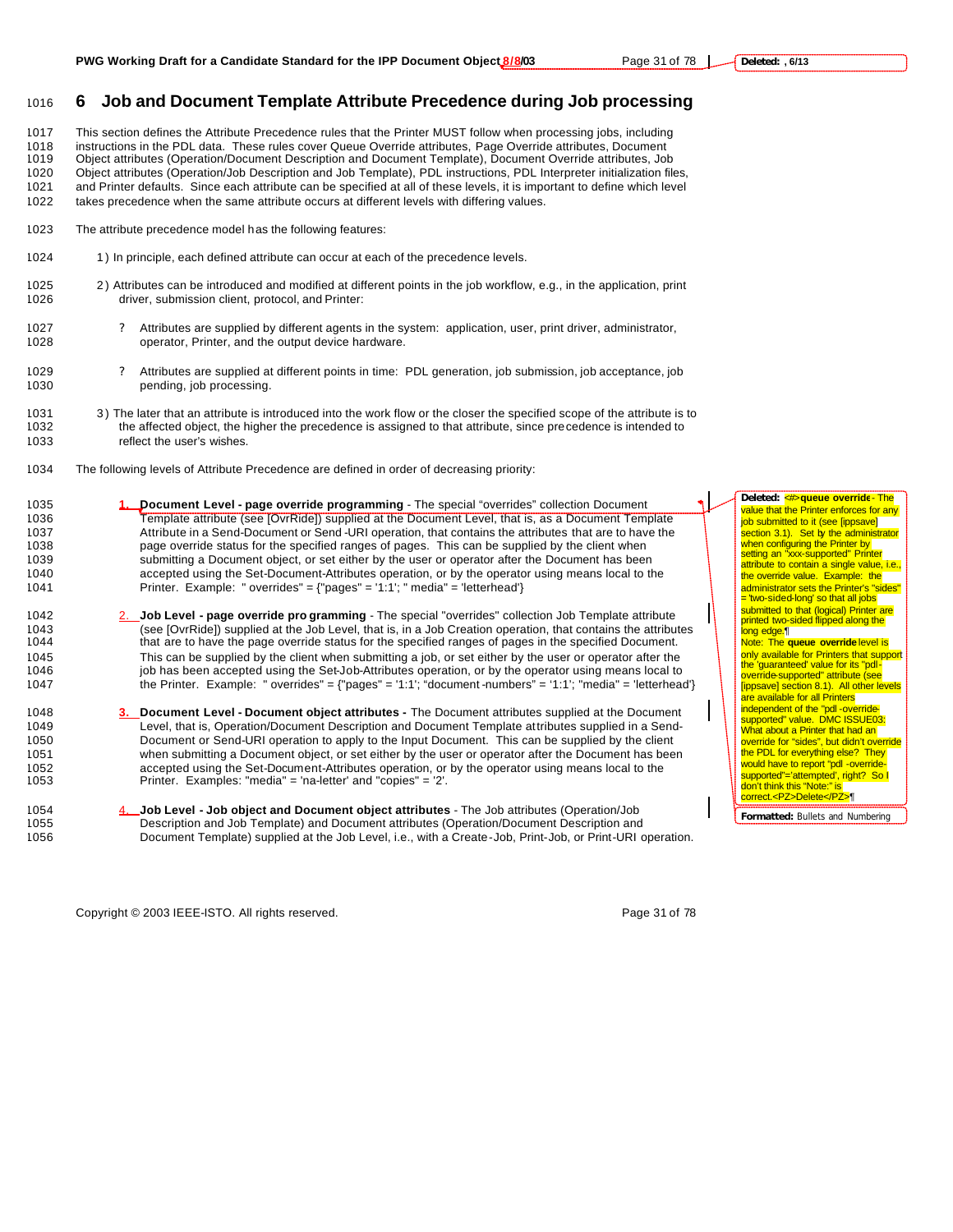# 6 Job and Document Template Attribute Precedence during Job processing

This section defines the Attribute Precedence rules that the Printer MUST follow when processing jobs, including instructions in the PDL data. These rules cover Queue Override attributes, Page Override attributes, Document Object attributes (Operation/Document Description and Document Template), Document Override attributes, Job Object attributes (Operation/Job Description and Job Template), PDL instructions, PDL Interpreter initialization files, and Printer defaults. Since each attribute can be specified at all of these levels, it is important to define which level takes precedence when the same attribute occurs at different levels with differing values.

The attribute precedence model has the following features:

1) In principle, each defined attribute can occur at each of the precedence levels.

2) Attributes can be introduced and modified at different points in the job workflow, e.g., in the application, print driver, submission client, protocol, and Printer:

- Attributes are supplied by different agents in the system: application, user, print driver, administrator, operator, Printer, and the output device hardware.
- Attributes are supplied at different points in time: PDL generation, job submission, job acceptance, job pending, job processing.

3) The later that an attribute is introduced into the work flow or the closer the specified scope of the attribute is to the affected object, the higher the precedence is assigned to that attribute, since precedence is intended to reflect the user's wishes.

The following levels of Attribute Precedence are defined in order of decreasing priority:

1. **Document Level - page override programming** - The special "overrides" collection Document Template attribute (see [OvrRide]) supplied at the Document Level, that is, as a Document Template Attribute in a Send-Document or Send-URI operation, that contains the attributes that are to have the page override status for the specified ranges of pages. This can be supplied by the client when submitting a Document object, or set either by the user or operator after the Document has been accepted using the Set-Document-Attributes operation, or by the operator using means local to the Printer. Example: " overrides" = {"pages" = '1:1'; " media" = 'letterhead'}

2. **Job Level - page override programming** - The special "overrides" collection Job Template attribute (see [OvrRide]) supplied at the Job Level, that is, in a Job Creation operation, that contains the attributes that are to have the page override status for the specified ranges of pages in the specified Document. This can be supplied by the client when submitting a job, or set either by the user or operator after the job has been accepted using the Set-Job-Attributes operation, or by the operator using means local to the Printer. Example: " overrides" = {"pages" = '1:1'; "document-numbers" = '1:1'; "media" = 'letterhead'}

3. **Document Level - Document object attributes -** The Document attributes supplied at the Document Level, that is, Operation/Document Description and Document Template attributes supplied in a Send-Document or Send-URI operation to apply to the Input Document. This can be supplied by the client when submitting a Document object, or set either by the user or operator after the Document has been accepted using the Set-Document-Attributes operation, or by the operator using means local to the Printer. Examples: "media" = 'na-letter' and "copies" = '2'.

4. **Job Level - Job object and Document object attributes** - The Job attributes (Operation/Job Description and Job Template) and Document attributes (Operation/Document Description and Document Template) supplied at the Job Level, i.e., with a Create-Job, Print-Job, or Print-URI operation.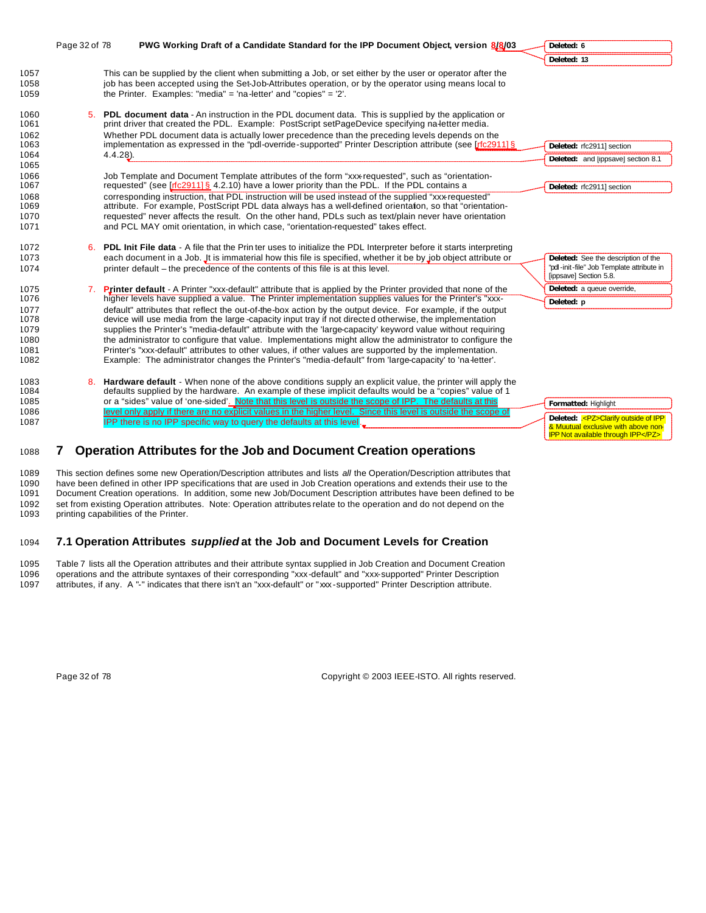This can be supplied by the client when submitting a Job, or set either by the user or operator after the job has been accepted using the Set-Job-Attributes operation, or by the operator using means local to the Printer. Examples: "media" = 'na-letter' and "copies" = '2'.

5. **PDL document data** - An instruction in the PDL document data. This is supplied by the application or print driver that created the PDL. Example: PostScript setPageDevice specifying na-letter media. Whether PDL document data is actually lower precedence than the preceding levels depends on the implementation as expressed in the "pdl-override-supported" Printer Description attribute (see [rfc2911] § 4.4.28).

   Job Template and Document Template attributes of the form "xxx-requested", such as "orientation-requested" (see [rfc2911] § 4.2.10) have a lower priority than the PDL. If the PDL contains a corresponding instruction, that PDL instruction will be used instead of the supplied "xxx-requested" attribute. For example, PostScript PDL data always has a well-defined orientation, so that "orientation-requested" never affects the result. On the other hand, PDLs such as text/plain never have orientation and PCL MAY omit orientation, in which case, "orientation-requested" takes effect.

6. **PDL Init File data** - A file that the Printer uses to initialize the PDL Interpreter before it starts interpreting each document in a Job. It is immaterial how this file is specified, whether it be by job object attribute or printer default – the precedence of the contents of this file is at this level.

7. **Printer default** - A Printer "xxx-default" attribute that is applied by the Printer provided that none of the higher levels have supplied a value. The Printer implementation supplies values for the Printer's "xxx-default" attributes that reflect the out-of-the-box action by the output device. For example, if the output device will use media from the large-capacity input tray if not directed otherwise, the implementation supplies the Printer's "media-default" attribute with the 'large-capacity' keyword value without requiring the administrator to configure that value. Implementations might allow the administrator to configure the Printer's "xxx-default" attributes to other values, if other values are supported by the implementation. Example: The administrator changes the Printer's "media-default" from 'large-capacity' to 'na-letter'.

8. **Hardware default** - When none of the above conditions supply an explicit value, the printer will apply the defaults supplied by the hardware. An example of these implicit defaults would be a "copies" value of 1 or a "sides" value of 'one-sided'. Note that this level is outside the scope of IPP. The defaults at this level only apply if there are no explicit values in the higher level. Since this level is outside the scope of IPP there is no IPP specific way to query the defaults at this level.

# 7 Operation Attributes for the Job and Document Creation operations

This section defines some new Operation/Description attributes and lists *all* the Operation/Description attributes that have been defined in other IPP specifications that are used in Job Creation operations and extends their use to the Document Creation operations. In addition, some new Job/Document Description attributes have been defined to be set from existing Operation attributes. Note: Operation attributes relate to the operation and do not depend on the printing capabilities of the Printer.

## 7.1 Operation Attributes *supplied* at the Job and Document Levels for Creation

Table 7 lists all the Operation attributes and their attribute syntax supplied in Job Creation and Document Creation operations and the attribute syntaxes of their corresponding "xxx-default" and "xxx-supported" Printer Description attributes, if any. A "-" indicates that there isn't an "xxx-default" or "xxx-supported" Printer Description attribute.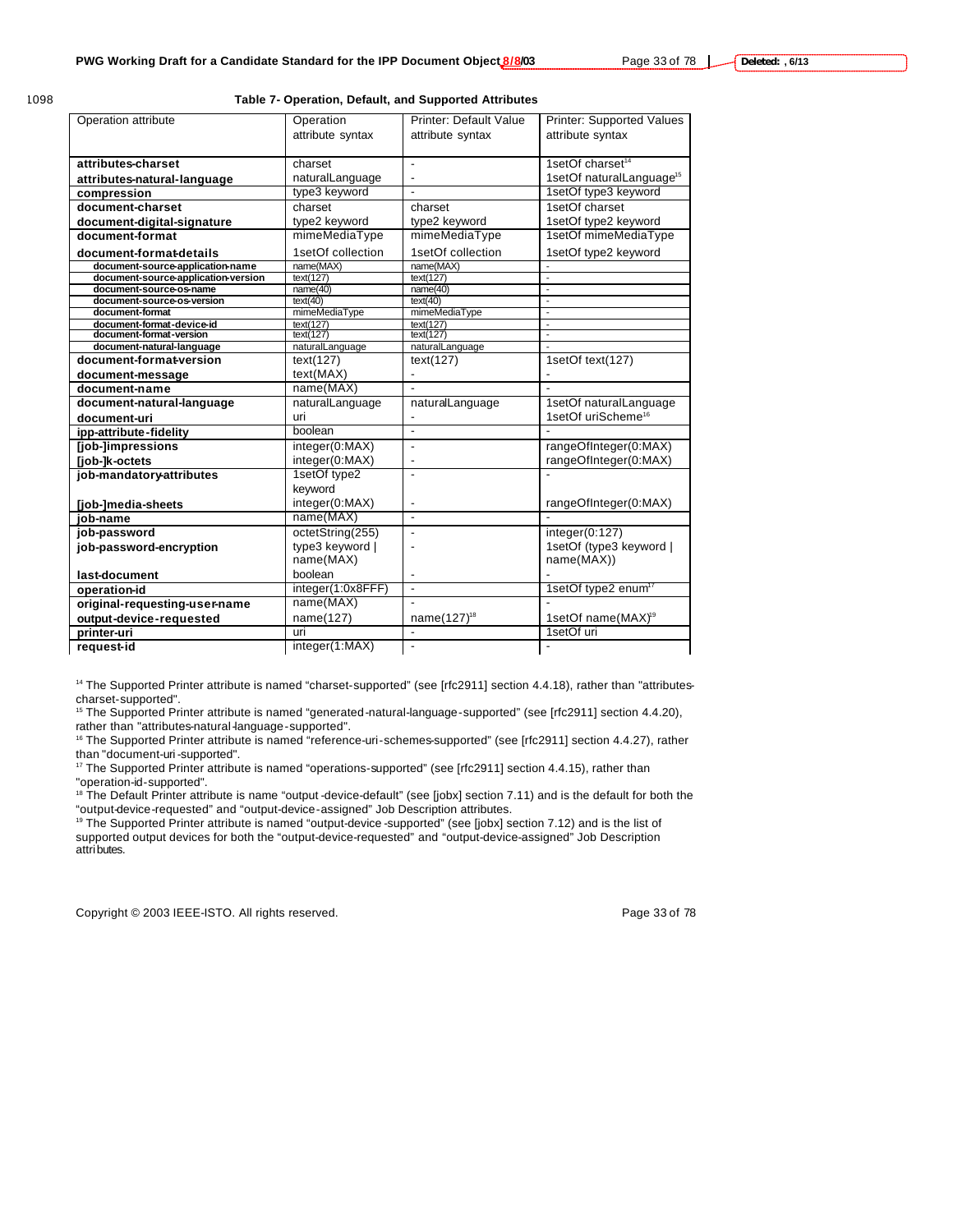**Table 7- Operation, Default, and Supported Attributes**

| Operation attribute | Operation attribute syntax | Printer: Default Value attribute syntax | Printer: Supported Values attribute syntax |
|---|---|---|---|
| **attributes-charset** | charset | - | 1setOf charset[14] |
| **attributes-natural-language** | naturalLanguage | - | 1setOf naturalLanguage[15] |
| **compression** | type3 keyword | - | 1setOf type3 keyword |
| **document-charset** | charset | charset | 1setOf charset |
| **document-digital-signature** | type2 keyword | type2 keyword | 1setOf type2 keyword |
| **document-format** | mimeMediaType | mimeMediaType | 1setOf mimeMediaType |
| **document-format-details** | 1setOf collection | 1setOf collection | 1setOf type2 keyword |
| **document-source-application-name** | name(MAX) | name(MAX) | - |
| **document-source-application-version** | text(127) | text(127) | - |
| **document-source-os-name** | name(40) | name(40) | - |
| **document-source-os-version** | text(40) | text(40) | - |
| **document-format** | mimeMediaType | mimeMediaType | - |
| **document-format-device-id** | text(127) | text(127) | - |
| **document-format-version** | text(127) | text(127) | - |
| **document-natural-language** | naturalLanguage | naturalLanguage | - |
| **document-format-version** | text(127) | text(127) | 1setOf text(127) |
| **document-message** | text(MAX) | - | - |
| **document-name** | name(MAX) | - | - |
| **document-natural-language** | naturalLanguage | naturalLanguage | 1setOf naturalLanguage |
| **document-uri** | uri | - | 1setOf uriScheme[16] |
| **ipp-attribute-fidelity** | boolean | - | - |
| **[job-]impressions** | integer(0:MAX) | - | rangeOfInteger(0:MAX) |
| **[job-]k-octets** | integer(0:MAX) | - | rangeOfInteger(0:MAX) |
| **job-mandatory-attributes** | 1setOf type2 keyword | - | - |
| **[job-]media-sheets** | integer(0:MAX) | - | rangeOfInteger(0:MAX) |
| **job-name** | name(MAX) | - | - |
| **job-password** | octetString(255) | - | integer(0:127) |
| **job-password-encryption** | type3 keyword \| name(MAX) | - | 1setOf (type3 keyword \| name(MAX)) |
| **last-document** | boolean | - | - |
| **operation-id** | integer(1:0x8FFF) | - | 1setOf type2 enum[17] |
| **original-requesting-user-name** | name(MAX) | - | - |
| **output-device-requested** | name(127) | name(127)[18] | 1setOf name(MAX)[19] |
| **printer-uri** | uri | - | 1setOf uri |
| **request-id** | integer(1:MAX) | - | - |

[14] The Supported Printer attribute is named "charset-supported" (see [rfc2911] section 4.4.18), rather than "attributes-charset-supported".

[15] The Supported Printer attribute is named "generated-natural-language-supported" (see [rfc2911] section 4.4.20), rather than "attributes-natural-language-supported".

[16] The Supported Printer attribute is named "reference-uri-schemes-supported" (see [rfc2911] section 4.4.27), rather than "document-uri-supported".

[17] The Supported Printer attribute is named "operations-supported" (see [rfc2911] section 4.4.15), rather than "operation-id-supported".

[18] The Default Printer attribute is name "output-device-default" (see [jobx] section 7.11) and is the default for both the "output-device-requested" and "output-device-assigned" Job Description attributes.

[19] The Supported Printer attribute is named "output-device-supported" (see [jobx] section 7.12) and is the list of supported output devices for both the "output-device-requested" and "output-device-assigned" Job Description attributes.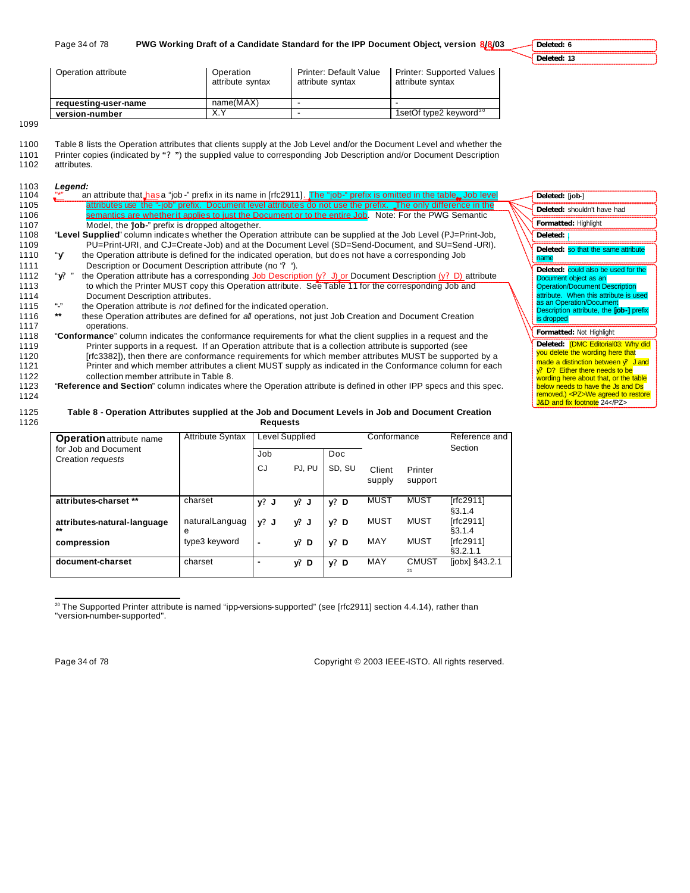| Operation attribute | Operation attribute syntax | Printer: Default Value attribute syntax | Printer: Supported Values attribute syntax |
|---|---|---|---|
| **requesting-user-name** | name(MAX) | - | - |
| **version-number** | X.Y | - | 1setOf type2 keyword[20] |

Table 8 lists the Operation attributes that clients supply at the Job Level and/or the Document Level and whether the Printer copies (indicated by "? ") the supplied value to corresponding Job Description and/or Document Description attributes.

***Legend:***

"*" an attribute that has a "job-" prefix in its name in [rfc2911]. The "job-" prefix is omitted in the table. Job level attributes use the "-job" prefix. Document level attributes do not use the prefix. The only difference in the semantics are whether it applies to just the Document or to the entire Job. Note: For the PWG Semantic Model, the "job-" prefix is dropped altogether.

"**Level Supplied**" column indicates whether the Operation attribute can be supplied at the Job Level (PJ=Print-Job, PU=Print-URI, and CJ=Create-Job) and at the Document Level (SD=Send-Document, and SU=Send-URI).

"**y**" the Operation attribute is defined for the indicated operation, but does not have a corresponding Job Description or Document Description attribute (no '? ').

"**y?** " the Operation attribute has a corresponding Job Description (y? J) or Document Description (y? D) attribute to which the Printer MUST copy this Operation attribute. See Table 11 for the corresponding Job and Document Description attributes.

"**-**" the Operation attribute is *not* defined for the indicated operation.

**\*\*** these Operation attributes are defined for *all* operations, not just Job Creation and Document Creation operations.

"**Conformance**" column indicates the conformance requirements for what the client supplies in a request and the Printer supports in a request. If an Operation attribute that is a collection attribute is supported (see [rfc3382]), then there are conformance requirements for which member attributes MUST be supported by a Printer and which member attributes a client MUST supply as indicated in the Conformance column for each collection member attribute in Table 8.

"**Reference and Section**" column indicates where the Operation attribute is defined in other IPP specs and this spec.

**Table 8 - Operation Attributes supplied at the Job and Document Levels in Job and Document Creation Requests**

| **Operation** attribute name for Job and Document Creation *requests* | Attribute Syntax | Level Supplied | | | Conformance | | Reference and Section |
|---|---|---|---|---|---|---|---|
| | | Job | | Doc | | | |
| | | CJ | PJ, PU | SD, SU | Client supply | Printer support | |
| **attributes-charset \*\*** | charset | **y? J** | **y? J** | **y? D** | MUST | MUST | [rfc2911] §3.1.4 |
| **attributes-natural-language \*\*** | naturalLanguage | **y? J** | **y? J** | **y? D** | MUST | MUST | [rfc2911] §3.1.4 |
| **compression** | type3 keyword | **-** | **y? D** | **y? D** | MAY | MUST | [rfc2911] §3.2.1.1 |
| **document-charset** | charset | **-** | **y? D** | **y? D** | MAY | CMUST[21] | [jobx] §43.2.1 |

[20] The Supported Printer attribute is named "ipp-versions-supported" (see [rfc2911] section 4.4.14), rather than "version-number-supported".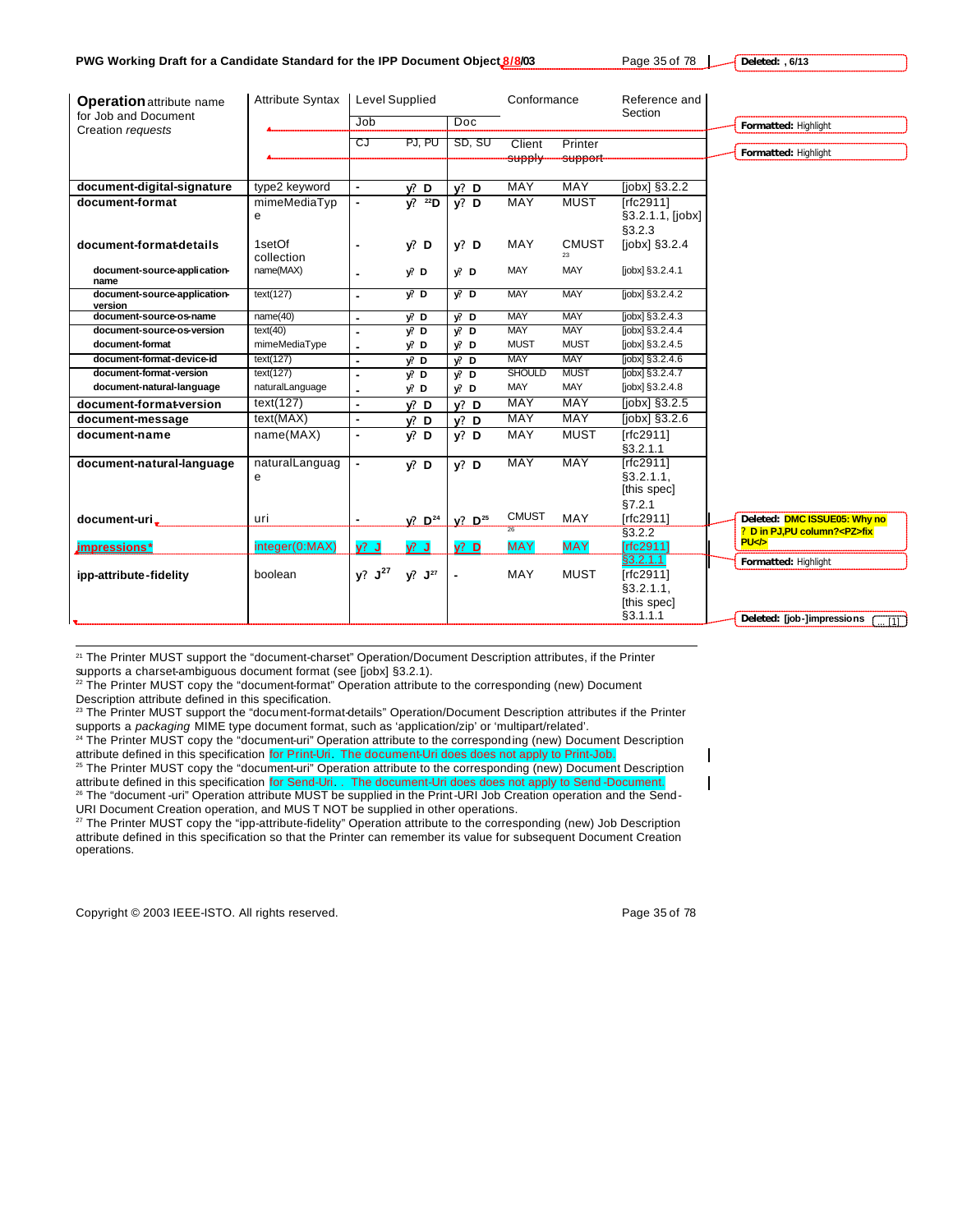| **Operation** attribute name for Job and Document Creation *requests* | Attribute Syntax | Level Supplied | | | Conformance | | Reference and Section |
|---|---|---|---|---|---|---|---|
| | | Job | | Doc | | | |
| | | CJ | PJ, PU | SD, SU | Client supply | Printer support | |
| **document-digital-signature** | type2 keyword | - | y? **D** | y? **D** | MAY | MAY | [jobx] §3.2.2 |
| **document-format** | mimeMediaType | - | y? [22]**D** | y? **D** | MAY | MUST | [rfc2911] §3.2.1.1, [jobx] §3.2.3 |
| **document-format-details** | 1setOf collection | - | y? **D** | y? **D** | MAY | CMUST [23] | [jobx] §3.2.4 |
| **document-source-application-name** | name(MAX) | - | y? **D** | y? **D** | MAY | MAY | [jobx] §3.2.4.1 |
| **document-source-application-version** | text(127) | - | y? **D** | y? **D** | MAY | MAY | [jobx] §3.2.4.2 |
| **document-source-os-name** | name(40) | - | y? **D** | y? **D** | MAY | MAY | [jobx] §3.2.4.3 |
| **document-source-os-version** | text(40) | - | y? **D** | y? **D** | MAY | MAY | [jobx] §3.2.4.4 |
| **document-format** | mimeMediaType | - | y? **D** | y? **D** | MUST | MUST | [jobx] §3.2.4.5 |
| **document-format-device-id** | text(127) | - | y? **D** | y? **D** | MAY | MAY | [jobx] §3.2.4.6 |
| **document-format-version** | text(127) | - | y? **D** | y? **D** | SHOULD | MUST | [jobx] §3.2.4.7 |
| **document-natural-language** | naturalLanguage | - | y? **D** | y? **D** | MAY | MAY | [jobx] §3.2.4.8 |
| **document-format-version** | text(127) | - | y? **D** | y? **D** | MAY | MAY | [jobx] §3.2.5 |
| **document-message** | text(MAX) | - | y? **D** | y? **D** | MAY | MAY | [jobx] §3.2.6 |
| **document-name** | name(MAX) | - | y? **D** | y? **D** | MAY | MUST | [rfc2911] §3.2.1.1 |
| **document-natural-language** | naturalLanguage | - | y? **D** | y? **D** | MAY | MAY | [rfc2911] §3.2.1.1, [this spec] §7.2.1 |
| **document-uri** | uri | - | y? **D**[24] | y? **D**[25] | CMUST [26] | MAY | [rfc2911] §3.2.2 |
| **impressions*** | integer(0:MAX) | y? **J** | y? **J** | y? **D** | MAY | MAY | [rfc2911] §3.2.1.1 |
| **ipp-attribute-fidelity** | boolean | y? **J**[27] | y? **J**[27] | - | MAY | MUST | [rfc2911] §3.2.1.1, [this spec] §3.1.1.1 |

[21] The Printer MUST support the "document-charset" Operation/Document Description attributes, if the Printer supports a charset-ambiguous document format (see [jobx] §3.2.1).

[22] The Printer MUST copy the "document-format" Operation attribute to the corresponding (new) Document Description attribute defined in this specification.

[23] The Printer MUST support the "document-format-details" Operation/Document Description attributes if the Printer supports a *packaging* MIME type document format, such as 'application/zip' or 'multipart/related'.

[24] The Printer MUST copy the "document-uri" Operation attribute to the corresponding (new) Document Description attribute defined in this specification for Print-Uri. The document-Uri does does not apply to Print-Job.

[25] The Printer MUST copy the "document-uri" Operation attribute to the corresponding (new) Document Description attribute defined in this specification for Send-Uri. . The document-Uri does does not apply to Send-Document.

[26] The "document-uri" Operation attribute MUST be supplied in the Print-URI Job Creation operation and the Send-URI Document Creation operation, and MUST NOT be supplied in other operations.

[27] The Printer MUST copy the "ipp-attribute-fidelity" Operation attribute to the corresponding (new) Job Description attribute defined in this specification so that the Printer can remember its value for subsequent Document Creation operations.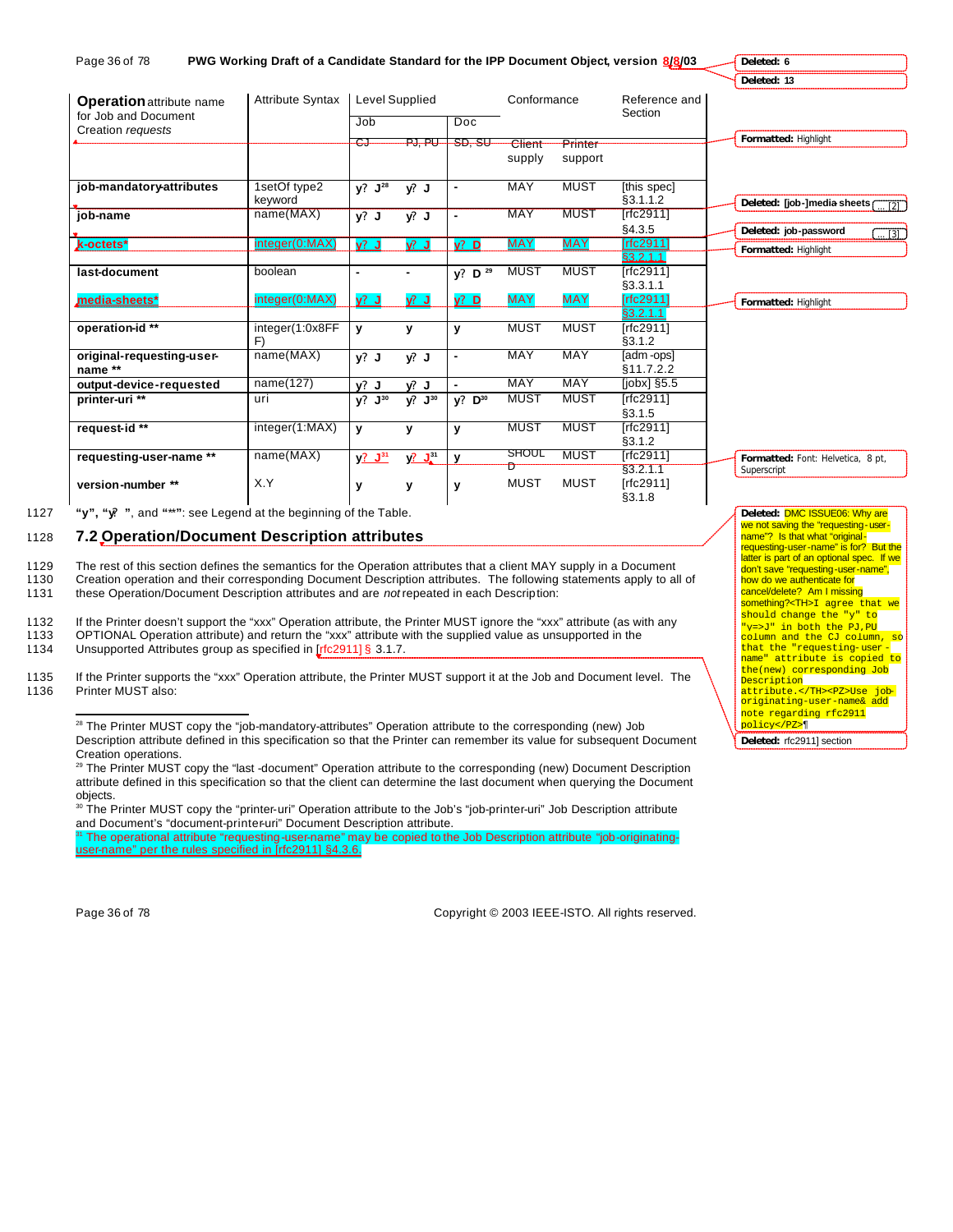| Operation attribute name for Job and Document Creation requests | Attribute Syntax | Level Supplied | | | Conformance | | Reference and Section |
|---|---|---|---|---|---|---|---|
| | | Job | | Doc | | | |
| | | CJ | PJ, PU | SD, SU | Client supply | Printer support | |
| **job-mandatory-attributes** | 1setOf type2 keyword | y? J[28] | y? J | - | MAY | MUST | [this spec] §3.1.1.2 |
| **job-name** | name(MAX) | y? J | y? J | - | MAY | MUST | [rfc2911] §4.3.5 |
| **k-octets*** | integer(0:MAX) | y? J | y? J | y? D | MAY | MAY | [rfc2911] §3.2.1.1 |
| **last-document** | boolean | - | - | y? D[29] | MUST | MUST | [rfc2911] §3.3.1.1 |
| **media-sheets*** | integer(0:MAX) | y? J | y? J | y? D | MAY | MAY | [rfc2911] §3.2.1.1 |
| **operation-id \*\*** | integer(1:0x8FFF) | y | y | y | MUST | MUST | [rfc2911] §3.1.2 |
| **original-requesting-user-name \*\*** | name(MAX) | y? J | y? J | - | MAY | MAY | [adm-ops] §11.7.2.2 |
| **output-device-requested** | name(127) | y? J | y? J | - | MAY | MAY | [jobx] §5.5 |
| **printer-uri \*\*** | uri | y? J[30] | y? J[30] | y? D[30] | MUST | MUST | [rfc2911] §3.1.5 |
| **request-id \*\*** | integer(1:MAX) | y | y | y | MUST | MUST | [rfc2911] §3.1.2 |
| **requesting-user-name \*\*** | name(MAX) | y? J[31] | y? J[31] | y | SHOULD | MUST | [rfc2911] §3.2.1.1 |
| **version-number \*\*** | X.Y | y | y | y | MUST | MUST | [rfc2911] §3.1.8 |

1127 **"y", "y? "**, and **"\*\*"**: see Legend at the beginning of the Table.

## 7.2 Operation/Document Description attributes

1129 The rest of this section defines the semantics for the Operation attributes that a client MAY supply in a Document
1130 Creation operation and their corresponding Document Description attributes. The following statements apply to all of
1131 these Operation/Document Description attributes and are *not* repeated in each Description:

1132 If the Printer doesn't support the "xxx" Operation attribute, the Printer MUST ignore the "xxx" attribute (as with any
1133 OPTIONAL Operation attribute) and return the "xxx" attribute with the supplied value as unsupported in the
1134 Unsupported Attributes group as specified in [rfc2911] § 3.1.7.

1135 If the Printer supports the "xxx" Operation attribute, the Printer MUST support it at the Job and Document level. The
1136 Printer MUST also:

[28] The Printer MUST copy the "job-mandatory-attributes" Operation attribute to the corresponding (new) Job Description attribute defined in this specification so that the Printer can remember its value for subsequent Document Creation operations.

[29] The Printer MUST copy the "last-document" Operation attribute to the corresponding (new) Document Description attribute defined in this specification so that the client can determine the last document when querying the Document objects.

[30] The Printer MUST copy the "printer-uri" Operation attribute to the Job's "job-printer-uri" Job Description attribute and Document's "document-printer-uri" Document Description attribute.

[31] The operational attribute "requesting-user-name" may be copied to the Job Description attribute "job-originating-user-name" per the rules specified in [rfc2911] §4.3.6.

Deleted: 6
Deleted: 13
Formatted: Highlight
Deleted: [job-]media sheets ... [2]
Deleted: job-password ... [3]
Formatted: Highlight
Formatted: Highlight
Formatted: Font: Helvetica, 8 pt, Superscript
Deleted: DMC ISSUE06: Why are we not saving the "requesting-user-name"? Is that what "original-requesting-user-name" is for? But the latter is part of an optional spec. If we don't save "requesting-user-name", how do we authenticate for cancel/delete? Am I missing something?<TH>I agree that we should change the "y" to "v=>J" in both the PJ,PU column and the CJ column, so that the "requesting-user-name" attribute is copied to the(new) corresponding Job Description attribute.</TH><PZ>Use job-originating-user-name& add note regarding rfc2911 policy</PZ>¶
Deleted: rfc2911] section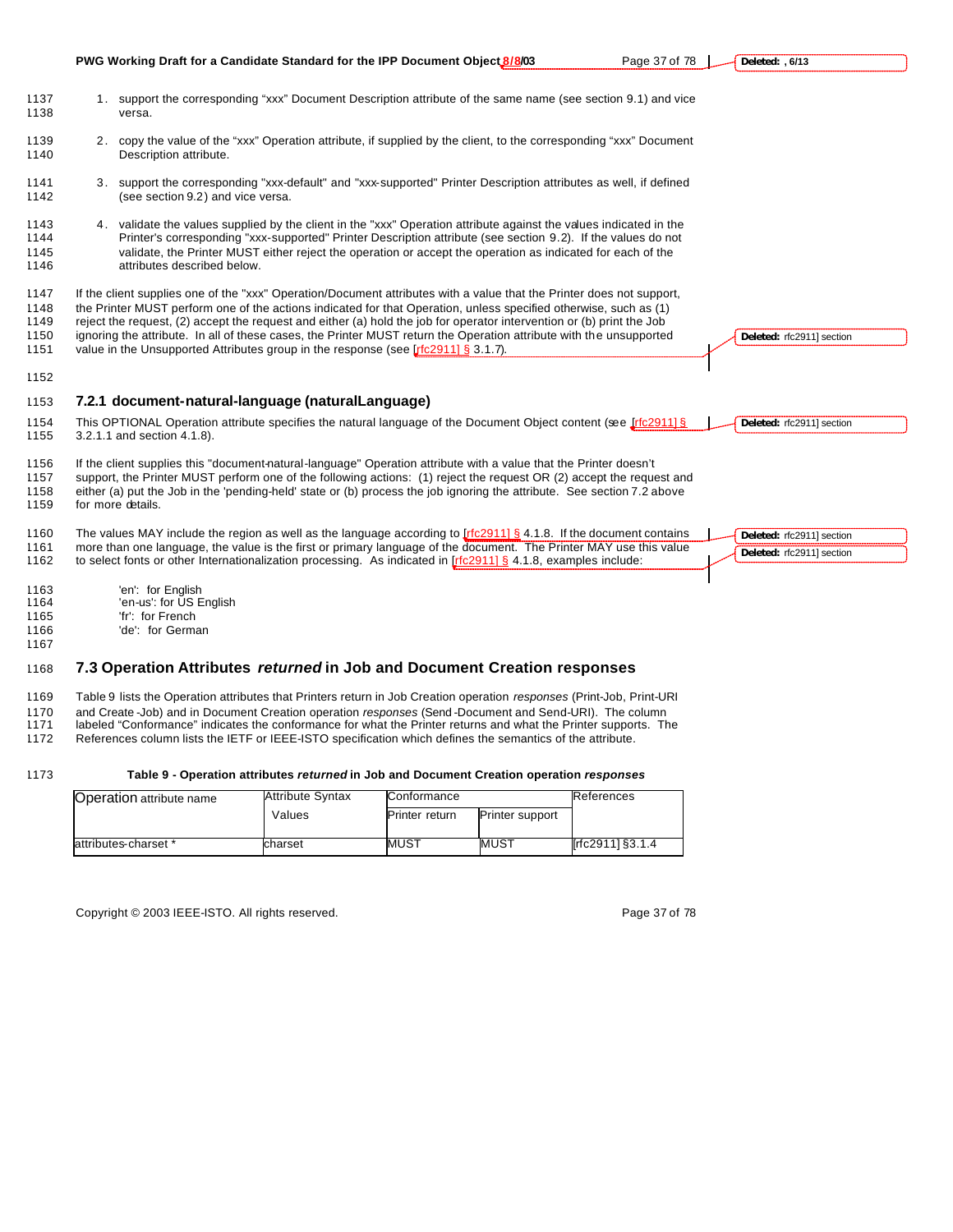1. support the corresponding “xxx” Document Description attribute of the same name (see section 9.1) and vice versa.

2. copy the value of the “xxx” Operation attribute, if supplied by the client, to the corresponding “xxx” Document Description attribute.

3. support the corresponding "xxx-default" and "xxx-supported" Printer Description attributes as well, if defined (see section 9.2) and vice versa.

4. validate the values supplied by the client in the "xxx" Operation attribute against the values indicated in the Printer's corresponding "xxx-supported" Printer Description attribute (see section 9.2). If the values do not validate, the Printer MUST either reject the operation or accept the operation as indicated for each of the attributes described below.

If the client supplies one of the "xxx" Operation/Document attributes with a value that the Printer does not support, the Printer MUST perform one of the actions indicated for that Operation, unless specified otherwise, such as (1) reject the request, (2) accept the request and either (a) hold the job for operator intervention or (b) print the Job ignoring the attribute. In all of these cases, the Printer MUST return the Operation attribute with the unsupported value in the Unsupported Attributes group in the response (see [rfc2911] § 3.1.7).

### 7.2.1 document-natural-language (naturalLanguage)

This OPTIONAL Operation attribute specifies the natural language of the Document Object content (see [rfc2911] § 3.2.1.1 and section 4.1.8).

If the client supplies this "document-natural-language" Operation attribute with a value that the Printer doesn’t support, the Printer MUST perform one of the following actions: (1) reject the request OR (2) accept the request and either (a) put the Job in the 'pending-held' state or (b) process the job ignoring the attribute. See section 7.2 above for more details.

The values MAY include the region as well as the language according to [rfc2911] § 4.1.8. If the document contains more than one language, the value is the first or primary language of the document. The Printer MAY use this value to select fonts or other Internationalization processing. As indicated in [rfc2911] § 4.1.8, examples include:

'en': for English
'en-us': for US English
'fr': for French
'de': for German

## 7.3 Operation Attributes *returned* in Job and Document Creation responses

Table 9 lists the Operation attributes that Printers return in Job Creation operation *responses* (Print-Job, Print-URI and Create-Job) and in Document Creation operation *responses* (Send-Document and Send-URI). The column labeled “Conformance” indicates the conformance for what the Printer returns and what the Printer supports. The References column lists the IETF or IEEE-ISTO specification which defines the semantics of the attribute.

**Table 9 - Operation attributes *returned* in Job and Document Creation operation *responses***

| Operation attribute name | Attribute Syntax Values | Conformance | | References |
|---|---|---|---|---|
| | | Printer return | Printer support | |
| attributes-charset * | charset | MUST | MUST | [rfc2911] §3.1.4 |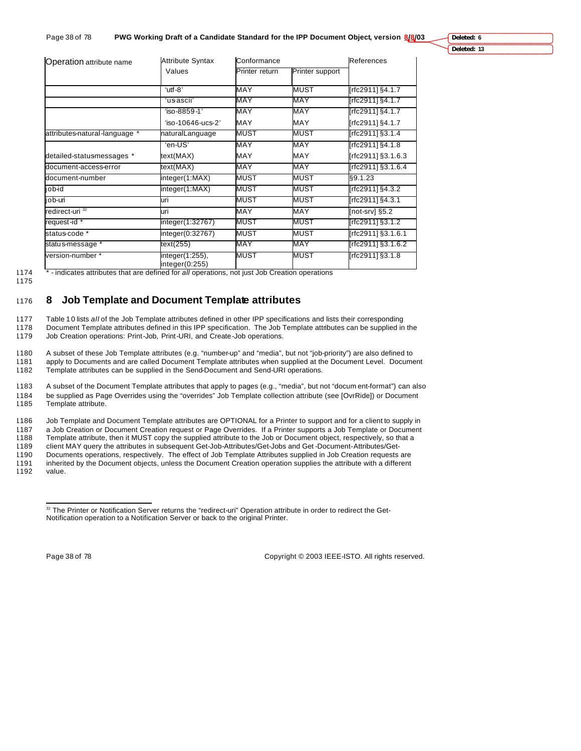| Operation attribute name | Attribute Syntax Values | Conformance | | References |
|---|---|---|---|---|
| | | Printer return | Printer support | |
| | 'utf-8' | MAY | MUST | [rfc2911] §4.1.7 |
| | 'us-ascii' | MAY | MAY | [rfc2911] §4.1.7 |
| | 'iso-8859-1' | MAY | MAY | [rfc2911] §4.1.7 |
| | 'iso-10646-ucs-2' | MAY | MAY | [rfc2911] §4.1.7 |
| attributes-natural-language * | naturalLanguage | MUST | MUST | [rfc2911] §3.1.4 |
| | 'en-US' | MAY | MAY | [rfc2911] §4.1.8 |
| detailed-status-messages * | text(MAX) | MAY | MAY | [rfc2911] §3.1.6.3 |
| document-access-error | text(MAX) | MAY | MAY | [rfc2911] §3.1.6.4 |
| document-number | integer(1:MAX) | MUST | MUST | §9.1.23 |
| job-id | integer(1:MAX) | MUST | MUST | [rfc2911] §4.3.2 |
| job-uri | uri | MUST | MUST | [rfc2911] §4.3.1 |
| redirect-uri [32] | uri | MAY | MAY | [not-srv] §5.2 |
| request-id * | integer(1:32767) | MUST | MUST | [rfc2911] §3.1.2 |
| status-code * | integer(0:32767) | MUST | MUST | [rfc2911] §3.1.6.1 |
| status-message * | text(255) | MAY | MAY | [rfc2911] §3.1.6.2 |
| version-number * | integer(1:255), integer(0:255) | MUST | MUST | [rfc2911] §3.1.8 |

* - indicates attributes that are defined for *all* operations, not just Job Creation operations

# 8 Job Template and Document Template attributes

Table 10 lists *all* of the Job Template attributes defined in other IPP specifications and lists their corresponding Document Template attributes defined in this IPP specification. The Job Template attributes can be supplied in the Job Creation operations: Print-Job, Print-URI, and Create-Job operations.

A subset of these Job Template attributes (e.g. "number-up" and "media", but not "job-priority") are also defined to apply to Documents and are called Document Template attributes when supplied at the Document Level. Document Template attributes can be supplied in the Send-Document and Send-URI operations.

A subset of the Document Template attributes that apply to pages (e.g., "media", but not "document-format") can also be supplied as Page Overrides using the "overrides" Job Template collection attribute (see [OvrRide]) or Document Template attribute.

Job Template and Document Template attributes are OPTIONAL for a Printer to support and for a client to supply in a Job Creation or Document Creation request or Page Overrides. If a Printer supports a Job Template or Document Template attribute, then it MUST copy the supplied attribute to the Job or Document object, respectively, so that a client MAY query the attributes in subsequent Get-Job-Attributes/Get-Jobs and Get-Document-Attributes/Get-Documents operations, respectively. The effect of Job Template Attributes supplied in Job Creation requests are inherited by the Document objects, unless the Document Creation operation supplies the attribute with a different value.

[32] The Printer or Notification Server returns the "redirect-uri" Operation attribute in order to redirect the Get-Notification operation to a Notification Server or back to the original Printer.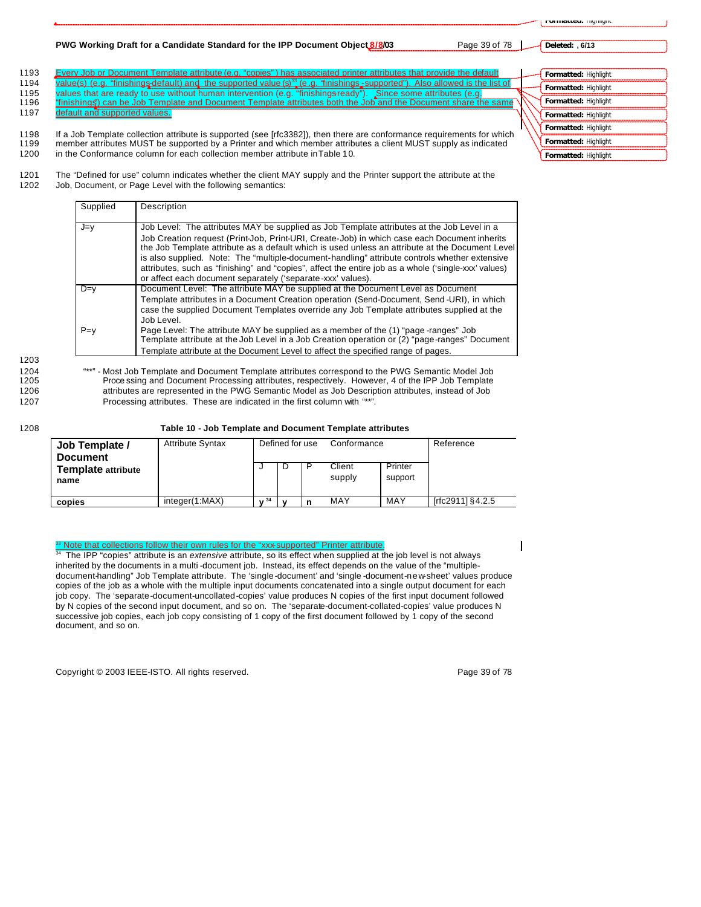Every Job or Document Template attribute (e.g. "copies") has associated printer attributes that provide the default value(s) (e.g. "finishings-default) and the supported value (s)[33] (e.g. "finishings-supported"). Also allowed is the list of values that are ready to use without human intervention (e.g. "finishings-ready"). Since some attributes (e.g. "finishings") can be Job Template and Document Template attributes both the Job and the Document share the same default and supported values.

If a Job Template collection attribute is supported (see [rfc3382]), then there are conformance requirements for which member attributes MUST be supported by a Printer and which member attributes a client MUST supply as indicated in the Conformance column for each collection member attribute in Table 10.

The "Defined for use" column indicates whether the client MAY supply and the Printer support the attribute at the Job, Document, or Page Level with the following semantics:

| Supplied | Description |
|---|---|
| J=y | Job Level: The attributes MAY be supplied as Job Template attributes at the Job Level in a Job Creation request (Print-Job, Print-URI, Create-Job) in which case each Document inherits the Job Template attribute as a default which is used unless an attribute at the Document Level is also supplied. Note: The "multiple-document-handling" attribute controls whether extensive attributes, such as "finishing" and "copies", affect the entire job as a whole ('single-xxx' values) or affect each document separately ('separate-xxx' values). |
| D=y | Document Level: The attribute MAY be supplied at the Document Level as Document Template attributes in a Document Creation operation (Send-Document, Send-URI), in which case the supplied Document Templates override any Job Template attributes supplied at the Job Level. |
| P=y | Page Level: The attribute MAY be supplied as a member of the (1) "page-ranges" Job Template attribute at the Job Level in a Job Creation operation or (2) "page-ranges" Document Template attribute at the Document Level to affect the specified range of pages. |

"**" - Most Job Template and Document Template attributes correspond to the PWG Semantic Model Job Processing and Document Processing attributes, respectively. However, 4 of the IPP Job Template attributes are represented in the PWG Semantic Model as Job Description attributes, instead of Job Processing attributes. These are indicated in the first column with "**".

**Table 10 - Job Template and Document Template attributes**

| Job Template / Document Template attribute name | Attribute Syntax | Defined for use | | | Conformance | | Reference |
|---|---|---|---|---|---|---|---|
| | | J | D | P | Client supply | Printer support | |
| **copies** | integer(1:MAX) | **y** [34] | **y** | **n** | MAY | MAY | [rfc2911] §4.2.5 |

[33] Note that collections follow their own rules for the "xxx-supported" Printer attribute.

[34] The IPP "copies" attribute is an *extensive* attribute, so its effect when supplied at the job level is not always inherited by the documents in a multi-document job. Instead, its effect depends on the value of the "multiple-document-handling" Job Template attribute. The 'single-document' and 'single-document-new-sheet' values produce copies of the job as a whole with the multiple input documents concatenated into a single output document for each job copy. The 'separate-document-uncollated-copies' value produces N copies of the first input document followed by N copies of the second input document, and so on. The 'separate-document-collated-copies' value produces N successive job copies, each job copy consisting of 1 copy of the first document followed by 1 copy of the second document, and so on.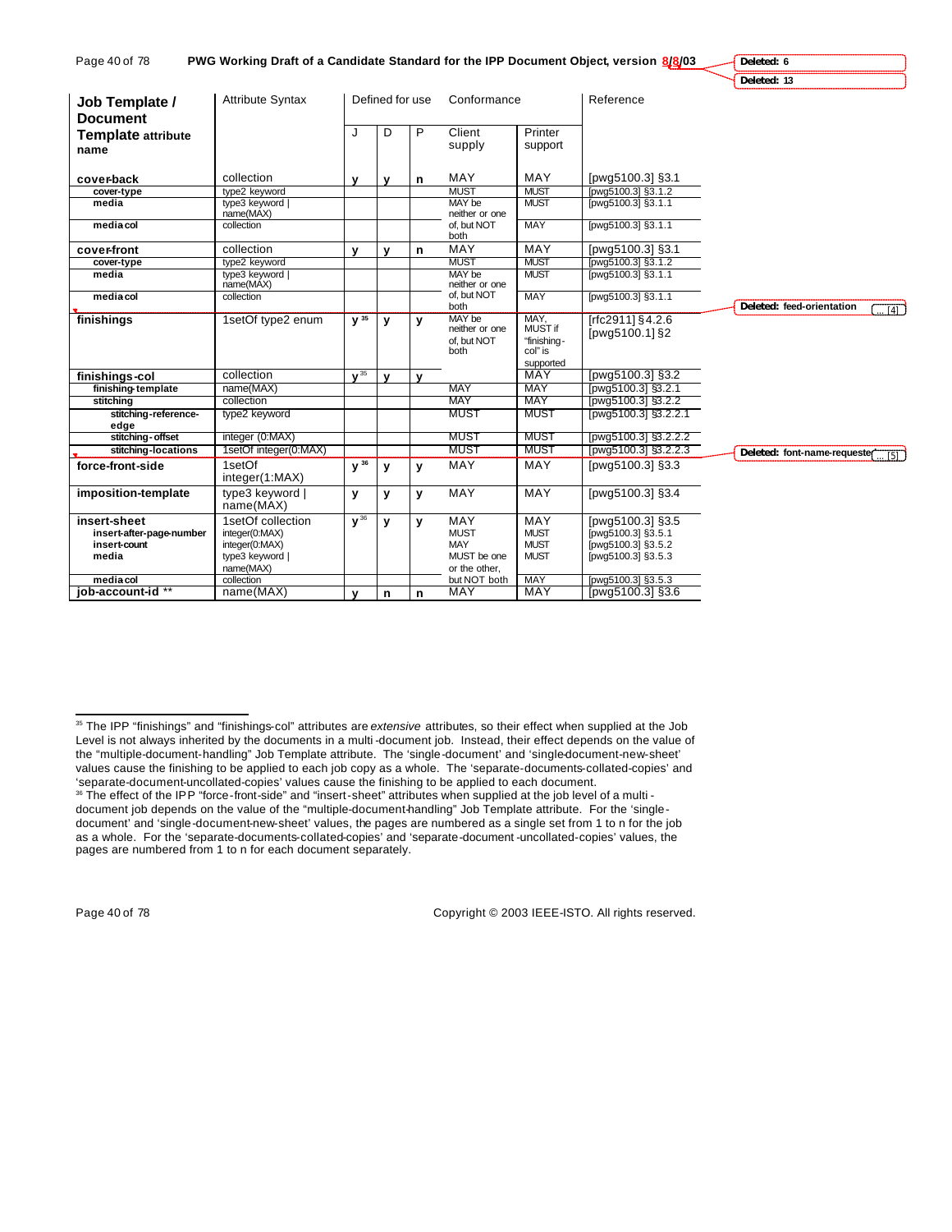| Job Template / Document Template attribute name | Attribute Syntax | Defined for use | | | Conformance | | Reference |
|---|---|---|---|---|---|---|---|
| | | J | D | P | Client supply | Printer support | |
| **cover-back** | collection | y | y | n | MAY | MAY | [pwg5100.3] §3.1 |
| **cover-type** | type2 keyword | | | | MUST | MUST | [pwg5100.3] §3.1.2 |
| **media** | type3 keyword \| name(MAX) | | | | MAY be neither or one of, but NOT both | MUST | [pwg5100.3] §3.1.1 |
| **media-col** | collection | | | | | MAY | [pwg5100.3] §3.1.1 |
| **cover-front** | collection | y | y | n | MAY | MAY | [pwg5100.3] §3.1 |
| **cover-type** | type2 keyword | | | | MUST | MUST | [pwg5100.3] §3.1.2 |
| **media** | type3 keyword \| name(MAX) | | | | MAY be neither or one of, but NOT both | MUST | [pwg5100.3] §3.1.1 |
| **media-col** | collection | | | | | MAY | [pwg5100.3] §3.1.1 |
| **finishings** | 1setOf type2 enum | y [35] | y | y | MAY be neither or one of, but NOT both | MAY, MUST if "finishing-col" is supported | [rfc2911] §4.2.6 [pwg5100.1] §2 |
| **finishings-col** | collection | y [35] | y | y | | MAY | [pwg5100.3] §3.2 |
| **finishing-template** | name(MAX) | | | | MAY | MAY | [pwg5100.3] §3.2.1 |
| **stitching** | collection | | | | MAY | MAY | [pwg5100.3] §3.2.2 |
| **stitching-reference-edge** | type2 keyword | | | | MUST | MUST | [pwg5100.3] §3.2.2.1 |
| **stitching-offset** | integer (0:MAX) | | | | MUST | MUST | [pwg5100.3] §3.2.2.2 |
| **stitching-locations** | 1setOf integer(0:MAX) | | | | MUST | MUST | [pwg5100.3] §3.2.2.3 |
| **force-front-side** | 1setOf integer(1:MAX) | y [36] | y | y | MAY | MAY | [pwg5100.3] §3.3 |
| **imposition-template** | type3 keyword \| name(MAX) | y | y | y | MAY | MAY | [pwg5100.3] §3.4 |
| **insert-sheet** | 1setOf collection | y [36] | y | y | MAY | MAY | [pwg5100.3] §3.5 |
| **insert-after-page-number** | integer(0:MAX) | | | | MUST | MUST | [pwg5100.3] §3.5.1 |
| **insert-count** | integer(0:MAX) | | | | MAY | MUST | [pwg5100.3] §3.5.2 |
| **media** | type3 keyword \| name(MAX) | | | | MUST be one or the other, but NOT both | MUST | [pwg5100.3] §3.5.3 |
| **media-col** | collection | | | | | MAY | [pwg5100.3] §3.5.3 |
| **job-account-id \*\*** | name(MAX) | y | n | n | MAY | MAY | [pwg5100.3] §3.6 |

[35] The IPP "finishings" and "finishings-col" attributes are *extensive* attributes, so their effect when supplied at the Job Level is not always inherited by the documents in a multi-document job. Instead, their effect depends on the value of the "multiple-document-handling" Job Template attribute. The 'single-document' and 'single-document-new-sheet' values cause the finishing to be applied to each job copy as a whole. The 'separate-documents-collated-copies' and 'separate-document-uncollated-copies' values cause the finishing to be applied to each document.

[36] The effect of the IPP "force-front-side" and "insert-sheet" attributes when supplied at the job level of a multi-document job depends on the value of the "multiple-document-handling" Job Template attribute. For the 'single-document' and 'single-document-new-sheet' values, the pages are numbered as a single set from 1 to n for the job as a whole. For the 'separate-documents-collated-copies' and 'separate-document-uncollated-copies' values, the pages are numbered from 1 to n for each document separately.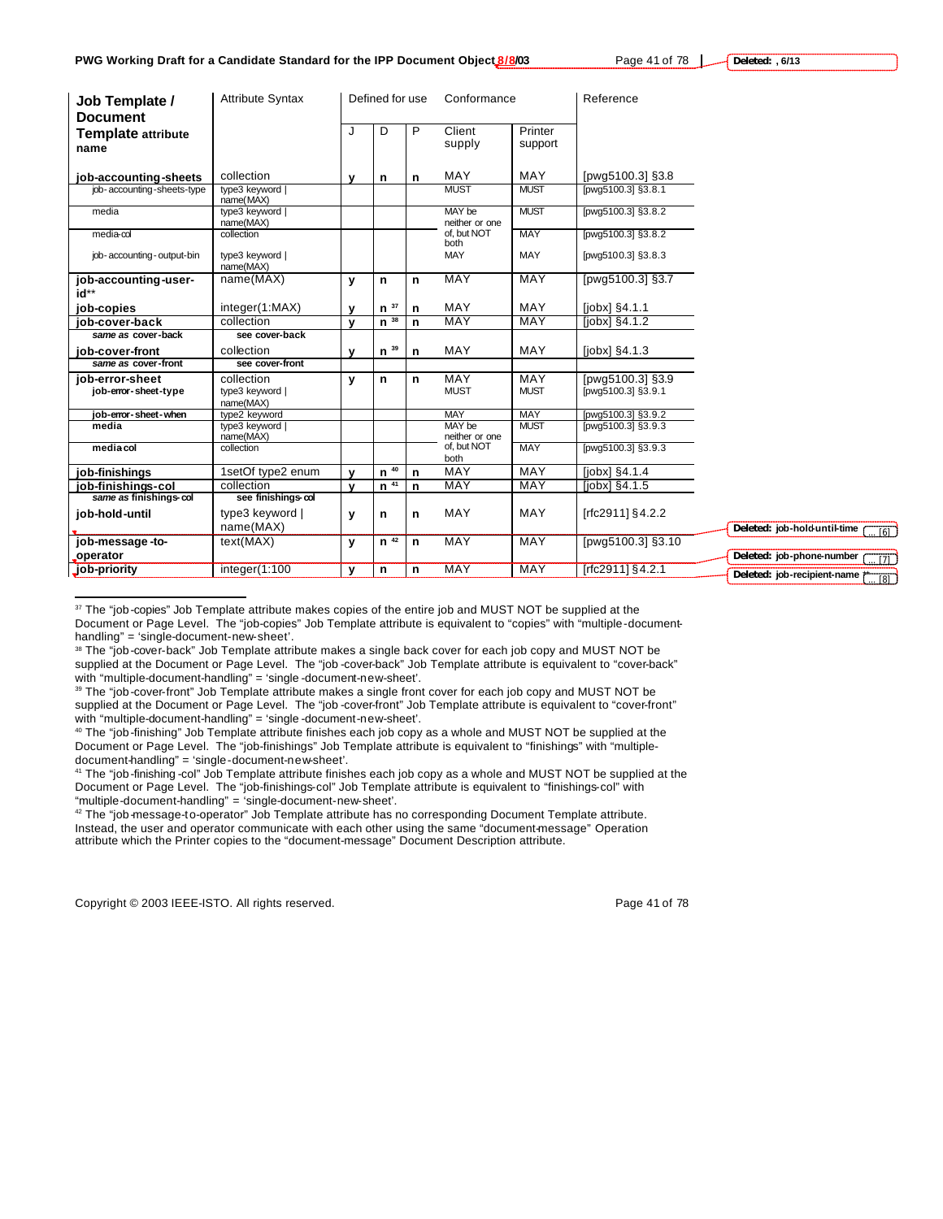| Job Template / Document Template attribute name | Attribute Syntax | Defined for use | | | Conformance | | Reference |
|---|---|---|---|---|---|---|---|
| | | J | D | P | Client supply | Printer support | |
| **job-accounting-sheets** | collection | **y** | **n** | **n** | MAY | MAY | [pwg5100.3] §3.8 |
| job-accounting-sheets-type | type3 keyword \| name(MAX) | | | | MUST | MUST | [pwg5100.3] §3.8.1 |
| media | type3 keyword \| name(MAX) | | | | MAY be neither or one of, but NOT both | MUST | [pwg5100.3] §3.8.2 |
| media-col | collection | | | | | MAY | [pwg5100.3] §3.8.2 |
| job-accounting-output-bin | type3 keyword \| name(MAX) | | | | MAY | MAY | [pwg5100.3] §3.8.3 |
| **job-accounting-user-id**** | name(MAX) | **y** | **n** | **n** | MAY | MAY | [pwg5100.3] §3.7 |
| **job-copies** | integer(1:MAX) | **y** | **n** [37] | **n** | MAY | MAY | [jobx] §4.1.1 |
| **job-cover-back** | collection | **y** | **n** [38] | **n** | MAY | MAY | [jobx] §4.1.2 |
| ***same as* cover-back** | **see cover-back** | | | | | | |
| **job-cover-front** | collection | **y** | **n** [39] | **n** | MAY | MAY | [jobx] §4.1.3 |
| ***same as* cover-front** | **see cover-front** | | | | | | |
| **job-error-sheet** | collection | **y** | **n** | **n** | MAY | MAY | [pwg5100.3] §3.9 |
| **job-error-sheet-type** | type3 keyword \| name(MAX) | | | | MUST | MUST | [pwg5100.3] §3.9.1 |
| **job-error-sheet-when** | type2 keyword | | | | MAY | MAY | [pwg5100.3] §3.9.2 |
| **media** | type3 keyword \| name(MAX) | | | | MAY be neither or one of, but NOT both | MUST | [pwg5100.3] §3.9.3 |
| **media-col** | collection | | | | | MAY | [pwg5100.3] §3.9.3 |
| **job-finishings** | 1setOf type2 enum | **y** | **n** [40] | **n** | MAY | MAY | [jobx] §4.1.4 |
| **job-finishings-col** | collection | **y** | **n** [41] | **n** | MAY | MAY | [jobx] §4.1.5 |
| ***same as* finishings-col** | **see finishings-col** | | | | | | |
| **job-hold-until** | type3 keyword \| name(MAX) | **y** | **n** | **n** | MAY | MAY | [rfc2911] §4.2.2 |
| **job-message-to-operator** | text(MAX) | **y** | **n** [42] | **n** | MAY | MAY | [pwg5100.3] §3.10 |
| **job-priority** | integer(1:100 | **y** | **n** | **n** | MAY | MAY | [rfc2911] §4.2.1 |

[37] The "job-copies" Job Template attribute makes copies of the entire job and MUST NOT be supplied at the Document or Page Level. The "job-copies" Job Template attribute is equivalent to "copies" with "multiple-document-handling" = 'single-document-new-sheet'.

[38] The "job-cover-back" Job Template attribute makes a single back cover for each job copy and MUST NOT be supplied at the Document or Page Level. The "job-cover-back" Job Template attribute is equivalent to "cover-back" with "multiple-document-handling" = 'single-document-new-sheet'.

[39] The "job-cover-front" Job Template attribute makes a single front cover for each job copy and MUST NOT be supplied at the Document or Page Level. The "job-cover-front" Job Template attribute is equivalent to "cover-front" with "multiple-document-handling" = 'single-document-new-sheet'.

[40] The "job-finishing" Job Template attribute finishes each job copy as a whole and MUST NOT be supplied at the Document or Page Level. The "job-finishings" Job Template attribute is equivalent to "finishings" with "multiple-document-handling" = 'single-document-new-sheet'.

[41] The "job-finishing-col" Job Template attribute finishes each job copy as a whole and MUST NOT be supplied at the Document or Page Level. The "job-finishings-col" Job Template attribute is equivalent to "finishings-col" with "multiple-document-handling" = 'single-document-new-sheet'.

[42] The "job-message-to-operator" Job Template attribute has no corresponding Document Template attribute. Instead, the user and operator communicate with each other using the same "document-message" Operation attribute which the Printer copies to the "document-message" Document Description attribute.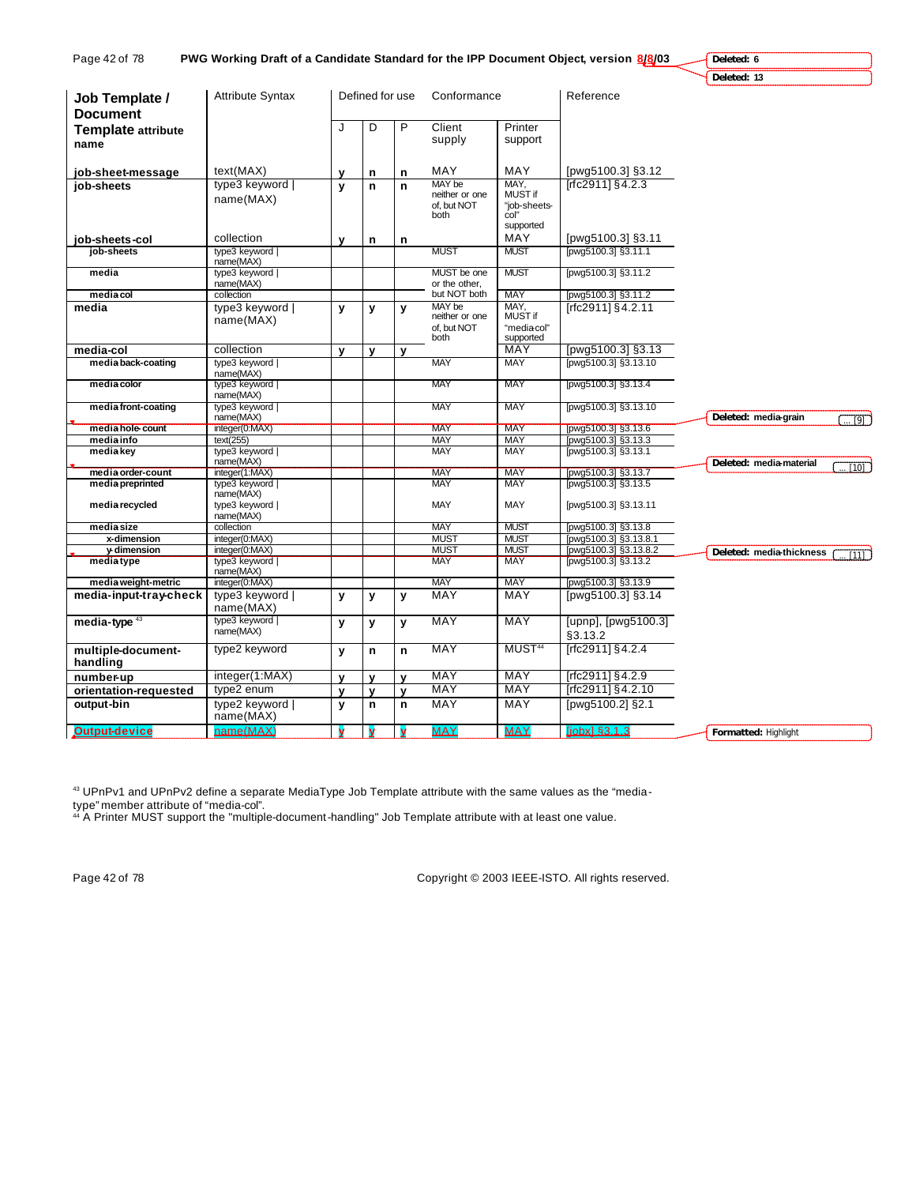| Job Template / Document Template attribute name | Attribute Syntax | Defined for use | | | Conformance | | Reference |
|---|---|---|---|---|---|---|---|
| | | J | D | P | Client supply | Printer support | |
| **job-sheet-message** | text(MAX) | y | n | n | MAY | MAY | [pwg5100.3] §3.12 |
| **job-sheets** | type3 keyword \| name(MAX) | y | n | n | MAY be neither or one of, but NOT both | MAY, MUST if "job-sheets-col" supported | [rfc2911] §4.2.3 |
| **job-sheets-col** | collection | y | n | n | MAY | MAY | [pwg5100.3] §3.11 |
| job-sheets | type3 keyword \| name(MAX) | | | | MUST | MUST | [pwg5100.3] §3.11.1 |
| media | type3 keyword \| name(MAX) | | | | MUST be one or the other, but NOT both | MUST | [pwg5100.3] §3.11.2 |
| media-col | collection | | | | | MAY | [pwg5100.3] §3.11.2 |
| **media** | type3 keyword \| name(MAX) | y | y | y | MAY be neither or one of, but NOT both | MAY, MUST if "media-col" supported | [rfc2911] §4.2.11 |
| **media-col** | collection | y | y | y | MAY | MAY | [pwg5100.3] §3.13 |
| media-back-coating | type3 keyword \| name(MAX) | | | | MAY | MAY | [pwg5100.3] §3.13.10 |
| media-color | type3 keyword \| name(MAX) | | | | MAY | MAY | [pwg5100.3] §3.13.4 |
| media-front-coating | type3 keyword \| name(MAX) | | | | MAY | MAY | [pwg5100.3] §3.13.10 |
| media-hole-count | integer(0:MAX) | | | | MAY | MAY | [pwg5100.3] §3.13.6 |
| media-info | text(255) | | | | MAY | MAY | [pwg5100.3] §3.13.3 |
| media-key | type3 keyword \| name(MAX) | | | | MAY | MAY | [pwg5100.3] §3.13.1 |
| media-order-count | integer(1:MAX) | | | | MAY | MAY | [pwg5100.3] §3.13.7 |
| media-preprinted | type3 keyword \| name(MAX) | | | | MAY | MAY | [pwg5100.3] §3.13.5 |
| media-recycled | type3 keyword \| name(MAX) | | | | MAY | MAY | [pwg5100.3] §3.13.11 |
| media-size | collection | | | | MAY | MUST | [pwg5100.3] §3.13.8 |
| x-dimension | integer(0:MAX) | | | | MUST | MUST | [pwg5100.3] §3.13.8.1 |
| y-dimension | integer(0:MAX) | | | | MUST | MUST | [pwg5100.3] §3.13.8.2 |
| media-type | type3 keyword \| name(MAX) | | | | MAY | MAY | [pwg5100.3] §3.13.2 |
| media-weight-metric | integer(0:MAX) | | | | MAY | MAY | [pwg5100.3] §3.13.9 |
| **media-input-tray-check** | type3 keyword \| name(MAX) | y | y | y | MAY | MAY | [pwg5100.3] §3.14 |
| **media-type** [43] | type3 keyword \| name(MAX) | y | y | y | MAY | MAY | [upnp], [pwg5100.3] §3.13.2 |
| **multiple-document-handling** | type2 keyword | y | n | n | MAY | MUST[44] | [rfc2911] §4.2.4 |
| **number-up** | integer(1:MAX) | y | y | y | MAY | MAY | [rfc2911] §4.2.9 |
| **orientation-requested** | type2 enum | y | y | y | MAY | MAY | [rfc2911] §4.2.10 |
| **output-bin** | type2 keyword \| name(MAX) | y | n | n | MAY | MAY | [pwg5100.2] §2.1 |
| **Output-device** | name(MAX) | y | y | y | MAY | MAY | [jobx] §3.1.3 |

[43] UPnPv1 and UPnPv2 define a separate MediaType Job Template attribute with the same values as the "media-type" member attribute of "media-col".

[44] A Printer MUST support the "multiple-document-handling" Job Template attribute with at least one value.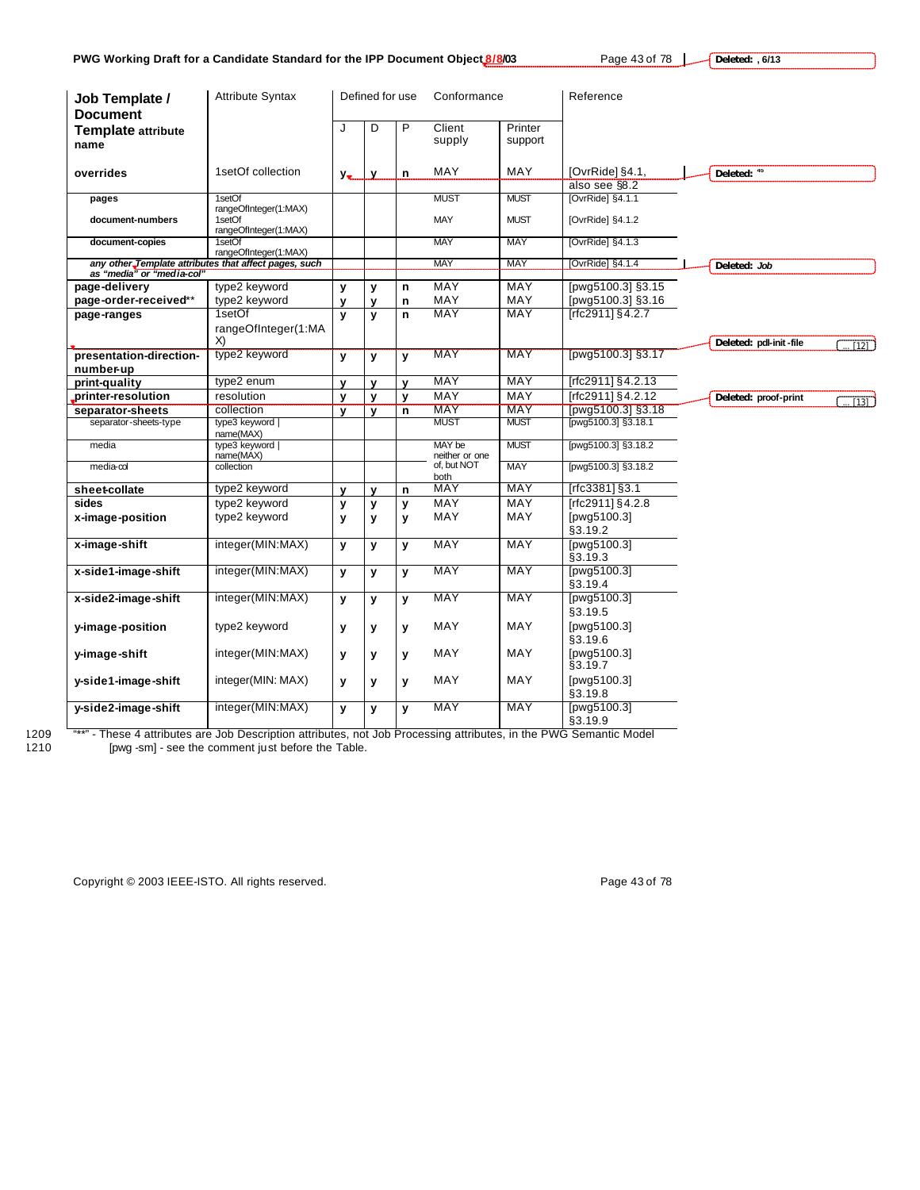| Job Template / Document Template attribute name | Attribute Syntax | Defined for use | | | Conformance | | Reference |
|---|---|---|---|---|---|---|---|
| | | J | D | P | Client supply | Printer support | |
| **overrides** | 1setOf collection | y | y | n | MAY | MAY | [OvrRide] §4.1, also see §8.2 |
| **pages** | 1setOf rangeOfInteger(1:MAX) | | | | MUST | MUST | [OvrRide] §4.1.1 |
| **document-numbers** | 1setOf rangeOfInteger(1:MAX) | | | | MAY | MUST | [OvrRide] §4.1.2 |
| **document-copies** | 1setOf rangeOfInteger(1:MAX) | | | | MAY | MAY | [OvrRide] §4.1.3 |
| ***any other Template attributes that affect pages, such as "media" or "media-col"*** | | | | | MAY | MAY | [OvrRide] §4.1.4 |
| **page-delivery** | type2 keyword | y | y | n | MAY | MAY | [pwg5100.3] §3.15 |
| **page-order-received**** | type2 keyword | y | y | n | MAY | MAY | [pwg5100.3] §3.16 |
| **page-ranges** | 1setOf rangeOfInteger(1:MAX) | y | y | n | MAY | MAY | [rfc2911] §4.2.7 |
| **presentation-direction-number-up** | type2 keyword | y | y | y | MAY | MAY | [pwg5100.3] §3.17 |
| **print-quality** | type2 enum | y | y | y | MAY | MAY | [rfc2911] §4.2.13 |
| **printer-resolution** | resolution | y | y | y | MAY | MAY | [rfc2911] §4.2.12 |
| **separator-sheets** | collection | y | y | n | MAY | MAY | [pwg5100.3] §3.18 |
| separator-sheets-type | type3 keyword \| name(MAX) | | | | MUST | MUST | [pwg5100.3] §3.18.1 |
| media | type3 keyword \| name(MAX) | | | | MAY be neither or one of, but NOT both | MUST | [pwg5100.3] §3.18.2 |
| media-col | collection | | | | | MAY | [pwg5100.3] §3.18.2 |
| **sheet-collate** | type2 keyword | y | y | n | MAY | MAY | [rfc3381] §3.1 |
| **sides** | type2 keyword | y | y | y | MAY | MAY | [rfc2911] §4.2.8 |
| **x-image-position** | type2 keyword | y | y | y | MAY | MAY | [pwg5100.3] §3.19.2 |
| **x-image-shift** | integer(MIN:MAX) | y | y | y | MAY | MAY | [pwg5100.3] §3.19.3 |
| **x-side1-image-shift** | integer(MIN:MAX) | y | y | y | MAY | MAY | [pwg5100.3] §3.19.4 |
| **x-side2-image-shift** | integer(MIN:MAX) | y | y | y | MAY | MAY | [pwg5100.3] §3.19.5 |
| **y-image-position** | type2 keyword | y | y | y | MAY | MAY | [pwg5100.3] §3.19.6 |
| **y-image-shift** | integer(MIN:MAX) | y | y | y | MAY | MAY | [pwg5100.3] §3.19.7 |
| **y-side1-image-shift** | integer(MIN: MAX) | y | y | y | MAY | MAY | [pwg5100.3] §3.19.8 |
| **y-side2-image-shift** | integer(MIN:MAX) | y | y | y | MAY | MAY | [pwg5100.3] §3.19.9 |

"**" - These 4 attributes are Job Description attributes, not Job Processing attributes, in the PWG Semantic Model [pwg-sm] - see the comment just before the Table.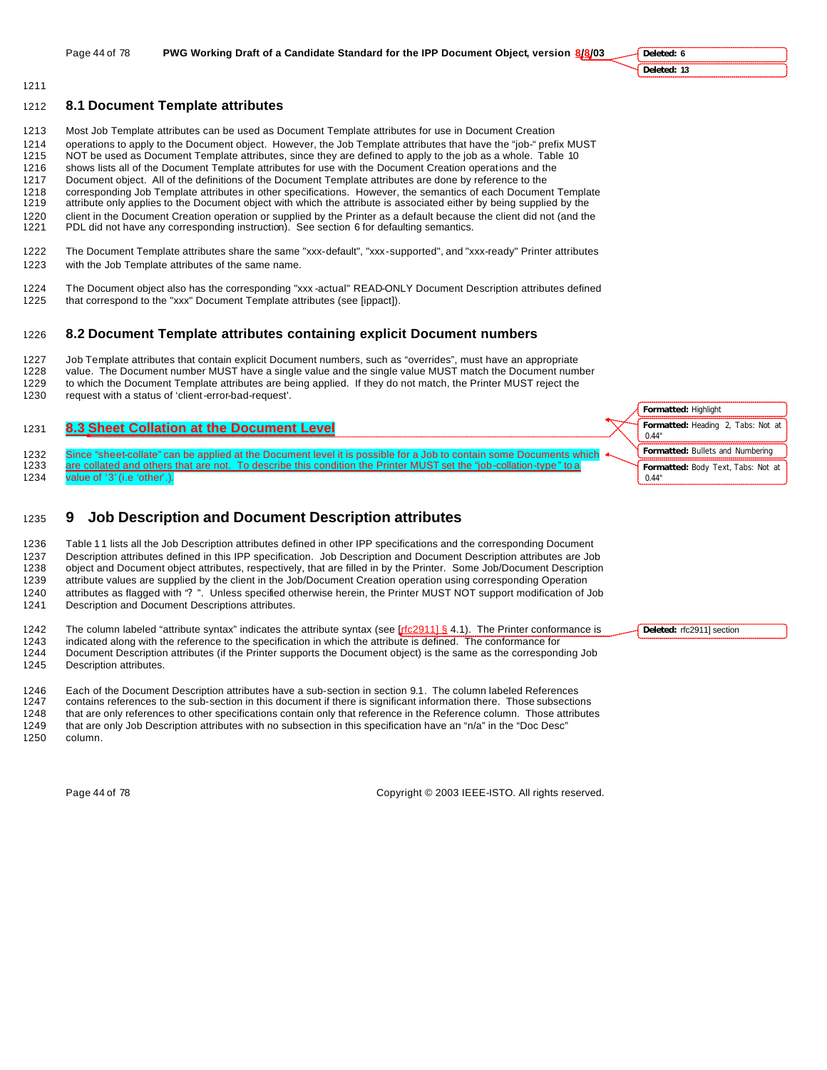## 8.1 Document Template attributes

Most Job Template attributes can be used as Document Template attributes for use in Document Creation operations to apply to the Document object. However, the Job Template attributes that have the "job-" prefix MUST NOT be used as Document Template attributes, since they are defined to apply to the job as a whole. Table 10 shows lists all of the Document Template attributes for use with the Document Creation operations and the Document object. All of the definitions of the Document Template attributes are done by reference to the corresponding Job Template attributes in other specifications. However, the semantics of each Document Template attribute only applies to the Document object with which the attribute is associated either by being supplied by the client in the Document Creation operation or supplied by the Printer as a default because the client did not (and the PDL did not have any corresponding instruction). See section 6 for defaulting semantics.

The Document Template attributes share the same "xxx-default", "xxx-supported", and "xxx-ready" Printer attributes with the Job Template attributes of the same name.

The Document object also has the corresponding "xxx-actual" READ-ONLY Document Description attributes defined that correspond to the "xxx" Document Template attributes (see [ippact]).

## 8.2 Document Template attributes containing explicit Document numbers

Job Template attributes that contain explicit Document numbers, such as "overrides", must have an appropriate value. The Document number MUST have a single value and the single value MUST match the Document number to which the Document Template attributes are being applied. If they do not match, the Printer MUST reject the request with a status of 'client-error-bad-request'.

## 8.3 Sheet Collation at the Document Level

Since "sheet-collate" can be applied at the Document level it is possible for a Job to contain some Documents which are collated and others that are not. To describe this condition the Printer MUST set the "job-collation-type" to a value of '3' (i.e 'other'.).

# 9 Job Description and Document Description attributes

Table 11 lists all the Job Description attributes defined in other IPP specifications and the corresponding Document Description attributes defined in this IPP specification. Job Description and Document Description attributes are Job object and Document object attributes, respectively, that are filled in by the Printer. Some Job/Document Description attribute values are supplied by the client in the Job/Document Creation operation using corresponding Operation attributes as flagged with "? ". Unless specified otherwise herein, the Printer MUST NOT support modification of Job Description and Document Descriptions attributes.

The column labeled "attribute syntax" indicates the attribute syntax (see [rfc2911] § 4.1). The Printer conformance is indicated along with the reference to the specification in which the attribute is defined. The conformance for Document Description attributes (if the Printer supports the Document object) is the same as the corresponding Job Description attributes.

Each of the Document Description attributes have a sub-section in section 9.1. The column labeled References contains references to the sub-section in this document if there is significant information there. Those subsections that are only references to other specifications contain only that reference in the Reference column. Those attributes that are only Job Description attributes with no subsection in this specification have an "n/a" in the "Doc Desc" column.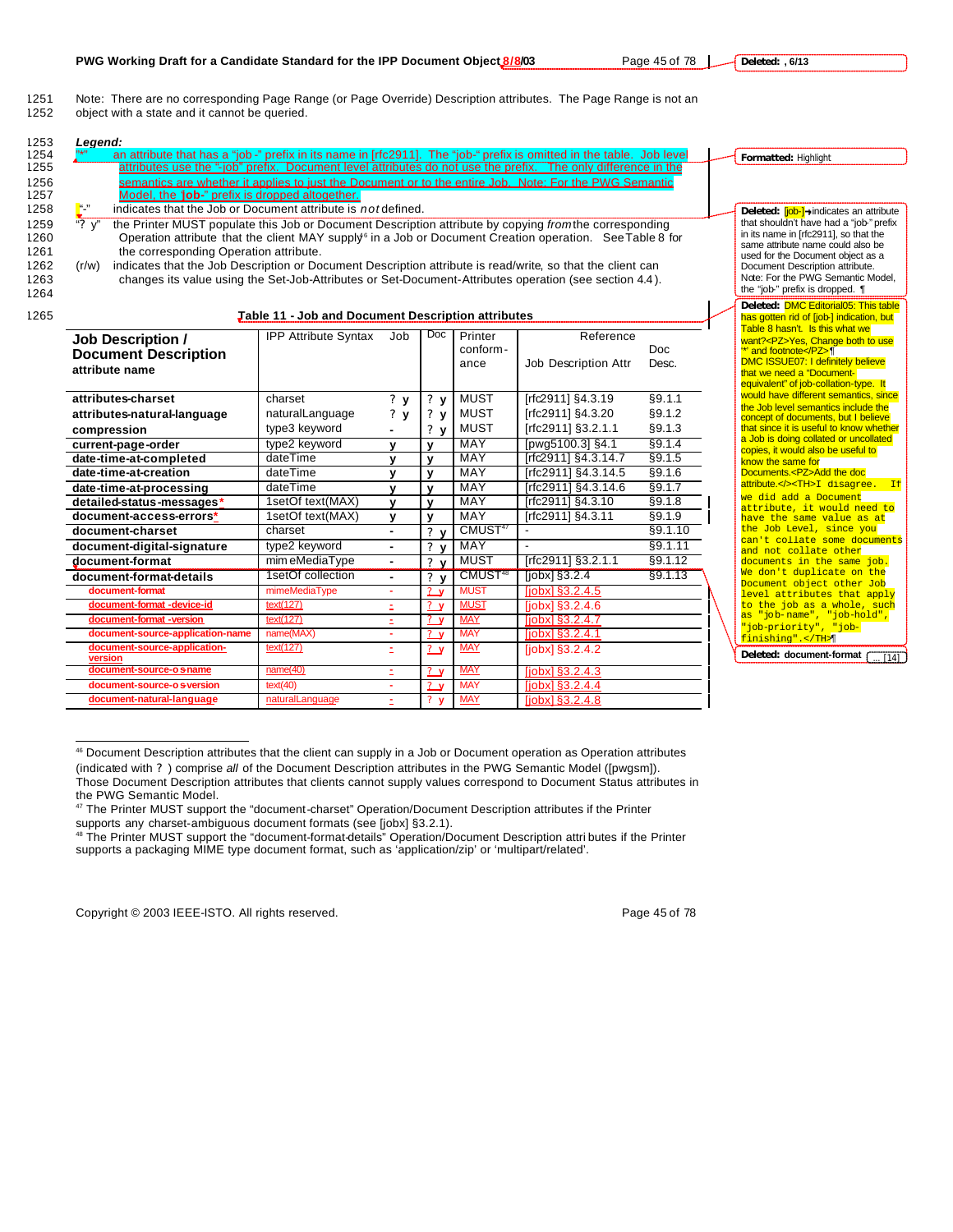Note: There are no corresponding Page Range (or Page Override) Description attributes. The Page Range is not an object with a state and it cannot be queried.

***Legend:***

"*" an attribute that has a "job-" prefix in its name in [rfc2911]. The "job-" prefix is omitted in the table. Job level attributes use the "-job" prefix. Document level attributes do not use the prefix. The only difference in the semantics are whether it applies to just the Document or to the entire Job. Note: For the PWG Semantic Model, the "job-" prefix is dropped altogether.

"-" indicates that the Job or Document attribute is *not* defined.

"? y" the Printer MUST populate this Job or Document Description attribute by copying *from* the corresponding Operation attribute that the client MAY supply[46] in a Job or Document Creation operation. See Table 8 for the corresponding Operation attribute.

(r/w) indicates that the Job Description or Document Description attribute is read/write, so that the client can changes its value using the Set-Job-Attributes or Set-Document-Attributes operation (see section 4.4).

**Table 11 - Job and Document Description attributes**

| Job Description / Document Description attribute name | IPP Attribute Syntax | Job | Doc | Printer conformance | Reference Job Description Attr | Doc Desc. |
|---|---|---|---|---|---|---|
| **attributes-charset** | charset | ? y | ? y | MUST | [rfc2911] §4.3.19 | §9.1.1 |
| **attributes-natural-language** | naturalLanguage | ? y | ? y | MUST | [rfc2911] §4.3.20 | §9.1.2 |
| **compression** | type3 keyword | - | ? y | MUST | [rfc2911] §3.2.1.1 | §9.1.3 |
| **current-page-order** | type2 keyword | y | y | MAY | [pwg5100.3] §4.1 | §9.1.4 |
| **date-time-at-completed** | dateTime | y | y | MAY | [rfc2911] §4.3.14.7 | §9.1.5 |
| **date-time-at-creation** | dateTime | y | y | MAY | [rfc2911] §4.3.14.5 | §9.1.6 |
| **date-time-at-processing** | dateTime | y | y | MAY | [rfc2911] §4.3.14.6 | §9.1.7 |
| **detailed-status-messages*** | 1setOf text(MAX) | y | y | MAY | [rfc2911] §4.3.10 | §9.1.8 |
| **document-access-errors*** | 1setOf text(MAX) | y | y | MAY | [rfc2911] §4.3.11 | §9.1.9 |
| **document-charset** | charset | - | ? y | CMUST[47] | - | §9.1.10 |
| **document-digital-signature** | type2 keyword | - | ? y | MAY | - | §9.1.11 |
| **document-format** | mimeMediaType | - | ? y | MUST | [rfc2911] §3.2.1.1 | §9.1.12 |
| **document-format-details** | 1setOf collection | - | ? y | CMUST[48] | [jobx] §3.2.4 | §9.1.13 |
| **document-format** | mimeMediaType | - | ? y | MUST | [jobx] §3.2.4.5 | |
| **document-format-device-id** | text(127) | - | ? y | MUST | [jobx] §3.2.4.6 | |
| **document-format-version** | text(127) | - | ? y | MAY | [jobx] §3.2.4.7 | |
| **document-source-application-name** | name(MAX) | - | ? y | MAY | [jobx] §3.2.4.1 | |
| **document-source-application-version** | text(127) | - | ? y | MAY | [jobx] §3.2.4.2 | |
| **document-source-os-name** | name(40) | - | ? y | MAY | [jobx] §3.2.4.3 | |
| **document-source-os-version** | text(40) | - | ? y | MAY | [jobx] §3.2.4.4 | |
| **document-natural-language** | naturalLanguage | - | ? y | MAY | [jobx] §3.2.4.8 | |

[46] Document Description attributes that the client can supply in a Job or Document operation as Operation attributes (indicated with ? ) comprise *all* of the Document Description attributes in the PWG Semantic Model ([pwgsm]). Those Document Description attributes that clients cannot supply values correspond to Document Status attributes in the PWG Semantic Model.

[47] The Printer MUST support the "document-charset" Operation/Document Description attributes if the Printer supports any charset-ambiguous document formats (see [jobx] §3.2.1).

[48] The Printer MUST support the "document-format-details" Operation/Document Description attributes if the Printer supports a packaging MIME type document format, such as 'application/zip' or 'multipart/related'.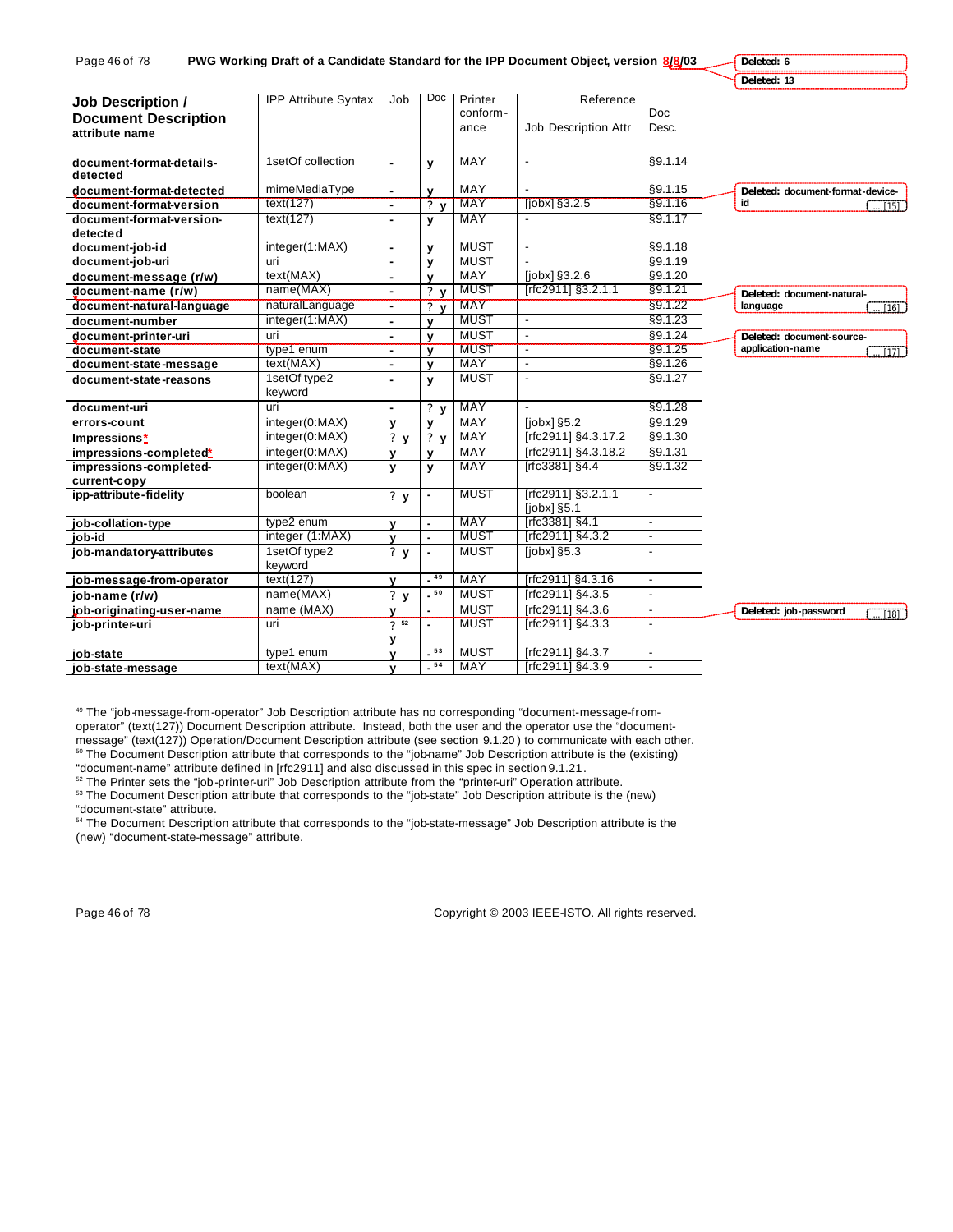| Job Description / Document Description attribute name | IPP Attribute Syntax | Job | Doc | Printer conform-ance | Reference Job Description Attr | Doc Desc. |
|---|---|---|---|---|---|---|
| document-format-details-detected | 1setOf collection | - | y | MAY | - | §9.1.14 |
| document-format-detected | mimeMediaType | - | y | MAY | - | §9.1.15 |
| document-format-version | text(127) | - | ? y | MAY | [jobx] §3.2.5 | §9.1.16 |
| document-format-version-detected | text(127) | - | y | MAY | - | §9.1.17 |
| document-job-id | integer(1:MAX) | - | y | MUST | - | §9.1.18 |
| document-job-uri | uri | - | y | MUST | - | §9.1.19 |
| document-message (r/w) | text(MAX) | - | y | MAY | [jobx] §3.2.6 | §9.1.20 |
| document-name (r/w) | name(MAX) | - | ? y | MUST | [rfc2911] §3.2.1.1 | §9.1.21 |
| document-natural-language | naturalLanguage | - | ? y | MAY | | §9.1.22 |
| document-number | integer(1:MAX) | - | y | MUST | - | §9.1.23 |
| document-printer-uri | uri | - | y | MUST | - | §9.1.24 |
| document-state | type1 enum | - | y | MUST | - | §9.1.25 |
| document-state-message | text(MAX) | - | y | MAY | - | §9.1.26 |
| document-state-reasons | 1setOf type2 keyword | - | y | MUST | - | §9.1.27 |
| document-uri | uri | - | ? y | MAY | - | §9.1.28 |
| errors-count | integer(0:MAX) | y | y | MAY | [jobx] §5.2 | §9.1.29 |
| Impressions* | integer(0:MAX) | ? y | ? y | MAY | [rfc2911] §4.3.17.2 | §9.1.30 |
| impressions-completed* | integer(0:MAX) | y | y | MAY | [rfc2911] §4.3.18.2 | §9.1.31 |
| impressions-completed-current-copy | integer(0:MAX) | y | y | MAY | [rfc3381] §4.4 | §9.1.32 |
| ipp-attribute-fidelity | boolean | ? y | - | MUST | [rfc2911] §3.2.1.1 [jobx] §5.1 | - |
| job-collation-type | type2 enum | y | - | MAY | [rfc3381] §4.1 | - |
| job-id | integer (1:MAX) | y | - | MUST | [rfc2911] §4.3.2 | - |
| job-mandatory-attributes | 1setOf type2 keyword | ? y | - | MUST | [jobx] §5.3 | - |
| job-message-from-operator | text(127) | y | - [49] | MAY | [rfc2911] §4.3.16 | - |
| job-name (r/w) | name(MAX) | ? y | - [50] | MUST | [rfc2911] §4.3.5 | - |
| job-originating-user-name | name (MAX) | y | - | MUST | [rfc2911] §4.3.6 | - |
| job-printer-uri | uri | ? [52] y | - | MUST | [rfc2911] §4.3.3 | - |
| job-state | type1 enum | y | - [53] | MUST | [rfc2911] §4.3.7 | - |
| job-state-message | text(MAX) | y | - [54] | MAY | [rfc2911] §4.3.9 | - |

[49] The "job-message-from-operator" Job Description attribute has no corresponding "document-message-from-operator" (text(127)) Document Description attribute. Instead, both the user and the operator use the "document-message" (text(127)) Operation/Document Description attribute (see section 9.1.20) to communicate with each other.

[50] The Document Description attribute that corresponds to the "job-name" Job Description attribute is the (existing) "document-name" attribute defined in [rfc2911] and also discussed in this spec in section 9.1.21.

[52] The Printer sets the "job-printer-uri" Job Description attribute from the "printer-uri" Operation attribute.

[53] The Document Description attribute that corresponds to the "job-state" Job Description attribute is the (new) "document-state" attribute.

[54] The Document Description attribute that corresponds to the "job-state-message" Job Description attribute is the (new) "document-state-message" attribute.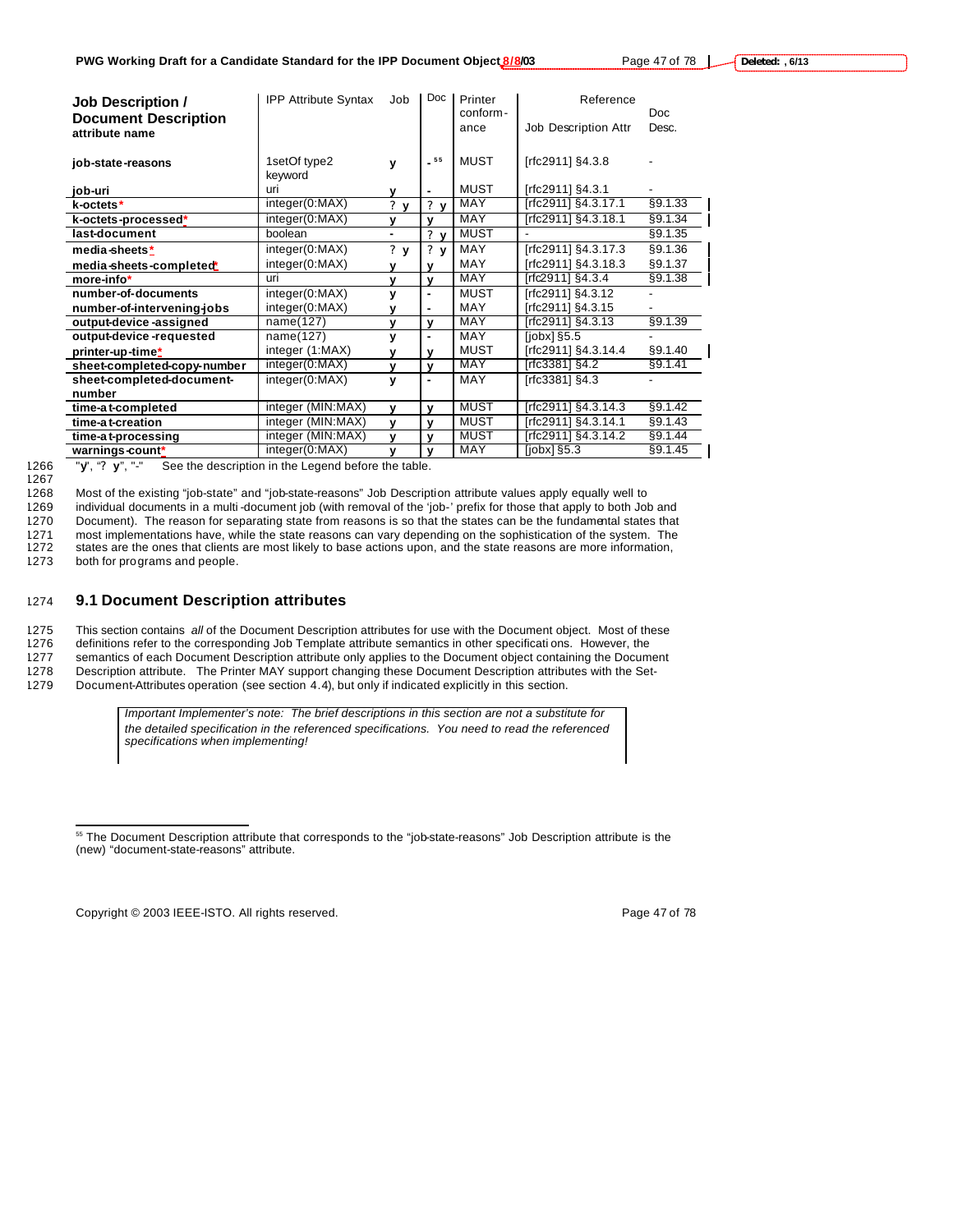| Job Description / Document Description attribute name | IPP Attribute Syntax | Job | Doc | Printer conform-ance | Reference Job Description Attr | Doc Desc. |
|---|---|---|---|---|---|---|
| **job-state-reasons** | 1setOf type2 keyword | y | -[55] | MUST | [rfc2911] §4.3.8 | - |
| **job-uri** | uri | y | - | MUST | [rfc2911] §4.3.1 | - |
| **k-octets*** | integer(0:MAX) | ? y | ? y | MAY | [rfc2911] §4.3.17.1 | §9.1.33 |
| **k-octets-processed*** | integer(0:MAX) | y | y | MAY | [rfc2911] §4.3.18.1 | §9.1.34 |
| **last-document** | boolean | - | ? y | MUST | - | §9.1.35 |
| **media-sheets*** | integer(0:MAX) | ? y | ? y | MAY | [rfc2911] §4.3.17.3 | §9.1.36 |
| **media-sheets-completed*** | integer(0:MAX) | y | y | MAY | [rfc2911] §4.3.18.3 | §9.1.37 |
| **more-info*** | uri | y | y | MAY | [rfc2911] §4.3.4 | §9.1.38 |
| **number-of-documents** | integer(0:MAX) | y | - | MUST | [rfc2911] §4.3.12 | - |
| **number-of-intervening-jobs** | integer(0:MAX) | y | - | MAY | [rfc2911] §4.3.15 | - |
| **output-device-assigned** | name(127) | y | y | MAY | [rfc2911] §4.3.13 | §9.1.39 |
| **output-device-requested** | name(127) | y | - | MAY | [jobx] §5.5 | - |
| **printer-up-time*** | integer (1:MAX) | y | y | MUST | [rfc2911] §4.3.14.4 | §9.1.40 |
| **sheet-completed-copy-number** | integer(0:MAX) | y | y | MAY | [rfc3381] §4.2 | §9.1.41 |
| **sheet-completed-document-number** | integer(0:MAX) | y | - | MAY | [rfc3381] §4.3 | - |
| **time-at-completed** | integer (MIN:MAX) | y | y | MUST | [rfc2911] §4.3.14.3 | §9.1.42 |
| **time-at-creation** | integer (MIN:MAX) | y | y | MUST | [rfc2911] §4.3.14.1 | §9.1.43 |
| **time-at-processing** | integer (MIN:MAX) | y | y | MUST | [rfc2911] §4.3.14.2 | §9.1.44 |
| **warnings-count*** | integer(0:MAX) | y | y | MAY | [jobx] §5.3 | §9.1.45 |

"y", "? y", "-" See the description in the Legend before the table.

Most of the existing "job-state" and "job-state-reasons" Job Description attribute values apply equally well to individual documents in a multi-document job (with removal of the 'job-' prefix for those that apply to both Job and Document). The reason for separating state from reasons is so that the states can be the fundamental states that most implementations have, while the state reasons can vary depending on the sophistication of the system. The states are the ones that clients are most likely to base actions upon, and the state reasons are more information, both for programs and people.

## 9.1 Document Description attributes

This section contains *all* of the Document Description attributes for use with the Document object. Most of these definitions refer to the corresponding Job Template attribute semantics in other specifications. However, the semantics of each Document Description attribute only applies to the Document object containing the Document Description attribute. The Printer MAY support changing these Document Description attributes with the Set-Document-Attributes operation (see section 4.4), but only if indicated explicitly in this section.

> *Important Implementer's note: The brief descriptions in this section are not a substitute for the detailed specification in the referenced specifications. You need to read the referenced specifications when implementing!*

[55] The Document Description attribute that corresponds to the "job-state-reasons" Job Description attribute is the (new) "document-state-reasons" attribute.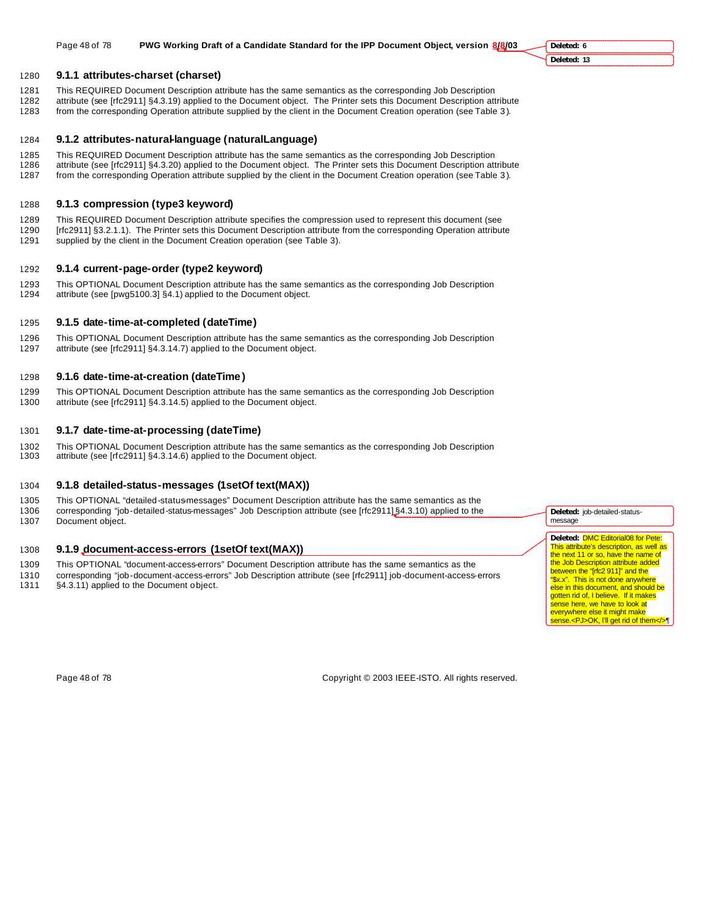### 9.1.1 attributes-charset (charset)

This REQUIRED Document Description attribute has the same semantics as the corresponding Job Description attribute (see [rfc2911] §4.3.19) applied to the Document object. The Printer sets this Document Description attribute from the corresponding Operation attribute supplied by the client in the Document Creation operation (see Table 3).

### 9.1.2 attributes-natural-language (naturalLanguage)

This REQUIRED Document Description attribute has the same semantics as the corresponding Job Description attribute (see [rfc2911] §4.3.20) applied to the Document object. The Printer sets this Document Description attribute from the corresponding Operation attribute supplied by the client in the Document Creation operation (see Table 3).

### 9.1.3 compression (type3 keyword)

This REQUIRED Document Description attribute specifies the compression used to represent this document (see [rfc2911] §3.2.1.1). The Printer sets this Document Description attribute from the corresponding Operation attribute supplied by the client in the Document Creation operation (see Table 3).

### 9.1.4 current-page-order (type2 keyword)

This OPTIONAL Document Description attribute has the same semantics as the corresponding Job Description attribute (see [pwg5100.3] §4.1) applied to the Document object.

### 9.1.5 date-time-at-completed (dateTime)

This OPTIONAL Document Description attribute has the same semantics as the corresponding Job Description attribute (see [rfc2911] §4.3.14.7) applied to the Document object.

### 9.1.6 date-time-at-creation (dateTime)

This OPTIONAL Document Description attribute has the same semantics as the corresponding Job Description attribute (see [rfc2911] §4.3.14.5) applied to the Document object.

### 9.1.7 date-time-at-processing (dateTime)

This OPTIONAL Document Description attribute has the same semantics as the corresponding Job Description attribute (see [rfc2911] §4.3.14.6) applied to the Document object.

### 9.1.8 detailed-status-messages (1setOf text(MAX))

This OPTIONAL "detailed-status-messages" Document Description attribute has the same semantics as the corresponding "job-detailed-status-messages" Job Description attribute (see [rfc2911] §4.3.10) applied to the Document object.

### 9.1.9 document-access-errors (1setOf text(MAX))

This OPTIONAL "document-access-errors" Document Description attribute has the same semantics as the corresponding "job-document-access-errors" Job Description attribute (see [rfc2911] job-document-access-errors §4.3.11) applied to the Document object.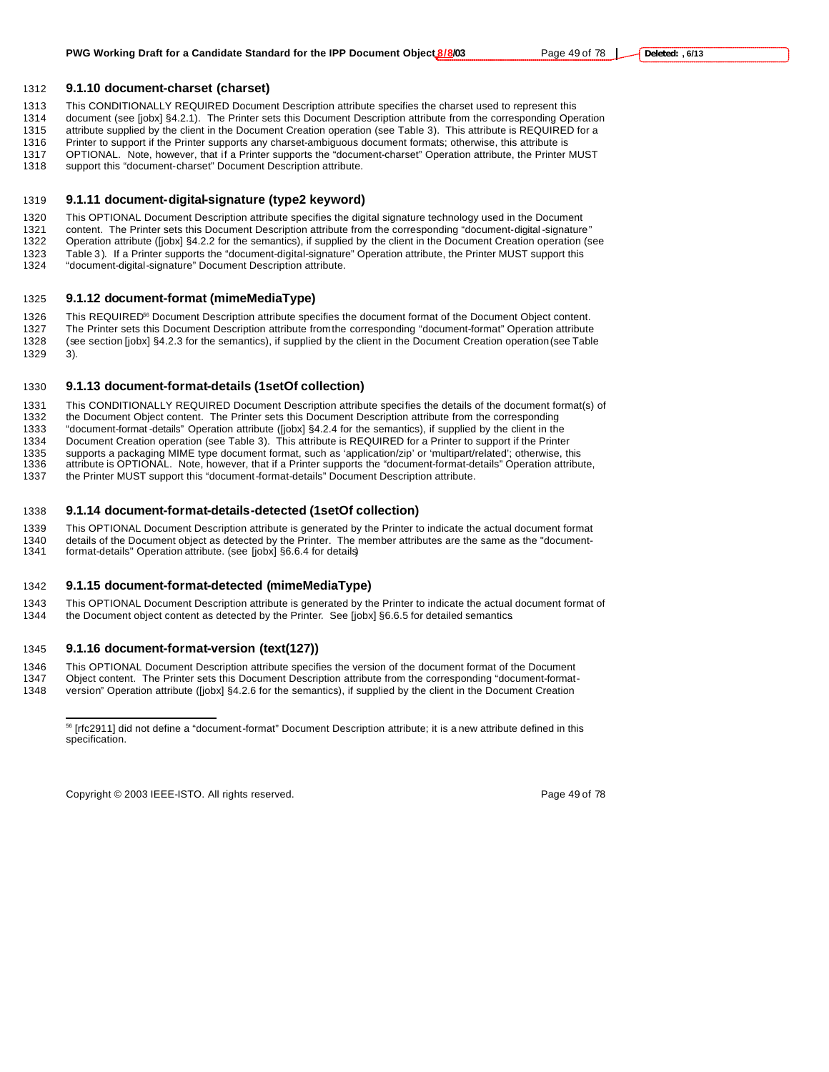### 9.1.10 document-charset (charset)

This CONDITIONALLY REQUIRED Document Description attribute specifies the charset used to represent this document (see [jobx] §4.2.1). The Printer sets this Document Description attribute from the corresponding Operation attribute supplied by the client in the Document Creation operation (see Table 3). This attribute is REQUIRED for a Printer to support if the Printer supports any charset-ambiguous document formats; otherwise, this attribute is OPTIONAL. Note, however, that if a Printer supports the "document-charset" Operation attribute, the Printer MUST support this "document-charset" Document Description attribute.

### 9.1.11 document-digital-signature (type2 keyword)

This OPTIONAL Document Description attribute specifies the digital signature technology used in the Document content. The Printer sets this Document Description attribute from the corresponding "document-digital-signature" Operation attribute ([jobx] §4.2.2 for the semantics), if supplied by the client in the Document Creation operation (see Table 3). If a Printer supports the "document-digital-signature" Operation attribute, the Printer MUST support this "document-digital-signature" Document Description attribute.

### 9.1.12 document-format (mimeMediaType)

This REQUIRED[56] Document Description attribute specifies the document format of the Document Object content. The Printer sets this Document Description attribute from the corresponding "document-format" Operation attribute (see section [jobx] §4.2.3 for the semantics), if supplied by the client in the Document Creation operation (see Table 3).

### 9.1.13 document-format-details (1setOf collection)

This CONDITIONALLY REQUIRED Document Description attribute specifies the details of the document format(s) of the Document Object content. The Printer sets this Document Description attribute from the corresponding "document-format-details" Operation attribute ([jobx] §4.2.4 for the semantics), if supplied by the client in the Document Creation operation (see Table 3). This attribute is REQUIRED for a Printer to support if the Printer supports a packaging MIME type document format, such as 'application/zip' or 'multipart/related'; otherwise, this attribute is OPTIONAL. Note, however, that if a Printer supports the "document-format-details" Operation attribute, the Printer MUST support this "document-format-details" Document Description attribute.

### 9.1.14 document-format-details-detected (1setOf collection)

This OPTIONAL Document Description attribute is generated by the Printer to indicate the actual document format details of the Document object as detected by the Printer. The member attributes are the same as the "document-format-details" Operation attribute. (see [jobx] §6.6.4 for details)

### 9.1.15 document-format-detected (mimeMediaType)

This OPTIONAL Document Description attribute is generated by the Printer to indicate the actual document format of the Document object content as detected by the Printer. See [jobx] §6.6.5 for detailed semantics

### 9.1.16 document-format-version (text(127))

This OPTIONAL Document Description attribute specifies the version of the document format of the Document Object content. The Printer sets this Document Description attribute from the corresponding "document-format-version" Operation attribute ([jobx] §4.2.6 for the semantics), if supplied by the client in the Document Creation

[56] [rfc2911] did not define a "document-format" Document Description attribute; it is a new attribute defined in this specification.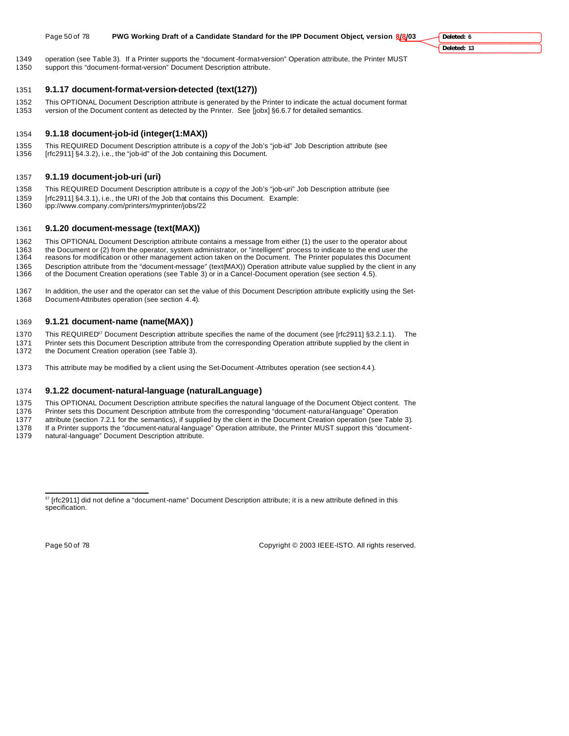operation (see Table 3). If a Printer supports the "document-format-version" Operation attribute, the Printer MUST support this "document-format-version" Document Description attribute.

### 9.1.17 document-format-version-detected (text(127))

This OPTIONAL Document Description attribute is generated by the Printer to indicate the actual document format version of the Document content as detected by the Printer. See [jobx] §6.6.7 for detailed semantics.

### 9.1.18 document-job-id (integer(1:MAX))

This REQUIRED Document Description attribute is a *copy* of the Job's "job-id" Job Description attribute (see [rfc2911] §4.3.2), i.e., the "job-id" of the Job containing this Document.

### 9.1.19 document-job-uri (uri)

This REQUIRED Document Description attribute is a *copy* of the Job's "job-uri" Job Description attribute (see [rfc2911] §4.3.1), i.e., the URI of the Job that contains this Document. Example: ipp://www.company.com/printers/myprinter/jobs/22

### 9.1.20 document-message (text(MAX))

This OPTIONAL Document Description attribute contains a message from either (1) the user to the operator about the Document or (2) from the operator, system administrator, or "intelligent" process to indicate to the end user the reasons for modification or other management action taken on the Document. The Printer populates this Document Description attribute from the "document-message" (text(MAX)) Operation attribute value supplied by the client in any of the Document Creation operations (see Table 3) or in a Cancel-Document operation (see section 4.5).

In addition, the user and the operator can set the value of this Document Description attribute explicitly using the Set-Document-Attributes operation (see section 4.4).

### 9.1.21 document-name (name(MAX))

This REQUIRED[57] Document Description attribute specifies the name of the document (see [rfc2911] §3.2.1.1). The Printer sets this Document Description attribute from the corresponding Operation attribute supplied by the client in the Document Creation operation (see Table 3).

This attribute may be modified by a client using the Set-Document-Attributes operation (see section 4.4).

### 9.1.22 document-natural-language (naturalLanguage)

This OPTIONAL Document Description attribute specifies the natural language of the Document Object content. The Printer sets this Document Description attribute from the corresponding "document-natural-language" Operation attribute (section 7.2.1 for the semantics), if supplied by the client in the Document Creation operation (see Table 3). If a Printer supports the "document-natural-language" Operation attribute, the Printer MUST support this "document-natural-language" Document Description attribute.

---

[57] [rfc2911] did not define a "document-name" Document Description attribute; it is a new attribute defined in this specification.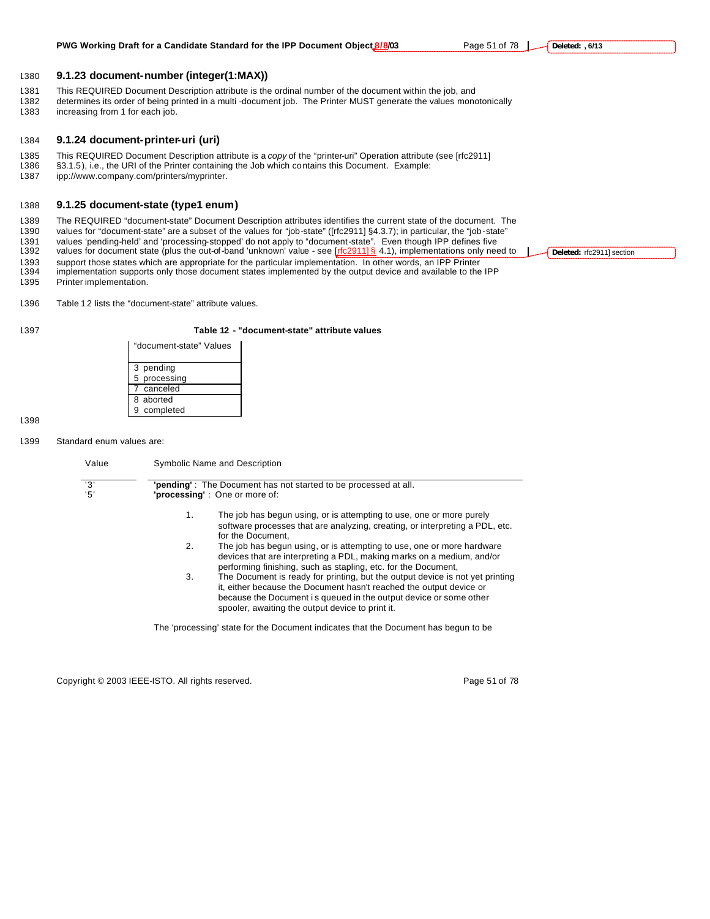### 9.1.23 document-number (integer(1:MAX))

This REQUIRED Document Description attribute is the ordinal number of the document within the job, and determines its order of being printed in a multi -document job. The Printer MUST generate the values monotonically increasing from 1 for each job.

### 9.1.24 document-printer-uri (uri)

This REQUIRED Document Description attribute is a *copy* of the "printer-uri" Operation attribute (see [rfc2911] §3.1.5), i.e., the URI of the Printer containing the Job which contains this Document. Example: ipp://www.company.com/printers/myprinter.

### 9.1.25 document-state (type1 enum)

The REQUIRED "document-state" Document Description attributes identifies the current state of the document. The values for "document-state" are a subset of the values for "job-state" ([rfc2911] §4.3.7); in particular, the "job-state" values 'pending-held' and 'processing-stopped' do not apply to "document-state". Even though IPP defines five values for document state (plus the out-of-band 'unknown' value - see [rfc2911] § 4.1), implementations only need to support those states which are appropriate for the particular implementation. In other words, an IPP Printer implementation supports only those document states implemented by the output device and available to the IPP Printer implementation.

Table 12 lists the "document-state" attribute values.

**Table 12 - "document-state" attribute values**

| "document-state" Values |
|---|
| 3 pending |
| 5 processing |
| 7 canceled |
| 8 aborted |
| 9 completed |

Standard enum values are:

| Value | Symbolic Name and Description |
|---|---|
| '3' | **'pending'** : The Document has not started to be processed at all. |
| '5' | **'processing'** : One or more of: |

1. The job has begun using, or is attempting to use, one or more purely software processes that are analyzing, creating, or interpreting a PDL, etc. for the Document,
2. The job has begun using, or is attempting to use, one or more hardware devices that are interpreting a PDL, making marks on a medium, and/or performing finishing, such as stapling, etc. for the Document,
3. The Document is ready for printing, but the output device is not yet printing it, either because the Document hasn't reached the output device or because the Document is queued in the output device or some other spooler, awaiting the output device to print it.

The 'processing' state for the Document indicates that the Document has begun to be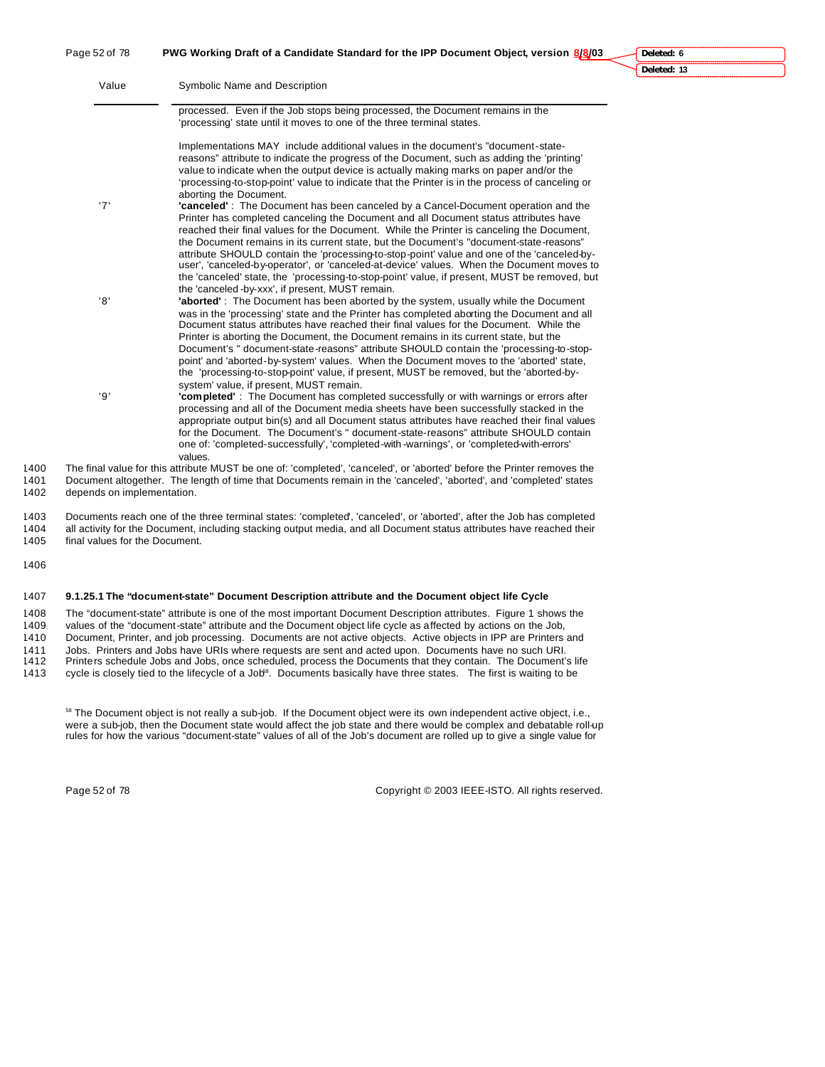| Value | Symbolic Name and Description |
|---|---|
| | processed. Even if the Job stops being processed, the Document remains in the 'processing' state until it moves to one of the three terminal states.<br><br>Implementations MAY include additional values in the document's "document-state-reasons" attribute to indicate the progress of the Document, such as adding the 'printing' value to indicate when the output device is actually making marks on paper and/or the 'processing-to-stop-point' value to indicate that the Printer is in the process of canceling or aborting the Document. |
| '7' | **'canceled'** : The Document has been canceled by a Cancel-Document operation and the Printer has completed canceling the Document and all Document status attributes have reached their final values for the Document. While the Printer is canceling the Document, the Document remains in its current state, but the Document's "document-state-reasons" attribute SHOULD contain the 'processing-to-stop-point' value and one of the 'canceled-by-user', 'canceled-by-operator', or 'canceled-at-device' values. When the Document moves to the 'canceled' state, the 'processing-to-stop-point' value, if present, MUST be removed, but the 'canceled-by-xxx', if present, MUST remain. |
| '8' | **'aborted'** : The Document has been aborted by the system, usually while the Document was in the 'processing' state and the Printer has completed aborting the Document and all Document status attributes have reached their final values for the Document. While the Printer is aborting the Document, the Document remains in its current state, but the Document's " document-state-reasons" attribute SHOULD contain the 'processing-to-stop-point' and 'aborted-by-system' values. When the Document moves to the 'aborted' state, the 'processing-to-stop-point' value, if present, MUST be removed, but the 'aborted-by-system' value, if present, MUST remain. |
| '9' | **'completed'** : The Document has completed successfully or with warnings or errors after processing and all of the Document media sheets have been successfully stacked in the appropriate output bin(s) and all Document status attributes have reached their final values for the Document. The Document's " document-state-reasons" attribute SHOULD contain one of: 'completed-successfully', 'completed-with-warnings', or 'completed-with-errors' values. |

1400 The final value for this attribute MUST be one of: 'completed', 'canceled', or 'aborted' before the Printer removes the
1401 Document altogether. The length of time that Documents remain in the 'canceled', 'aborted', and 'completed' states
1402 depends on implementation.

1403 Documents reach one of the three terminal states: 'completed', 'canceled', or 'aborted', after the Job has completed
1404 all activity for the Document, including stacking output media, and all Document status attributes have reached their
1405 final values for the Document.

1406

1407 **9.1.25.1 The "document-state" Document Description attribute and the Document object life Cycle**

1408 The "document-state" attribute is one of the most important Document Description attributes. Figure 1 shows the
1409 values of the "document-state" attribute and the Document object life cycle as affected by actions on the Job,
1410 Document, Printer, and job processing. Documents are not active objects. Active objects in IPP are Printers and
1411 Jobs. Printers and Jobs have URIs where requests are sent and acted upon. Documents have no such URI.
1412 Printers schedule Jobs and Jobs, once scheduled, process the Documents that they contain. The Document's life
1413 cycle is closely tied to the lifecycle of a Job[58]. Documents basically have three states. The first is waiting to be

[58] The Document object is not really a sub-job. If the Document object were its own independent active object, i.e., were a sub-job, then the Document state would affect the job state and there would be complex and debatable roll-up rules for how the various "document-state" values of all of the Job's document are rolled up to give a single value for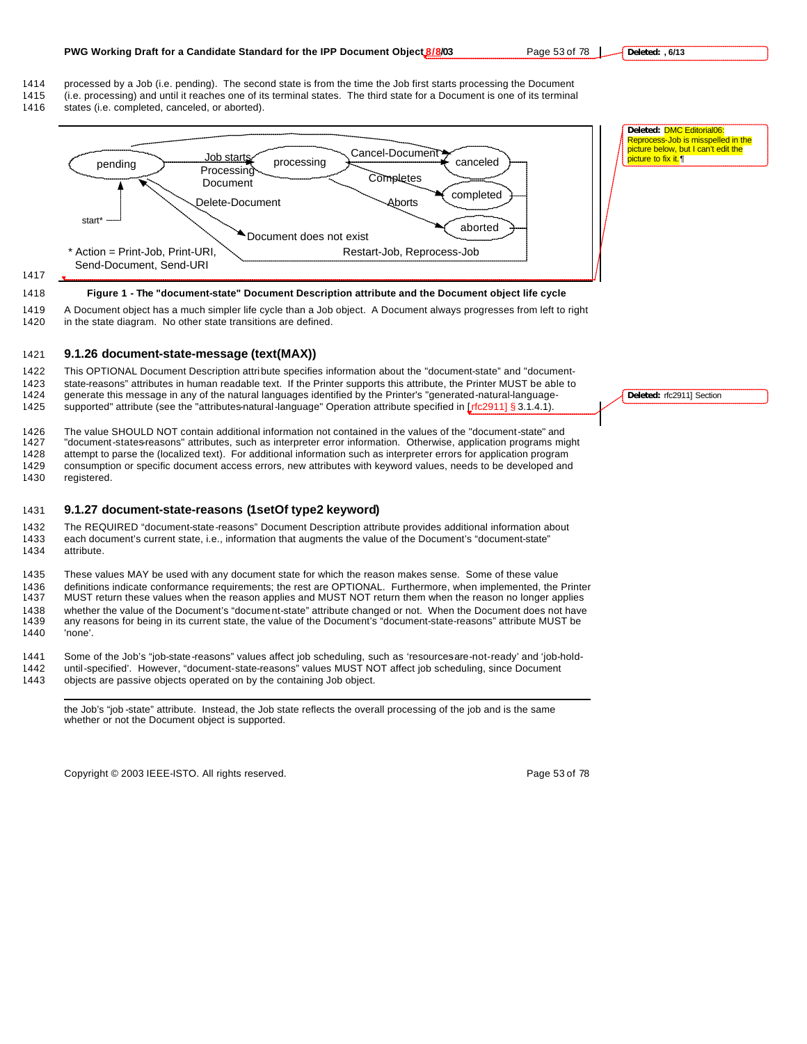processed by a Job (i.e. pending). The second state is from the time the Job first starts processing the Document (i.e. processing) and until it reaches one of its terminal states. The third state for a Document is one of its terminal states (i.e. completed, canceled, or aborted).

pending — Job starts Processing Document → processing — Cancel-Document → canceled; Completes → completed; Aborts → aborted

Delete-Document → Document does not exist

Restart-Job, Reprocess-Job

start*

* Action = Print-Job, Print-URI, Send-Document, Send-URI

**Figure 1 - The "document-state" Document Description attribute and the Document object life cycle**

A Document object has a much simpler life cycle than a Job object. A Document always progresses from left to right in the state diagram. No other state transitions are defined.

### 9.1.26 document-state-message (text(MAX))

This OPTIONAL Document Description attribute specifies information about the "document-state" and "document-state-reasons" attributes in human readable text. If the Printer supports this attribute, the Printer MUST be able to generate this message in any of the natural languages identified by the Printer's "generated-natural-language-supported" attribute (see the "attributes-natural-language" Operation attribute specified in [rfc2911] § 3.1.4.1).

The value SHOULD NOT contain additional information not contained in the values of the "document-state" and "document-states-reasons" attributes, such as interpreter error information. Otherwise, application programs might attempt to parse the (localized text). For additional information such as interpreter errors for application program consumption or specific document access errors, new attributes with keyword values, needs to be developed and registered.

### 9.1.27 document-state-reasons (1setOf type2 keyword)

The REQUIRED "document-state-reasons" Document Description attribute provides additional information about each document's current state, i.e., information that augments the value of the Document's "document-state" attribute.

These values MAY be used with any document state for which the reason makes sense. Some of these value definitions indicate conformance requirements; the rest are OPTIONAL. Furthermore, when implemented, the Printer MUST return these values when the reason applies and MUST NOT return them when the reason no longer applies whether the value of the Document's "document-state" attribute changed or not. When the Document does not have any reasons for being in its current state, the value of the Document's "document-state-reasons" attribute MUST be 'none'.

Some of the Job's "job-state-reasons" values affect job scheduling, such as 'resources-are-not-ready' and 'job-hold-until-specified'. However, "document-state-reasons" values MUST NOT affect job scheduling, since Document objects are passive objects operated on by the containing Job object.

---

the Job's "job-state" attribute. Instead, the Job state reflects the overall processing of the job and is the same whether or not the Document object is supported.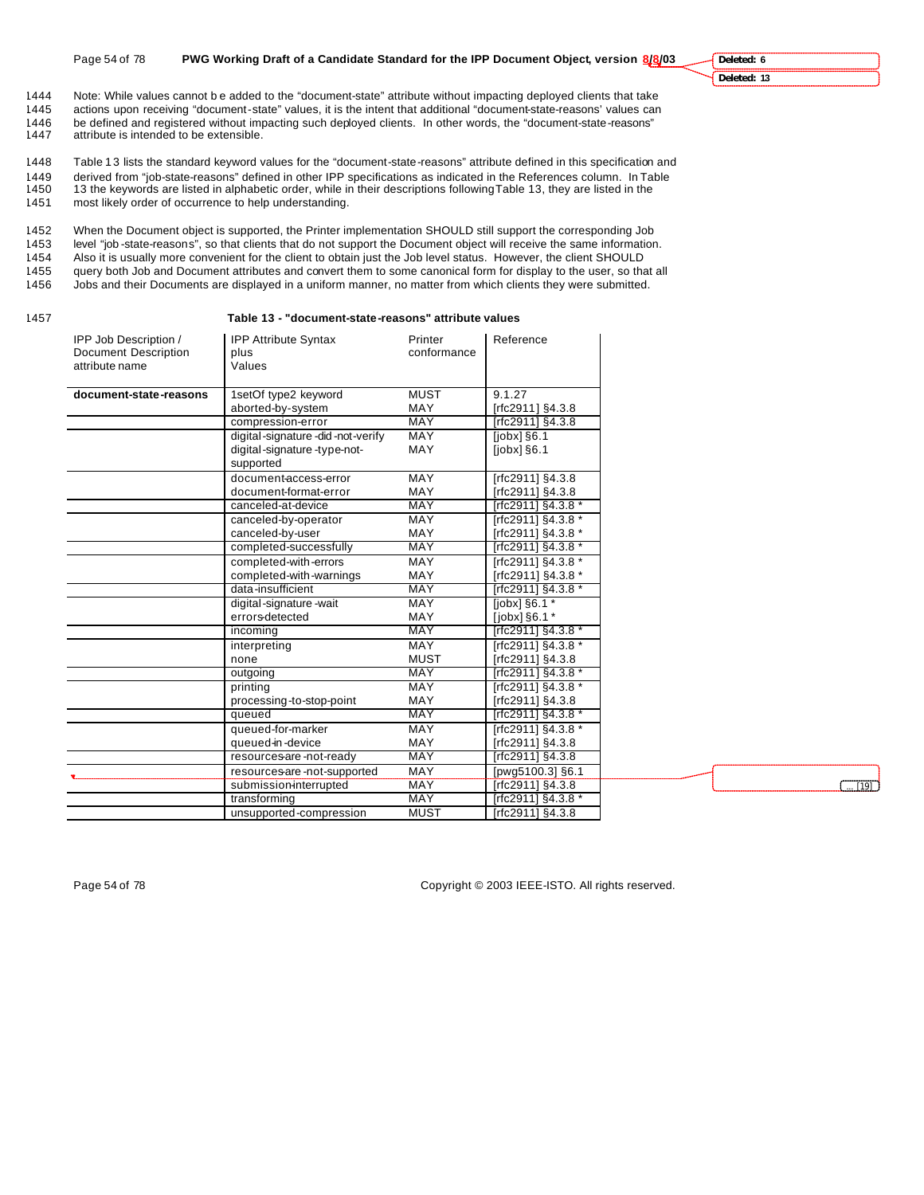Note: While values cannot be added to the "document-state" attribute without impacting deployed clients that take actions upon receiving "document-state" values, it is the intent that additional "document-state-reasons' values can be defined and registered without impacting such deployed clients. In other words, the "document-state-reasons" attribute is intended to be extensible.

Table 13 lists the standard keyword values for the "document-state-reasons" attribute defined in this specification and derived from "job-state-reasons" defined in other IPP specifications as indicated in the References column. In Table 13 the keywords are listed in alphabetic order, while in their descriptions following Table 13, they are listed in the most likely order of occurrence to help understanding.

When the Document object is supported, the Printer implementation SHOULD still support the corresponding Job level "job-state-reasons", so that clients that do not support the Document object will receive the same information. Also it is usually more convenient for the client to obtain just the Job level status. However, the client SHOULD query both Job and Document attributes and convert them to some canonical form for display to the user, so that all Jobs and their Documents are displayed in a uniform manner, no matter from which clients they were submitted.

**Table 13 - "document-state-reasons" attribute values**

| IPP Job Description / Document Description attribute name | IPP Attribute Syntax plus Values | Printer conformance | Reference |
|---|---|---|---|
| **document-state-reasons** | 1setOf type2 keyword | MUST | 9.1.27 |
| | aborted-by-system | MAY | [rfc2911] §4.3.8 |
| | compression-error | MAY | [rfc2911] §4.3.8 |
| | digital-signature-did-not-verify | MAY | [jobx] §6.1 |
| | digital-signature-type-not-supported | MAY | [jobx] §6.1 |
| | document-access-error | MAY | [rfc2911] §4.3.8 |
| | document-format-error | MAY | [rfc2911] §4.3.8 |
| | canceled-at-device | MAY | [rfc2911] §4.3.8 * |
| | canceled-by-operator | MAY | [rfc2911] §4.3.8 * |
| | canceled-by-user | MAY | [rfc2911] §4.3.8 * |
| | completed-successfully | MAY | [rfc2911] §4.3.8 * |
| | completed-with-errors | MAY | [rfc2911] §4.3.8 * |
| | completed-with-warnings | MAY | [rfc2911] §4.3.8 * |
| | data-insufficient | MAY | [rfc2911] §4.3.8 * |
| | digital-signature-wait | MAY | [jobx] §6.1 * |
| | errors-detected | MAY | [jobx] §6.1 * |
| | incoming | MAY | [rfc2911] §4.3.8 * |
| | interpreting | MAY | [rfc2911] §4.3.8 * |
| | none | MUST | [rfc2911] §4.3.8 |
| | outgoing | MAY | [rfc2911] §4.3.8 * |
| | printing | MAY | [rfc2911] §4.3.8 * |
| | processing-to-stop-point | MAY | [rfc2911] §4.3.8 |
| | queued | MAY | [rfc2911] §4.3.8 * |
| | queued-for-marker | MAY | [rfc2911] §4.3.8 * |
| | queued-in-device | MAY | [rfc2911] §4.3.8 |
| | resources-are-not-ready | MAY | [rfc2911] §4.3.8 |
| | resources-are-not-supported | MAY | [pwg5100.3] §6.1 |
| | submission-interrupted | MAY | [rfc2911] §4.3.8 |
| | transforming | MAY | [rfc2911] §4.3.8 * |
| | unsupported-compression | MUST | [rfc2911] §4.3.8 |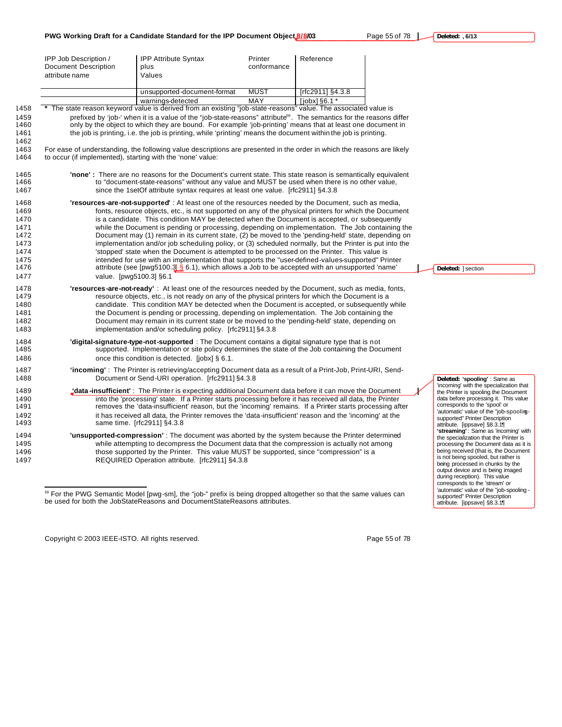| IPP Job Description / Document Description attribute name | IPP Attribute Syntax plus Values | Printer conformance | Reference |
|---|---|---|---|
| | unsupported-document-format | MUST | [rfc2911] §4.3.8 |
| | warnings-detected | MAY | [jobx] §6.1 * |

* The state reason keyword value is derived from an existing "job-state-reasons" value. The associated value is prefixed by 'job-' when it is a value of the "job-state-reasons" attribute[59]. The semantics for the reasons differ only by the object to which they are bound. For example 'job-printing' means that at least one document in the job is printing, i.e. the job is printing, while 'printing' means the document within the job is printing.

For ease of understanding, the following value descriptions are presented in the order in which the reasons are likely to occur (if implemented), starting with the 'none' value:

**'none' :** There are no reasons for the Document's current state. This state reason is semantically equivalent to "document-state-reasons" without any value and MUST be used when there is no other value, since the 1setOf attribute syntax requires at least one value. [rfc2911] §4.3.8

**'resources-are-not-supported'** : At least one of the resources needed by the Document, such as media, fonts, resource objects, etc., is not supported on any of the physical printers for which the Document is a candidate. This condition MAY be detected when the Document is accepted, or subsequently while the Document is pending or processing, depending on implementation. The Job containing the Document may (1) remain in its current state, (2) be moved to the 'pending-held' state, depending on implementation and/or job scheduling policy, or (3) scheduled normally, but the Printer is put into the 'stopped' state when the Document is attempted to be processed on the Printer. This value is intended for use with an implementation that supports the "user-defined-values-supported" Printer attribute (see [pwg5100.3] § 6.1), which allows a Job to be accepted with an unsupported 'name' value. [pwg5100.3] §6.1

**'resources-are-not-ready'** : At least one of the resources needed by the Document, such as media, fonts, resource objects, etc., is not ready on any of the physical printers for which the Document is a candidate. This condition MAY be detected when the Document is accepted, or subsequently while the Document is pending or processing, depending on implementation. The Job containing the Document may remain in its current state or be moved to the 'pending-held' state, depending on implementation and/or scheduling policy. [rfc2911] §4.3.8

**'digital-signature-type-not-supported** : The Document contains a digital signature type that is not supported. Implementation or site policy determines the state of the Job containing the Document once this condition is detected. [jobx] § 6.1.

**'incoming'** : The Printer is retrieving/accepting Document data as a result of a Print-Job, Print-URI, Send-Document or Send-URI operation. [rfc2911] §4.3.8

**'data-insufficient'** : The Printer is expecting additional Document data before it can move the Document into the 'processing' state. If a Printer starts processing before it has received all data, the Printer removes the 'data-insufficient' reason, but the 'incoming' remains. If a Printer starts processing after it has received all data, the Printer removes the 'data-insufficient' reason and the 'incoming' at the same time. [rfc2911] §4.3.8

**'unsupported-compression'** : The document was aborted by the system because the Printer determined while attempting to decompress the Document data that the compression is actually not among those supported by the Printer. This value MUST be supported, since "compression" is a REQUIRED Operation attribute. [rfc2911] §4.3.8

[59] For the PWG Semantic Model [pwg-sm], the "job-" prefix is being dropped altogether so that the same values can be used for both the JobStateReasons and DocumentStateReasons attributes.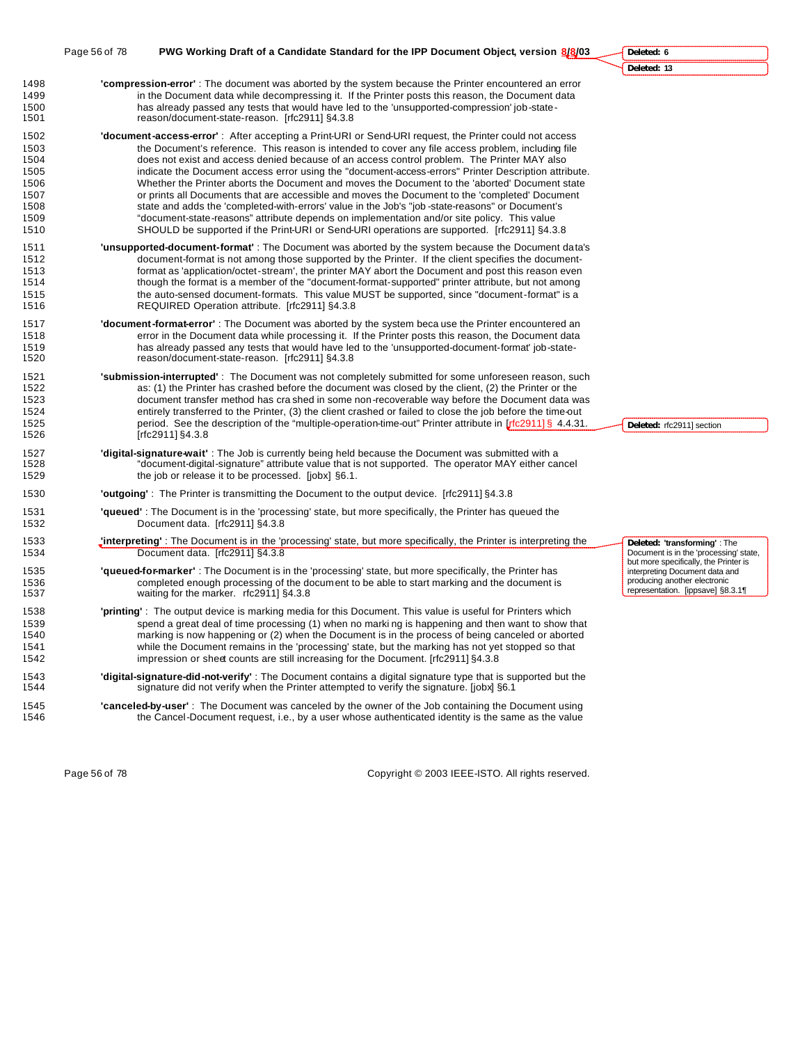**'compression-error'** : The document was aborted by the system because the Printer encountered an error in the Document data while decompressing it. If the Printer posts this reason, the Document data has already passed any tests that would have led to the 'unsupported-compression' job-state-reason/document-state-reason. [rfc2911] §4.3.8

**'document-access-error'** : After accepting a Print-URI or Send-URI request, the Printer could not access the Document's reference. This reason is intended to cover any file access problem, including file does not exist and access denied because of an access control problem. The Printer MAY also indicate the Document access error using the "document-access-errors" Printer Description attribute. Whether the Printer aborts the Document and moves the Document to the 'aborted' Document state or prints all Documents that are accessible and moves the Document to the 'completed' Document state and adds the 'completed-with-errors' value in the Job's "job-state-reasons" or Document's "document-state-reasons" attribute depends on implementation and/or site policy. This value SHOULD be supported if the Print-URI or Send-URI operations are supported. [rfc2911] §4.3.8

**'unsupported-document-format'** : The Document was aborted by the system because the Document data's document-format is not among those supported by the Printer. If the client specifies the document-format as 'application/octet-stream', the printer MAY abort the Document and post this reason even though the format is a member of the "document-format-supported" printer attribute, but not among the auto-sensed document-formats. This value MUST be supported, since "document-format" is a REQUIRED Operation attribute. [rfc2911] §4.3.8

**'document-format-error'** : The Document was aborted by the system because the Printer encountered an error in the Document data while processing it. If the Printer posts this reason, the Document data has already passed any tests that would have led to the 'unsupported-document-format' job-state-reason/document-state-reason. [rfc2911] §4.3.8

**'submission-interrupted'** : The Document was not completely submitted for some unforeseen reason, such as: (1) the Printer has crashed before the document was closed by the client, (2) the Printer or the document transfer method has crashed in some non-recoverable way before the Document data was entirely transferred to the Printer, (3) the client crashed or failed to close the job before the time-out period. See the description of the "multiple-operation-time-out" Printer attribute in [rfc2911] § 4.4.31. [rfc2911] §4.3.8

**'digital-signature-wait'** : The Job is currently being held because the Document was submitted with a "document-digital-signature" attribute value that is not supported. The operator MAY either cancel the job or release it to be processed. [jobx] §6.1.

**'outgoing'** : The Printer is transmitting the Document to the output device. [rfc2911] §4.3.8

**'queued'** : The Document is in the 'processing' state, but more specifically, the Printer has queued the Document data. [rfc2911] §4.3.8

**'interpreting'** : The Document is in the 'processing' state, but more specifically, the Printer is interpreting the Document data. [rfc2911] §4.3.8

**'queued-for-marker'** : The Document is in the 'processing' state, but more specifically, the Printer has completed enough processing of the document to be able to start marking and the document is waiting for the marker. rfc2911] §4.3.8

**'printing'** : The output device is marking media for this Document. This value is useful for Printers which spend a great deal of time processing (1) when no marking is happening and then want to show that marking is now happening or (2) when the Document is in the process of being canceled or aborted while the Document remains in the 'processing' state, but the marking has not yet stopped so that impression or sheet counts are still increasing for the Document. [rfc2911] §4.3.8

**'digital-signature-did-not-verify'** : The Document contains a digital signature type that is supported but the signature did not verify when the Printer attempted to verify the signature. [jobx] §6.1

**'canceled-by-user'** : The Document was canceled by the owner of the Job containing the Document using the Cancel-Document request, i.e., by a user whose authenticated identity is the same as the value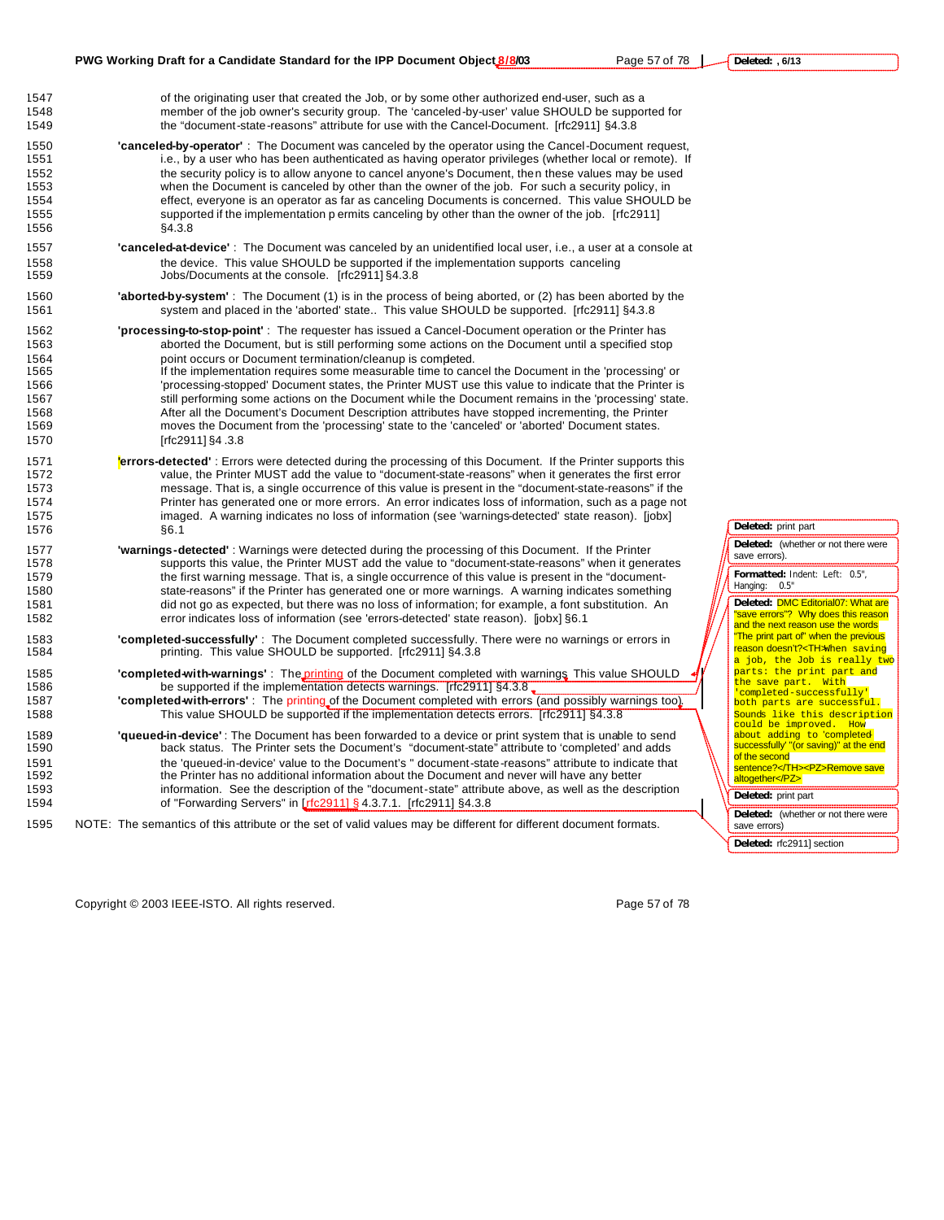of the originating user that created the Job, or by some other authorized end-user, such as a member of the job owner's security group. The 'canceled-by-user' value SHOULD be supported for the "document-state-reasons" attribute for use with the Cancel-Document. [rfc2911] §4.3.8

**'canceled-by-operator'** : The Document was canceled by the operator using the Cancel-Document request, i.e., by a user who has been authenticated as having operator privileges (whether local or remote). If the security policy is to allow anyone to cancel anyone's Document, then these values may be used when the Document is canceled by other than the owner of the job. For such a security policy, in effect, everyone is an operator as far as canceling Documents is concerned. This value SHOULD be supported if the implementation permits canceling by other than the owner of the job. [rfc2911] §4.3.8

**'canceled-at-device'** : The Document was canceled by an unidentified local user, i.e., a user at a console at the device. This value SHOULD be supported if the implementation supports canceling Jobs/Documents at the console. [rfc2911] §4.3.8

**'aborted-by-system'** : The Document (1) is in the process of being aborted, or (2) has been aborted by the system and placed in the 'aborted' state.. This value SHOULD be supported. [rfc2911] §4.3.8

**'processing-to-stop-point'** : The requester has issued a Cancel-Document operation or the Printer has aborted the Document, but is still performing some actions on the Document until a specified stop point occurs or Document termination/cleanup is completed.
If the implementation requires some measurable time to cancel the Document in the 'processing' or 'processing-stopped' Document states, the Printer MUST use this value to indicate that the Printer is still performing some actions on the Document while the Document remains in the 'processing' state. After all the Document's Document Description attributes have stopped incrementing, the Printer moves the Document from the 'processing' state to the 'canceled' or 'aborted' Document states. [rfc2911] §4.3.8

**'errors-detected'** : Errors were detected during the processing of this Document. If the Printer supports this value, the Printer MUST add the value to "document-state-reasons" when it generates the first error message. That is, a single occurrence of this value is present in the "document-state-reasons" if the Printer has generated one or more errors. An error indicates loss of information, such as a page not imaged. A warning indicates no loss of information (see 'warnings-detected' state reason). [jobx] §6.1

**'warnings-detected'** : Warnings were detected during the processing of this Document. If the Printer supports this value, the Printer MUST add the value to "document-state-reasons" when it generates the first warning message. That is, a single occurrence of this value is present in the "document-state-reasons" if the Printer has generated one or more warnings. A warning indicates something did not go as expected, but there was no loss of information; for example, a font substitution. An error indicates loss of information (see 'errors-detected' state reason). [jobx] §6.1

**'completed-successfully'** : The Document completed successfully. There were no warnings or errors in printing. This value SHOULD be supported. [rfc2911] §4.3.8

**'completed-with-warnings'** : The printing of the Document completed with warnings. This value SHOULD be supported if the implementation detects warnings. [rfc2911] §4.3.8

**'completed-with-errors'** : The printing of the Document completed with errors (and possibly warnings too). This value SHOULD be supported if the implementation detects errors. [rfc2911] §4.3.8

**'queued-in-device'** : The Document has been forwarded to a device or print system that is unable to send back status. The Printer sets the Document's "document-state" attribute to 'completed' and adds the 'queued-in-device' value to the Document's " document-state-reasons" attribute to indicate that the Printer has no additional information about the Document and never will have any better information. See the description of the "document-state" attribute above, as well as the description of "Forwarding Servers" in [rfc2911] § 4.3.7.1. [rfc2911] §4.3.8

NOTE: The semantics of this attribute or the set of valid values may be different for different document formats.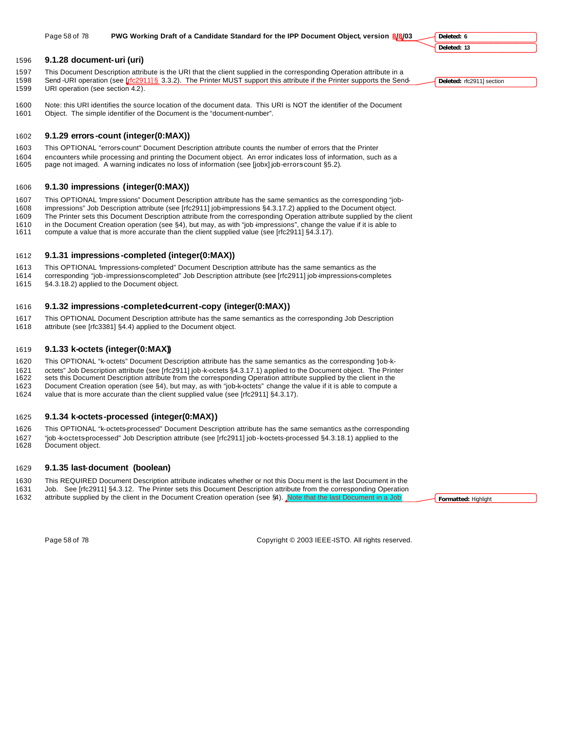### 9.1.28 document-uri (uri)

This Document Description attribute is the URI that the client supplied in the corresponding Operation attribute in a Send-URI operation (see [rfc2911] § 3.3.2). The Printer MUST support this attribute if the Printer supports the Send-URI operation (see section 4.2).

Note: this URI identifies the source location of the document data. This URI is NOT the identifier of the Document Object. The simple identifier of the Document is the "document-number".

### 9.1.29 errors-count (integer(0:MAX))

This OPTIONAL "errors-count" Document Description attribute counts the number of errors that the Printer encounters while processing and printing the Document object. An error indicates loss of information, such as a page not imaged. A warning indicates no loss of information (see [jobx] job-errors-count §5.2).

### 9.1.30 impressions (integer(0:MAX))

This OPTIONAL "impressions" Document Description attribute has the same semantics as the corresponding "job-impressions" Job Description attribute (see [rfc2911] job-impressions §4.3.17.2) applied to the Document object. The Printer sets this Document Description attribute from the corresponding Operation attribute supplied by the client in the Document Creation operation (see §4), but may, as with "job-impressions", change the value if it is able to compute a value that is more accurate than the client supplied value (see [rfc2911] §4.3.17).

### 9.1.31 impressions-completed (integer(0:MAX))

This OPTIONAL "impressions-completed" Document Description attribute has the same semantics as the corresponding "job-impressions-completed" Job Description attribute (see [rfc2911] job-impressions-completes §4.3.18.2) applied to the Document object.

### 9.1.32 impressions-completed-current-copy (integer(0:MAX))

This OPTIONAL Document Description attribute has the same semantics as the corresponding Job Description attribute (see [rfc3381] §4.4) applied to the Document object.

### 9.1.33 k-octets (integer(0:MAX))

This OPTIONAL "k-octets" Document Description attribute has the same semantics as the corresponding "job-k-octets" Job Description attribute (see [rfc2911] job-k-octets §4.3.17.1) applied to the Document object. The Printer sets this Document Description attribute from the corresponding Operation attribute supplied by the client in the Document Creation operation (see §4), but may, as with "job-k-octets" change the value if it is able to compute a value that is more accurate than the client supplied value (see [rfc2911] §4.3.17).

### 9.1.34 k-octets-processed (integer(0:MAX))

This OPTIONAL "k-octets-processed" Document Description attribute has the same semantics as the corresponding "job-k-octets-processed" Job Description attribute (see [rfc2911] job-k-octets-processed §4.3.18.1) applied to the Document object.

### 9.1.35 last-document (boolean)

This REQUIRED Document Description attribute indicates whether or not this Document is the last Document in the Job. See [rfc2911] §4.3.12. The Printer sets this Document Description attribute from the corresponding Operation attribute supplied by the client in the Document Creation operation (see §4). Note that the last Document in a Job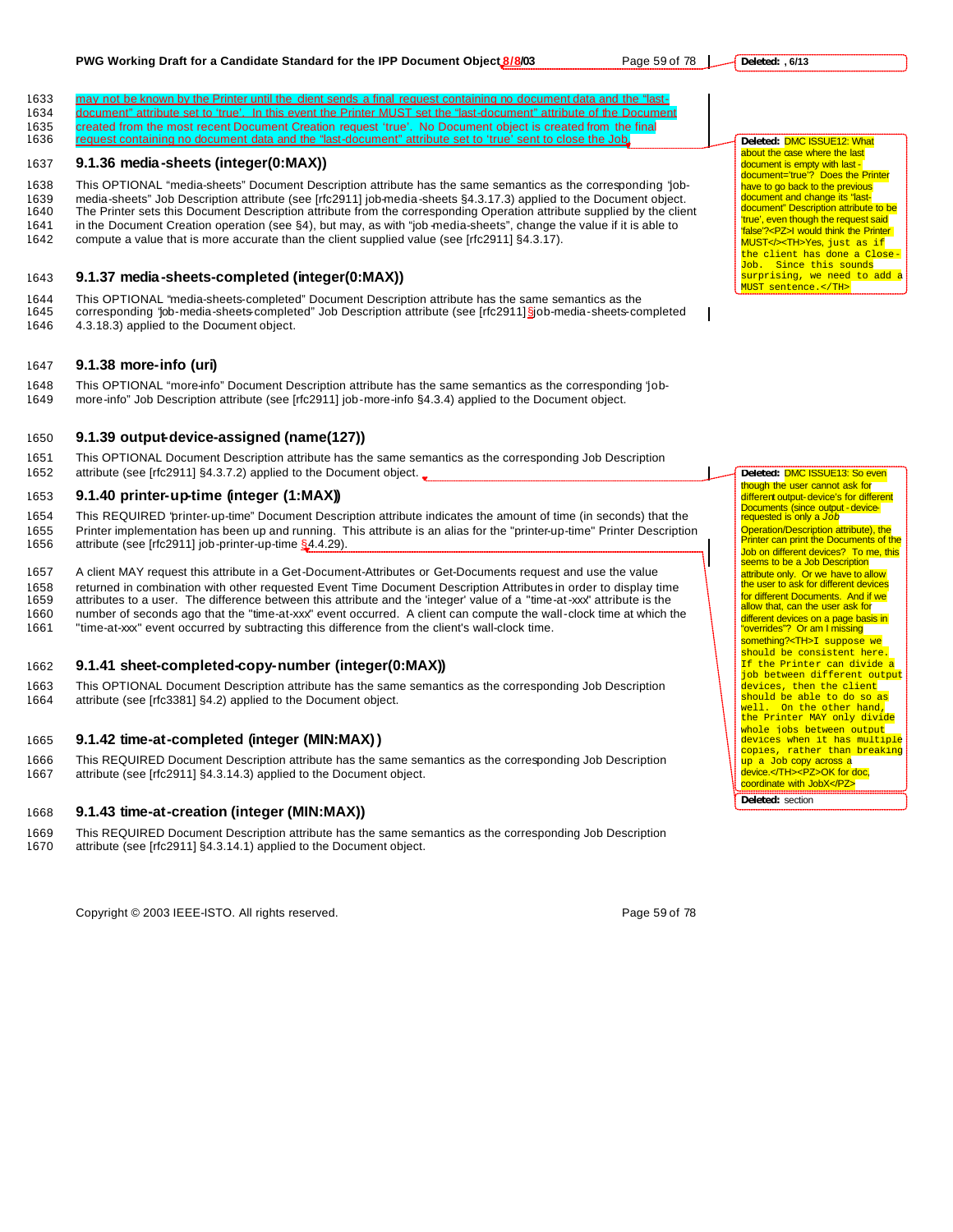may not be known by the Printer until the client sends a final request containing no document data and the "last-document" attribute set to 'true'. In this event the Printer MUST set the "last-document" attribute of the Document created from the most recent Document Creation request 'true'. No Document object is created from the final request containing no document data and the "last-document" attribute set to 'true' sent to close the Job.

### 9.1.36 media-sheets (integer(0:MAX))

This OPTIONAL "media-sheets" Document Description attribute has the same semantics as the corresponding "job-media-sheets" Job Description attribute (see [rfc2911] job-media-sheets §4.3.17.3) applied to the Document object. The Printer sets this Document Description attribute from the corresponding Operation attribute supplied by the client in the Document Creation operation (see §4), but may, as with "job-media-sheets", change the value if it is able to compute a value that is more accurate than the client supplied value (see [rfc2911] §4.3.17).

### 9.1.37 media-sheets-completed (integer(0:MAX))

This OPTIONAL "media-sheets-completed" Document Description attribute has the same semantics as the corresponding "job-media-sheets-completed" Job Description attribute (see [rfc2911] §job-media-sheets-completed 4.3.18.3) applied to the Document object.

### 9.1.38 more-info (uri)

This OPTIONAL "more-info" Document Description attribute has the same semantics as the corresponding "job-more-info" Job Description attribute (see [rfc2911] job-more-info §4.3.4) applied to the Document object.

### 9.1.39 output-device-assigned (name(127))

This OPTIONAL Document Description attribute has the same semantics as the corresponding Job Description attribute (see [rfc2911] §4.3.7.2) applied to the Document object.

### 9.1.40 printer-up-time (integer (1:MAX))

This REQUIRED "printer-up-time" Document Description attribute indicates the amount of time (in seconds) that the Printer implementation has been up and running. This attribute is an alias for the "printer-up-time" Printer Description attribute (see [rfc2911] job-printer-up-time §4.4.29).

A client MAY request this attribute in a Get-Document-Attributes or Get-Documents request and use the value returned in combination with other requested Event Time Document Description Attributes in order to display time attributes to a user. The difference between this attribute and the 'integer' value of a "time-at-xxx" attribute is the number of seconds ago that the "time-at-xxx" event occurred. A client can compute the wall-clock time at which the "time-at-xxx" event occurred by subtracting this difference from the client's wall-clock time.

### 9.1.41 sheet-completed-copy-number (integer(0:MAX))

This OPTIONAL Document Description attribute has the same semantics as the corresponding Job Description attribute (see [rfc3381] §4.2) applied to the Document object.

### 9.1.42 time-at-completed (integer (MIN:MAX))

This REQUIRED Document Description attribute has the same semantics as the corresponding Job Description attribute (see [rfc2911] §4.3.14.3) applied to the Document object.

### 9.1.43 time-at-creation (integer (MIN:MAX))

This REQUIRED Document Description attribute has the same semantics as the corresponding Job Description attribute (see [rfc2911] §4.3.14.1) applied to the Document object.

**Deleted:** , 6/13

**Deleted:** DMC ISSUE12: What about the case where the last document is empty with last-document='true'? Does the Printer have to go back to the previous document and change its "last-document" Description attribute to be 'true', even though the request said 'false'?<PZ>I would think the Printer MUST</><TH>Yes, just as if the client has done a Close-Job. Since this sounds surprising, we need to add a MUST sentence.</TH>

**Deleted:** DMC ISSUE13: So even though the user cannot ask for different output-device's for different Documents (since output-device-requested is only a *Job* Operation/Description attribute), the Printer can print the Documents of the Job on different devices? To me, this seems to be a Job Description attribute only. Or we have to allow the user to ask for different devices for different Documents. And if we allow that, can the user ask for different devices on a page basis in "overrides"? Or am I missing something?<TH>I suppose we should be consistent here. If the Printer can divide a job between different output devices, then the client should be able to do so as well. On the other hand, the Printer MAY only divide whole jobs between output devices when it has multiple copies, rather than breaking up a Job copy across a device.</TH><PZ>OK for doc, coordinate with JobX</PZ>

**Deleted:** section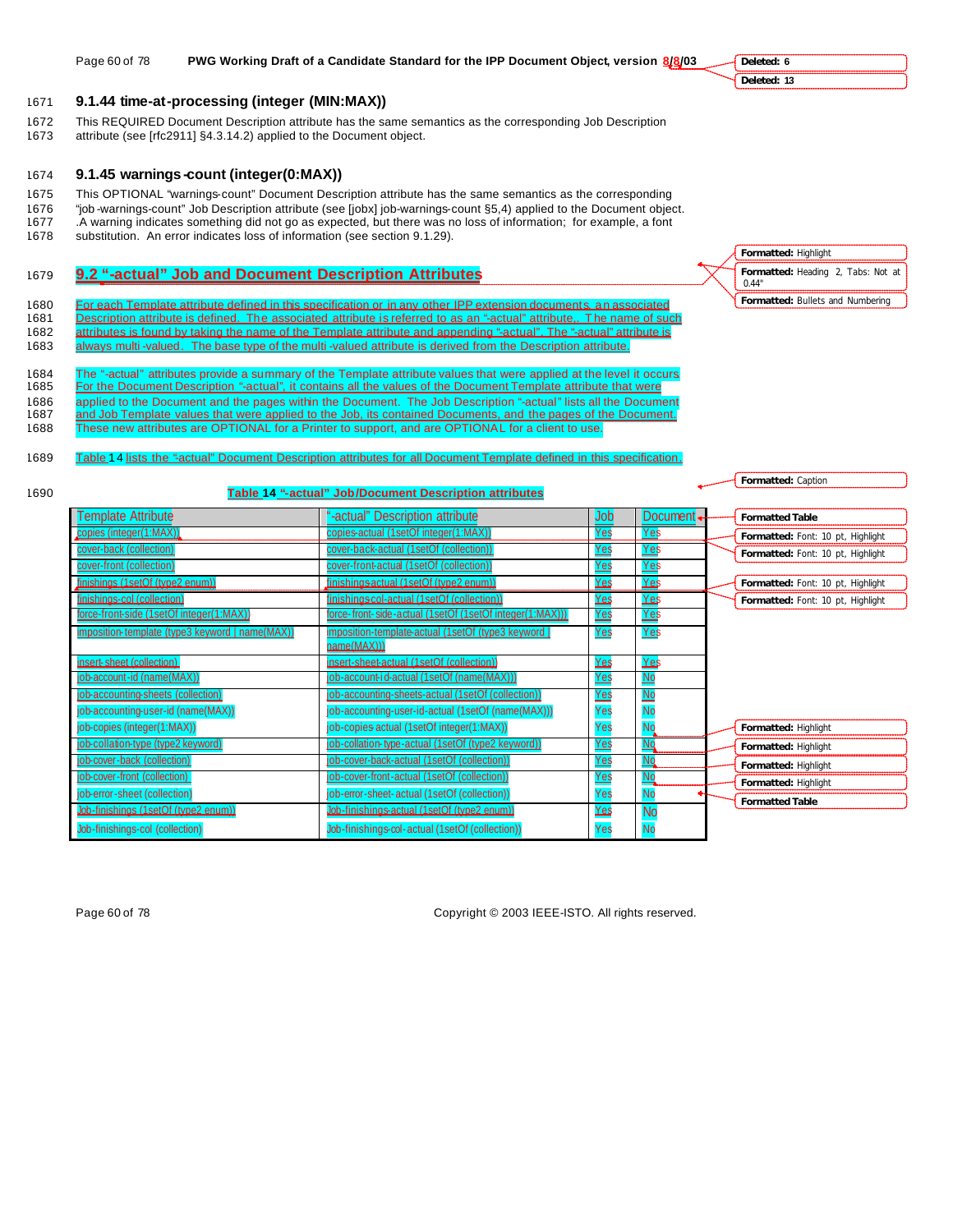### 9.1.44 time-at-processing (integer (MIN:MAX))

This REQUIRED Document Description attribute has the same semantics as the corresponding Job Description attribute (see [rfc2911] §4.3.14.2) applied to the Document object.

### 9.1.45 warnings-count (integer(0:MAX))

This OPTIONAL "warnings-count" Document Description attribute has the same semantics as the corresponding "job-warnings-count" Job Description attribute (see [jobx] job-warnings-count §5,4) applied to the Document object. .A warning indicates something did not go as expected, but there was no loss of information; for example, a font substitution. An error indicates loss of information (see section 9.1.29).

## 9.2 "-actual" Job and Document Description Attributes

For each Template attribute defined in this specification or in any other IPP extension documents, an associated Description attribute is defined. The associated attribute is referred to as an "-actual" attribute.. The name of such attributes is found by taking the name of the Template attribute and appending "-actual". The "-actual" attribute is always multi-valued. The base type of the multi-valued attribute is derived from the Description attribute.

The "-actual" attributes provide a summary of the Template attribute values that were applied at the level it occurs For the Document Description "-actual", it contains all the values of the Document Template attribute that were applied to the Document and the pages within the Document. The Job Description "-actual" lists all the Document and Job Template values that were applied to the Job, its contained Documents, and the pages of the Document. These new attributes are OPTIONAL for a Printer to support, and are OPTIONAL for a client to use.

Table 14 lists the "actual" Document Description attributes for all Document Template defined in this specification.

**Table 14 "-actual" Job/Document Description attributes**

| Template Attribute | "-actual" Description attribute | Job | Document |
|---|---|---|---|
| copies (integer(1:MAX)) | copies-actual (1setOf integer(1:MAX)) | Yes | Yes |
| cover-back (collection) | cover-back-actual (1setOf (collection)) | Yes | Yes |
| cover-front (collection) | cover-front-actual (1setOf (collection)) | Yes | Yes |
| finishings (1setOf (type2 enum)) | finishings-actual (1setOf (type2 enum)) | Yes | Yes |
| finishings-col (collection) | finishings-col-actual (1setOf (collection)) | Yes | Yes |
| force-front-side (1setOf integer(1:MAX)) | force-front-side-actual (1setOf (1setOf integer(1:MAX))) | Yes | Yes |
| imposition-template (type3 keyword \| name(MAX)) | imposition-template-actual (1setOf (type3 keyword \| name(MAX))) | Yes | Yes |
| insert-sheet (collection) | insert-sheet-actual (1setOf (collection)) | Yes | Yes |
| job-account-id (name(MAX)) | job-account-id-actual (1setOf (name(MAX))) | Yes | No |
| job-accounting-sheets (collection) | job-accounting-sheets-actual (1setOf (collection)) | Yes | No |
| job-accounting-user-id (name(MAX)) | job-accounting-user-id-actual (1setOf (name(MAX))) | Yes | No |
| job-copies (integer(1:MAX)) | job-copies-actual (1setOf integer(1:MAX)) | Yes | No |
| job-collation-type (type2 keyword) | job-collation-type-actual (1setOf (type2 keyword)) | Yes | No |
| job-cover-back (collection) | job-cover-back-actual (1setOf (collection)) | Yes | No |
| job-cover-front (collection) | job-cover-front-actual (1setOf (collection)) | Yes | No |
| job-error-sheet (collection) | job-error-sheet-actual (1setOf (collection)) | Yes | No |
| Job-finishings (1setOf (type2 enum)) | Job-finishings-actual (1setOf (type2 enum)) | Yes | No |
| Job-finishings-col (collection) | Job-finishings-col-actual (1setOf (collection)) | Yes | No |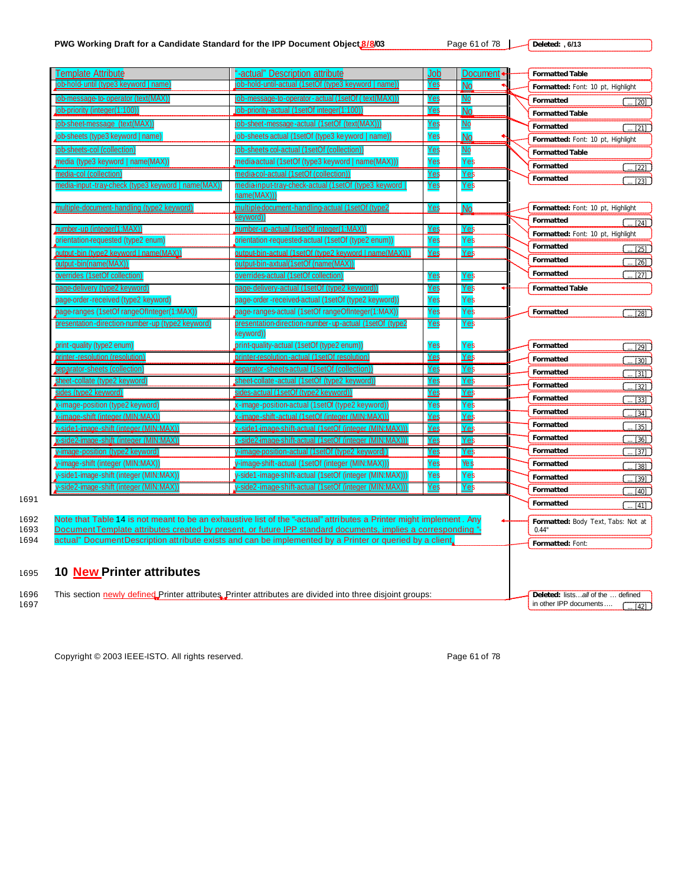| Template Attribute | "-actual" Description attribute | Job | Document |
|---|---|---|---|
| job-hold-until (type3 keyword \| name) | job-hold-until-actual (1setOf (type3 keyword \| name)) | Yes | No |
| job-message-to-operator (text(MAX)) | job-message-to-operator-actual (1setOf ( text(MAX))) | Yes | No |
| job-priority (integer(1:100)) | job-priority-actual (1setOf integer(1:100)) | Yes | No |
| job-sheet-message (text(MAX)) | job-sheet-message-actual (1setOf (text(MAX))) | Yes | No |
| job-sheets (type3 keyword \| name) | job-sheets-actual (1setOf (type3 keyword \| name)) | Yes | No |
| job-sheets-col (collection) | job-sheets-col-actual (1setOf (collection)) | Yes | No |
| media (type3 keyword \| name(MAX)) | media-actual (1setOf (type3 keyword \| name(MAX))) | Yes | Yes |
| media-col (collection) | media-col-actual (1setOf (collection)) | Yes | Yes |
| media-input-tray-check (type3 keyword \| name(MAX)) | media-input-tray-check-actual (1setOf (type3 keyword \| name(MAX))) | Yes | Yes |
| multiple-document-handling (type2 keyword) | multiple-document-handling-actual (1setOf (type2 keyword)) | Yes | No |
| number-up (integer(1:MAX)) | number-up-actual (1setOf integer(1:MAX)) | Yes | Yes |
| orientation-requested (type2 enum) | orientation-requested-actual (1setOf (type2 enum)) | Yes | Yes |
| output-bin (type2 keyword \| name(MAX)) | output-bin-actual (1setOf (type2 keyword \| name(MAX))) | Yes | Yes |
| output-bin(name(MAX)) | output-bin-actual(1setOf (name(MAX)) | | |
| overrides (1setOf collection) | overrides-actual (1setOf collection) | Yes | Yes |
| page-delivery (type2 keyword) | page-delivery-actual (1setOf (type2 keyword)) | Yes | Yes |
| page-order-received (type2 keyword) | page-order-received-actual (1setOf (type2 keyword)) | Yes | Yes |
| page-ranges (1setOf rangeOfInteger(1:MAX)) | page-ranges-actual (1setOf rangeOfInteger(1:MAX)) | Yes | Yes |
| presentation-direction-number-up (type2 keyword) | presentation-direction-number-up-actual (1setOf (type2 keyword)) | Yes | Yes |
| print-quality (type2 enum) | print-quality-actual (1setOf (type2 enum)) | Yes | Yes |
| printer-resolution (resolution) | printer-resolution-actual (1setOf resolution) | Yes | Yes |
| separator-sheets (collection) | separator-sheets-actual (1setOf (collection)) | Yes | Yes |
| sheet-collate (type2 keyword) | sheet-collate-actual (1setOf (type2 keyword)) | Yes | Yes |
| sides (type2 keyword) | sides-actual (1setOf (type2 keyword)) | Yes | Yes |
| x-image-position (type2 keyword) | x-image-position-actual (1setOf (type2 keyword)) | Yes | Yes |
| x-image-shift (integer (MIN:MAX)) | x-image-shift-actual (1setOf (integer (MIN:MAX))) | Yes | Yes |
| x-side1-image-shift (integer (MIN:MAX)) | x-side1-image-shift-actual (1setOf (integer (MIN:MAX))) | Yes | Yes |
| x-side2-image-shift (integer (MIN:MAX)) | x-side2-image-shift-actual (1setOf (integer (MIN:MAX))) | Yes | Yes |
| y-image-position (type2 keyword) | y-image-position-actual (1setOf (type2 keyword)) | Yes | Yes |
| y-image-shift (integer (MIN:MAX)) | y-image-shift-actual (1setOf (integer (MIN:MAX))) | Yes | Yes |
| y-side1-image-shift (integer (MIN:MAX)) | y-side1-image-shift-actual (1setOf (integer (MIN:MAX))) | Yes | Yes |
| y-side2-image-shift (integer (MIN:MAX)) | y-side2-image-shift-actual (1setOf (integer (MIN:MAX))) | Yes | Yes |

Note that Table 14 is not meant to be an exhaustive list of the "-actual" attributes a Printer might implement. Any Document Template attributes created by present, or future IPP standard documents, implies a corresponding "-actual" Document Description attribute exists and can be implemented by a Printer or queried by a client.

## 10 New Printer attributes

This section newly defined Printer attributes. Printer attributes are divided into three disjoint groups: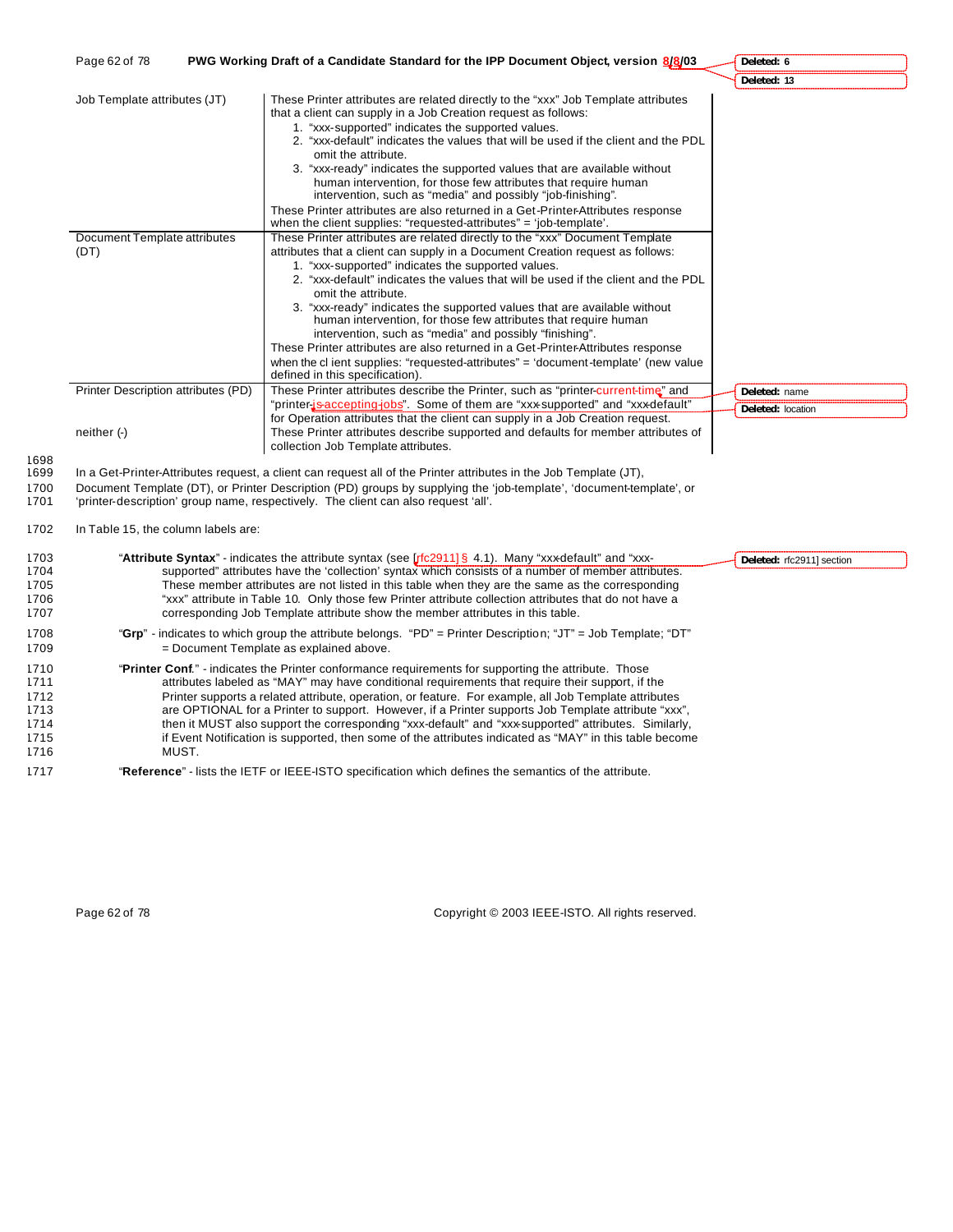| | |
|---|---|
| Job Template attributes (JT) | These Printer attributes are related directly to the "xxx" Job Template attributes that a client can supply in a Job Creation request as follows:<br>1. "xxx-supported" indicates the supported values.<br>2. "xxx-default" indicates the values that will be used if the client and the PDL omit the attribute.<br>3. "xxx-ready" indicates the supported values that are available without human intervention, for those few attributes that require human intervention, such as "media" and possibly "job-finishing".<br>These Printer attributes are also returned in a Get-Printer-Attributes response when the client supplies: "requested-attributes" = 'job-template'. |
| Document Template attributes (DT) | These Printer attributes are related directly to the "xxx" Document Template attributes that a client can supply in a Document Creation request as follows:<br>1. "xxx-supported" indicates the supported values.<br>2. "xxx-default" indicates the values that will be used if the client and the PDL omit the attribute.<br>3. "xxx-ready" indicates the supported values that are available without human intervention, for those few attributes that require human intervention, such as "media" and possibly "finishing".<br>These Printer attributes are also returned in a Get-Printer-Attributes response when the client supplies: "requested-attributes" = 'document-template' (new value defined in this specification). |
| Printer Description attributes (PD) | These Printer attributes describe the Printer, such as "printer-current-time" and "printer-is-accepting-jobs". Some of them are "xxx-supported" and "xxx-default" for Operation attributes that the client can supply in a Job Creation request. |
| neither (-) | These Printer attributes describe supported and defaults for member attributes of collection Job Template attributes. |

In a Get-Printer-Attributes request, a client can request all of the Printer attributes in the Job Template (JT), Document Template (DT), or Printer Description (PD) groups by supplying the 'job-template', 'document-template', or 'printer-description' group name, respectively. The client can also request 'all'.

In Table 15, the column labels are:

"**Attribute Syntax**" - indicates the attribute syntax (see [rfc2911] § 4.1). Many "xxx-default" and "xxx-supported" attributes have the 'collection' syntax which consists of a number of member attributes. These member attributes are not listed in this table when they are the same as the corresponding "xxx" attribute in Table 10. Only those few Printer attribute collection attributes that do not have a corresponding Job Template attribute show the member attributes in this table.

"**Grp**" - indicates to which group the attribute belongs. "PD" = Printer Description; "JT" = Job Template; "DT" = Document Template as explained above.

"**Printer Conf**." - indicates the Printer conformance requirements for supporting the attribute. Those attributes labeled as "MAY" may have conditional requirements that require their support, if the Printer supports a related attribute, operation, or feature. For example, all Job Template attributes are OPTIONAL for a Printer to support. However, if a Printer supports Job Template attribute "xxx", then it MUST also support the corresponding "xxx-default" and "xxx-supported" attributes. Similarly, if Event Notification is supported, then some of the attributes indicated as "MAY" in this table become MUST.

"**Reference**" - lists the IETF or IEEE-ISTO specification which defines the semantics of the attribute.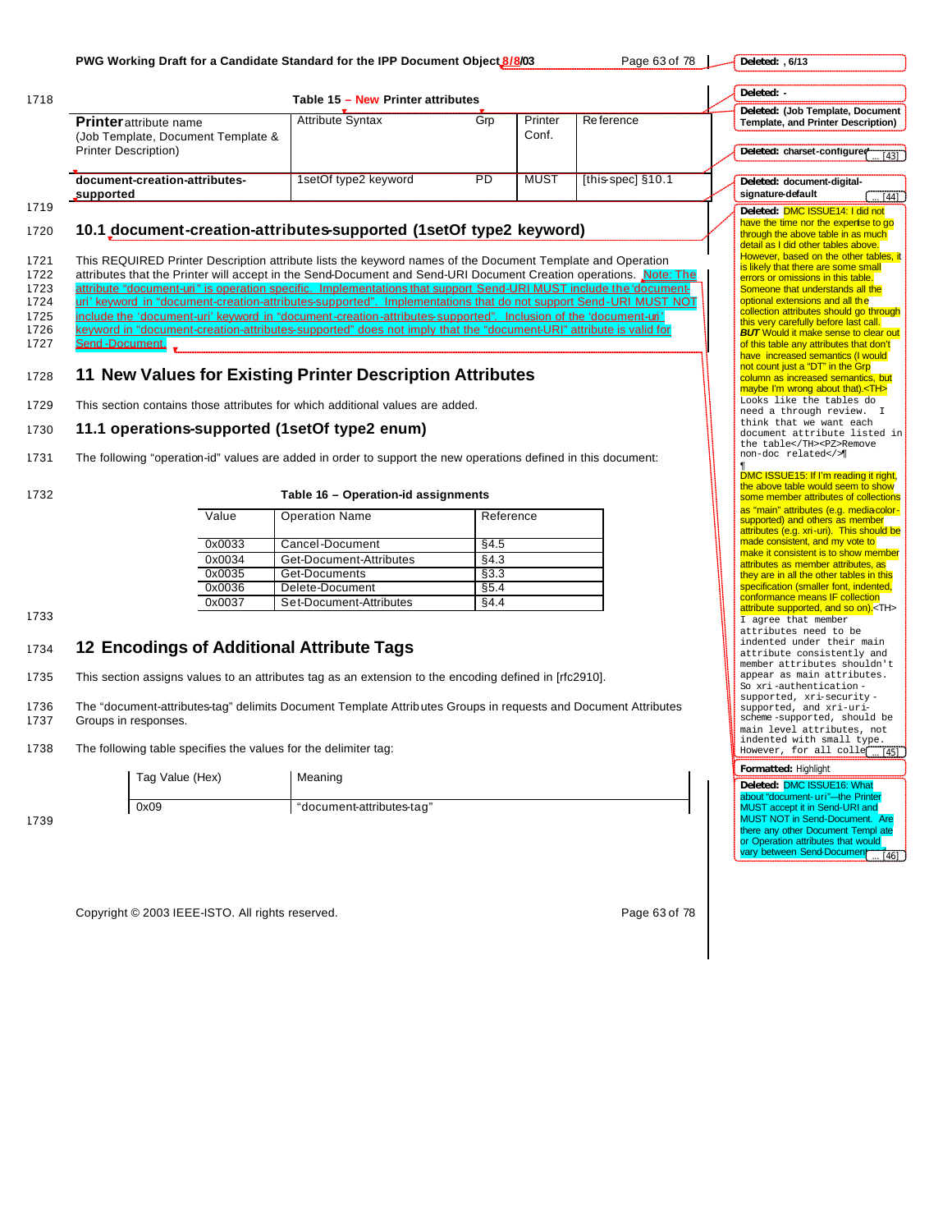Table 15 – New Printer attributes

| **Printer** attribute name (Job Template, Document Template & Printer Description) | Attribute Syntax | Grp | Printer Conf. | Reference |
|---|---|---|---|---|
| **document-creation-attributes-supported** | 1setOf type2 keyword | PD | MUST | [this-spec] §10.1 |

### 10.1 document-creation-attributes-supported (1setOf type2 keyword)

This REQUIRED Printer Description attribute lists the keyword names of the Document Template and Operation attributes that the Printer will accept in the Send-Document and Send-URI Document Creation operations. Note: The attribute "document-uri" is operation specific. Implementations that support Send-URI MUST include the 'document-uri' keyword in "document-creation-attributes-supported". Implementations that do not support Send-URI MUST NOT include the 'document-uri' keyword in "document-creation-attributes-supported". Inclusion of the 'document-uri' keyword in "document-creation-attributes-supported" does not imply that the "document-URI" attribute is valid for Send-Document.

## 11 New Values for Existing Printer Description Attributes

This section contains those attributes for which additional values are added.

### 11.1 operations-supported (1setOf type2 enum)

The following "operation-id" values are added in order to support the new operations defined in this document:

Table 16 – Operation-id assignments

| Value | Operation Name | Reference |
|---|---|---|
| 0x0033 | Cancel-Document | §4.5 |
| 0x0034 | Get-Document-Attributes | §4.3 |
| 0x0035 | Get-Documents | §3.3 |
| 0x0036 | Delete-Document | §5.4 |
| 0x0037 | Set-Document-Attributes | §4.4 |

## 12 Encodings of Additional Attribute Tags

This section assigns values to an attributes tag as an extension to the encoding defined in [rfc2910].

The "document-attributes-tag" delimits Document Template Attributes Groups in requests and Document Attributes Groups in responses.

The following table specifies the values for the delimiter tag:

| Tag Value (Hex) | Meaning |
|---|---|
| 0x09 | "document-attributes-tag" |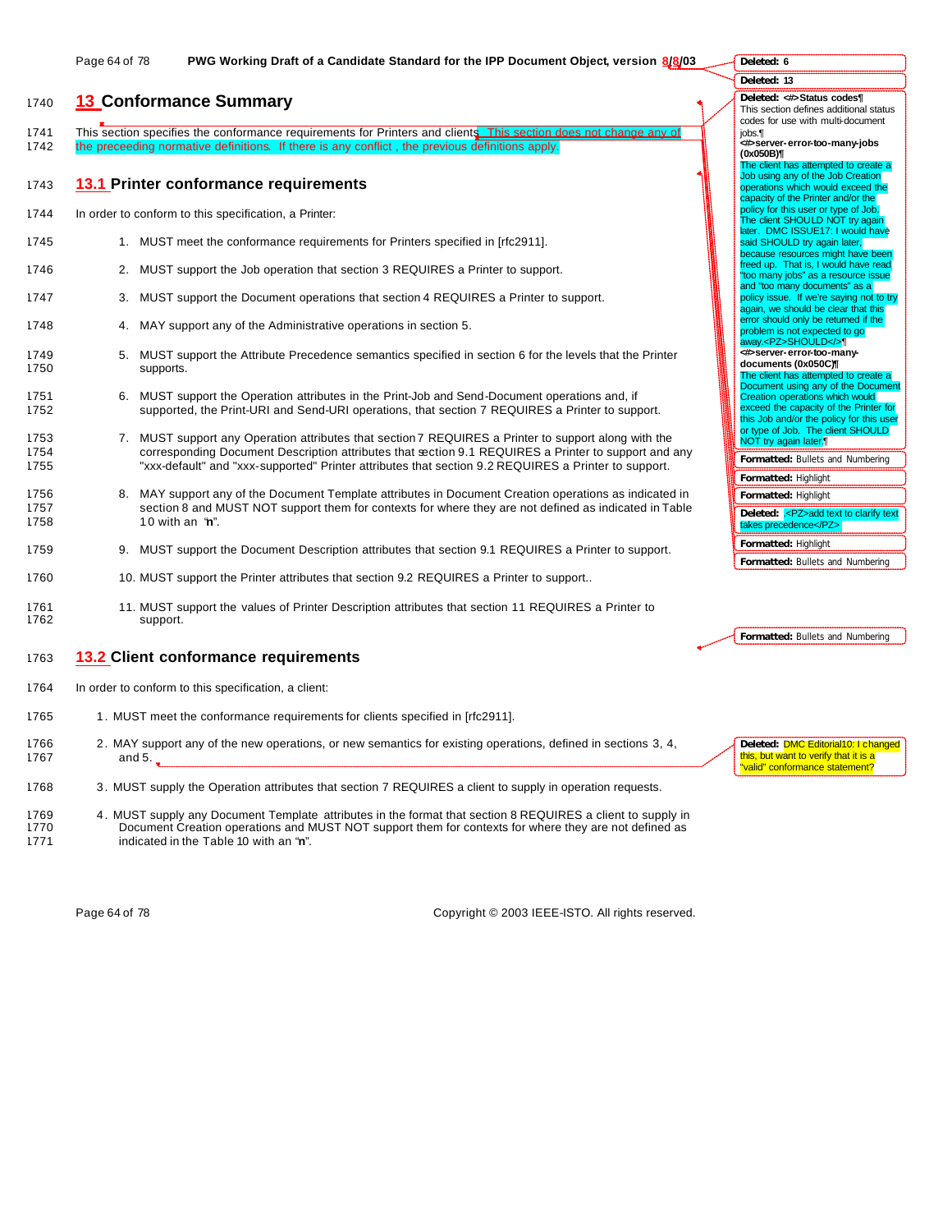# 13 Conformance Summary

This section specifies the conformance requirements for Printers and clients. This section does not change any of the preceeding normative definitions. If there is any conflict , the previous definitions apply.

## 13.1 Printer conformance requirements

In order to conform to this specification, a Printer:

1. MUST meet the conformance requirements for Printers specified in [rfc2911].
2. MUST support the Job operation that section 3 REQUIRES a Printer to support.
3. MUST support the Document operations that section 4 REQUIRES a Printer to support.
4. MAY support any of the Administrative operations in section 5.
5. MUST support the Attribute Precedence semantics specified in section 6 for the levels that the Printer supports.
6. MUST support the Operation attributes in the Print-Job and Send-Document operations and, if supported, the Print-URI and Send-URI operations, that section 7 REQUIRES a Printer to support.
7. MUST support any Operation attributes that section 7 REQUIRES a Printer to support along with the corresponding Document Description attributes that section 9.1 REQUIRES a Printer to support and any "xxx-default" and "xxx-supported" Printer attributes that section 9.2 REQUIRES a Printer to support.
8. MAY support any of the Document Template attributes in Document Creation operations as indicated in section 8 and MUST NOT support them for contexts for where they are not defined as indicated in Table 10 with an "n".
9. MUST support the Document Description attributes that section 9.1 REQUIRES a Printer to support.
10. MUST support the Printer attributes that section 9.2 REQUIRES a Printer to support..
11. MUST support the values of Printer Description attributes that section 11 REQUIRES a Printer to support.

## 13.2 Client conformance requirements

In order to conform to this specification, a client:

1. MUST meet the conformance requirements for clients specified in [rfc2911].
2. MAY support any of the new operations, or new semantics for existing operations, defined in sections 3, 4, and 5.
3. MUST supply the Operation attributes that section 7 REQUIRES a client to supply in operation requests.
4. MUST supply any Document Template attributes in the format that section 8 REQUIRES a client to supply in Document Creation operations and MUST NOT support them for contexts for where they are not defined as indicated in the Table 10 with an "n".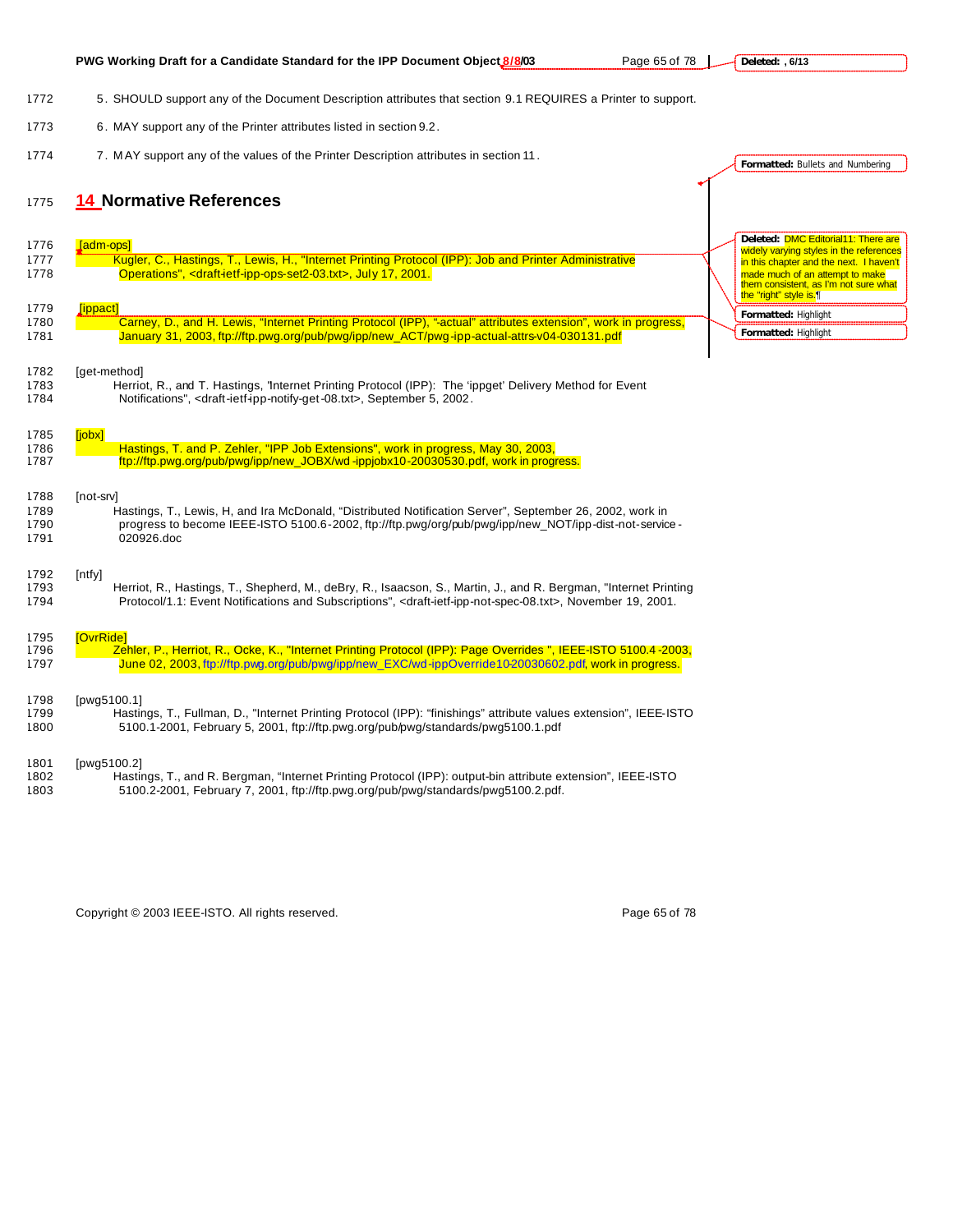5. SHOULD support any of the Document Description attributes that section 9.1 REQUIRES a Printer to support.

6. MAY support any of the Printer attributes listed in section 9.2.

7. MAY support any of the values of the Printer Description attributes in section 11.

# 14 Normative References

[adm-ops]
Kugler, C., Hastings, T., Lewis, H., "Internet Printing Protocol (IPP): Job and Printer Administrative Operations", <draft-ietf-ipp-ops-set2-03.txt>, July 17, 2001.

[ippact]
Carney, D., and H. Lewis, "Internet Printing Protocol (IPP), "-actual" attributes extension", work in progress, January 31, 2003, ftp://ftp.pwg.org/pub/pwg/ipp/new_ACT/pwg-ipp-actual-attrs-v04-030131.pdf

[get-method]
Herriot, R., and T. Hastings, 'Internet Printing Protocol (IPP): The 'ippget' Delivery Method for Event Notifications", <draft-ietf-ipp-notify-get-08.txt>, September 5, 2002.

[jobx]
Hastings, T. and P. Zehler, "IPP Job Extensions", work in progress, May 30, 2003, ftp://ftp.pwg.org/pub/pwg/ipp/new_JOBX/wd-ippjobx10-20030530.pdf, work in progress.

[not-srv]
Hastings, T., Lewis, H, and Ira McDonald, "Distributed Notification Server", September 26, 2002, work in progress to become IEEE-ISTO 5100.6-2002, ftp://ftp.pwg/org/pub/pwg/ipp/new_NOT/ipp-dist-not-service-020926.doc

[ntfy]
Herriot, R., Hastings, T., Shepherd, M., deBry, R., Isaacson, S., Martin, J., and R. Bergman, "Internet Printing Protocol/1.1: Event Notifications and Subscriptions", <draft-ietf-ipp-not-spec-08.txt>, November 19, 2001.

[OvrRide]
Zehler, P., Herriot, R., Ocke, K., "Internet Printing Protocol (IPP): Page Overrides ", IEEE-ISTO 5100.4-2003, June 02, 2003, ftp://ftp.pwg.org/pub/pwg/ipp/new_EXC/wd-ippOverride10-20030602.pdf, work in progress.

[pwg5100.1]
Hastings, T., Fullman, D., "Internet Printing Protocol (IPP): "finishings" attribute values extension", IEEE-ISTO 5100.1-2001, February 5, 2001, ftp://ftp.pwg.org/pub/pwg/standards/pwg5100.1.pdf

[pwg5100.2]
Hastings, T., and R. Bergman, "Internet Printing Protocol (IPP): output-bin attribute extension", IEEE-ISTO 5100.2-2001, February 7, 2001, ftp://ftp.pwg.org/pub/pwg/standards/pwg5100.2.pdf.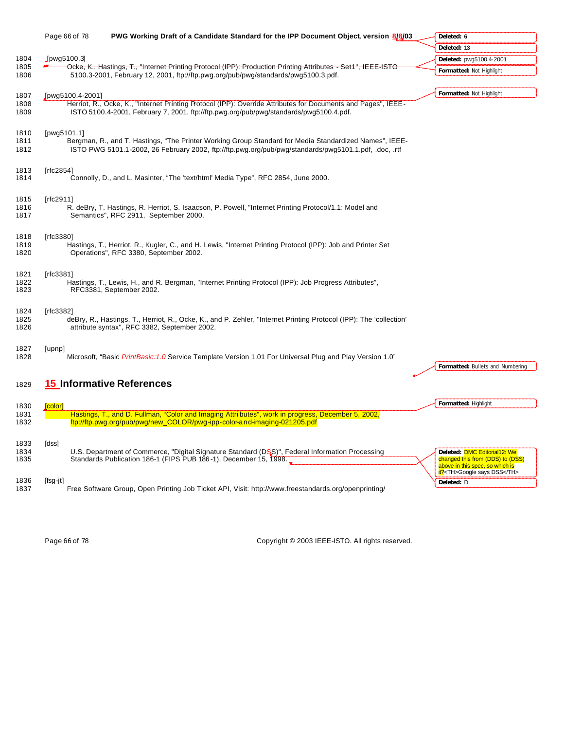[pwg5100.3]
Ocke, K., Hastings, T., "Internet Printing Protocol (IPP): Production Printing Attributes - Set1", IEEE-ISTO 5100.3-2001, February 12, 2001, ftp://ftp.pwg.org/pub/pwg/standards/pwg5100.3.pdf.

[pwg5100.4-2001]
Herriot, R., Ocke, K., "Internet Printing Protocol (IPP): Override Attributes for Documents and Pages", IEEE-ISTO 5100.4-2001, February 7, 2001, ftp://ftp.pwg.org/pub/pwg/standards/pwg5100.4.pdf.

[pwg5101.1]
Bergman, R., and T. Hastings, "The Printer Working Group Standard for Media Standardized Names", IEEE-ISTO PWG 5101.1-2002, 26 February 2002, ftp://ftp.pwg.org/pub/pwg/standards/pwg5101.1.pdf, .doc, .rtf

[rfc2854]
Connolly, D., and L. Masinter, "The 'text/html' Media Type", RFC 2854, June 2000.

[rfc2911]
R. deBry, T. Hastings, R. Herriot, S. Isaacson, P. Powell, "Internet Printing Protocol/1.1: Model and Semantics", RFC 2911, September 2000.

[rfc3380]
Hastings, T., Herriot, R., Kugler, C., and H. Lewis, "Internet Printing Protocol (IPP): Job and Printer Set Operations", RFC 3380, September 2002.

[rfc3381]
Hastings, T., Lewis, H., and R. Bergman, "Internet Printing Protocol (IPP): Job Progress Attributes", RFC3381, September 2002.

[rfc3382]
deBry, R., Hastings, T., Herriot, R., Ocke, K., and P. Zehler, "Internet Printing Protocol (IPP): The 'collection' attribute syntax", RFC 3382, September 2002.

[upnp]
Microsoft, "Basic *PrintBasic:1.0* Service Template Version 1.01 For Universal Plug and Play Version 1.0"

# 15 Informative References

[color]
Hastings, T., and D. Fullman, "Color and Imaging Attributes", work in progress, December 5, 2002, ftp://ftp.pwg.org/pub/pwg/new_COLOR/pwg-ipp-color-and-imaging-021205.pdf

[dss]
U.S. Department of Commerce, "Digital Signature Standard (DSS)", Federal Information Processing Standards Publication 186-1 (FIPS PUB 186-1), December 15, 1998.

[fsg-jt]
Free Software Group, Open Printing Job Ticket API, Visit: http://www.freestandards.org/openprinting/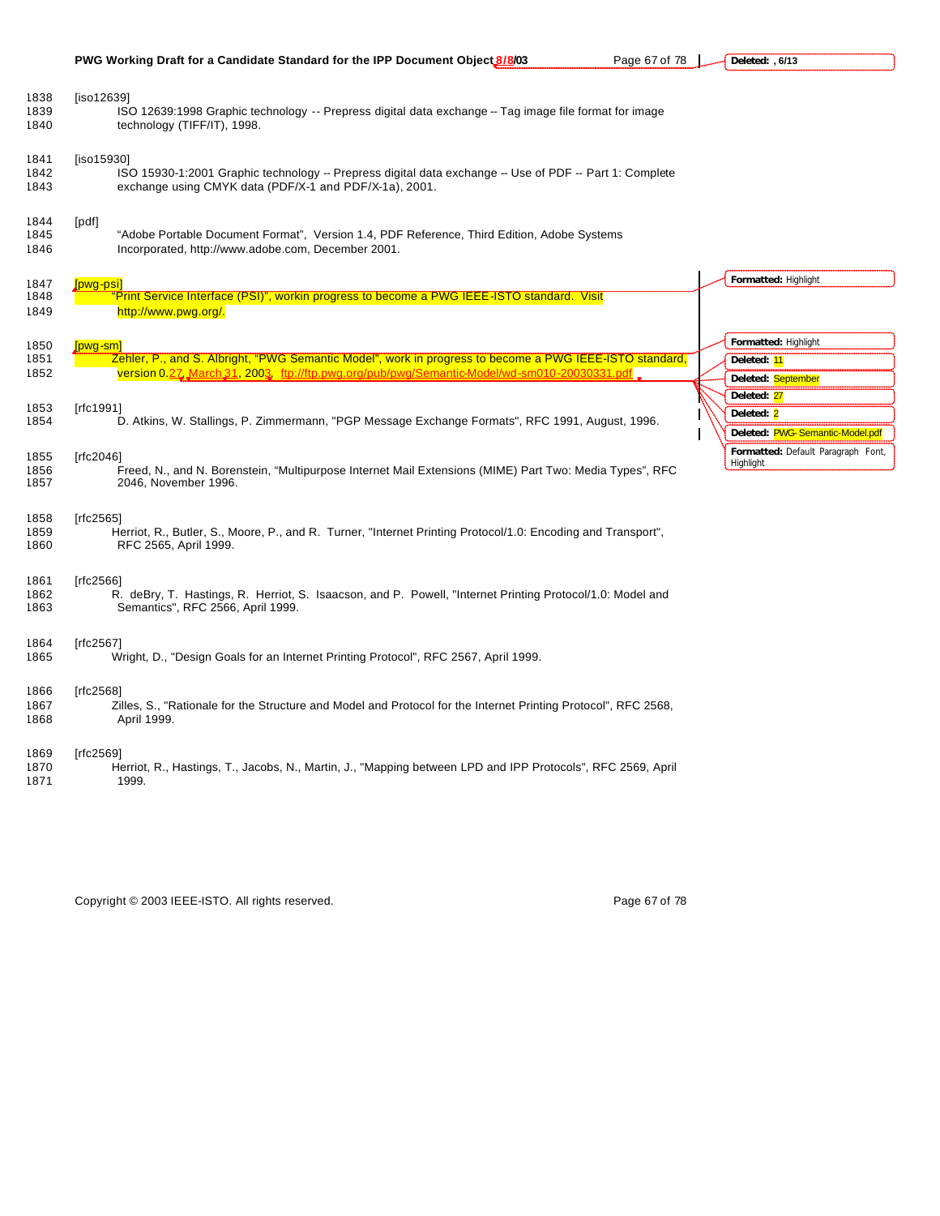[iso12639]
ISO 12639:1998 Graphic technology -- Prepress digital data exchange -- Tag image file format for image technology (TIFF/IT), 1998.

[iso15930]
ISO 15930-1:2001 Graphic technology -- Prepress digital data exchange -- Use of PDF -- Part 1: Complete exchange using CMYK data (PDF/X-1 and PDF/X-1a), 2001.

[pdf]
"Adobe Portable Document Format", Version 1.4, PDF Reference, Third Edition, Adobe Systems Incorporated, http://www.adobe.com, December 2001.

[pwg-psi]
"Print Service Interface (PSI)", workin progress to become a PWG IEEE-ISTO standard. Visit http://www.pwg.org/.

[pwg-sm]
Zehler, P., and S. Albright, "PWG Semantic Model", work in progress to become a PWG IEEE-ISTO standard, version 0.27, March 31, 2003, ftp://ftp.pwg.org/pub/pwg/Semantic-Model/wd-sm010-20030331.pdf

[rfc1991]
D. Atkins, W. Stallings, P. Zimmermann, "PGP Message Exchange Formats", RFC 1991, August, 1996.

[rfc2046]
Freed, N., and N. Borenstein, "Multipurpose Internet Mail Extensions (MIME) Part Two: Media Types", RFC 2046, November 1996.

[rfc2565]
Herriot, R., Butler, S., Moore, P., and R. Turner, "Internet Printing Protocol/1.0: Encoding and Transport", RFC 2565, April 1999.

[rfc2566]
R. deBry, T. Hastings, R. Herriot, S. Isaacson, and P. Powell, "Internet Printing Protocol/1.0: Model and Semantics", RFC 2566, April 1999.

[rfc2567]
Wright, D., "Design Goals for an Internet Printing Protocol", RFC 2567, April 1999.

[rfc2568]
Zilles, S., "Rationale for the Structure and Model and Protocol for the Internet Printing Protocol", RFC 2568, April 1999.

[rfc2569]
Herriot, R., Hastings, T., Jacobs, N., Martin, J., "Mapping between LPD and IPP Protocols", RFC 2569, April 1999.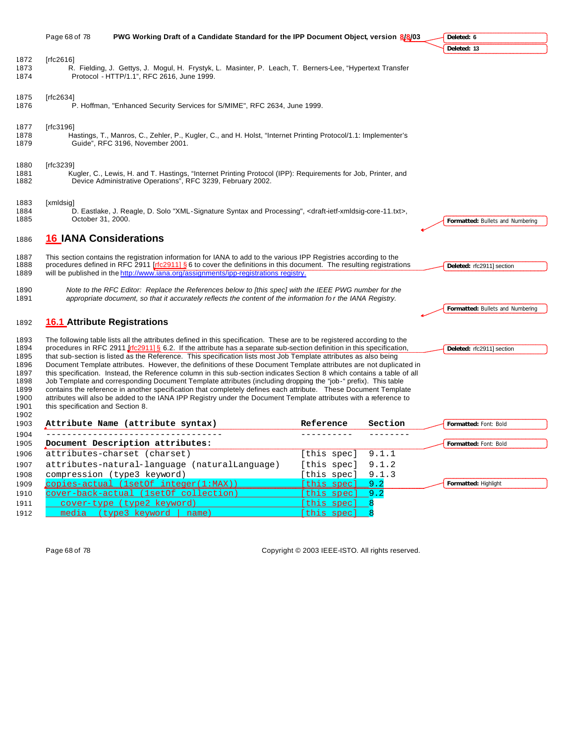[rfc2616]
R. Fielding, J. Gettys, J. Mogul, H. Frystyk, L. Masinter, P. Leach, T. Berners-Lee, "Hypertext Transfer Protocol - HTTP/1.1", RFC 2616, June 1999.

[rfc2634]
P. Hoffman, "Enhanced Security Services for S/MIME", RFC 2634, June 1999.

[rfc3196]
Hastings, T., Manros, C., Zehler, P., Kugler, C., and H. Holst, "Internet Printing Protocol/1.1: Implementer's Guide", RFC 3196, November 2001.

[rfc3239]
Kugler, C., Lewis, H. and T. Hastings, "Internet Printing Protocol (IPP): Requirements for Job, Printer, and Device Administrative Operations", RFC 3239, February 2002.

[xmldsig]
D. Eastlake, J. Reagle, D. Solo "XML-Signature Syntax and Processing", <draft-ietf-xmldsig-core-11.txt>, October 31, 2000.

# 16 IANA Considerations

This section contains the registration information for IANA to add to the various IPP Registries according to the procedures defined in RFC 2911 [rfc2911] § 6 to cover the definitions in this document. The resulting registrations will be published in the http://www.iana.org/assignments/ipp-registrations registry.

*Note to the RFC Editor: Replace the References below to [this spec] with the IEEE PWG number for the appropriate document, so that it accurately reflects the content of the information for the IANA Registry.*

## 16.1 Attribute Registrations

The following table lists all the attributes defined in this specification. These are to be registered according to the procedures in RFC 2911 [rfc2911] § 6.2. If the attribute has a separate sub-section definition in this specification, that sub-section is listed as the Reference. This specification lists most Job Template attributes as also being Document Template attributes. However, the definitions of these Document Template attributes are not duplicated in this specification. Instead, the Reference column in this sub-section indicates Section 8 which contains a table of all Job Template and corresponding Document Template attributes (including dropping the "job-" prefix). This table contains the reference in another specification that completely defines each attribute. These Document Template attributes will also be added to the IANA IPP Registry under the Document Template attributes with a reference to this specification and Section 8.

```
Attribute Name (attribute syntax)                  Reference    Section
---------------------------------                  ----------   --------
Document Description attributes:
attributes-charset (charset)                       [this spec]  9.1.1
attributes-natural-language (naturalLanguage)      [this spec]  9.1.2
compression (type3 keyword)                        [this spec]  9.1.3
copies-actual (1setOf integer(1:MAX))              [this spec]  9.2
cover-back-actual (1setOf collection)              [this spec]  9.2
   cover-type (type2 keyword)                      [this spec]  8
   media  (type3 keyword | name)                   [this spec]  8
```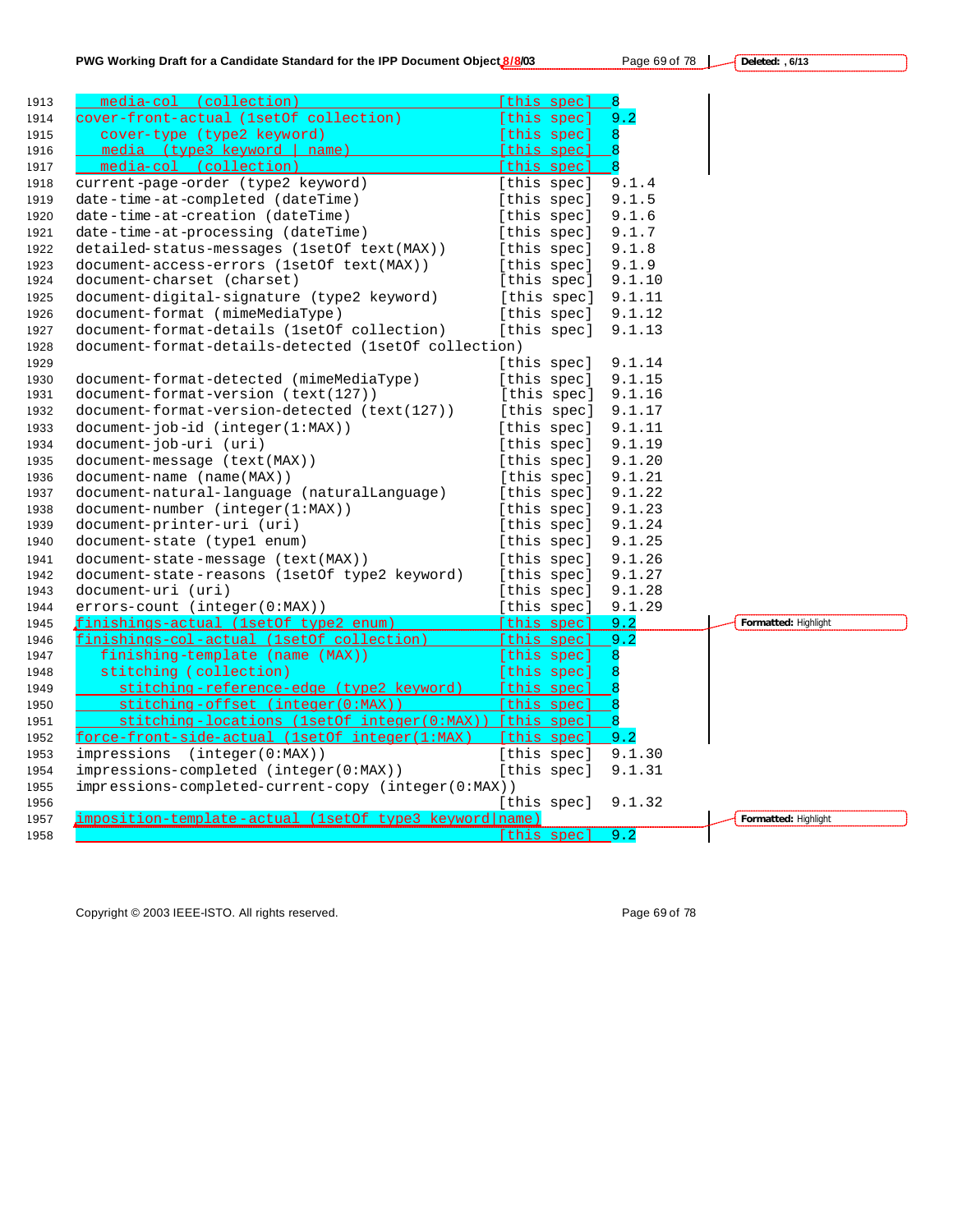```
   media-col  (collection)                     [this spec]  8
cover-front-actual (1setOf collection)         [this spec]  9.2
   cover-type (type2 keyword)                  [this spec]  8
   media  (type3 keyword | name)               [this spec]  8
   media-col  (collection)                     [this spec]  8
current-page-order (type2 keyword)             [this spec]  9.1.4
date-time-at-completed (dateTime)              [this spec]  9.1.5
date-time-at-creation (dateTime)               [this spec]  9.1.6
date-time-at-processing (dateTime)             [this spec]  9.1.7
detailed-status-messages (1setOf text(MAX))    [this spec]  9.1.8
document-access-errors (1setOf text(MAX))      [this spec]  9.1.9
document-charset (charset)                     [this spec]  9.1.10
document-digital-signature (type2 keyword)     [this spec]  9.1.11
document-format (mimeMediaType)                [this spec]  9.1.12
document-format-details (1setOf collection)    [this spec]  9.1.13
document-format-details-detected (1setOf collection)
                                               [this spec]  9.1.14
document-format-detected (mimeMediaType)       [this spec]  9.1.15
document-format-version (text(127))            [this spec]  9.1.16
document-format-version-detected (text(127))   [this spec]  9.1.17
document-job-id (integer(1:MAX))               [this spec]  9.1.11
document-job-uri (uri)                         [this spec]  9.1.19
document-message (text(MAX))                   [this spec]  9.1.20
document-name (name(MAX))                      [this spec]  9.1.21
document-natural-language (naturalLanguage)    [this spec]  9.1.22
document-number (integer(1:MAX))               [this spec]  9.1.23
document-printer-uri (uri)                     [this spec]  9.1.24
document-state (type1 enum)                    [this spec]  9.1.25
document-state-message (text(MAX))             [this spec]  9.1.26
document-state-reasons (1setOf type2 keyword)  [this spec]  9.1.27
document-uri (uri)                             [this spec]  9.1.28
errors-count (integer(0:MAX))                  [this spec]  9.1.29
finishings-actual (1setOf type2 enum)          [this spec]  9.2
finishings-col-actual (1setOf collection)      [this spec]  9.2
   finishing-template (name (MAX))             [this spec]  8
   stitching (collection)                      [this spec]  8
      stitching-reference-edge (type2 keyword) [this spec]  8
      stitching-offset (integer(0:MAX))        [this spec]  8
      stitching-locations (1setOf integer(0:MAX)) [this spec]  8
force-front-side-actual (1setOf integer(1:MAX) [this spec]  9.2
impressions  (integer(0:MAX))                  [this spec]  9.1.30
impressions-completed (integer(0:MAX))         [this spec]  9.1.31
impressions-completed-current-copy (integer(0:MAX))
                                               [this spec]  9.1.32
imposition-template-actual (1setOf type3 keyword|name)
                                               [this spec]  9.2
```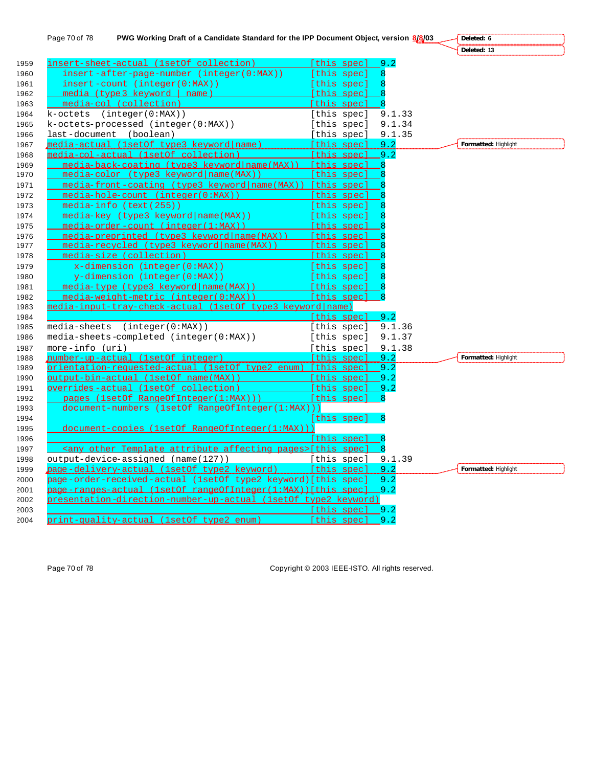```
insert-sheet-actual (1setOf collection)            [this spec]  9.2
   insert-after-page-number (integer(0:MAX))       [this spec]  8
   insert-count (integer(0:MAX))                   [this spec]  8
   media (type3 keyword | name)                    [this spec]  8
   media-col (collection)                          [this spec]  8
k-octets  (integer(0:MAX))                         [this spec]  9.1.33
k-octets-processed (integer(0:MAX))                [this spec]  9.1.34
last-document  (boolean)                           [this spec]  9.1.35
media-actual (1setOf type3 keyword|name)           [this spec]  9.2
media-col-actual (1setOf collection)               [this spec]  9.2
   media-back-coating (type3 keyword|name(MAX))    [this spec]  8
   media-color  (type3 keyword|name(MAX))          [this spec]  8
   media-front-coating (type3 keyword|name(MAX))   [this spec]  8
   media-hole-count  (integer(0:MAX))              [this spec]  8
   media-info (text(255))                          [this spec]  8
   media-key (type3 keyword|name(MAX))             [this spec]  8
   media-order-count (integer(1:MAX))              [this spec]  8
   media-preprinted (type3 keyword|name(MAX))      [this spec]  8
   media-recycled (type3 keyword|name(MAX))        [this spec]  8
   media-size (collection)                         [this spec]  8
     x-dimension (integer(0:MAX))                  [this spec]  8
     y-dimension (integer(0:MAX))                  [this spec]  8
   media-type (type3 keyword|name(MAX))            [this spec]  8
   media-weight-metric (integer(0:MAX))            [this spec]  8
media-input-tray-check-actual (1setOf type3 keyword|name)
                                                   [this spec]  9.2
media-sheets  (integer(0:MAX))                     [this spec]  9.1.36
media-sheets-completed (integer(0:MAX))            [this spec]  9.1.37
more-info (uri)                                    [this spec]  9.1.38
number-up-actual (1setOf integer)                  [this spec]  9.2
orientation-requested-actual (1setOf type2 enum)   [this spec]  9.2
output-bin-actual (1setOf name(MAX))               [this spec]  9.2
overrides-actual (1setOf collection)               [this spec]  9.2
   pages (1setOf RangeOfInteger(1:MAX)))           [this spec]  8
   document-numbers (1setOf RangeOfInteger(1:MAX)))
                                                   [this spec]  8
   document-copies (1setOf RangeOfInteger(1:MAX)))
                                                   [this spec]  8
   <any other Template attribute affecting pages>[this spec]  8
output-device-assigned (name(127))                 [this spec]  9.1.39
page-delivery-actual (1setOf type2 keyword)        [this spec]  9.2
page-order-received-actual (1setOf type2 keyword)[this spec]  9.2
page-ranges-actual (1setOf rangeOfInteger(1:MAX))[this spec]  9.2
presentation-direction-number-up-actual (1setOf type2 keyword)
                                                   [this spec]  9.2
print-quality-actual (1setOf type2 enum)           [this spec]  9.2
```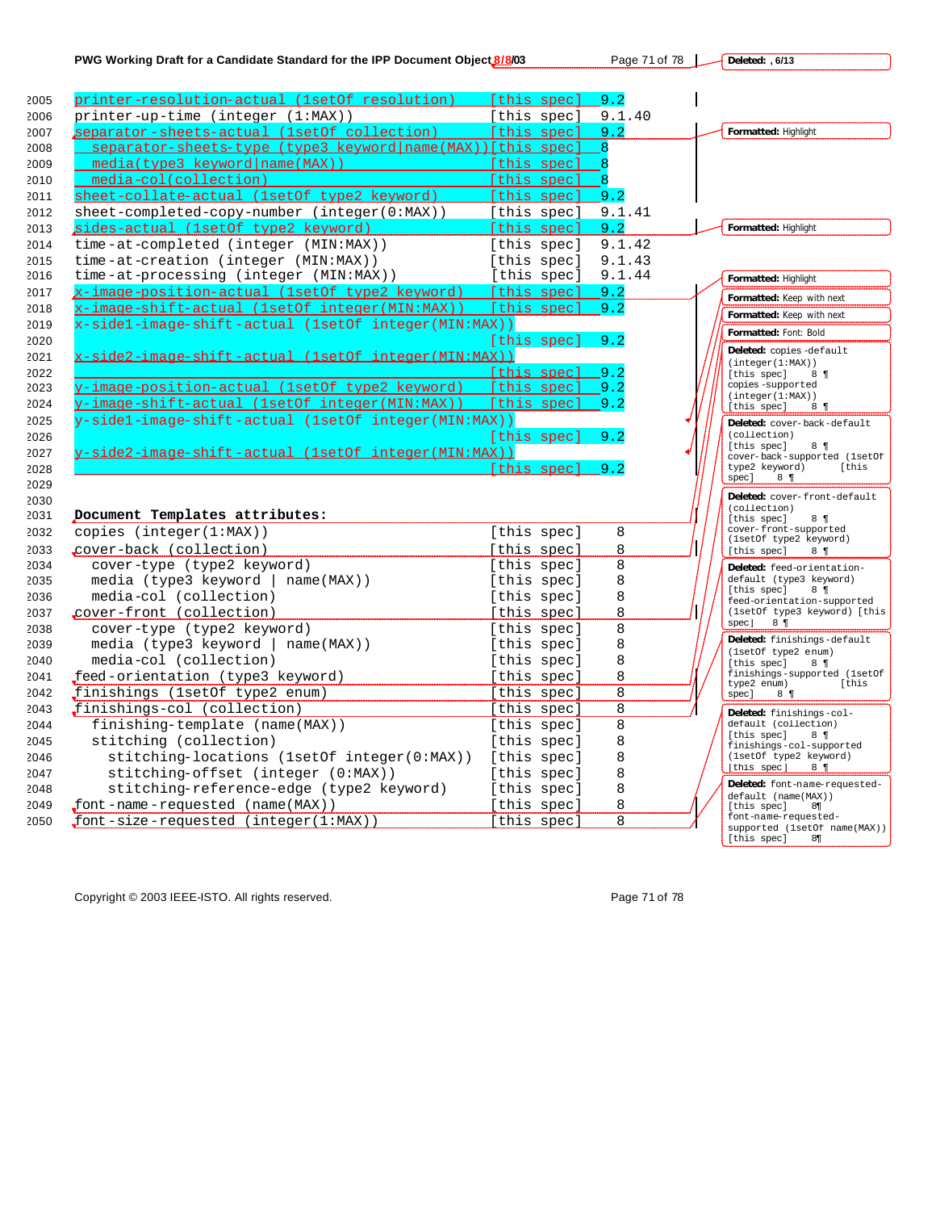```
printer-resolution-actual (1setOf resolution)     [this spec]  9.2
printer-up-time (integer (1:MAX))                 [this spec]  9.1.40
separator-sheets-actual (1setOf collection)       [this spec]  9.2
  separator-sheets-type (type3 keyword|name(MAX)) [this spec]  8
  media(type3 keyword|name(MAX))                  [this spec]  8
  media-col(collection)                           [this spec]  8
sheet-collate-actual (1setOf type2 keyword)       [this spec]  9.2
sheet-completed-copy-number (integer(0:MAX))      [this spec]  9.1.41
sides-actual (1setOf type2 keyword)               [this spec]  9.2
time-at-completed (integer (MIN:MAX))             [this spec]  9.1.42
time-at-creation (integer (MIN:MAX))              [this spec]  9.1.43
time-at-processing (integer (MIN:MAX))            [this spec]  9.1.44
x-image-position-actual (1setOf type2 keyword)    [this spec]  9.2
x-image-shift-actual (1setOf integer(MIN:MAX))    [this spec]  9.2
x-side1-image-shift-actual (1setOf integer(MIN:MAX))
                                                  [this spec]  9.2
x-side2-image-shift-actual (1setOf integer(MIN:MAX))
                                                  [this spec]  9.2
y-image-position-actual (1setOf type2 keyword)    [this spec]  9.2
y-image-shift-actual (1setOf integer(MIN:MAX))    [this spec]  9.2
y-side1-image-shift-actual (1setOf integer(MIN:MAX))
                                                  [this spec]  9.2
y-side2-image-shift-actual (1setOf integer(MIN:MAX))
                                                  [this spec]  9.2


Document Templates attributes:
copies (integer(1:MAX))                           [this spec]   8
cover-back (collection)                           [this spec]   8
  cover-type (type2 keyword)                      [this spec]   8
  media (type3 keyword | name(MAX))               [this spec]   8
  media-col (collection)                          [this spec]   8
cover-front (collection)                          [this spec]   8
  cover-type (type2 keyword)                      [this spec]   8
  media (type3 keyword | name(MAX))               [this spec]   8
  media-col (collection)                          [this spec]   8
feed-orientation (type3 keyword)                  [this spec]   8
finishings (1setOf type2 enum)                    [this spec]   8
finishings-col (collection)                       [this spec]   8
  finishing-template (name(MAX))                  [this spec]   8
  stitching (collection)                          [this spec]   8
    stitching-locations (1setOf integer(0:MAX))   [this spec]   8
    stitching-offset (integer (0:MAX))            [this spec]   8
    stitching-reference-edge (type2 keyword)      [this spec]   8
font-name-requested (name(MAX))                   [this spec]   8
font-size-requested (integer(1:MAX))              [this spec]   8
```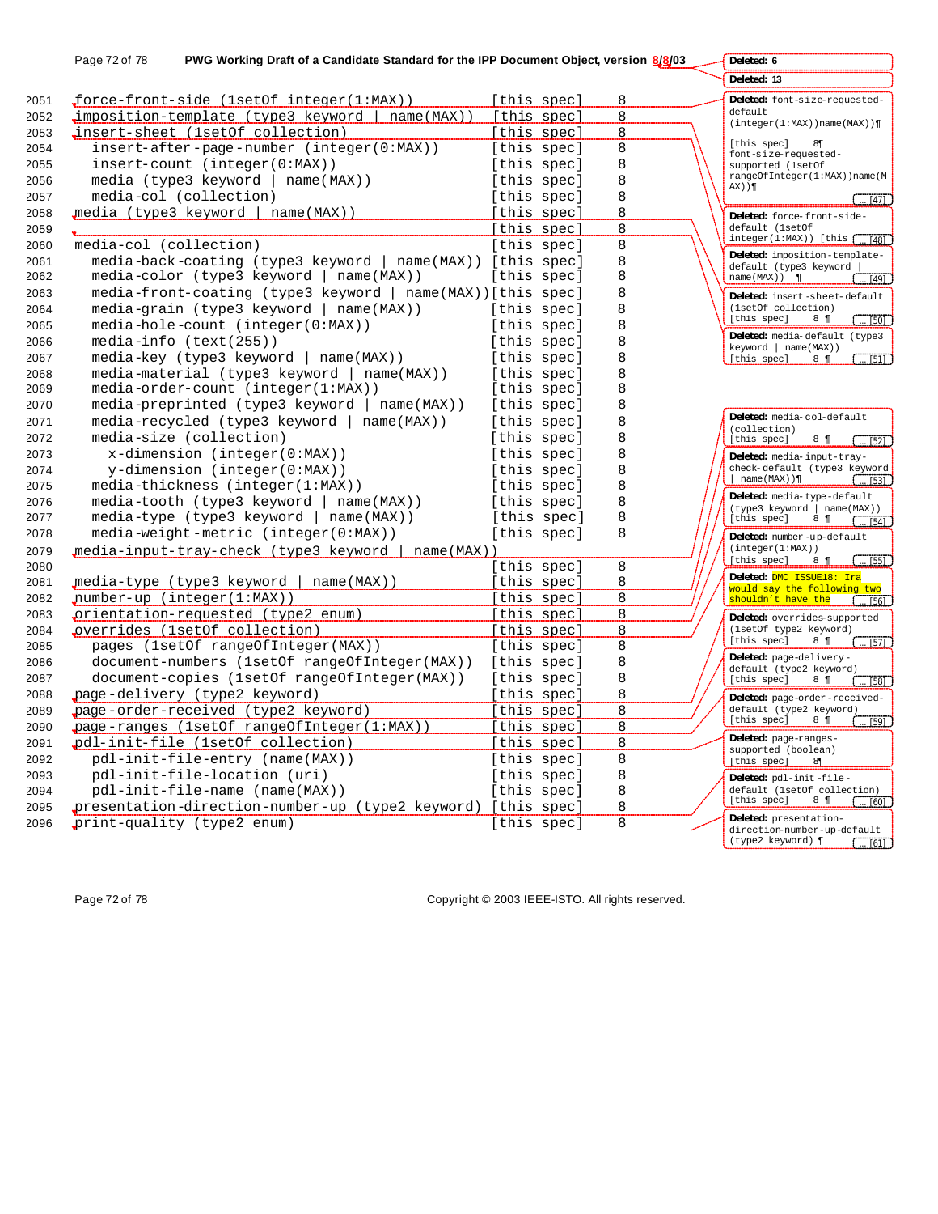| | | |
|---|---|---|
| force-front-side (1setOf integer(1:MAX)) | [this spec] | 8 |
| imposition-template (type3 keyword \| name(MAX)) | [this spec] | 8 |
| insert-sheet (1setOf collection) | [this spec] | 8 |
| insert-after-page-number (integer(0:MAX)) | [this spec] | 8 |
| insert-count (integer(0:MAX)) | [this spec] | 8 |
| media (type3 keyword \| name(MAX)) | [this spec] | 8 |
| media-col (collection) | [this spec] | 8 |
| media (type3 keyword \| name(MAX)) | [this spec] | 8 |
| | [this spec] | 8 |
| media-col (collection) | [this spec] | 8 |
| media-back-coating (type3 keyword \| name(MAX)) | [this spec] | 8 |
| media-color (type3 keyword \| name(MAX)) | [this spec] | 8 |
| media-front-coating (type3 keyword \| name(MAX)) | [this spec] | 8 |
| media-grain (type3 keyword \| name(MAX)) | [this spec] | 8 |
| media-hole-count (integer(0:MAX)) | [this spec] | 8 |
| media-info (text(255)) | [this spec] | 8 |
| media-key (type3 keyword \| name(MAX)) | [this spec] | 8 |
| media-material (type3 keyword \| name(MAX)) | [this spec] | 8 |
| media-order-count (integer(1:MAX)) | [this spec] | 8 |
| media-preprinted (type3 keyword \| name(MAX)) | [this spec] | 8 |
| media-recycled (type3 keyword \| name(MAX)) | [this spec] | 8 |
| media-size (collection) | [this spec] | 8 |
| x-dimension (integer(0:MAX)) | [this spec] | 8 |
| y-dimension (integer(0:MAX)) | [this spec] | 8 |
| media-thickness (integer(1:MAX)) | [this spec] | 8 |
| media-tooth (type3 keyword \| name(MAX)) | [this spec] | 8 |
| media-type (type3 keyword \| name(MAX)) | [this spec] | 8 |
| media-weight-metric (integer(0:MAX)) | [this spec] | 8 |
| media-input-tray-check (type3 keyword \| name(MAX)) | | |
| | [this spec] | 8 |
| media-type (type3 keyword \| name(MAX)) | [this spec] | 8 |
| number-up (integer(1:MAX)) | [this spec] | 8 |
| orientation-requested (type2 enum) | [this spec] | 8 |
| overrides (1setOf collection) | [this spec] | 8 |
| pages (1setOf rangeOfInteger(MAX)) | [this spec] | 8 |
| document-numbers (1setOf rangeOfInteger(MAX)) | [this spec] | 8 |
| document-copies (1setOf rangeOfInteger(MAX)) | [this spec] | 8 |
| page-delivery (type2 keyword) | [this spec] | 8 |
| page-order-received (type2 keyword) | [this spec] | 8 |
| page-ranges (1setOf rangeOfInteger(1:MAX)) | [this spec] | 8 |
| pdl-init-file (1setOf collection) | [this spec] | 8 |
| pdl-init-file-entry (name(MAX)) | [this spec] | 8 |
| pdl-init-file-location (uri) | [this spec] | 8 |
| pdl-init-file-name (name(MAX)) | [this spec] | 8 |
| presentation-direction-number-up (type2 keyword) | [this spec] | 8 |
| print-quality (type2 enum) | [this spec] | 8 |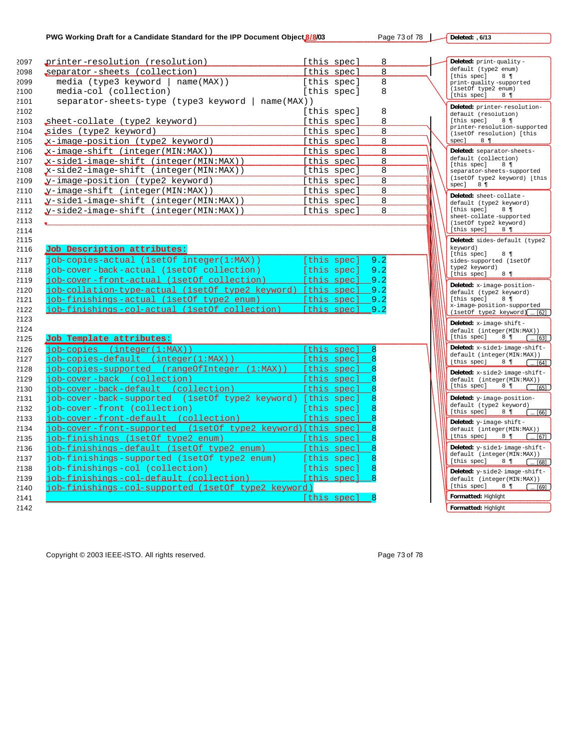| | | |
|---|---|---|
| printer-resolution (resolution) | [this spec] | 8 |
| separator-sheets (collection) | [this spec] | 8 |
| media (type3 keyword \| name(MAX)) | [this spec] | 8 |
| media-col (collection) | [this spec] | 8 |
| separator-sheets-type (type3 keyword \| name(MAX)) | [this spec] | 8 |
| sheet-collate (type2 keyword) | [this spec] | 8 |
| sides (type2 keyword) | [this spec] | 8 |
| x-image-position (type2 keyword) | [this spec] | 8 |
| x-image-shift (integer(MIN:MAX)) | [this spec] | 8 |
| x-side1-image-shift (integer(MIN:MAX)) | [this spec] | 8 |
| x-side2-image-shift (integer(MIN:MAX)) | [this spec] | 8 |
| y-image-position (type2 keyword) | [this spec] | 8 |
| y-image-shift (integer(MIN:MAX)) | [this spec] | 8 |
| y-side1-image-shift (integer(MIN:MAX)) | [this spec] | 8 |
| y-side2-image-shift (integer(MIN:MAX)) | [this spec] | 8 |

**Job Description attributes:**

| | | |
|---|---|---|
| job-copies-actual (1setOf integer(1:MAX)) | [this spec] | 9.2 |
| job-cover-back-actual (1setOf collection) | [this spec] | 9.2 |
| job-cover-front-actual (1setOf collection) | [this spec] | 9.2 |
| job-collation-type-actual (1setOf type2 keyword) | [this spec] | 9.2 |
| job-finishings-actual (1setOf type2 enum) | [this spec] | 9.2 |
| job-finishings-col-actual (1setOf collection) | [this spec] | 9.2 |

**Job Template attributes:**

| | | |
|---|---|---|
| job-copies (integer(1:MAX)) | [this spec] | 8 |
| job-copies-default (integer(1:MAX)) | [this spec] | 8 |
| job-copies-supported (rangeOfInteger (1:MAX)) | [this spec] | 8 |
| job-cover-back (collection) | [this spec] | 8 |
| job-cover-back-default (collection) | [this spec] | 8 |
| job-cover-back-supported (1setOf type2 keyword) | [this spec] | 8 |
| job-cover-front (collection) | [this spec] | 8 |
| job-cover-front-default (collection) | [this spec] | 8 |
| job-cover-front-supported (1setOf type2 keyword) | [this spec] | 8 |
| job-finishings (1setOf type2 enum) | [this spec] | 8 |
| job-finishings-default (1setOf type2 enum) | [this spec] | 8 |
| job-finishings-supported (1setOf type2 enum) | [this spec] | 8 |
| job-finishings-col (collection) | [this spec] | 8 |
| job-finishings-col-default (collection) | [this spec] | 8 |
| job-finishings-col-supported (1setOf type2 keyword) | [this spec] | 8 |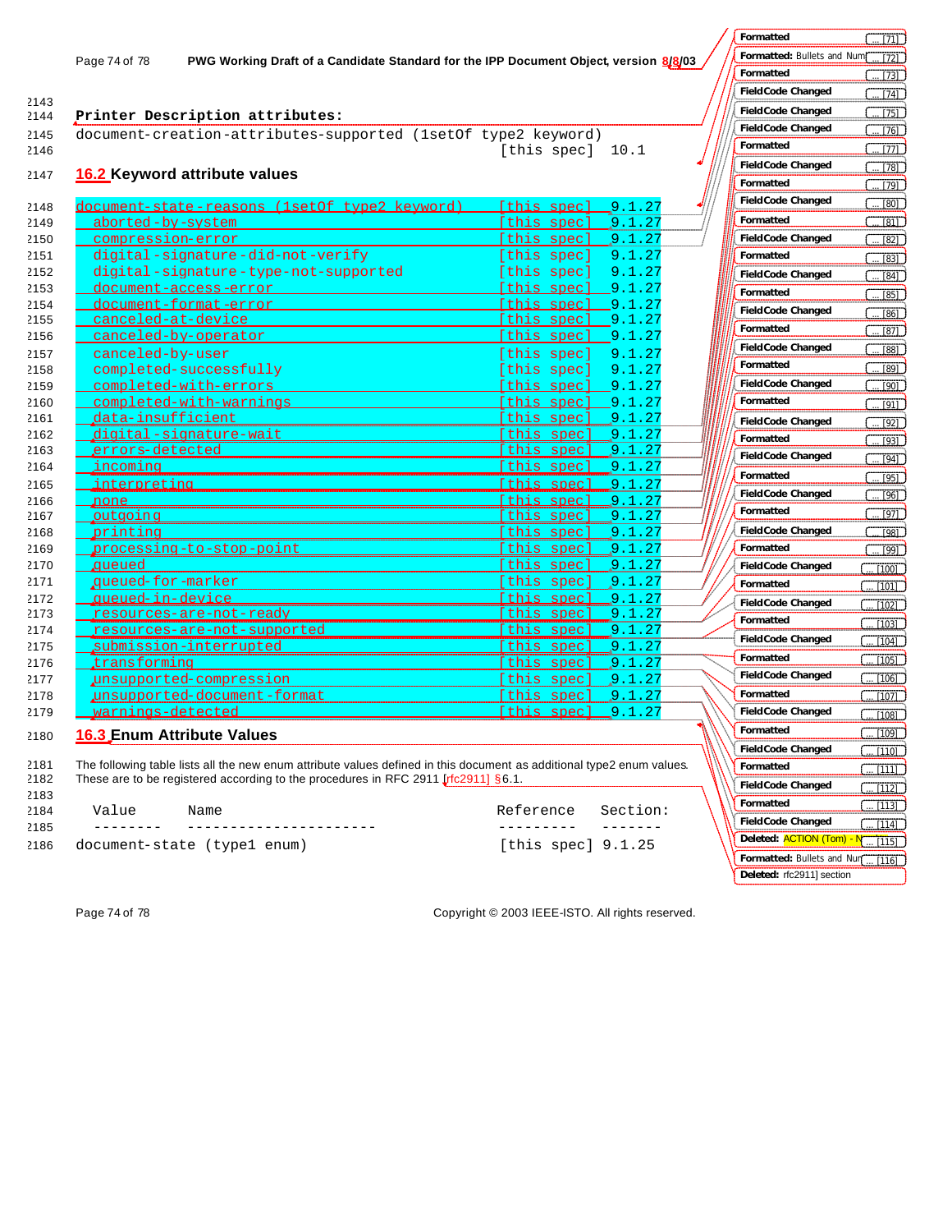Printer Description attributes:

```
document-creation-attributes-supported (1setOf type2 keyword)
                                                [this spec]  10.1
```

## 16.2 Keyword attribute values

```
document-state-reasons (1setOf type2 keyword)   [this spec]  9.1.27
  aborted-by-system                             [this spec]  9.1.27
  compression-error                             [this spec]  9.1.27
  digital-signature-did-not-verify              [this spec]  9.1.27
  digital-signature-type-not-supported          [this spec]  9.1.27
  document-access-error                         [this spec]  9.1.27
  document-format-error                         [this spec]  9.1.27
  canceled-at-device                            [this spec]  9.1.27
  canceled-by-operator                          [this spec]  9.1.27
  canceled-by-user                              [this spec]  9.1.27
  completed-successfully                        [this spec]  9.1.27
  completed-with-errors                         [this spec]  9.1.27
  completed-with-warnings                       [this spec]  9.1.27
  data-insufficient                             [this spec]  9.1.27
  digital-signature-wait                        [this spec]  9.1.27
  errors-detected                               [this spec]  9.1.27
  incoming                                      [this spec]  9.1.27
  interpreting                                  [this spec]  9.1.27
  none                                          [this spec]  9.1.27
  outgoing                                      [this spec]  9.1.27
  printing                                      [this spec]  9.1.27
  processing-to-stop-point                      [this spec]  9.1.27
  queued                                        [this spec]  9.1.27
  queued-for-marker                             [this spec]  9.1.27
  queued-in-device                              [this spec]  9.1.27
  resources-are-not-ready                       [this spec]  9.1.27
  resources-are-not-supported                   [this spec]  9.1.27
  submission-interrupted                        [this spec]  9.1.27
  transforming                                  [this spec]  9.1.27
  unsupported-compression                       [this spec]  9.1.27
  unsupported-document-format                   [this spec]  9.1.27
  warnings-detected                             [this spec]  9.1.27
```

## 16.3 Enum Attribute Values

The following table lists all the new enum attribute values defined in this document as additional type2 enum values. These are to be registered according to the procedures in RFC 2911 [rfc2911] §6.1.

```
  Value     Name                                Reference   Section:
  --------  ----------------------              ---------   -------
document-state (type1 enum)                     [this spec] 9.1.25
```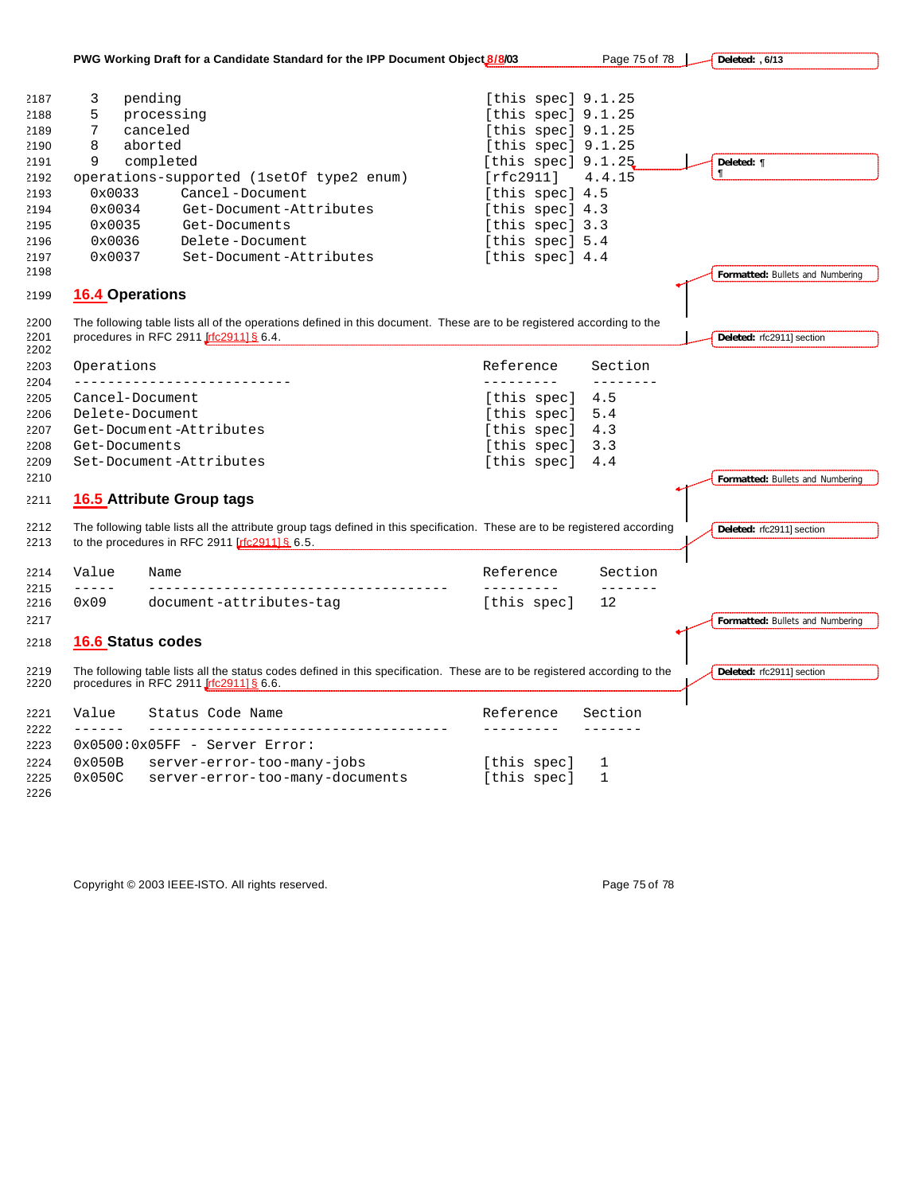```
3   pending                                    [this spec] 9.1.25
5   processing                                 [this spec] 9.1.25
7   canceled                                   [this spec] 9.1.25
8   aborted                                    [this spec] 9.1.25
9   completed                                  [this spec] 9.1.25
operations-supported (1setOf type2 enum)       [rfc2911]   4.4.15
  0x0033      Cancel-Document                  [this spec] 4.5
  0x0034      Get-Document-Attributes          [this spec] 4.3
  0x0035      Get-Documents                    [this spec] 3.3
  0x0036      Delete-Document                  [this spec] 5.4
  0x0037      Set-Document-Attributes          [this spec] 4.4
```

## 16.4 Operations

The following table lists all of the operations defined in this document. These are to be registered according to the procedures in RFC 2911 [rfc2911] § 6.4.

```
Operations                                    Reference   Section
--------------------------                    ---------   --------
Cancel-Document                               [this spec]  4.5
Delete-Document                               [this spec]  5.4
Get-Document-Attributes                       [this spec]  4.3
Get-Documents                                 [this spec]  3.3
Set-Document-Attributes                       [this spec]  4.4
```

## 16.5 Attribute Group tags

The following table lists all the attribute group tags defined in this specification. These are to be registered according to the procedures in RFC 2911 [rfc2911] § 6.5.

```
Value    Name                                  Reference    Section
-----    -----------------------------------   ---------    -------
0x09     document-attributes-tag               [this spec]   12
```

## 16.6 Status codes

The following table lists all the status codes defined in this specification. These are to be registered according to the procedures in RFC 2911 [rfc2911] § 6.6.

```
Value    Status Code Name                      Reference   Section
------   -----------------------------------   ---------   -------
0x0500:0x05FF - Server Error:
0x050B   server-error-too-many-jobs            [this spec]   1
0x050C   server-error-too-many-documents       [this spec]   1
```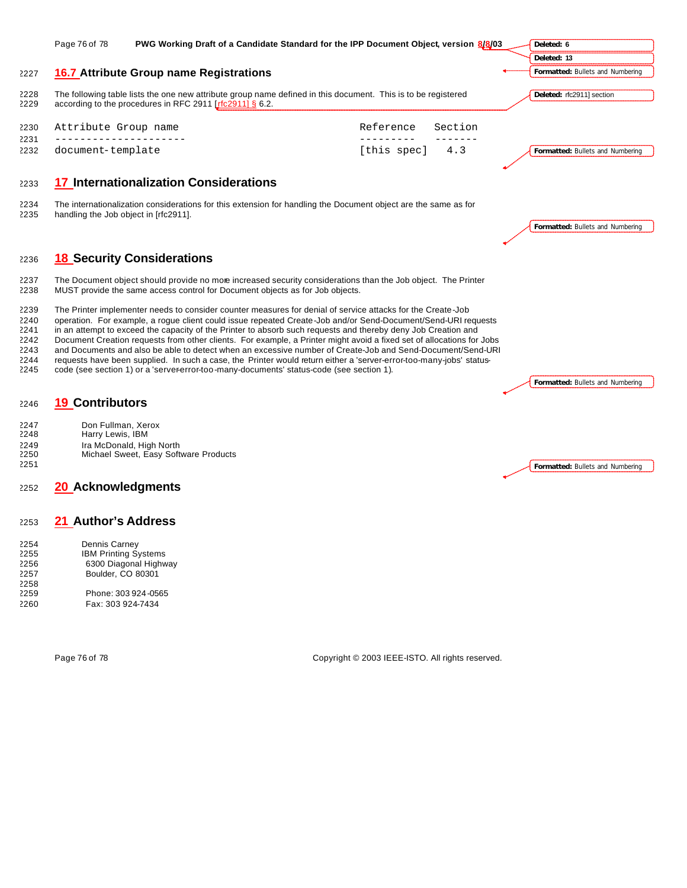## 16.7 Attribute Group name Registrations

The following table lists the one new attribute group name defined in this document. This is to be registered according to the procedures in RFC 2911 [rfc2911] § 6.2.

```
Attribute Group name                          Reference    Section
---------------------                         ---------    -------
document-template                             [this spec]    4.3
```

# 17 Internationalization Considerations

The internationalization considerations for this extension for handling the Document object are the same as for handling the Job object in [rfc2911].

# 18 Security Considerations

The Document object should provide no more increased security considerations than the Job object. The Printer MUST provide the same access control for Document objects as for Job objects.

The Printer implementer needs to consider counter measures for denial of service attacks for the Create-Job operation. For example, a rogue client could issue repeated Create-Job and/or Send-Document/Send-URI requests in an attempt to exceed the capacity of the Printer to absorb such requests and thereby deny Job Creation and Document Creation requests from other clients. For example, a Printer might avoid a fixed set of allocations for Jobs and Documents and also be able to detect when an excessive number of Create-Job and Send-Document/Send-URI requests have been supplied. In such a case, the Printer would return either a 'server-error-too-many-jobs' status-code (see section 1) or a 'server-error-too-many-documents' status-code (see section 1).

# 19 Contributors

Don Fullman, Xerox
Harry Lewis, IBM
Ira McDonald, High North
Michael Sweet, Easy Software Products

# 20 Acknowledgments

# 21 Author's Address

Dennis Carney
IBM Printing Systems
6300 Diagonal Highway
Boulder, CO 80301

Phone: 303 924-0565
Fax: 303 924-7434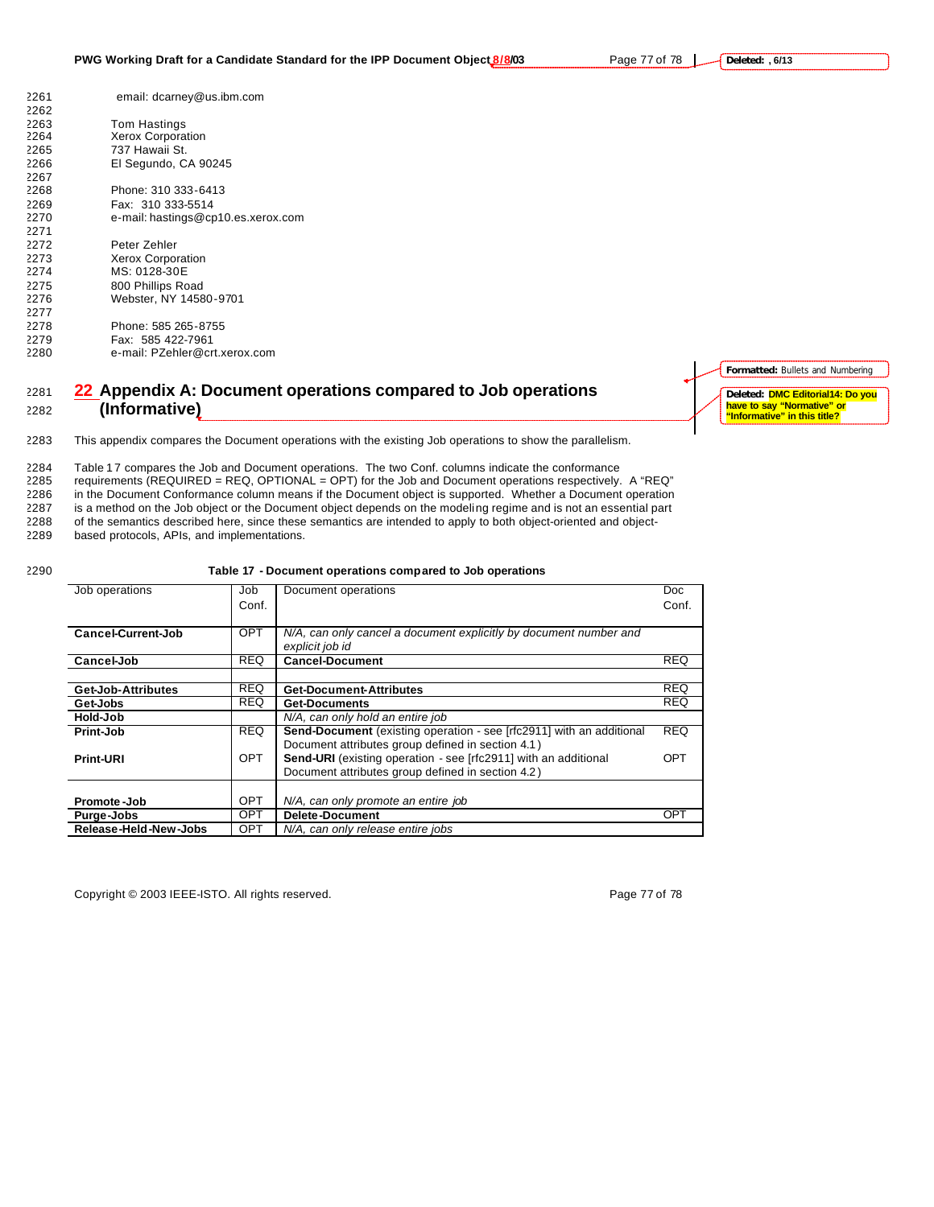email: dcarney@us.ibm.com

Tom Hastings
Xerox Corporation
737 Hawaii St.
El Segundo, CA 90245

Phone: 310 333-6413
Fax: 310 333-5514
e-mail: hastings@cp10.es.xerox.com

Peter Zehler
Xerox Corporation
MS: 0128-30E
800 Phillips Road
Webster, NY 14580-9701

Phone: 585 265-8755
Fax: 585 422-7961
e-mail: PZehler@crt.xerox.com

# 22 Appendix A: Document operations compared to Job operations (Informative)

This appendix compares the Document operations with the existing Job operations to show the parallelism.

Table 17 compares the Job and Document operations. The two Conf. columns indicate the conformance requirements (REQUIRED = REQ, OPTIONAL = OPT) for the Job and Document operations respectively. A "REQ" in the Document Conformance column means if the Document object is supported. Whether a Document operation is a method on the Job object or the Document object depends on the modeling regime and is not an essential part of the semantics described here, since these semantics are intended to apply to both object-oriented and object-based protocols, APIs, and implementations.

**Table 17 - Document operations compared to Job operations**

| Job operations | Job Conf. | Document operations | Doc Conf. |
|---|---|---|---|
| **Cancel-Current-Job** | OPT | *N/A, can only cancel a document explicitly by document number and explicit job id* | |
| **Cancel-Job** | REQ | **Cancel-Document** | REQ |
| **Get-Job-Attributes** | REQ | **Get-Document-Attributes** | REQ |
| **Get-Jobs** | REQ | **Get-Documents** | REQ |
| **Hold-Job** | | *N/A, can only hold an entire job* | |
| **Print-Job** | REQ | **Send-Document** (existing operation - see [rfc2911] with an additional Document attributes group defined in section 4.1) | REQ |
| **Print-URI** | OPT | **Send-URI** (existing operation - see [rfc2911] with an additional Document attributes group defined in section 4.2) | OPT |
| **Promote-Job** | OPT | *N/A, can only promote an entire job* | |
| **Purge-Jobs** | OPT | **Delete-Document** | OPT |
| **Release-Held-New-Jobs** | OPT | *N/A, can only release entire jobs* | |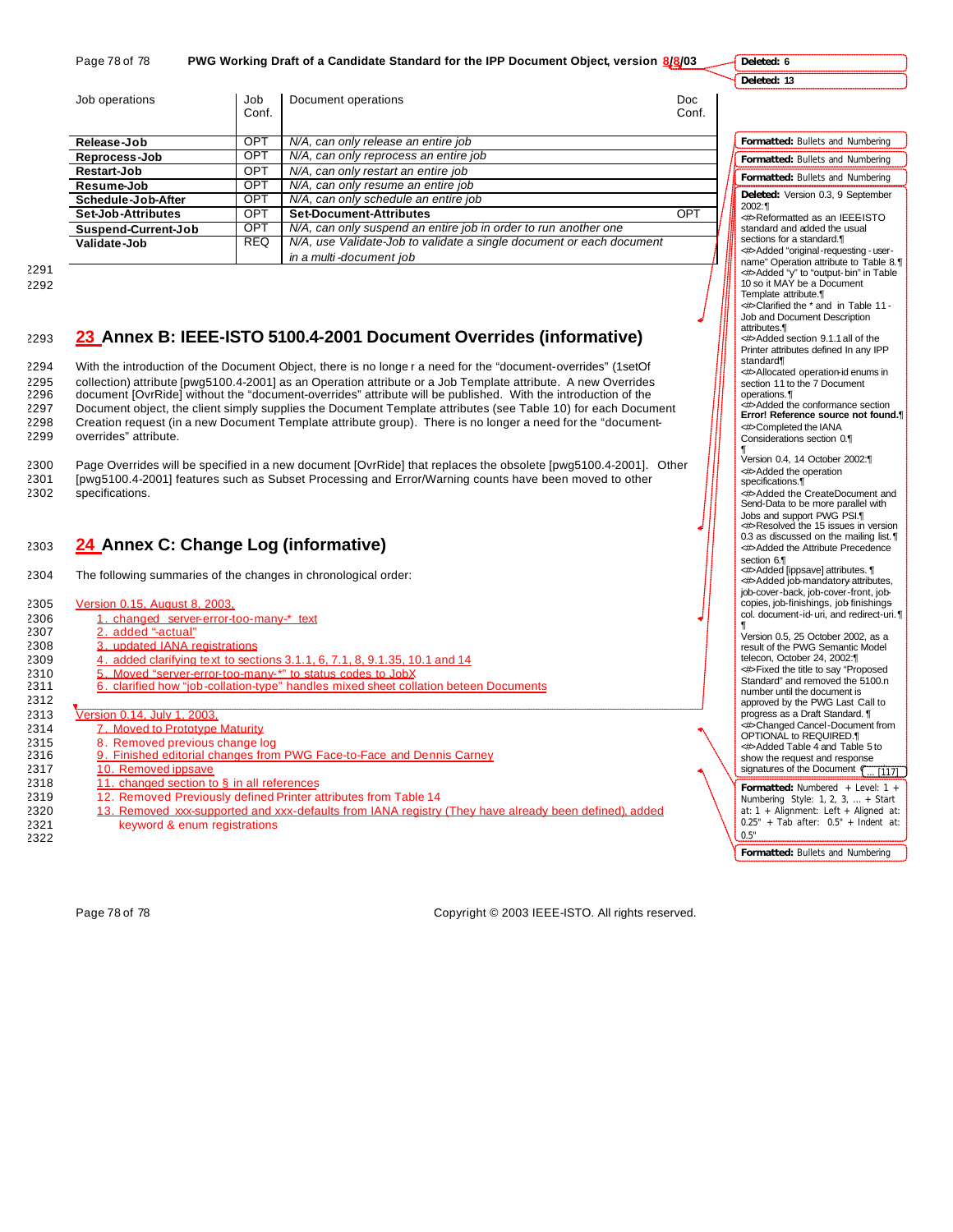| Job operations | Job Conf. | Document operations | Doc Conf. |
|---|---|---|---|
| **Release-Job** | OPT | *N/A, can only release an entire job* | |
| **Reprocess-Job** | OPT | *N/A, can only reprocess an entire job* | |
| **Restart-Job** | OPT | *N/A, can only restart an entire job* | |
| **Resume-Job** | OPT | *N/A, can only resume an entire job* | |
| **Schedule-Job-After** | OPT | *N/A, can only schedule an entire job* | |
| **Set-Job-Attributes** | OPT | **Set-Document-Attributes** | OPT |
| **Suspend-Current-Job** | OPT | *N/A, can only suspend an entire job in order to run another one* | |
| **Validate-Job** | REQ | *N/A, use Validate-Job to validate a single document or each document in a multi-document job* | |

# 23 Annex B: IEEE-ISTO 5100.4-2001 Document Overrides (informative)

With the introduction of the Document Object, there is no longer a need for the "document-overrides" (1setOf collection) attribute [pwg5100.4-2001] as an Operation attribute or a Job Template attribute. A new Overrides document [OvrRide] without the "document-overrides" attribute will be published. With the introduction of the Document object, the client simply supplies the Document Template attributes (see Table 10) for each Document Creation request (in a new Document Template attribute group). There is no longer a need for the "document-overrides" attribute.

Page Overrides will be specified in a new document [OvrRide] that replaces the obsolete [pwg5100.4-2001]. Other [pwg5100.4-2001] features such as Subset Processing and Error/Warning counts have been moved to other specifications.

# 24 Annex C: Change Log (informative)

The following summaries of the changes in chronological order:

Version 0.15, August 8, 2003,

1. changed server-error-too-many-* text
2. added "-actual"
3. updated IANA registrations
4. added clarifying text to sections 3.1.1, 6, 7.1, 8, 9.1.35, 10.1 and 14
5. Moved "server-error-too-many-*" to status codes to JobX
6. clarified how "job-collation-type" handles mixed sheet collation beteen Documents

Version 0.14, July 1, 2003,

7. Moved to Prototype Maturity
8. Removed previous change log
9. Finished editorial changes from PWG Face-to-Face and Dennis Carney
10. Removed ippsave
11. changed section to § in all references
12. Removed Previously defined Printer attributes from Table 14
13. Removed xxx-supported and xxx-defaults from IANA registry (They have already been defined), added keyword & enum registrations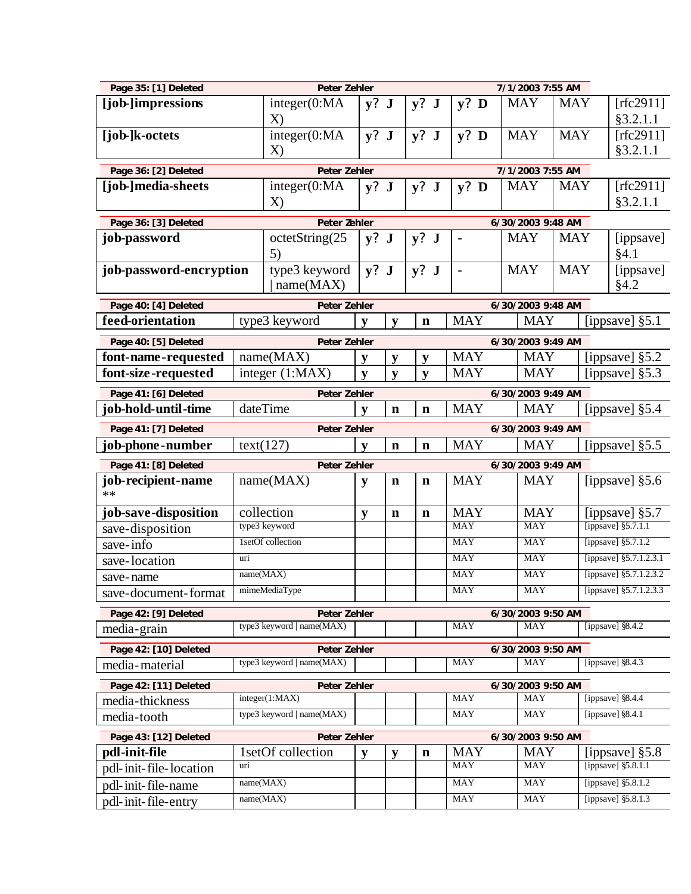Page 35: [1] Deleted | Peter Zehler | 7/1/2003 7:55 AM

| **[job-]impressions** | integer(0:MAX) | **y? J** | **y? J** | **y? D** | MAY | MAY | [rfc2911] §3.2.1.1 |
|---|---|---|---|---|---|---|---|
| **[job-]k-octets** | integer(0:MAX) | **y? J** | **y? J** | **y? D** | MAY | MAY | [rfc2911] §3.2.1.1 |

Page 36: [2] Deleted | Peter Zehler | 7/1/2003 7:55 AM

| **[job-]media-sheets** | integer(0:MAX) | **y? J** | **y? J** | **y? D** | MAY | MAY | [rfc2911] §3.2.1.1 |
|---|---|---|---|---|---|---|---|

Page 36: [3] Deleted | Peter Zehler | 6/30/2003 9:48 AM

| **job-password** | octetString(255) | **y? J** | **y? J** | - | MAY | MAY | [ippsave] §4.1 |
|---|---|---|---|---|---|---|---|
| **job-password-encryption** | type3 keyword \| name(MAX) | **y? J** | **y? J** | - | MAY | MAY | [ippsave] §4.2 |

Page 40: [4] Deleted | Peter Zehler | 6/30/2003 9:48 AM

| **feed-orientation** | type3 keyword | **y** | **y** | **n** | MAY | MAY | [ippsave] §5.1 |
|---|---|---|---|---|---|---|---|

Page 40: [5] Deleted | Peter Zehler | 6/30/2003 9:49 AM

| **font-name-requested** | name(MAX) | **y** | **y** | **y** | MAY | MAY | [ippsave] §5.2 |
|---|---|---|---|---|---|---|---|
| **font-size-requested** | integer (1:MAX) | **y** | **y** | **y** | MAY | MAY | [ippsave] §5.3 |

Page 41: [6] Deleted | Peter Zehler | 6/30/2003 9:49 AM

| **job-hold-until-time** | dateTime | **y** | **n** | **n** | MAY | MAY | [ippsave] §5.4 |
|---|---|---|---|---|---|---|---|

Page 41: [7] Deleted | Peter Zehler | 6/30/2003 9:49 AM

| **job-phone-number** | text(127) | **y** | **n** | **n** | MAY | MAY | [ippsave] §5.5 |
|---|---|---|---|---|---|---|---|

Page 41: [8] Deleted | Peter Zehler | 6/30/2003 9:49 AM

| **job-recipient-name** ** | name(MAX) | **y** | **n** | **n** | MAY | MAY | [ippsave] §5.6 |
|---|---|---|---|---|---|---|---|
| **job-save-disposition** | collection | **y** | **n** | **n** | MAY | MAY | [ippsave] §5.7 |
| save-disposition | type3 keyword | | | | MAY | MAY | [ippsave] §5.7.1.1 |
| save-info | 1setOf collection | | | | MAY | MAY | [ippsave] §5.7.1.2 |
| save-location | uri | | | | MAY | MAY | [ippsave] §5.7.1.2.3.1 |
| save-name | name(MAX) | | | | MAY | MAY | [ippsave] §5.7.1.2.3.2 |
| save-document-format | mimeMediaType | | | | MAY | MAY | [ippsave] §5.7.1.2.3.3 |

Page 42: [9] Deleted | Peter Zehler | 6/30/2003 9:50 AM

| media-grain | type3 keyword \| name(MAX) | | | | MAY | MAY | [ippsave] §8.4.2 |
|---|---|---|---|---|---|---|---|

Page 42: [10] Deleted | Peter Zehler | 6/30/2003 9:50 AM

| media-material | type3 keyword \| name(MAX) | | | | MAY | MAY | [ippsave] §8.4.3 |
|---|---|---|---|---|---|---|---|

Page 42: [11] Deleted | Peter Zehler | 6/30/2003 9:50 AM

| media-thickness | integer(1:MAX) | | | | MAY | MAY | [ippsave] §8.4.4 |
|---|---|---|---|---|---|---|---|
| media-tooth | type3 keyword \| name(MAX) | | | | MAY | MAY | [ippsave] §8.4.1 |

Page 43: [12] Deleted | Peter Zehler | 6/30/2003 9:50 AM

| **pdl-init-file** | 1setOf collection | **y** | **y** | **n** | MAY | MAY | [ippsave] §5.8 |
|---|---|---|---|---|---|---|---|
| pdl-init-file-location | uri | | | | MAY | MAY | [ippsave] §5.8.1.1 |
| pdl-init-file-name | name(MAX) | | | | MAY | MAY | [ippsave] §5.8.1.2 |
| pdl-init-file-entry | name(MAX) | | | | MAY | MAY | [ippsave] §5.8.1.3 |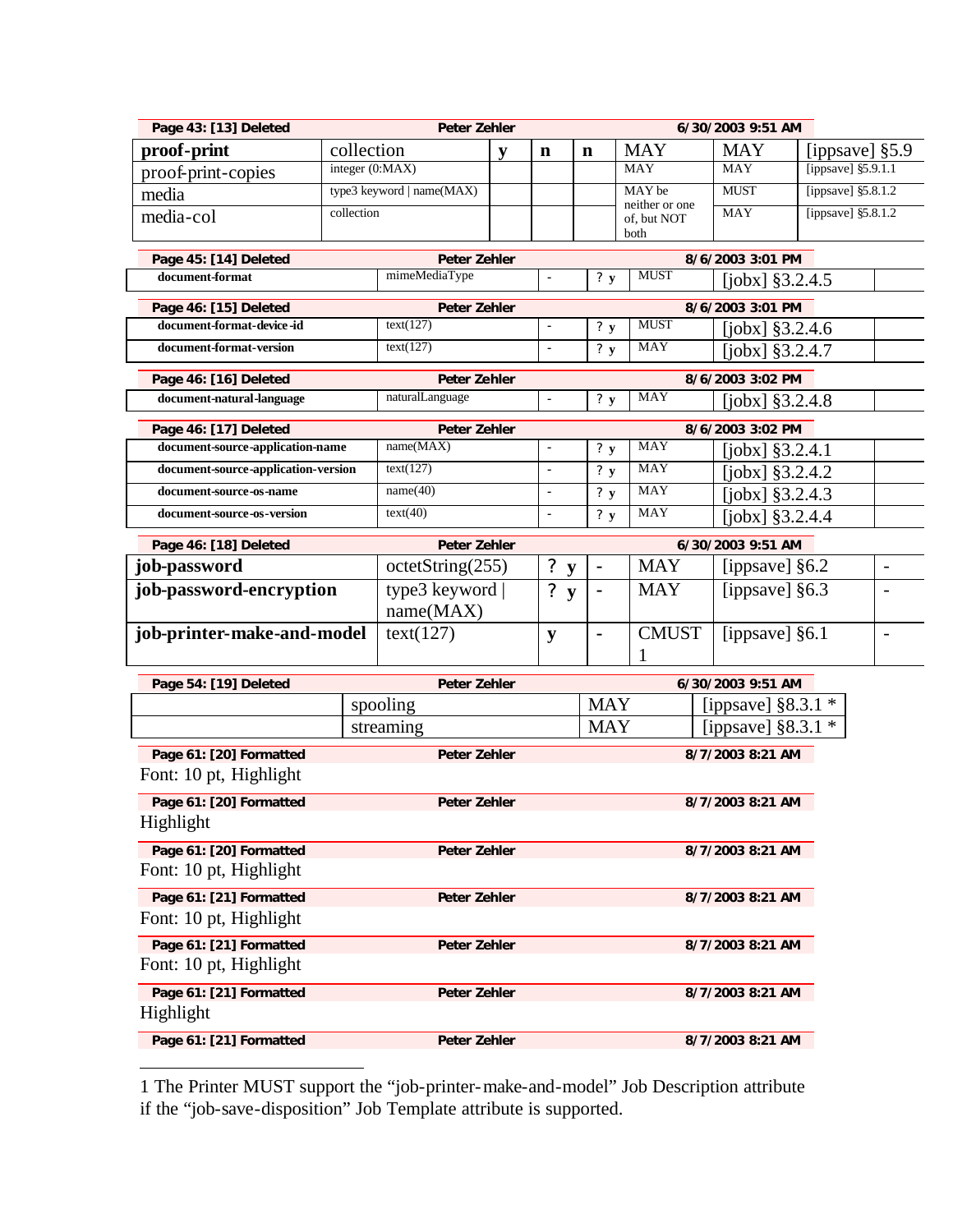| Page 43: [13] Deleted | Peter Zehler | 6/30/2003 9:51 AM |
|---|---|---|

| proof-print | collection | y | n | n | MAY | MAY | [ippsave] §5.9 |
|---|---|---|---|---|---|---|---|
| proof-print-copies | integer (0:MAX) | | | | MAY | MAY | [ippsave] §5.9.1.1 |
| media | type3 keyword \| name(MAX) | | | | MAY be neither or one of, but NOT both | MUST | [ippsave] §5.8.1.2 |
| media-col | collection | | | | | MAY | [ippsave] §5.8.1.2 |

| Page 45: [14] Deleted | Peter Zehler | 8/6/2003 3:01 PM |
|---|---|---|

| document-format | mimeMediaType | - | ? y | MUST | [jobx] §3.2.4.5 | |
|---|---|---|---|---|---|---|

| Page 46: [15] Deleted | Peter Zehler | 8/6/2003 3:01 PM |
|---|---|---|

| document-format-device-id | text(127) | - | ? y | MUST | [jobx] §3.2.4.6 | |
|---|---|---|---|---|---|---|
| document-format-version | text(127) | - | ? y | MAY | [jobx] §3.2.4.7 | |

| Page 46: [16] Deleted | Peter Zehler | 8/6/2003 3:02 PM |
|---|---|---|

| document-natural-language | naturalLanguage | - | ? y | MAY | [jobx] §3.2.4.8 | |
|---|---|---|---|---|---|---|

| Page 46: [17] Deleted | Peter Zehler | 8/6/2003 3:02 PM |
|---|---|---|

| document-source-application-name | name(MAX) | - | ? y | MAY | [jobx] §3.2.4.1 | |
|---|---|---|---|---|---|---|
| document-source-application-version | text(127) | - | ? y | MAY | [jobx] §3.2.4.2 | |
| document-source-os-name | name(40) | - | ? y | MAY | [jobx] §3.2.4.3 | |
| document-source-os-version | text(40) | - | ? y | MAY | [jobx] §3.2.4.4 | |

| Page 46: [18] Deleted | Peter Zehler | 6/30/2003 9:51 AM |
|---|---|---|

| job-password | octetString(255) | ? y | - | MAY | [ippsave] §6.2 | - |
|---|---|---|---|---|---|---|
| job-password-encryption | type3 keyword \| name(MAX) | ? y | - | MAY | [ippsave] §6.3 | - |
| job-printer-make-and-model | text(127) | y | - | CMUST [1] | [ippsave] §6.1 | - |

| Page 54: [19] Deleted | Peter Zehler | 6/30/2003 9:51 AM |
|---|---|---|

| | spooling | MAY | [ippsave] §8.3.1 * |
|---|---|---|---|
| | streaming | MAY | [ippsave] §8.3.1 * |

| Page 61: [20] Formatted | Peter Zehler | 8/7/2003 8:21 AM |
|---|---|---|

Font: 10 pt, Highlight

| Page 61: [20] Formatted | Peter Zehler | 8/7/2003 8:21 AM |
|---|---|---|

Highlight

| Page 61: [20] Formatted | Peter Zehler | 8/7/2003 8:21 AM |
|---|---|---|

Font: 10 pt, Highlight

| Page 61: [21] Formatted | Peter Zehler | 8/7/2003 8:21 AM |
|---|---|---|

Font: 10 pt, Highlight

| Page 61: [21] Formatted | Peter Zehler | 8/7/2003 8:21 AM |
|---|---|---|

Font: 10 pt, Highlight

| Page 61: [21] Formatted | Peter Zehler | 8/7/2003 8:21 AM |
|---|---|---|

Highlight

| Page 61: [21] Formatted | Peter Zehler | 8/7/2003 8:21 AM |
|---|---|---|

---

1 The Printer MUST support the “job-printer-make-and-model” Job Description attribute if the “job-save-disposition” Job Template attribute is supported.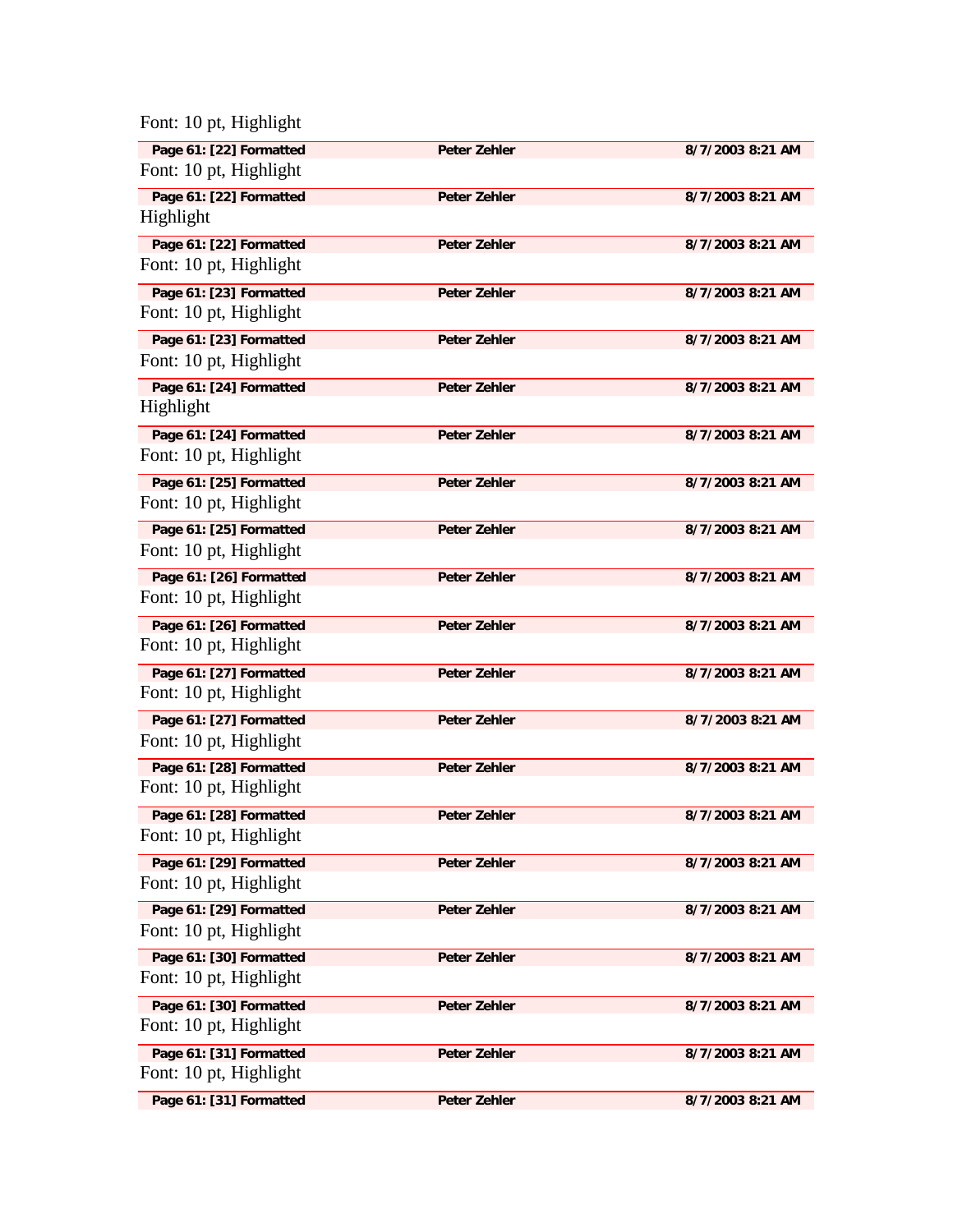Font: 10 pt, Highlight

| Page 61: [22] Formatted | Peter Zehler | 8/7/2003 8:21 AM |
|---|---|---|

Font: 10 pt, Highlight

| Page 61: [22] Formatted | Peter Zehler | 8/7/2003 8:21 AM |
|---|---|---|

Highlight

| Page 61: [22] Formatted | Peter Zehler | 8/7/2003 8:21 AM |
|---|---|---|

Font: 10 pt, Highlight

| Page 61: [23] Formatted | Peter Zehler | 8/7/2003 8:21 AM |
|---|---|---|

Font: 10 pt, Highlight

| Page 61: [23] Formatted | Peter Zehler | 8/7/2003 8:21 AM |
|---|---|---|

Font: 10 pt, Highlight

| Page 61: [24] Formatted | Peter Zehler | 8/7/2003 8:21 AM |
|---|---|---|

Highlight

| Page 61: [24] Formatted | Peter Zehler | 8/7/2003 8:21 AM |
|---|---|---|

Font: 10 pt, Highlight

| Page 61: [25] Formatted | Peter Zehler | 8/7/2003 8:21 AM |
|---|---|---|

Font: 10 pt, Highlight

| Page 61: [25] Formatted | Peter Zehler | 8/7/2003 8:21 AM |
|---|---|---|

Font: 10 pt, Highlight

| Page 61: [26] Formatted | Peter Zehler | 8/7/2003 8:21 AM |
|---|---|---|

Font: 10 pt, Highlight

| Page 61: [26] Formatted | Peter Zehler | 8/7/2003 8:21 AM |
|---|---|---|

Font: 10 pt, Highlight

| Page 61: [27] Formatted | Peter Zehler | 8/7/2003 8:21 AM |
|---|---|---|

Font: 10 pt, Highlight

| Page 61: [27] Formatted | Peter Zehler | 8/7/2003 8:21 AM |
|---|---|---|

Font: 10 pt, Highlight

| Page 61: [28] Formatted | Peter Zehler | 8/7/2003 8:21 AM |
|---|---|---|

Font: 10 pt, Highlight

| Page 61: [28] Formatted | Peter Zehler | 8/7/2003 8:21 AM |
|---|---|---|

Font: 10 pt, Highlight

| Page 61: [29] Formatted | Peter Zehler | 8/7/2003 8:21 AM |
|---|---|---|

Font: 10 pt, Highlight

| Page 61: [29] Formatted | Peter Zehler | 8/7/2003 8:21 AM |
|---|---|---|

Font: 10 pt, Highlight

| Page 61: [30] Formatted | Peter Zehler | 8/7/2003 8:21 AM |
|---|---|---|

Font: 10 pt, Highlight

| Page 61: [30] Formatted | Peter Zehler | 8/7/2003 8:21 AM |
|---|---|---|

Font: 10 pt, Highlight

| Page 61: [31] Formatted | Peter Zehler | 8/7/2003 8:21 AM |
|---|---|---|

Font: 10 pt, Highlight

| Page 61: [31] Formatted | Peter Zehler | 8/7/2003 8:21 AM |
|---|---|---|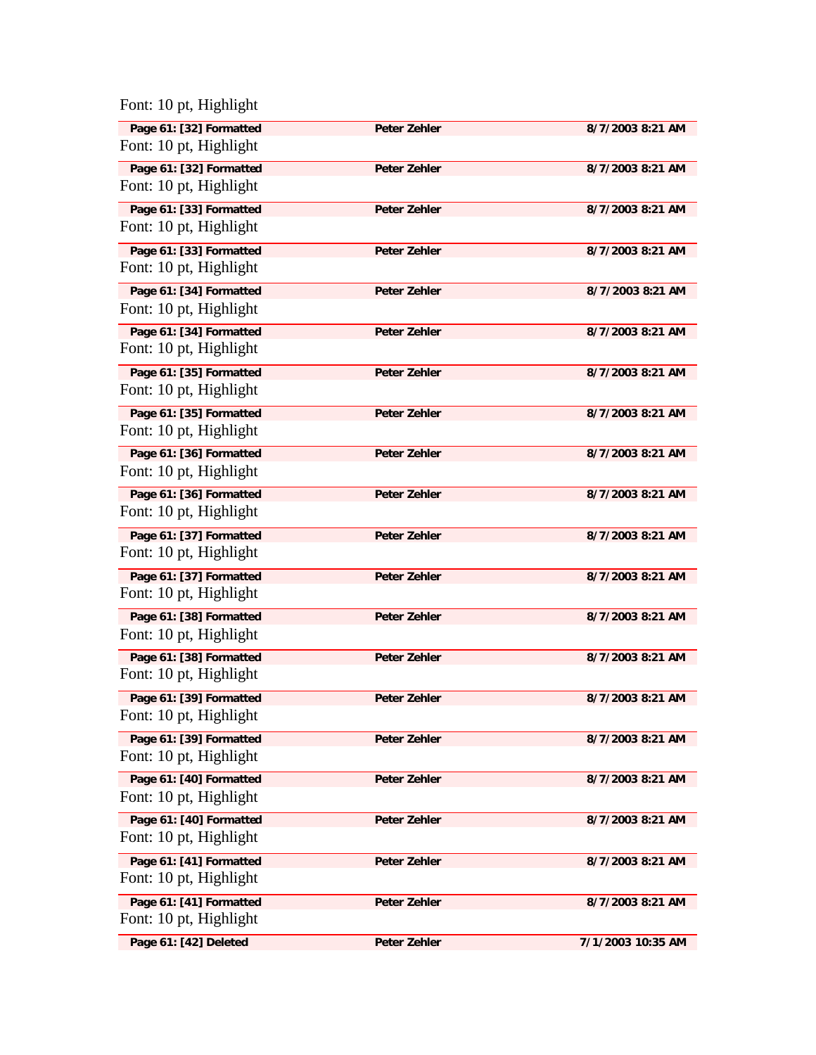Font: 10 pt, Highlight

| Page 61: [32] Formatted | Peter Zehler | 8/7/2003 8:21 AM |
|---|---|---|

Font: 10 pt, Highlight

| Page 61: [32] Formatted | Peter Zehler | 8/7/2003 8:21 AM |
|---|---|---|

Font: 10 pt, Highlight

| Page 61: [33] Formatted | Peter Zehler | 8/7/2003 8:21 AM |
|---|---|---|

Font: 10 pt, Highlight

| Page 61: [33] Formatted | Peter Zehler | 8/7/2003 8:21 AM |
|---|---|---|

Font: 10 pt, Highlight

| Page 61: [34] Formatted | Peter Zehler | 8/7/2003 8:21 AM |
|---|---|---|

Font: 10 pt, Highlight

| Page 61: [34] Formatted | Peter Zehler | 8/7/2003 8:21 AM |
|---|---|---|

Font: 10 pt, Highlight

| Page 61: [35] Formatted | Peter Zehler | 8/7/2003 8:21 AM |
|---|---|---|

Font: 10 pt, Highlight

| Page 61: [35] Formatted | Peter Zehler | 8/7/2003 8:21 AM |
|---|---|---|

Font: 10 pt, Highlight

| Page 61: [36] Formatted | Peter Zehler | 8/7/2003 8:21 AM |
|---|---|---|

Font: 10 pt, Highlight

| Page 61: [36] Formatted | Peter Zehler | 8/7/2003 8:21 AM |
|---|---|---|

Font: 10 pt, Highlight

| Page 61: [37] Formatted | Peter Zehler | 8/7/2003 8:21 AM |
|---|---|---|

Font: 10 pt, Highlight

| Page 61: [37] Formatted | Peter Zehler | 8/7/2003 8:21 AM |
|---|---|---|

Font: 10 pt, Highlight

| Page 61: [38] Formatted | Peter Zehler | 8/7/2003 8:21 AM |
|---|---|---|

Font: 10 pt, Highlight

| Page 61: [38] Formatted | Peter Zehler | 8/7/2003 8:21 AM |
|---|---|---|

Font: 10 pt, Highlight

| Page 61: [39] Formatted | Peter Zehler | 8/7/2003 8:21 AM |
|---|---|---|

Font: 10 pt, Highlight

| Page 61: [39] Formatted | Peter Zehler | 8/7/2003 8:21 AM |
|---|---|---|

Font: 10 pt, Highlight

| Page 61: [40] Formatted | Peter Zehler | 8/7/2003 8:21 AM |
|---|---|---|

Font: 10 pt, Highlight

| Page 61: [40] Formatted | Peter Zehler | 8/7/2003 8:21 AM |
|---|---|---|

Font: 10 pt, Highlight

| Page 61: [41] Formatted | Peter Zehler | 8/7/2003 8:21 AM |
|---|---|---|

Font: 10 pt, Highlight

| Page 61: [41] Formatted | Peter Zehler | 8/7/2003 8:21 AM |
|---|---|---|

Font: 10 pt, Highlight

| Page 61: [42] Deleted | Peter Zehler | 7/1/2003 10:35 AM |
|---|---|---|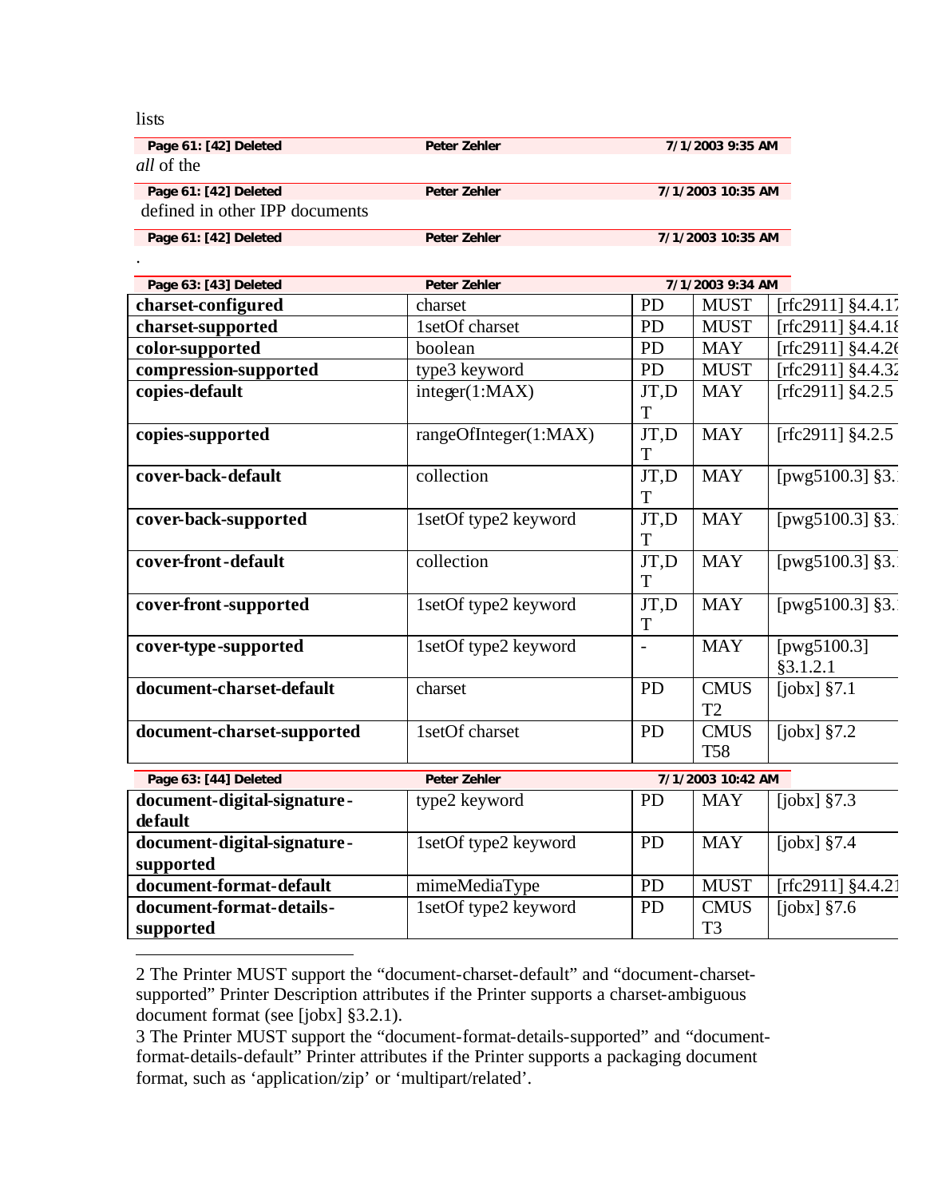lists

| Page 61: [42] Deleted | Peter Zehler | 7/1/2003 9:35 AM |
|---|---|---|

*all* of the

| Page 61: [42] Deleted | Peter Zehler | 7/1/2003 10:35 AM |
|---|---|---|

defined in other IPP documents

| Page 61: [42] Deleted | Peter Zehler | 7/1/2003 10:35 AM |
|---|---|---|

.

| Page 63: [43] Deleted | Peter Zehler | 7/1/2003 9:34 AM |
|---|---|---|

| | | | | |
|---|---|---|---|---|
| **charset-configured** | charset | PD | MUST | [rfc2911] §4.4.17 |
| **charset-supported** | 1setOf charset | PD | MUST | [rfc2911] §4.4.18 |
| **color-supported** | boolean | PD | MAY | [rfc2911] §4.4.26 |
| **compression-supported** | type3 keyword | PD | MUST | [rfc2911] §4.4.32 |
| **copies-default** | integer(1:MAX) | JT,DT | MAY | [rfc2911] §4.2.5 |
| **copies-supported** | rangeOfInteger(1:MAX) | JT,DT | MAY | [rfc2911] §4.2.5 |
| **cover-back-default** | collection | JT,DT | MAY | [pwg5100.3] §3. |
| **cover-back-supported** | 1setOf type2 keyword | JT,DT | MAY | [pwg5100.3] §3. |
| **cover-front-default** | collection | JT,DT | MAY | [pwg5100.3] §3. |
| **cover-front-supported** | 1setOf type2 keyword | JT,DT | MAY | [pwg5100.3] §3. |
| **cover-type-supported** | 1setOf type2 keyword | - | MAY | [pwg5100.3] §3.1.2.1 |
| **document-charset-default** | charset | PD | CMUST2 | [jobx] §7.1 |
| **document-charset-supported** | 1setOf charset | PD | CMUST58 | [jobx] §7.2 |

| Page 63: [44] Deleted | Peter Zehler | 7/1/2003 10:42 AM |
|---|---|---|

| | | | | |
|---|---|---|---|---|
| **document-digital-signature-default** | type2 keyword | PD | MAY | [jobx] §7.3 |
| **document-digital-signature-supported** | 1setOf type2 keyword | PD | MAY | [jobx] §7.4 |
| **document-format-default** | mimeMediaType | PD | MUST | [rfc2911] §4.4.21 |
| **document-format-details-supported** | 1setOf type2 keyword | PD | CMUST3 | [jobx] §7.6 |

---

2 The Printer MUST support the "document-charset-default" and "document-charset-supported" Printer Description attributes if the Printer supports a charset-ambiguous document format (see [jobx] §3.2.1).

3 The Printer MUST support the "document-format-details-supported" and "document-format-details-default" Printer attributes if the Printer supports a packaging document format, such as 'application/zip' or 'multipart/related'.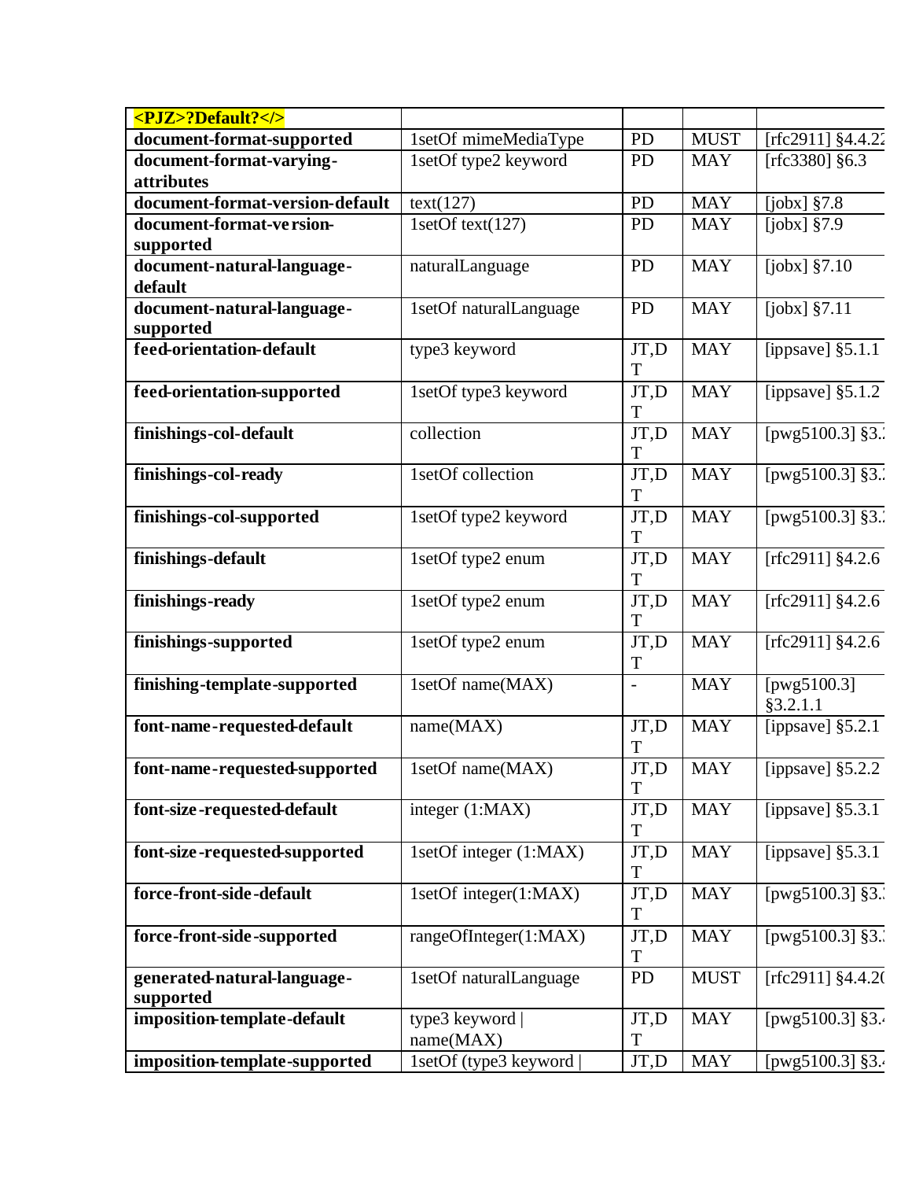| <PJZ>?Default?</> | | | | |
|---|---|---|---|---|
| **document-format-supported** | 1setOf mimeMediaType | PD | MUST | [rfc2911] §4.4.22 |
| **document-format-varying-attributes** | 1setOf type2 keyword | PD | MAY | [rfc3380] §6.3 |
| **document-format-version-default** | text(127) | PD | MAY | [jobx] §7.8 |
| **document-format-version-supported** | 1setOf text(127) | PD | MAY | [jobx] §7.9 |
| **document-natural-language-default** | naturalLanguage | PD | MAY | [jobx] §7.10 |
| **document-natural-language-supported** | 1setOf naturalLanguage | PD | MAY | [jobx] §7.11 |
| **feed-orientation-default** | type3 keyword | JT,DT | MAY | [ippsave] §5.1.1 |
| **feed-orientation-supported** | 1setOf type3 keyword | JT,DT | MAY | [ippsave] §5.1.2 |
| **finishings-col-default** | collection | JT,DT | MAY | [pwg5100.3] §3.2 |
| **finishings-col-ready** | 1setOf collection | JT,DT | MAY | [pwg5100.3] §3.2 |
| **finishings-col-supported** | 1setOf type2 keyword | JT,DT | MAY | [pwg5100.3] §3.2 |
| **finishings-default** | 1setOf type2 enum | JT,DT | MAY | [rfc2911] §4.2.6 |
| **finishings-ready** | 1setOf type2 enum | JT,DT | MAY | [rfc2911] §4.2.6 |
| **finishings-supported** | 1setOf type2 enum | JT,DT | MAY | [rfc2911] §4.2.6 |
| **finishing-template-supported** | 1setOf name(MAX) | - | MAY | [pwg5100.3] §3.2.1.1 |
| **font-name-requested-default** | name(MAX) | JT,DT | MAY | [ippsave] §5.2.1 |
| **font-name-requested-supported** | 1setOf name(MAX) | JT,DT | MAY | [ippsave] §5.2.2 |
| **font-size-requested-default** | integer (1:MAX) | JT,DT | MAY | [ippsave] §5.3.1 |
| **font-size-requested-supported** | 1setOf integer (1:MAX) | JT,DT | MAY | [ippsave] §5.3.1 |
| **force-front-side-default** | 1setOf integer(1:MAX) | JT,DT | MAY | [pwg5100.3] §3.3 |
| **force-front-side-supported** | rangeOfInteger(1:MAX) | JT,DT | MAY | [pwg5100.3] §3.3 |
| **generated-natural-language-supported** | 1setOf naturalLanguage | PD | MUST | [rfc2911] §4.4.20 |
| **imposition-template-default** | type3 keyword \| name(MAX) | JT,DT | MAY | [pwg5100.3] §3.4 |
| **imposition-template-supported** | 1setOf (type3 keyword \| | JT,D | MAY | [pwg5100.3] §3.4 |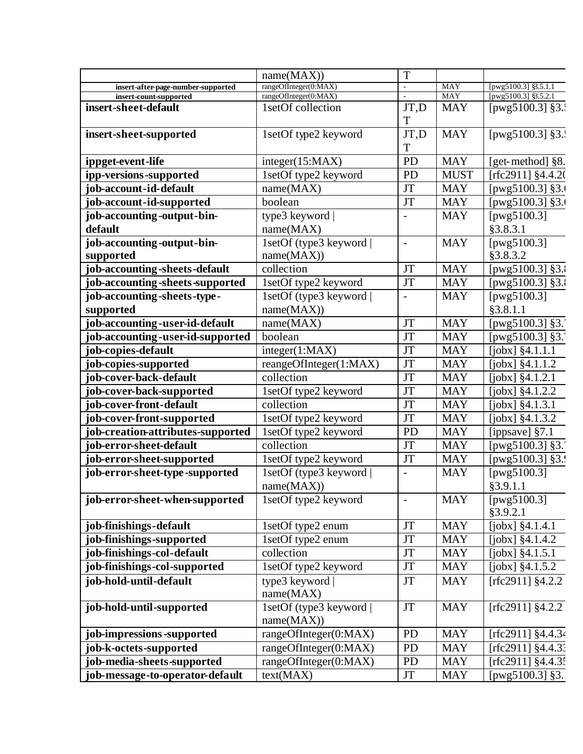| | | | | |
|---|---|---|---|---|
| | name(MAX)) | T | | |
| **insert-after-page-number-supported** | rangeOfInteger(0:MAX) | - | MAY | [pwg5100.3] §3.5.1.1 |
| **insert-count-supported** | rangeOfInteger(0:MAX) | - | MAY | [pwg5100.3] §3.5.2.1 |
| **insert-sheet-default** | 1setOf collection | JT,DT | MAY | [pwg5100.3] §3.5 |
| **insert-sheet-supported** | 1setOf type2 keyword | JT,DT | MAY | [pwg5100.3] §3.5 |
| **ippget-event-life** | integer(15:MAX) | PD | MAY | [get-method] §8. |
| **ipp-versions-supported** | 1setOf type2 keyword | PD | MUST | [rfc2911] §4.4.20 |
| **job-account-id-default** | name(MAX) | JT | MAY | [pwg5100.3] §3.6 |
| **job-account-id-supported** | boolean | JT | MAY | [pwg5100.3] §3.6 |
| **job-accounting-output-bin-default** | type3 keyword \| name(MAX) | - | MAY | [pwg5100.3] §3.8.3.1 |
| **job-accounting-output-bin-supported** | 1setOf (type3 keyword \| name(MAX)) | - | MAY | [pwg5100.3] §3.8.3.2 |
| **job-accounting-sheets-default** | collection | JT | MAY | [pwg5100.3] §3.8 |
| **job-accounting-sheets-supported** | 1setOf type2 keyword | JT | MAY | [pwg5100.3] §3.8 |
| **job-accounting-sheets-type-supported** | 1setOf (type3 keyword \| name(MAX)) | - | MAY | [pwg5100.3] §3.8.1.1 |
| **job-accounting-user-id-default** | name(MAX) | JT | MAY | [pwg5100.3] §3.7 |
| **job-accounting-user-id-supported** | boolean | JT | MAY | [pwg5100.3] §3.7 |
| **job-copies-default** | integer(1:MAX) | JT | MAY | [jobx] §4.1.1.1 |
| **job-copies-supported** | reangeOfInteger(1:MAX) | JT | MAY | [jobx] §4.1.1.2 |
| **job-cover-back-default** | collection | JT | MAY | [jobx] §4.1.2.1 |
| **job-cover-back-supported** | 1setOf type2 keyword | JT | MAY | [jobx] §4.1.2.2 |
| **job-cover-front-default** | collection | JT | MAY | [jobx] §4.1.3.1 |
| **job-cover-front-supported** | 1setOf type2 keyword | JT | MAY | [jobx] §4.1.3.2 |
| **job-creation-attributes-supported** | 1setOf type2 keyword | PD | MAY | [ippsave] §7.1 |
| **job-error-sheet-default** | collection | JT | MAY | [pwg5100.3] §3.9 |
| **job-error-sheet-supported** | 1setOf type2 keyword | JT | MAY | [pwg5100.3] §3.9 |
| **job-error-sheet-type-supported** | 1setOf (type3 keyword \| name(MAX)) | - | MAY | [pwg5100.3] §3.9.1.1 |
| **job-error-sheet-when-supported** | 1setOf type2 keyword | - | MAY | [pwg5100.3] §3.9.2.1 |
| **job-finishings-default** | 1setOf type2 enum | JT | MAY | [jobx] §4.1.4.1 |
| **job-finishings-supported** | 1setOf type2 enum | JT | MAY | [jobx] §4.1.4.2 |
| **job-finishings-col-default** | collection | JT | MAY | [jobx] §4.1.5.1 |
| **job-finishings-col-supported** | 1setOf type2 keyword | JT | MAY | [jobx] §4.1.5.2 |
| **job-hold-until-default** | type3 keyword \| name(MAX) | JT | MAY | [rfc2911] §4.2.2 |
| **job-hold-until-supported** | 1setOf (type3 keyword \| name(MAX)) | JT | MAY | [rfc2911] §4.2.2 |
| **job-impressions-supported** | rangeOfInteger(0:MAX) | PD | MAY | [rfc2911] §4.4.34 |
| **job-k-octets-supported** | rangeOfInteger(0:MAX) | PD | MAY | [rfc2911] §4.4.33 |
| **job-media-sheets-supported** | rangeOfInteger(0:MAX) | PD | MAY | [rfc2911] §4.4.35 |
| **job-message-to-operator-default** | text(MAX) | JT | MAY | [pwg5100.3] §3. |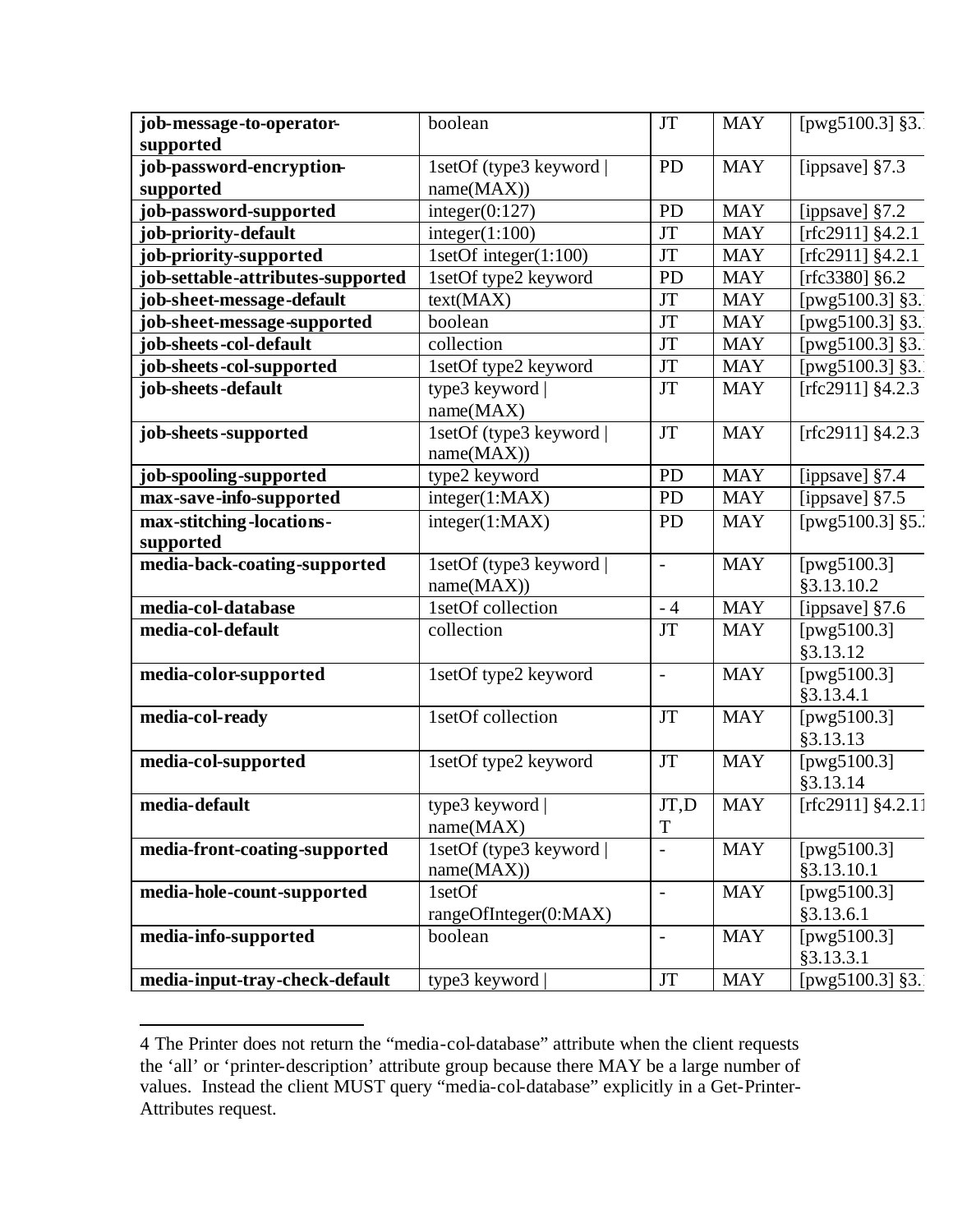| **job-message-to-operator-supported** | boolean | JT | MAY | [pwg5100.3] §3. |
|---|---|---|---|---|
| **job-password-encryption-supported** | 1setOf (type3 keyword \| name(MAX)) | PD | MAY | [ippsave] §7.3 |
| **job-password-supported** | integer(0:127) | PD | MAY | [ippsave] §7.2 |
| **job-priority-default** | integer(1:100) | JT | MAY | [rfc2911] §4.2.1 |
| **job-priority-supported** | 1setOf integer(1:100) | JT | MAY | [rfc2911] §4.2.1 |
| **job-settable-attributes-supported** | 1setOf type2 keyword | PD | MAY | [rfc3380] §6.2 |
| **job-sheet-message-default** | text(MAX) | JT | MAY | [pwg5100.3] §3. |
| **job-sheet-message-supported** | boolean | JT | MAY | [pwg5100.3] §3. |
| **job-sheets-col-default** | collection | JT | MAY | [pwg5100.3] §3. |
| **job-sheets-col-supported** | 1setOf type2 keyword | JT | MAY | [pwg5100.3] §3. |
| **job-sheets-default** | type3 keyword \| name(MAX) | JT | MAY | [rfc2911] §4.2.3 |
| **job-sheets-supported** | 1setOf (type3 keyword \| name(MAX)) | JT | MAY | [rfc2911] §4.2.3 |
| **job-spooling-supported** | type2 keyword | PD | MAY | [ippsave] §7.4 |
| **max-save-info-supported** | integer(1:MAX) | PD | MAY | [ippsave] §7.5 |
| **max-stitching-locations-supported** | integer(1:MAX) | PD | MAY | [pwg5100.3] §5. |
| **media-back-coating-supported** | 1setOf (type3 keyword \| name(MAX)) | - | MAY | [pwg5100.3] §3.13.10.2 |
| **media-col-database** | 1setOf collection | - 4 | MAY | [ippsave] §7.6 |
| **media-col-default** | collection | JT | MAY | [pwg5100.3] §3.13.12 |
| **media-color-supported** | 1setOf type2 keyword | - | MAY | [pwg5100.3] §3.13.4.1 |
| **media-col-ready** | 1setOf collection | JT | MAY | [pwg5100.3] §3.13.13 |
| **media-col-supported** | 1setOf type2 keyword | JT | MAY | [pwg5100.3] §3.13.14 |
| **media-default** | type3 keyword \| name(MAX) | JT,DT | MAY | [rfc2911] §4.2.11 |
| **media-front-coating-supported** | 1setOf (type3 keyword \| name(MAX)) | - | MAY | [pwg5100.3] §3.13.10.1 |
| **media-hole-count-supported** | 1setOf rangeOfInteger(0:MAX) | - | MAY | [pwg5100.3] §3.13.6.1 |
| **media-info-supported** | boolean | - | MAY | [pwg5100.3] §3.13.3.1 |
| **media-input-tray-check-default** | type3 keyword \| | JT | MAY | [pwg5100.3] §3. |

4 The Printer does not return the "media-col-database" attribute when the client requests the 'all' or 'printer-description' attribute group because there MAY be a large number of values. Instead the client MUST query "media-col-database" explicitly in a Get-Printer-Attributes request.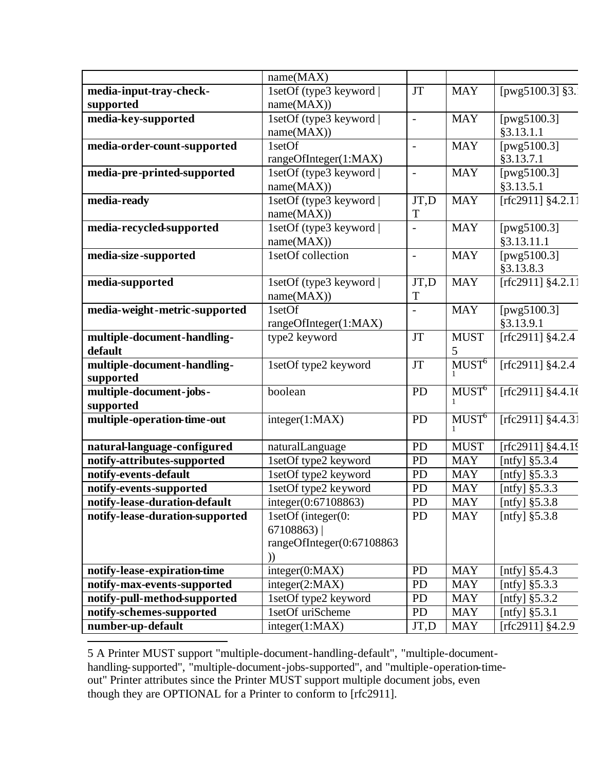| | name(MAX) | | | |
|---|---|---|---|---|
| **media-input-tray-check-supported** | 1setOf (type3 keyword \| name(MAX)) | JT | MAY | [pwg5100.3] §3.1 |
| **media-key-supported** | 1setOf (type3 keyword \| name(MAX)) | - | MAY | [pwg5100.3] §3.13.1.1 |
| **media-order-count-supported** | 1setOf rangeOfInteger(1:MAX) | - | MAY | [pwg5100.3] §3.13.7.1 |
| **media-pre-printed-supported** | 1setOf (type3 keyword \| name(MAX)) | - | MAY | [pwg5100.3] §3.13.5.1 |
| **media-ready** | 1setOf (type3 keyword \| name(MAX)) | JT,DT | MAY | [rfc2911] §4.2.11 |
| **media-recycled-supported** | 1setOf (type3 keyword \| name(MAX)) | - | MAY | [pwg5100.3] §3.13.11.1 |
| **media-size-supported** | 1setOf collection | - | MAY | [pwg5100.3] §3.13.8.3 |
| **media-supported** | 1setOf (type3 keyword \| name(MAX)) | JT,DT | MAY | [rfc2911] §4.2.11 |
| **media-weight-metric-supported** | 1setOf rangeOfInteger(1:MAX) | - | MAY | [pwg5100.3] §3.13.9.1 |
| **multiple-document-handling-default** | type2 keyword | JT | MUST [5] | [rfc2911] §4.2.4 |
| **multiple-document-handling-supported** | 1setOf type2 keyword | JT | MUST [61] | [rfc2911] §4.2.4 |
| **multiple-document-jobs-supported** | boolean | PD | MUST [61] | [rfc2911] §4.4.16 |
| **multiple-operation-time-out** | integer(1:MAX) | PD | MUST [61] | [rfc2911] §4.4.31 |
| **natural-language-configured** | naturalLanguage | PD | MUST | [rfc2911] §4.4.19 |
| **notify-attributes-supported** | 1setOf type2 keyword | PD | MAY | [ntfy] §5.3.4 |
| **notify-events-default** | 1setOf type2 keyword | PD | MAY | [ntfy] §5.3.3 |
| **notify-events-supported** | 1setOf type2 keyword | PD | MAY | [ntfy] §5.3.3 |
| **notify-lease-duration-default** | integer(0:67108863) | PD | MAY | [ntfy] §5.3.8 |
| **notify-lease-duration-supported** | 1setOf (integer(0:67108863) \| rangeOfInteger(0:67108863)) | PD | MAY | [ntfy] §5.3.8 |
| **notify-lease-expiration-time** | integer(0:MAX) | PD | MAY | [ntfy] §5.4.3 |
| **notify-max-events-supported** | integer(2:MAX) | PD | MAY | [ntfy] §5.3.3 |
| **notify-pull-method-supported** | 1setOf type2 keyword | PD | MAY | [ntfy] §5.3.2 |
| **notify-schemes-supported** | 1setOf uriScheme | PD | MAY | [ntfy] §5.3.1 |
| **number-up-default** | integer(1:MAX) | JT,D | MAY | [rfc2911] §4.2.9 |

5 A Printer MUST support "multiple-document-handling-default", "multiple-document-handling-supported", "multiple-document-jobs-supported", and "multiple-operation-time-out" Printer attributes since the Printer MUST support multiple document jobs, even though they are OPTIONAL for a Printer to conform to [rfc2911].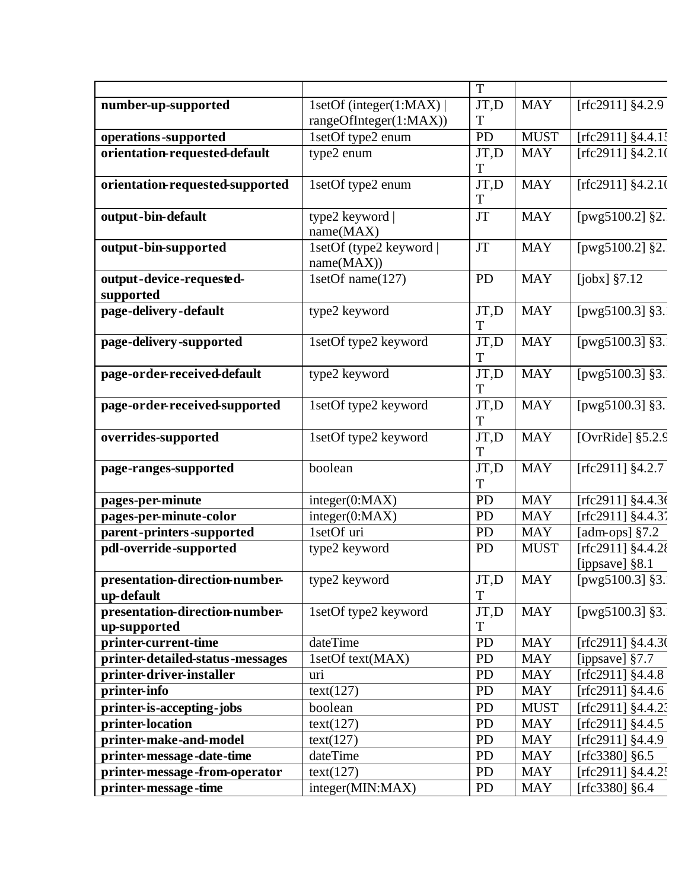| | | T | | |
|---|---|---|---|---|
| **number-up-supported** | 1setOf (integer(1:MAX) \| rangeOfInteger(1:MAX)) | JT,DT | MAY | [rfc2911] §4.2.9 |
| **operations-supported** | 1setOf type2 enum | PD | MUST | [rfc2911] §4.4.15 |
| **orientation-requested-default** | type2 enum | JT,DT | MAY | [rfc2911] §4.2.10 |
| **orientation-requested-supported** | 1setOf type2 enum | JT,DT | MAY | [rfc2911] §4.2.10 |
| **output-bin-default** | type2 keyword \| name(MAX) | JT | MAY | [pwg5100.2] §2. |
| **output-bin-supported** | 1setOf (type2 keyword \| name(MAX)) | JT | MAY | [pwg5100.2] §2. |
| **output-device-requested-supported** | 1setOf name(127) | PD | MAY | [jobx] §7.12 |
| **page-delivery-default** | type2 keyword | JT,DT | MAY | [pwg5100.3] §3. |
| **page-delivery-supported** | 1setOf type2 keyword | JT,DT | MAY | [pwg5100.3] §3. |
| **page-order-received-default** | type2 keyword | JT,DT | MAY | [pwg5100.3] §3. |
| **page-order-received-supported** | 1setOf type2 keyword | JT,DT | MAY | [pwg5100.3] §3. |
| **overrides-supported** | 1setOf type2 keyword | JT,DT | MAY | [OvrRide] §5.2.9 |
| **page-ranges-supported** | boolean | JT,DT | MAY | [rfc2911] §4.2.7 |
| **pages-per-minute** | integer(0:MAX) | PD | MAY | [rfc2911] §4.4.36 |
| **pages-per-minute-color** | integer(0:MAX) | PD | MAY | [rfc2911] §4.4.37 |
| **parent-printers-supported** | 1setOf uri | PD | MAY | [adm-ops] §7.2 |
| **pdl-override-supported** | type2 keyword | PD | MUST | [rfc2911] §4.4.28 [ippsave] §8.1 |
| **presentation-direction-number-up-default** | type2 keyword | JT,DT | MAY | [pwg5100.3] §3. |
| **presentation-direction-number-up-supported** | 1setOf type2 keyword | JT,DT | MAY | [pwg5100.3] §3. |
| **printer-current-time** | dateTime | PD | MAY | [rfc2911] §4.4.30 |
| **printer-detailed-status-messages** | 1setOf text(MAX) | PD | MAY | [ippsave] §7.7 |
| **printer-driver-installer** | uri | PD | MAY | [rfc2911] §4.4.8 |
| **printer-info** | text(127) | PD | MAY | [rfc2911] §4.4.6 |
| **printer-is-accepting-jobs** | boolean | PD | MUST | [rfc2911] §4.4.23 |
| **printer-location** | text(127) | PD | MAY | [rfc2911] §4.4.5 |
| **printer-make-and-model** | text(127) | PD | MAY | [rfc2911] §4.4.9 |
| **printer-message-date-time** | dateTime | PD | MAY | [rfc3380] §6.5 |
| **printer-message-from-operator** | text(127) | PD | MAY | [rfc2911] §4.4.25 |
| **printer-message-time** | integer(MIN:MAX) | PD | MAY | [rfc3380] §6.4 |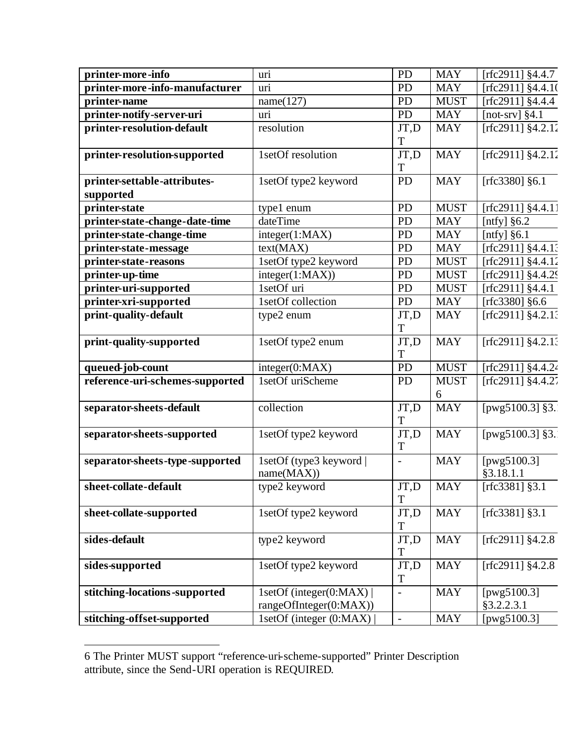| | | | | |
|---|---|---|---|---|
| **printer-more-info** | uri | PD | MAY | [rfc2911] §4.4.7 |
| **printer-more-info-manufacturer** | uri | PD | MAY | [rfc2911] §4.4.10 |
| **printer-name** | name(127) | PD | MUST | [rfc2911] §4.4.4 |
| **printer-notify-server-uri** | uri | PD | MAY | [not-srv] §4.1 |
| **printer-resolution-default** | resolution | JT,DT | MAY | [rfc2911] §4.2.12 |
| **printer-resolution-supported** | 1setOf resolution | JT,DT | MAY | [rfc2911] §4.2.12 |
| **printer-settable-attributes-supported** | 1setOf type2 keyword | PD | MAY | [rfc3380] §6.1 |
| **printer-state** | type1 enum | PD | MUST | [rfc2911] §4.4.11 |
| **printer-state-change-date-time** | dateTime | PD | MAY | [ntfy] §6.2 |
| **printer-state-change-time** | integer(1:MAX) | PD | MAY | [ntfy] §6.1 |
| **printer-state-message** | text(MAX) | PD | MAY | [rfc2911] §4.4.13 |
| **printer-state-reasons** | 1setOf type2 keyword | PD | MUST | [rfc2911] §4.4.12 |
| **printer-up-time** | integer(1:MAX)) | PD | MUST | [rfc2911] §4.4.29 |
| **printer-uri-supported** | 1setOf uri | PD | MUST | [rfc2911] §4.4.1 |
| **printer-xri-supported** | 1setOf collection | PD | MAY | [rfc3380] §6.6 |
| **print-quality-default** | type2 enum | JT,DT | MAY | [rfc2911] §4.2.13 |
| **print-quality-supported** | 1setOf type2 enum | JT,DT | MAY | [rfc2911] §4.2.13 |
| **queued-job-count** | integer(0:MAX) | PD | MUST | [rfc2911] §4.4.24 |
| **reference-uri-schemes-supported** | 1setOf uriScheme | PD | MUST 6 | [rfc2911] §4.4.27 |
| **separator-sheets-default** | collection | JT,DT | MAY | [pwg5100.3] §3.1 |
| **separator-sheets-supported** | 1setOf type2 keyword | JT,DT | MAY | [pwg5100.3] §3.1 |
| **separator-sheets-type-supported** | 1setOf (type3 keyword \| name(MAX)) | - | MAY | [pwg5100.3] §3.18.1.1 |
| **sheet-collate-default** | type2 keyword | JT,DT | MAY | [rfc3381] §3.1 |
| **sheet-collate-supported** | 1setOf type2 keyword | JT,DT | MAY | [rfc3381] §3.1 |
| **sides-default** | type2 keyword | JT,DT | MAY | [rfc2911] §4.2.8 |
| **sides-supported** | 1setOf type2 keyword | JT,DT | MAY | [rfc2911] §4.2.8 |
| **stitching-locations-supported** | 1setOf (integer(0:MAX) \| rangeOfInteger(0:MAX)) | - | MAY | [pwg5100.3] §3.2.2.3.1 |
| **stitching-offset-supported** | 1setOf (integer (0:MAX) \| | - | MAY | [pwg5100.3] |

6 The Printer MUST support "reference-uri-scheme-supported" Printer Description attribute, since the Send-URI operation is REQUIRED.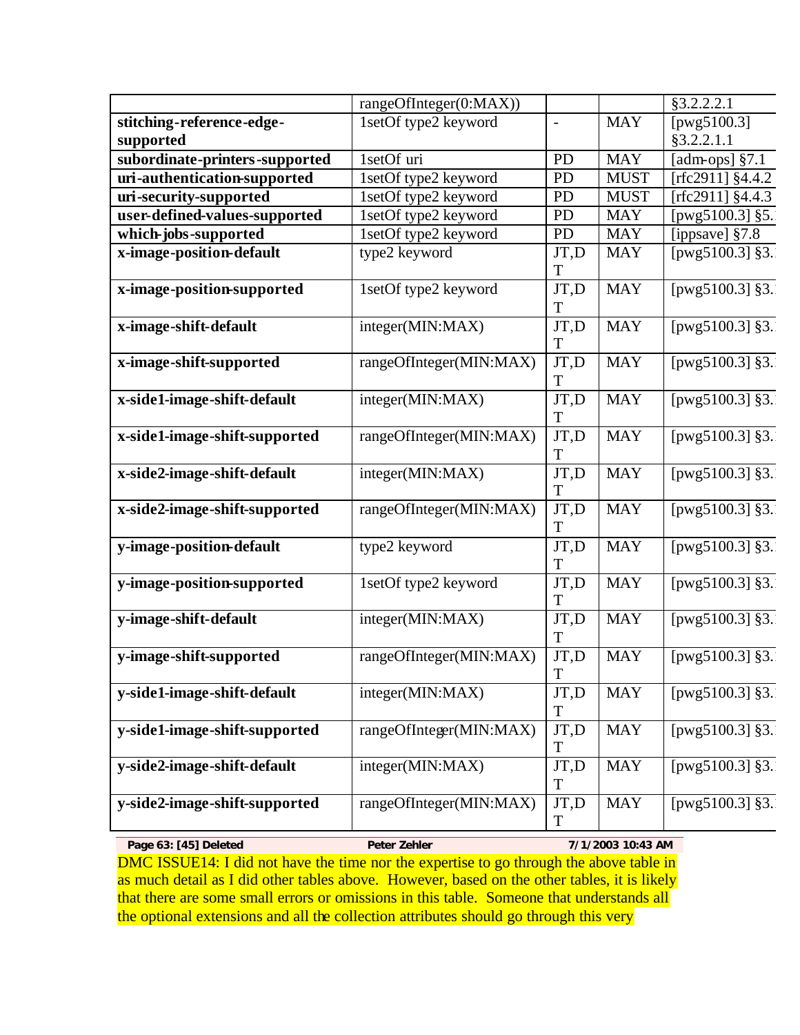| | rangeOfInteger(0:MAX)) | | | §3.2.2.2.1 |
|---|---|---|---|---|
| **stitching-reference-edge-supported** | 1setOf type2 keyword | - | MAY | [pwg5100.3] §3.2.2.1.1 |
| **subordinate-printers-supported** | 1setOf uri | PD | MAY | [adm-ops] §7.1 |
| **uri-authentication-supported** | 1setOf type2 keyword | PD | MUST | [rfc2911] §4.4.2 |
| **uri-security-supported** | 1setOf type2 keyword | PD | MUST | [rfc2911] §4.4.3 |
| **user-defined-values-supported** | 1setOf type2 keyword | PD | MAY | [pwg5100.3] §5. |
| **which-jobs-supported** | 1setOf type2 keyword | PD | MAY | [ippsave] §7.8 |
| **x-image-position-default** | type2 keyword | JT,DT | MAY | [pwg5100.3] §3. |
| **x-image-position-supported** | 1setOf type2 keyword | JT,DT | MAY | [pwg5100.3] §3. |
| **x-image-shift-default** | integer(MIN:MAX) | JT,DT | MAY | [pwg5100.3] §3. |
| **x-image-shift-supported** | rangeOfInteger(MIN:MAX) | JT,DT | MAY | [pwg5100.3] §3. |
| **x-side1-image-shift-default** | integer(MIN:MAX) | JT,DT | MAY | [pwg5100.3] §3. |
| **x-side1-image-shift-supported** | rangeOfInteger(MIN:MAX) | JT,DT | MAY | [pwg5100.3] §3. |
| **x-side2-image-shift-default** | integer(MIN:MAX) | JT,DT | MAY | [pwg5100.3] §3. |
| **x-side2-image-shift-supported** | rangeOfInteger(MIN:MAX) | JT,DT | MAY | [pwg5100.3] §3. |
| **y-image-position-default** | type2 keyword | JT,DT | MAY | [pwg5100.3] §3. |
| **y-image-position-supported** | 1setOf type2 keyword | JT,DT | MAY | [pwg5100.3] §3. |
| **y-image-shift-default** | integer(MIN:MAX) | JT,DT | MAY | [pwg5100.3] §3. |
| **y-image-shift-supported** | rangeOfInteger(MIN:MAX) | JT,DT | MAY | [pwg5100.3] §3. |
| **y-side1-image-shift-default** | integer(MIN:MAX) | JT,DT | MAY | [pwg5100.3] §3. |
| **y-side1-image-shift-supported** | rangeOfInteger(MIN:MAX) | JT,DT | MAY | [pwg5100.3] §3. |
| **y-side2-image-shift-default** | integer(MIN:MAX) | JT,DT | MAY | [pwg5100.3] §3. |
| **y-side2-image-shift-supported** | rangeOfInteger(MIN:MAX) | JT,DT | MAY | [pwg5100.3] §3. |

**Page 63: [45] Deleted** **Peter Zehler** **7/1/2003 10:43 AM**

DMC ISSUE14: I did not have the time nor the expertise to go through the above table in as much detail as I did other tables above. However, based on the other tables, it is likely that there are some small errors or omissions in this table. Someone that understands all the optional extensions and all the collection attributes should go through this very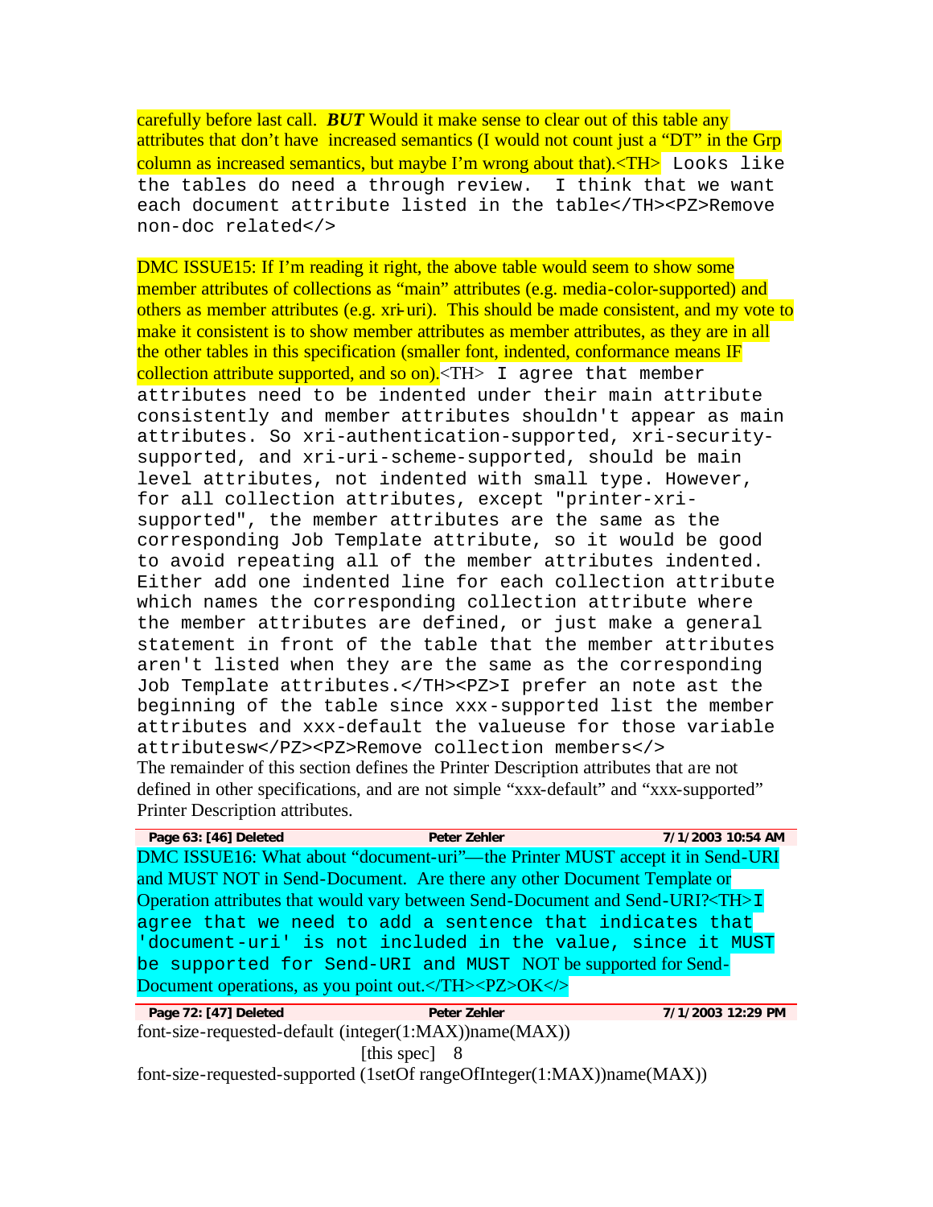carefully before last call. ***BUT*** Would it make sense to clear out of this table any attributes that don't have increased semantics (I would not count just a "DT" in the Grp column as increased semantics, but maybe I'm wrong about that).<TH> Looks like the tables do need a through review. I think that we want each document attribute listed in the table</TH><PZ>Remove non-doc related</>

DMC ISSUE15: If I'm reading it right, the above table would seem to show some member attributes of collections as "main" attributes (e.g. media-color-supported) and others as member attributes (e.g. xri-uri). This should be made consistent, and my vote to make it consistent is to show member attributes as member attributes, as they are in all the other tables in this specification (smaller font, indented, conformance means IF collection attribute supported, and so on).<TH> I agree that member attributes need to be indented under their main attribute consistently and member attributes shouldn't appear as main attributes. So xri-authentication-supported, xri-security-supported, and xri-uri-scheme-supported, should be main level attributes, not indented with small type. However, for all collection attributes, except "printer-xri-supported", the member attributes are the same as the corresponding Job Template attribute, so it would be good to avoid repeating all of the member attributes indented. Either add one indented line for each collection attribute which names the corresponding collection attribute where the member attributes are defined, or just make a general statement in front of the table that the member attributes aren't listed when they are the same as the corresponding Job Template attributes.</TH><PZ>I prefer an note ast the beginning of the table since xxx-supported list the member attributes and xxx-default the valueuse for those variable attributesw</PZ><PZ>Remove collection members</>

The remainder of this section defines the Printer Description attributes that are not defined in other specifications, and are not simple "xxx-default" and "xxx-supported" Printer Description attributes.

| Page 63: [46] Deleted | Peter Zehler | 7/1/2003 10:54 AM |
|---|---|---|

DMC ISSUE16: What about "document-uri"—the Printer MUST accept it in Send-URI and MUST NOT in Send-Document. Are there any other Document Template or Operation attributes that would vary between Send-Document and Send-URI?<TH>I agree that we need to add a sentence that indicates that 'document-uri' is not included in the value, since it MUST be supported for Send-URI and MUST NOT be supported for Send-Document operations, as you point out.</TH><PZ>OK</>

| Page 72: [47] Deleted | Peter Zehler | 7/1/2003 12:29 PM |
|---|---|---|

font-size-requested-default (integer(1:MAX))name(MAX))

[this spec] 8

font-size-requested-supported (1setOf rangeOfInteger(1:MAX))name(MAX))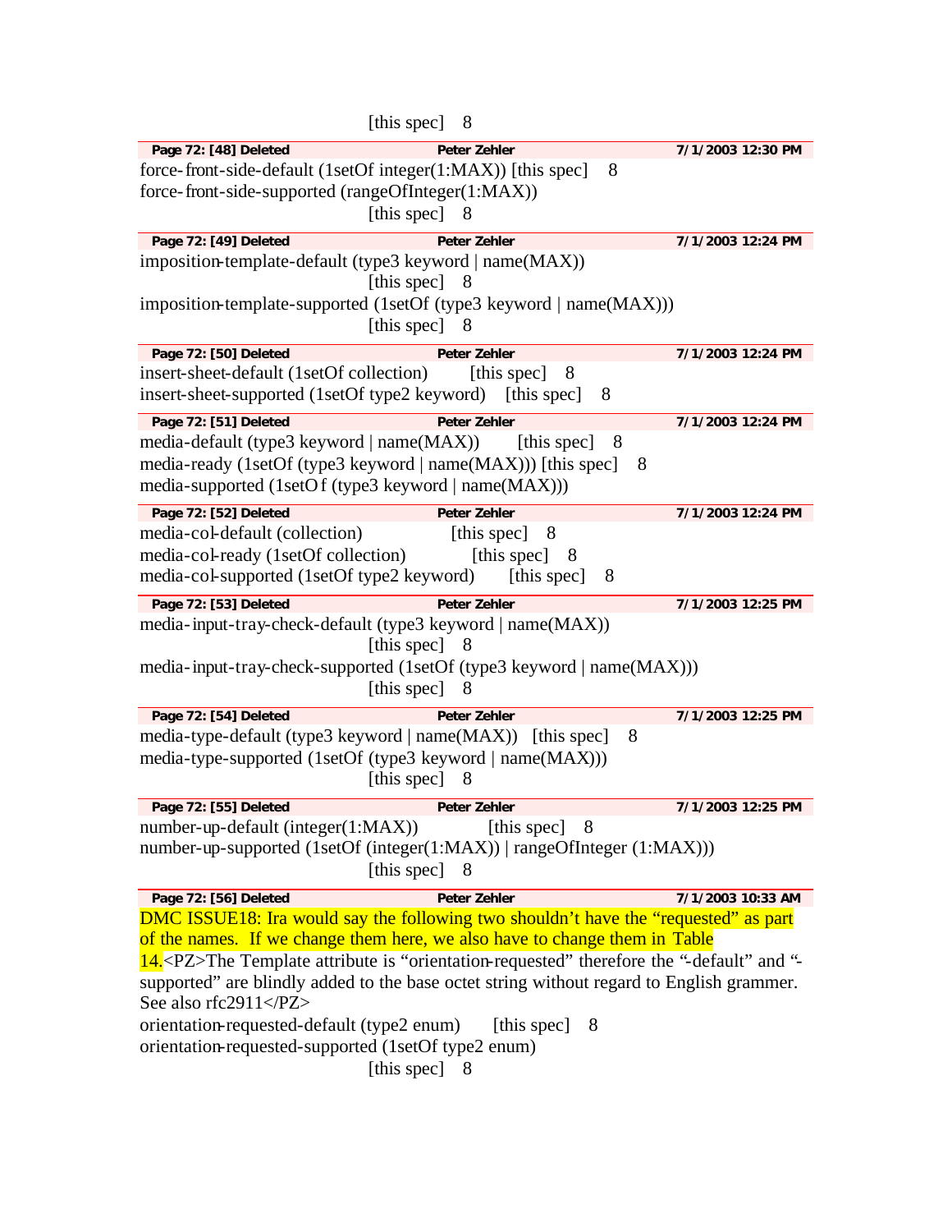[this spec] 8

**Page 72: [48] Deleted** Peter Zehler 7/1/2003 12:30 PM

force-front-side-default (1setOf integer(1:MAX)) [this spec] 8
force-front-side-supported (rangeOfInteger(1:MAX))
[this spec] 8

**Page 72: [49] Deleted** Peter Zehler 7/1/2003 12:24 PM

imposition-template-default (type3 keyword | name(MAX))
[this spec] 8
imposition-template-supported (1setOf (type3 keyword | name(MAX)))
[this spec] 8

**Page 72: [50] Deleted** Peter Zehler 7/1/2003 12:24 PM

insert-sheet-default (1setOf collection) [this spec] 8
insert-sheet-supported (1setOf type2 keyword) [this spec] 8

**Page 72: [51] Deleted** Peter Zehler 7/1/2003 12:24 PM

media-default (type3 keyword | name(MAX)) [this spec] 8
media-ready (1setOf (type3 keyword | name(MAX))) [this spec] 8
media-supported (1setOf (type3 keyword | name(MAX)))

**Page 72: [52] Deleted** Peter Zehler 7/1/2003 12:24 PM

media-col-default (collection) [this spec] 8
media-col-ready (1setOf collection) [this spec] 8
media-col-supported (1setOf type2 keyword) [this spec] 8

**Page 72: [53] Deleted** Peter Zehler 7/1/2003 12:25 PM

media-input-tray-check-default (type3 keyword | name(MAX))
[this spec] 8
media-input-tray-check-supported (1setOf (type3 keyword | name(MAX)))
[this spec] 8

**Page 72: [54] Deleted** Peter Zehler 7/1/2003 12:25 PM

media-type-default (type3 keyword | name(MAX)) [this spec] 8
media-type-supported (1setOf (type3 keyword | name(MAX)))
[this spec] 8

**Page 72: [55] Deleted** Peter Zehler 7/1/2003 12:25 PM

number-up-default (integer(1:MAX)) [this spec] 8
number-up-supported (1setOf (integer(1:MAX)) | rangeOfInteger (1:MAX)))
[this spec] 8

**Page 72: [56] Deleted** Peter Zehler 7/1/2003 10:33 AM

DMC ISSUE18: Ira would say the following two shouldn't have the "requested" as part of the names. If we change them here, we also have to change them in Table 14.<PZ>The Template attribute is "orientation-requested" therefore the "-default" and "-supported" are blindly added to the base octet string without regard to English grammer. See also rfc2911</PZ>
orientation-requested-default (type2 enum) [this spec] 8
orientation-requested-supported (1setOf type2 enum)
[this spec] 8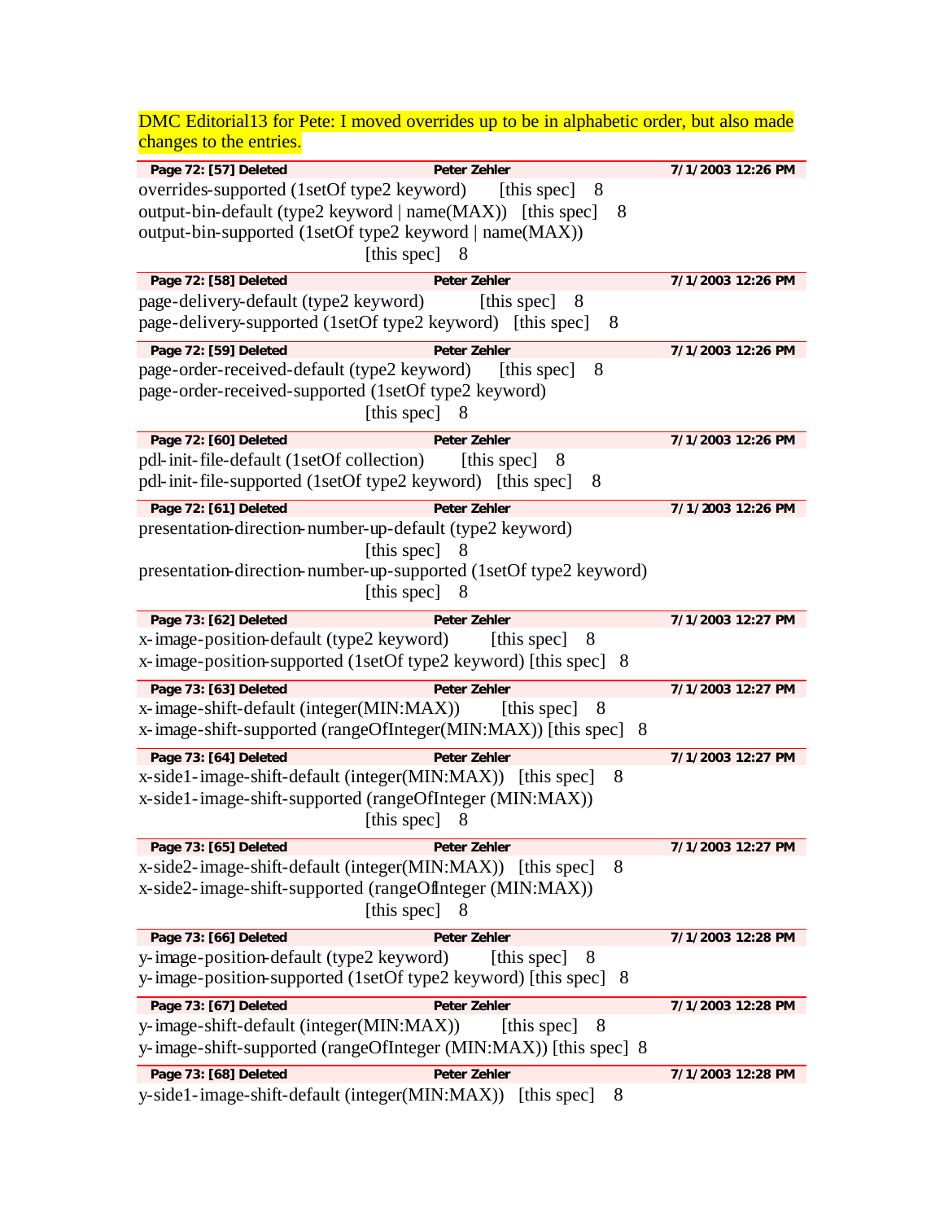DMC Editorial13 for Pete: I moved overrides up to be in alphabetic order, but also made changes to the entries.

**Page 72: [57] Deleted** **Peter Zehler** **7/1/2003 12:26 PM**

overrides-supported (1setOf type2 keyword) [this spec] 8
output-bin-default (type2 keyword | name(MAX)) [this spec] 8
output-bin-supported (1setOf type2 keyword | name(MAX)) [this spec] 8

**Page 72: [58] Deleted** **Peter Zehler** **7/1/2003 12:26 PM**

page-delivery-default (type2 keyword) [this spec] 8
page-delivery-supported (1setOf type2 keyword) [this spec] 8

**Page 72: [59] Deleted** **Peter Zehler** **7/1/2003 12:26 PM**

page-order-received-default (type2 keyword) [this spec] 8
page-order-received-supported (1setOf type2 keyword) [this spec] 8

**Page 72: [60] Deleted** **Peter Zehler** **7/1/2003 12:26 PM**

pdl-init-file-default (1setOf collection) [this spec] 8
pdl-init-file-supported (1setOf type2 keyword) [this spec] 8

**Page 72: [61] Deleted** **Peter Zehler** **7/1/2003 12:26 PM**

presentation-direction-number-up-default (type2 keyword) [this spec] 8
presentation-direction-number-up-supported (1setOf type2 keyword) [this spec] 8

**Page 73: [62] Deleted** **Peter Zehler** **7/1/2003 12:27 PM**

x-image-position-default (type2 keyword) [this spec] 8
x-image-position-supported (1setOf type2 keyword) [this spec] 8

**Page 73: [63] Deleted** **Peter Zehler** **7/1/2003 12:27 PM**

x-image-shift-default (integer(MIN:MAX)) [this spec] 8
x-image-shift-supported (rangeOfInteger(MIN:MAX)) [this spec] 8

**Page 73: [64] Deleted** **Peter Zehler** **7/1/2003 12:27 PM**

x-side1-image-shift-default (integer(MIN:MAX)) [this spec] 8
x-side1-image-shift-supported (rangeOfInteger (MIN:MAX)) [this spec] 8

**Page 73: [65] Deleted** **Peter Zehler** **7/1/2003 12:27 PM**

x-side2-image-shift-default (integer(MIN:MAX)) [this spec] 8
x-side2-image-shift-supported (rangeOfInteger (MIN:MAX)) [this spec] 8

**Page 73: [66] Deleted** **Peter Zehler** **7/1/2003 12:28 PM**

y-image-position-default (type2 keyword) [this spec] 8
y-image-position-supported (1setOf type2 keyword) [this spec] 8

**Page 73: [67] Deleted** **Peter Zehler** **7/1/2003 12:28 PM**

y-image-shift-default (integer(MIN:MAX)) [this spec] 8
y-image-shift-supported (rangeOfInteger (MIN:MAX)) [this spec] 8

**Page 73: [68] Deleted** **Peter Zehler** **7/1/2003 12:28 PM**

y-side1-image-shift-default (integer(MIN:MAX)) [this spec] 8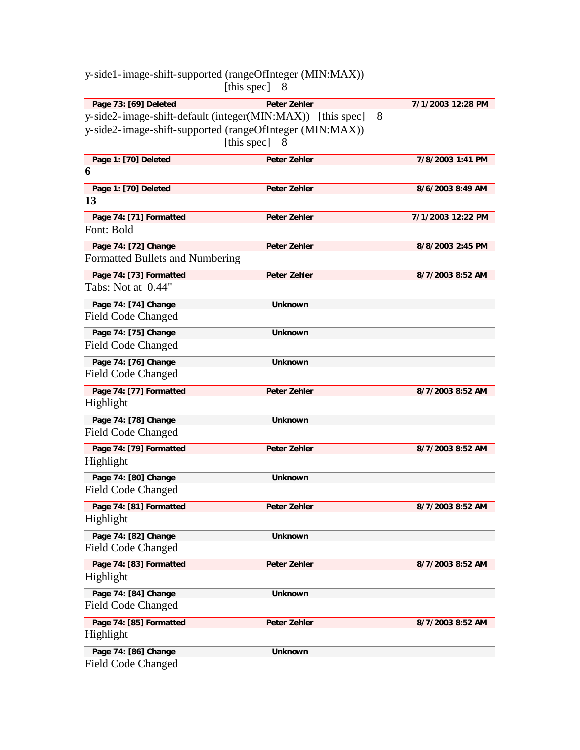y-side1-image-shift-supported (rangeOfInteger (MIN:MAX)) [this spec] 8

| Page 73: [69] Deleted | Peter Zehler | 7/1/2003 12:28 PM |
|---|---|---|

y-side2-image-shift-default (integer(MIN:MAX)) [this spec] 8
y-side2-image-shift-supported (rangeOfInteger (MIN:MAX)) [this spec] 8

| Page 1: [70] Deleted | Peter Zehler | 7/8/2003 1:41 PM |
|---|---|---|

**6**

| Page 1: [70] Deleted | Peter Zehler | 8/6/2003 8:49 AM |
|---|---|---|

**13**

| Page 74: [71] Formatted | Peter Zehler | 7/1/2003 12:22 PM |
|---|---|---|

Font: Bold

| Page 74: [72] Change | Peter Zehler | 8/8/2003 2:45 PM |
|---|---|---|

Formatted Bullets and Numbering

| Page 74: [73] Formatted | Peter Zehler | 8/7/2003 8:52 AM |
|---|---|---|

Tabs: Not at 0.44"

| Page 74: [74] Change | Unknown | |
|---|---|---|

Field Code Changed

| Page 74: [75] Change | Unknown | |
|---|---|---|

Field Code Changed

| Page 74: [76] Change | Unknown | |
|---|---|---|

Field Code Changed

| Page 74: [77] Formatted | Peter Zehler | 8/7/2003 8:52 AM |
|---|---|---|

Highlight

| Page 74: [78] Change | Unknown | |
|---|---|---|

Field Code Changed

| Page 74: [79] Formatted | Peter Zehler | 8/7/2003 8:52 AM |
|---|---|---|

Highlight

| Page 74: [80] Change | Unknown | |
|---|---|---|

Field Code Changed

| Page 74: [81] Formatted | Peter Zehler | 8/7/2003 8:52 AM |
|---|---|---|

Highlight

| Page 74: [82] Change | Unknown | |
|---|---|---|

Field Code Changed

| Page 74: [83] Formatted | Peter Zehler | 8/7/2003 8:52 AM |
|---|---|---|

Highlight

| Page 74: [84] Change | Unknown | |
|---|---|---|

Field Code Changed

| Page 74: [85] Formatted | Peter Zehler | 8/7/2003 8:52 AM |
|---|---|---|

Highlight

| Page 74: [86] Change | Unknown | |
|---|---|---|

Field Code Changed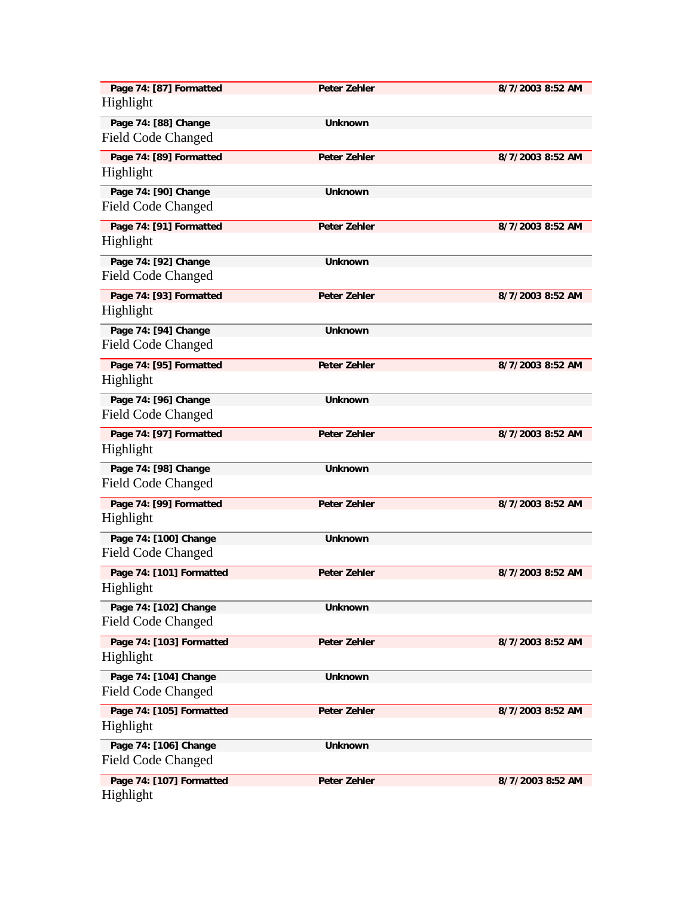**Page 74: [87] Formatted** **Peter Zehler** **8/7/2003 8:52 AM**
Highlight

**Page 74: [88] Change** **Unknown**
Field Code Changed

**Page 74: [89] Formatted** **Peter Zehler** **8/7/2003 8:52 AM**
Highlight

**Page 74: [90] Change** **Unknown**
Field Code Changed

**Page 74: [91] Formatted** **Peter Zehler** **8/7/2003 8:52 AM**
Highlight

**Page 74: [92] Change** **Unknown**
Field Code Changed

**Page 74: [93] Formatted** **Peter Zehler** **8/7/2003 8:52 AM**
Highlight

**Page 74: [94] Change** **Unknown**
Field Code Changed

**Page 74: [95] Formatted** **Peter Zehler** **8/7/2003 8:52 AM**
Highlight

**Page 74: [96] Change** **Unknown**
Field Code Changed

**Page 74: [97] Formatted** **Peter Zehler** **8/7/2003 8:52 AM**
Highlight

**Page 74: [98] Change** **Unknown**
Field Code Changed

**Page 74: [99] Formatted** **Peter Zehler** **8/7/2003 8:52 AM**
Highlight

**Page 74: [100] Change** **Unknown**
Field Code Changed

**Page 74: [101] Formatted** **Peter Zehler** **8/7/2003 8:52 AM**
Highlight

**Page 74: [102] Change** **Unknown**
Field Code Changed

**Page 74: [103] Formatted** **Peter Zehler** **8/7/2003 8:52 AM**
Highlight

**Page 74: [104] Change** **Unknown**
Field Code Changed

**Page 74: [105] Formatted** **Peter Zehler** **8/7/2003 8:52 AM**
Highlight

**Page 74: [106] Change** **Unknown**
Field Code Changed

**Page 74: [107] Formatted** **Peter Zehler** **8/7/2003 8:52 AM**
Highlight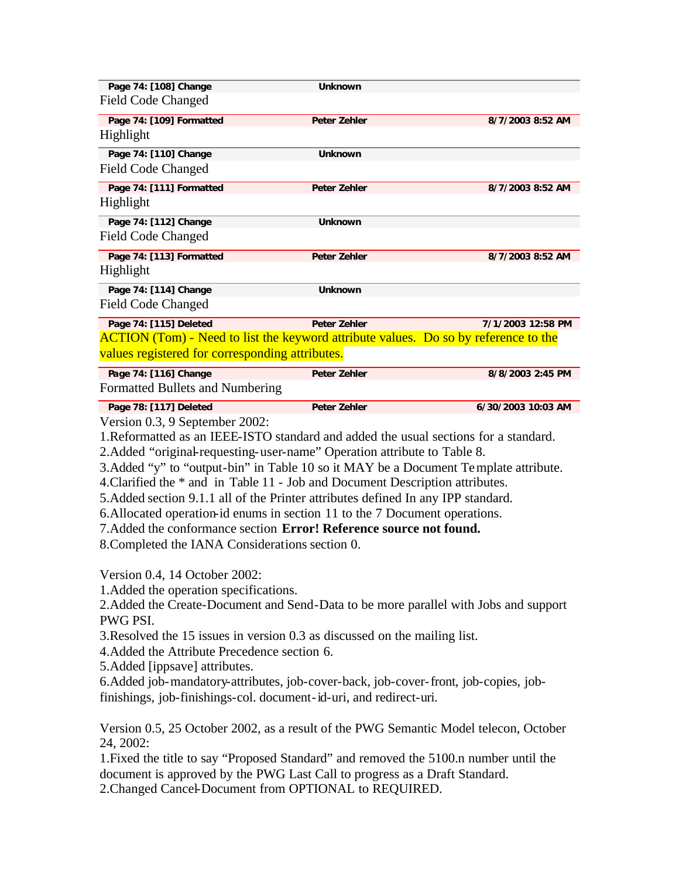| Page 74: [108] Change | Unknown | |
|---|---|---|

Field Code Changed

| Page 74: [109] Formatted | Peter Zehler | 8/7/2003 8:52 AM |
|---|---|---|

Highlight

| Page 74: [110] Change | Unknown | |
|---|---|---|

Field Code Changed

| Page 74: [111] Formatted | Peter Zehler | 8/7/2003 8:52 AM |
|---|---|---|

Highlight

| Page 74: [112] Change | Unknown | |
|---|---|---|

Field Code Changed

| Page 74: [113] Formatted | Peter Zehler | 8/7/2003 8:52 AM |
|---|---|---|

Highlight

| Page 74: [114] Change | Unknown | |
|---|---|---|

Field Code Changed

| Page 74: [115] Deleted | Peter Zehler | 7/1/2003 12:58 PM |
|---|---|---|

ACTION (Tom) - Need to list the keyword attribute values. Do so by reference to the values registered for corresponding attributes.

| Page 74: [116] Change | Peter Zehler | 8/8/2003 2:45 PM |
|---|---|---|

Formatted Bullets and Numbering

| Page 78: [117] Deleted | Peter Zehler | 6/30/2003 10:03 AM |
|---|---|---|

Version 0.3, 9 September 2002:

1.Reformatted as an IEEE-ISTO standard and added the usual sections for a standard.
2.Added "original-requesting-user-name" Operation attribute to Table 8.
3.Added "y" to "output-bin" in Table 10 so it MAY be a Document Template attribute.
4.Clarified the * and in Table 11 - Job and Document Description attributes.
5.Added section 9.1.1 all of the Printer attributes defined In any IPP standard.
6.Allocated operation-id enums in section 11 to the 7 Document operations.
7.Added the conformance section **Error! Reference source not found.**
8.Completed the IANA Considerations section 0.

Version 0.4, 14 October 2002:

1.Added the operation specifications.
2.Added the Create-Document and Send-Data to be more parallel with Jobs and support PWG PSI.
3.Resolved the 15 issues in version 0.3 as discussed on the mailing list.
4.Added the Attribute Precedence section 6.
5.Added [ippsave] attributes.
6.Added job-mandatory-attributes, job-cover-back, job-cover-front, job-copies, job-finishings, job-finishings-col. document-id-uri, and redirect-uri.

Version 0.5, 25 October 2002, as a result of the PWG Semantic Model telecon, October 24, 2002:

1.Fixed the title to say "Proposed Standard" and removed the 5100.n number until the document is approved by the PWG Last Call to progress as a Draft Standard.
2.Changed Cancel-Document from OPTIONAL to REQUIRED.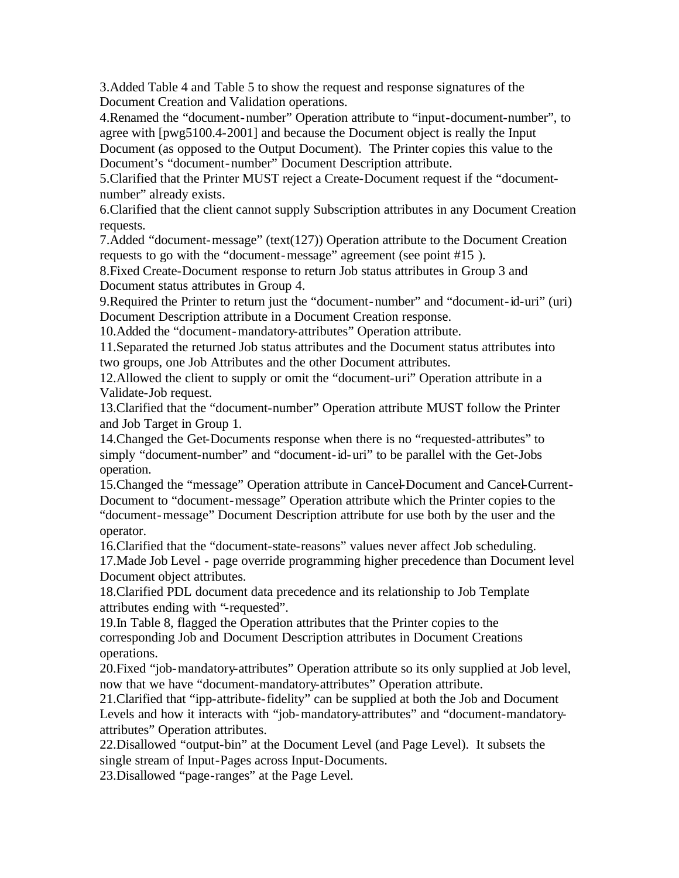3.Added Table 4 and Table 5 to show the request and response signatures of the Document Creation and Validation operations.

4.Renamed the "document-number" Operation attribute to "input-document-number", to agree with [pwg5100.4-2001] and because the Document object is really the Input Document (as opposed to the Output Document). The Printer copies this value to the Document's "document-number" Document Description attribute.

5.Clarified that the Printer MUST reject a Create-Document request if the "document-number" already exists.

6.Clarified that the client cannot supply Subscription attributes in any Document Creation requests.

7.Added "document-message" (text(127)) Operation attribute to the Document Creation requests to go with the "document-message" agreement (see point #15 ).

8.Fixed Create-Document response to return Job status attributes in Group 3 and Document status attributes in Group 4.

9.Required the Printer to return just the "document-number" and "document-id-uri" (uri) Document Description attribute in a Document Creation response.

10.Added the "document-mandatory-attributes" Operation attribute.

11.Separated the returned Job status attributes and the Document status attributes into two groups, one Job Attributes and the other Document attributes.

12.Allowed the client to supply or omit the "document-uri" Operation attribute in a Validate-Job request.

13.Clarified that the "document-number" Operation attribute MUST follow the Printer and Job Target in Group 1.

14.Changed the Get-Documents response when there is no "requested-attributes" to simply "document-number" and "document-id-uri" to be parallel with the Get-Jobs operation.

15.Changed the "message" Operation attribute in Cancel-Document and Cancel-Current-Document to "document-message" Operation attribute which the Printer copies to the "document-message" Document Description attribute for use both by the user and the operator.

16.Clarified that the "document-state-reasons" values never affect Job scheduling.

17.Made Job Level - page override programming higher precedence than Document level Document object attributes.

18.Clarified PDL document data precedence and its relationship to Job Template attributes ending with "-requested".

19.In Table 8, flagged the Operation attributes that the Printer copies to the corresponding Job and Document Description attributes in Document Creations operations.

20.Fixed "job-mandatory-attributes" Operation attribute so its only supplied at Job level, now that we have "document-mandatory-attributes" Operation attribute.

21.Clarified that "ipp-attribute-fidelity" can be supplied at both the Job and Document Levels and how it interacts with "job-mandatory-attributes" and "document-mandatory-attributes" Operation attributes.

22.Disallowed "output-bin" at the Document Level (and Page Level). It subsets the single stream of Input-Pages across Input-Documents.

23.Disallowed "page-ranges" at the Page Level.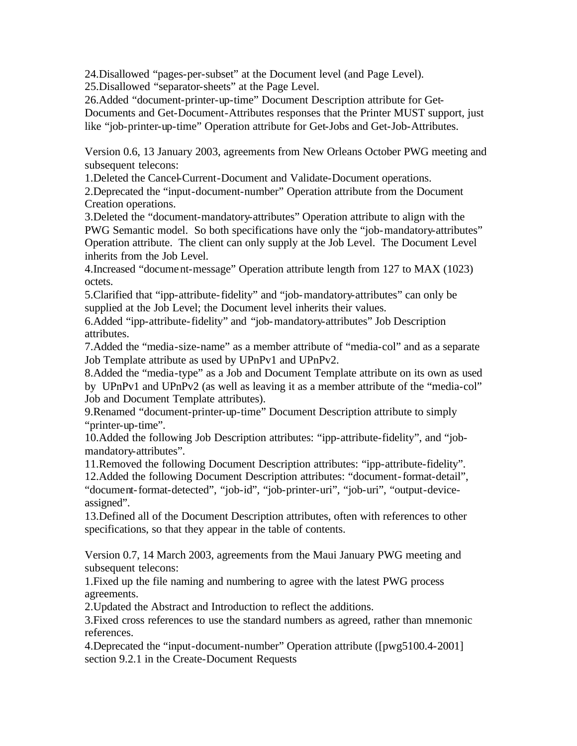24.Disallowed “pages-per-subset” at the Document level (and Page Level).
25.Disallowed “separator-sheets” at the Page Level.
26.Added “document-printer-up-time” Document Description attribute for Get-Documents and Get-Document-Attributes responses that the Printer MUST support, just like “job-printer-up-time” Operation attribute for Get-Jobs and Get-Job-Attributes.

Version 0.6, 13 January 2003, agreements from New Orleans October PWG meeting and subsequent telecons:
1.Deleted the Cancel-Current-Document and Validate-Document operations.
2.Deprecated the “input-document-number” Operation attribute from the Document Creation operations.
3.Deleted the “document-mandatory-attributes” Operation attribute to align with the PWG Semantic model. So both specifications have only the “job-mandatory-attributes” Operation attribute. The client can only supply at the Job Level. The Document Level inherits from the Job Level.
4.Increased “document-message” Operation attribute length from 127 to MAX (1023) octets.
5.Clarified that “ipp-attribute-fidelity” and “job-mandatory-attributes” can only be supplied at the Job Level; the Document level inherits their values.
6.Added “ipp-attribute-fidelity” and “job-mandatory-attributes” Job Description attributes.
7.Added the “media-size-name” as a member attribute of “media-col” and as a separate Job Template attribute as used by UPnPv1 and UPnPv2.
8.Added the “media-type” as a Job and Document Template attribute on its own as used by UPnPv1 and UPnPv2 (as well as leaving it as a member attribute of the “media-col” Job and Document Template attributes).
9.Renamed “document-printer-up-time” Document Description attribute to simply “printer-up-time”.
10.Added the following Job Description attributes: “ipp-attribute-fidelity”, and “job-mandatory-attributes”.
11.Removed the following Document Description attributes: “ipp-attribute-fidelity”.
12.Added the following Document Description attributes: “document-format-detail”, “document-format-detected”, “job-id”, “job-printer-uri”, “job-uri”, “output-device-assigned”.
13.Defined all of the Document Description attributes, often with references to other specifications, so that they appear in the table of contents.

Version 0.7, 14 March 2003, agreements from the Maui January PWG meeting and subsequent telecons:
1.Fixed up the file naming and numbering to agree with the latest PWG process agreements.
2.Updated the Abstract and Introduction to reflect the additions.
3.Fixed cross references to use the standard numbers as agreed, rather than mnemonic references.
4.Deprecated the “input-document-number” Operation attribute ([pwg5100.4-2001] section 9.2.1 in the Create-Document Requests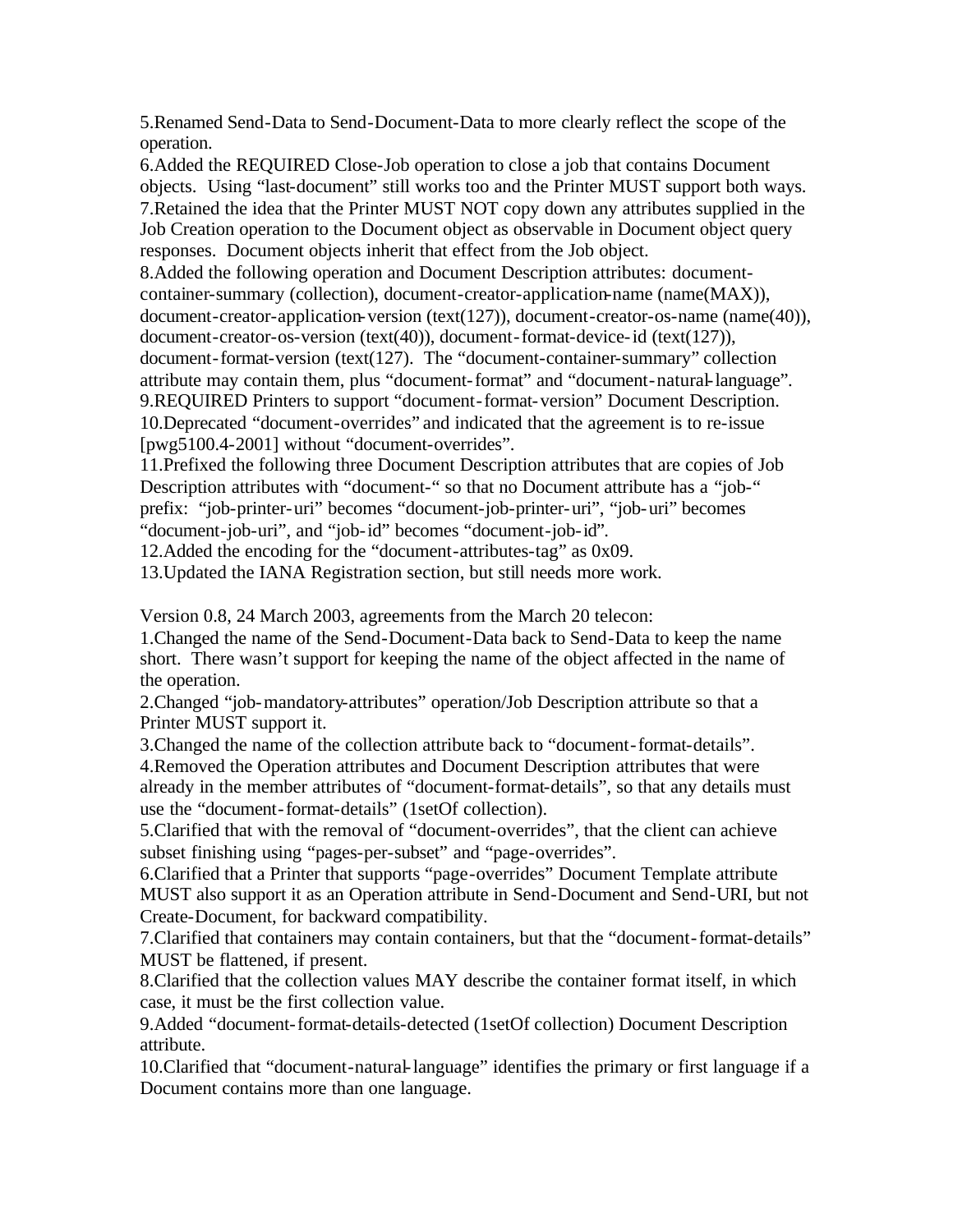5.Renamed Send-Data to Send-Document-Data to more clearly reflect the scope of the operation.
6.Added the REQUIRED Close-Job operation to close a job that contains Document objects. Using "last-document" still works too and the Printer MUST support both ways.
7.Retained the idea that the Printer MUST NOT copy down any attributes supplied in the Job Creation operation to the Document object as observable in Document object query responses. Document objects inherit that effect from the Job object.
8.Added the following operation and Document Description attributes: document-container-summary (collection), document-creator-application-name (name(MAX)), document-creator-application-version (text(127)), document-creator-os-name (name(40)), document-creator-os-version (text(40)), document-format-device-id (text(127)), document-format-version (text(127). The "document-container-summary" collection attribute may contain them, plus "document-format" and "document-natural-language".
9.REQUIRED Printers to support "document-format-version" Document Description.
10.Deprecated "document-overrides" and indicated that the agreement is to re-issue [pwg5100.4-2001] without "document-overrides".
11.Prefixed the following three Document Description attributes that are copies of Job Description attributes with "document-" so that no Document attribute has a "job-" prefix: "job-printer-uri" becomes "document-job-printer-uri", "job-uri" becomes "document-job-uri", and "job-id" becomes "document-job-id".
12.Added the encoding for the "document-attributes-tag" as 0x09.
13.Updated the IANA Registration section, but still needs more work.

Version 0.8, 24 March 2003, agreements from the March 20 telecon:
1.Changed the name of the Send-Document-Data back to Send-Data to keep the name short. There wasn't support for keeping the name of the object affected in the name of the operation.
2.Changed "job-mandatory-attributes" operation/Job Description attribute so that a Printer MUST support it.
3.Changed the name of the collection attribute back to "document-format-details".
4.Removed the Operation attributes and Document Description attributes that were already in the member attributes of "document-format-details", so that any details must use the "document-format-details" (1setOf collection).
5.Clarified that with the removal of "document-overrides", that the client can achieve subset finishing using "pages-per-subset" and "page-overrides".
6.Clarified that a Printer that supports "page-overrides" Document Template attribute MUST also support it as an Operation attribute in Send-Document and Send-URI, but not Create-Document, for backward compatibility.
7.Clarified that containers may contain containers, but that the "document-format-details" MUST be flattened, if present.
8.Clarified that the collection values MAY describe the container format itself, in which case, it must be the first collection value.
9.Added "document-format-details-detected (1setOf collection) Document Description attribute.
10.Clarified that "document-natural-language" identifies the primary or first language if a Document contains more than one language.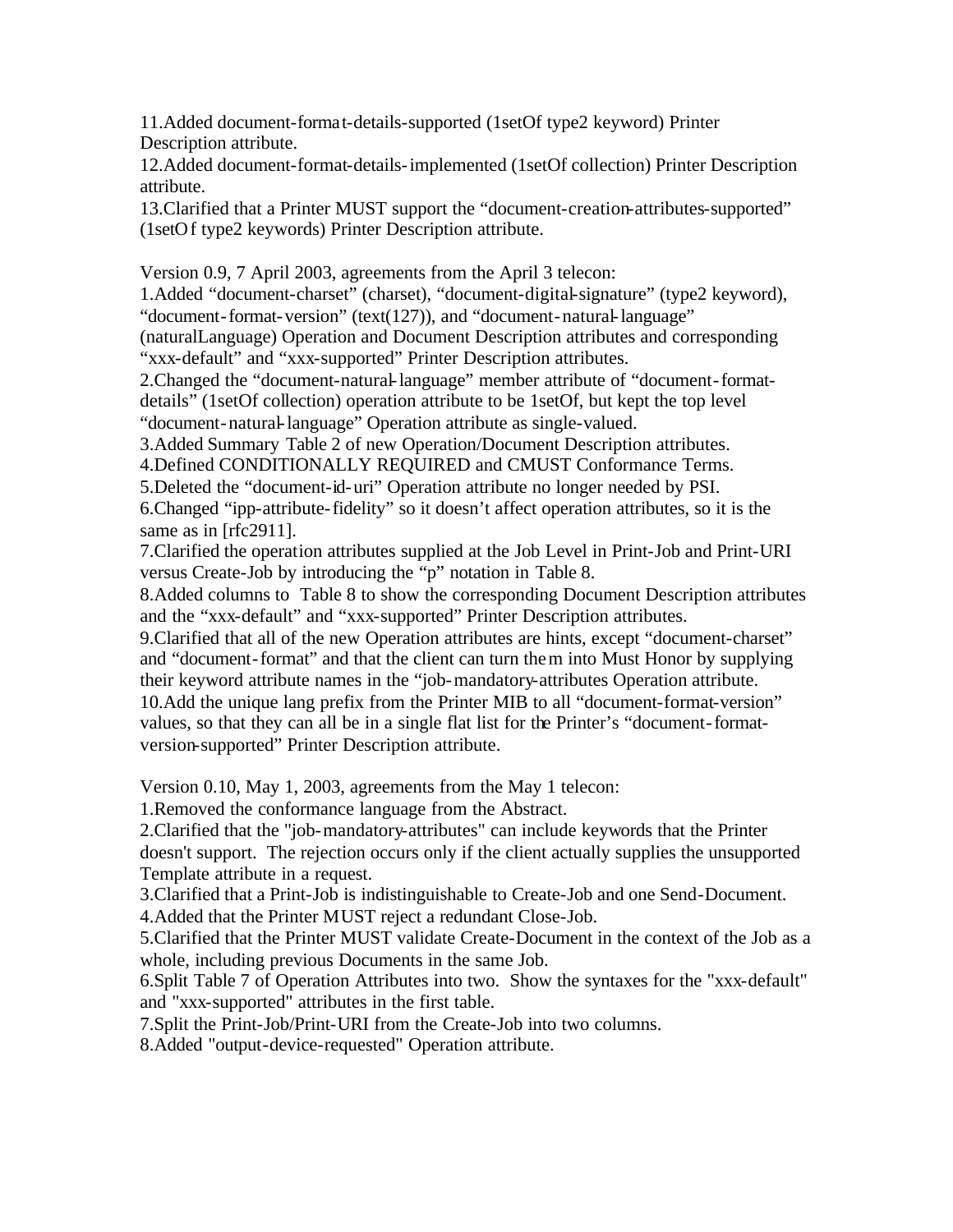11.Added document-format-details-supported (1setOf type2 keyword) Printer Description attribute.
12.Added document-format-details-implemented (1setOf collection) Printer Description attribute.
13.Clarified that a Printer MUST support the "document-creation-attributes-supported" (1setOf type2 keywords) Printer Description attribute.

Version 0.9, 7 April 2003, agreements from the April 3 telecon:
1.Added "document-charset" (charset), "document-digital-signature" (type2 keyword), "document-format-version" (text(127)), and "document-natural-language" (naturalLanguage) Operation and Document Description attributes and corresponding "xxx-default" and "xxx-supported" Printer Description attributes.
2.Changed the "document-natural-language" member attribute of "document-format-details" (1setOf collection) operation attribute to be 1setOf, but kept the top level "document-natural-language" Operation attribute as single-valued.
3.Added Summary Table 2 of new Operation/Document Description attributes.
4.Defined CONDITIONALLY REQUIRED and CMUST Conformance Terms.
5.Deleted the "document-id-uri" Operation attribute no longer needed by PSI.
6.Changed "ipp-attribute-fidelity" so it doesn't affect operation attributes, so it is the same as in [rfc2911].
7.Clarified the operation attributes supplied at the Job Level in Print-Job and Print-URI versus Create-Job by introducing the "p" notation in Table 8.
8.Added columns to Table 8 to show the corresponding Document Description attributes and the "xxx-default" and "xxx-supported" Printer Description attributes.
9.Clarified that all of the new Operation attributes are hints, except "document-charset" and "document-format" and that the client can turn them into Must Honor by supplying their keyword attribute names in the "job-mandatory-attributes Operation attribute.
10.Add the unique lang prefix from the Printer MIB to all "document-format-version" values, so that they can all be in a single flat list for the Printer's "document-format-version-supported" Printer Description attribute.

Version 0.10, May 1, 2003, agreements from the May 1 telecon:
1.Removed the conformance language from the Abstract.
2.Clarified that the "job-mandatory-attributes" can include keywords that the Printer doesn't support. The rejection occurs only if the client actually supplies the unsupported Template attribute in a request.
3.Clarified that a Print-Job is indistinguishable to Create-Job and one Send-Document.
4.Added that the Printer MUST reject a redundant Close-Job.
5.Clarified that the Printer MUST validate Create-Document in the context of the Job as a whole, including previous Documents in the same Job.
6.Split Table 7 of Operation Attributes into two. Show the syntaxes for the "xxx-default" and "xxx-supported" attributes in the first table.
7.Split the Print-Job/Print-URI from the Create-Job into two columns.
8.Added "output-device-requested" Operation attribute.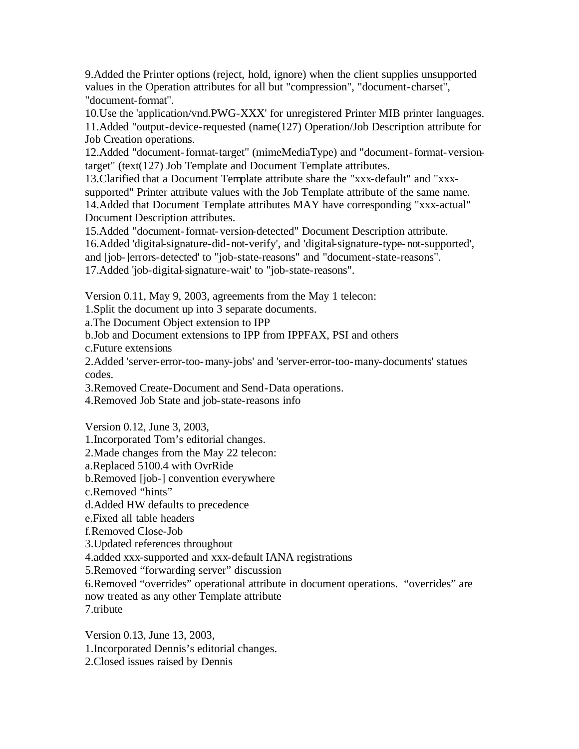9.Added the Printer options (reject, hold, ignore) when the client supplies unsupported values in the Operation attributes for all but "compression", "document-charset", "document-format".

10.Use the 'application/vnd.PWG-XXX' for unregistered Printer MIB printer languages.

11.Added "output-device-requested (name(127) Operation/Job Description attribute for Job Creation operations.

12.Added "document-format-target" (mimeMediaType) and "document-format-version-target" (text(127) Job Template and Document Template attributes.

13.Clarified that a Document Template attribute share the "xxx-default" and "xxx-supported" Printer attribute values with the Job Template attribute of the same name.

14.Added that Document Template attributes MAY have corresponding "xxx-actual" Document Description attributes.

15.Added "document-format-version-detected" Document Description attribute.

16.Added 'digital-signature-did-not-verify', and 'digital-signature-type-not-supported', and [job-]errors-detected' to "job-state-reasons" and "document-state-reasons".

17.Added 'job-digital-signature-wait' to "job-state-reasons".

Version 0.11, May 9, 2003, agreements from the May 1 telecon:

1.Split the document up into 3 separate documents.

a.The Document Object extension to IPP

b.Job and Document extensions to IPP from IPPFAX, PSI and others

c.Future extensions

2.Added 'server-error-too-many-jobs' and 'server-error-too-many-documents' statues codes.

3.Removed Create-Document and Send-Data operations.

4.Removed Job State and job-state-reasons info

Version 0.12, June 3, 2003,

1.Incorporated Tom's editorial changes.

2.Made changes from the May 22 telecon:

a.Replaced 5100.4 with OvrRide

b.Removed [job-] convention everywhere

c.Removed "hints"

d.Added HW defaults to precedence

e.Fixed all table headers

f.Removed Close-Job

3.Updated references throughout

4.added xxx-supported and xxx-default IANA registrations

5.Removed "forwarding server" discussion

6.Removed "overrides" operational attribute in document operations. "overrides" are now treated as any other Template attribute

7.tribute

Version 0.13, June 13, 2003,

1.Incorporated Dennis's editorial changes.

2.Closed issues raised by Dennis